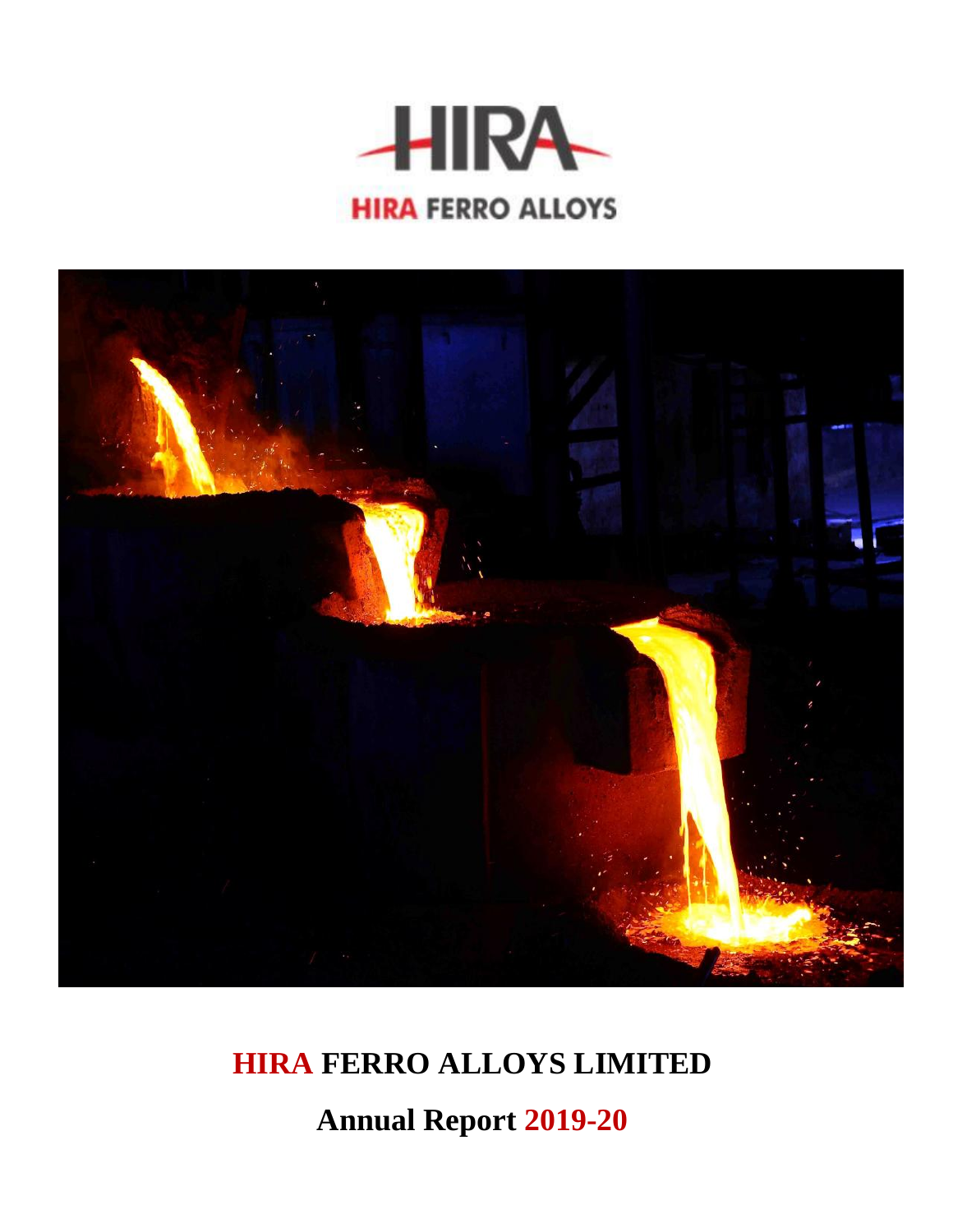HIRA

HIRA FERRO ALLOYS

# HIRA FERRO ALLOYS LIMITED

## Annual Report 2019-20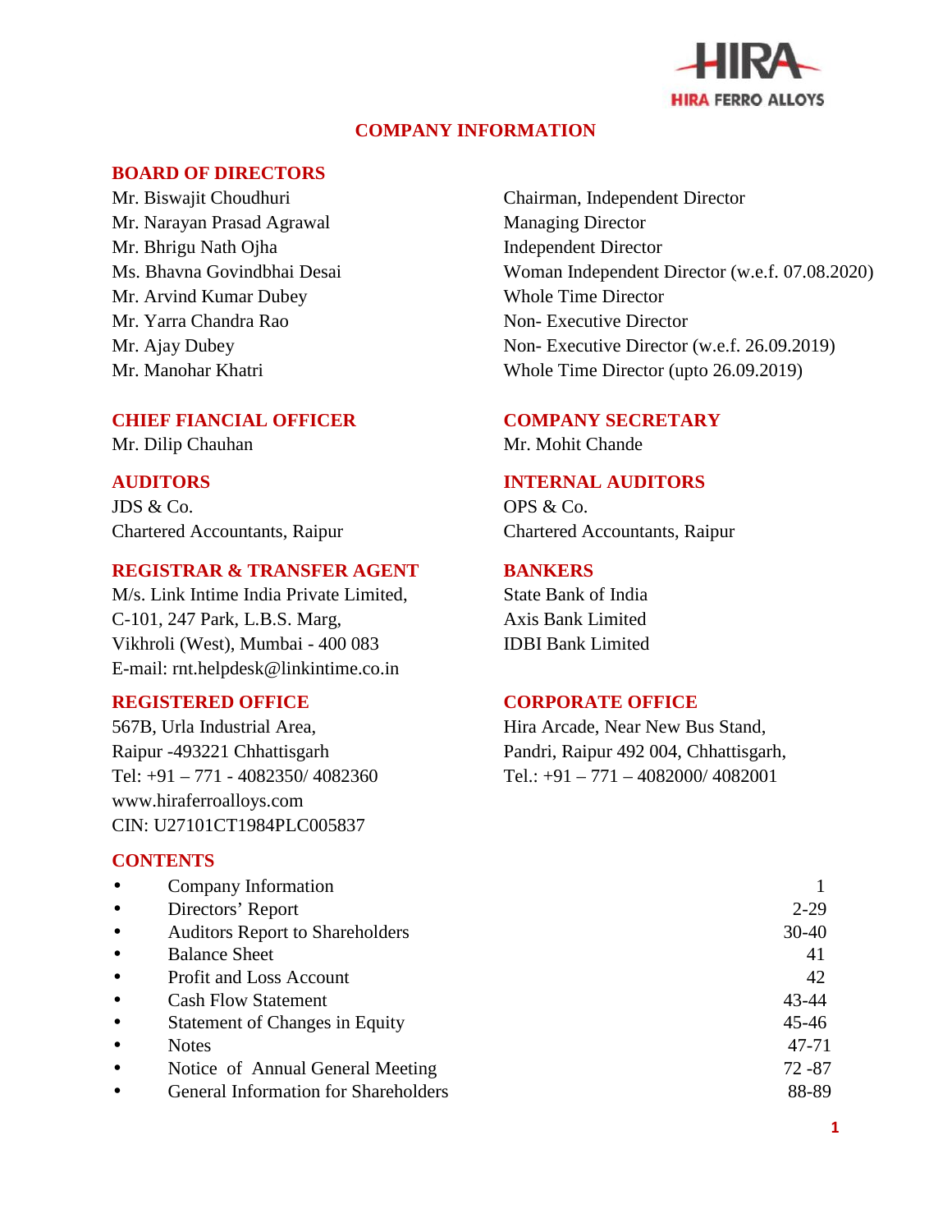# COMPANY INFORMATION

## BOARD OF DIRECTORS

| | |
|---|---|
| Mr. Biswajit Choudhuri | Chairman, Independent Director |
| Mr. Narayan Prasad Agrawal | Managing Director |
| Mr. Bhrigu Nath Ojha | Independent Director |
| Ms. Bhavna Govindbhai Desai | Woman Independent Director (w.e.f. 07.08.2020) |
| Mr. Arvind Kumar Dubey | Whole Time Director |
| Mr. Yarra Chandra Rao | Non- Executive Director |
| Mr. Ajay Dubey | Non- Executive Director (w.e.f. 26.09.2019) |
| Mr. Manohar Khatri | Whole Time Director (upto 26.09.2019) |

## CHIEF FIANCIAL OFFICER

Mr. Dilip Chauhan

## COMPANY SECRETARY

Mr. Mohit Chande

## AUDITORS

JDS & Co.
Chartered Accountants, Raipur

## INTERNAL AUDITORS

OPS & Co.
Chartered Accountants, Raipur

## REGISTRAR & TRANSFER AGENT

M/s. Link Intime India Private Limited,
C-101, 247 Park, L.B.S. Marg,
Vikhroli (West), Mumbai - 400 083
E-mail: rnt.helpdesk@linkintime.co.in

## BANKERS

State Bank of India
Axis Bank Limited
IDBI Bank Limited

## REGISTERED OFFICE

567B, Urla Industrial Area,
Raipur -493221 Chhattisgarh
Tel: +91 – 771 - 4082350/ 4082360
www.hiraferroalloys.com
CIN: U27101CT1984PLC005837

## CORPORATE OFFICE

Hira Arcade, Near New Bus Stand,
Pandri, Raipur 492 004, Chhattisgarh,
Tel.: +91 – 771 – 4082000/ 4082001

## CONTENTS

| | |
|---|---|
| • Company Information | 1 |
| • Directors' Report | 2-29 |
| • Auditors Report to Shareholders | 30-40 |
| • Balance Sheet | 41 |
| • Profit and Loss Account | 42 |
| • Cash Flow Statement | 43-44 |
| • Statement of Changes in Equity | 45-46 |
| • Notes | 47-71 |
| • Notice of Annual General Meeting | 72 -87 |
| • General Information for Shareholders | 88-89 |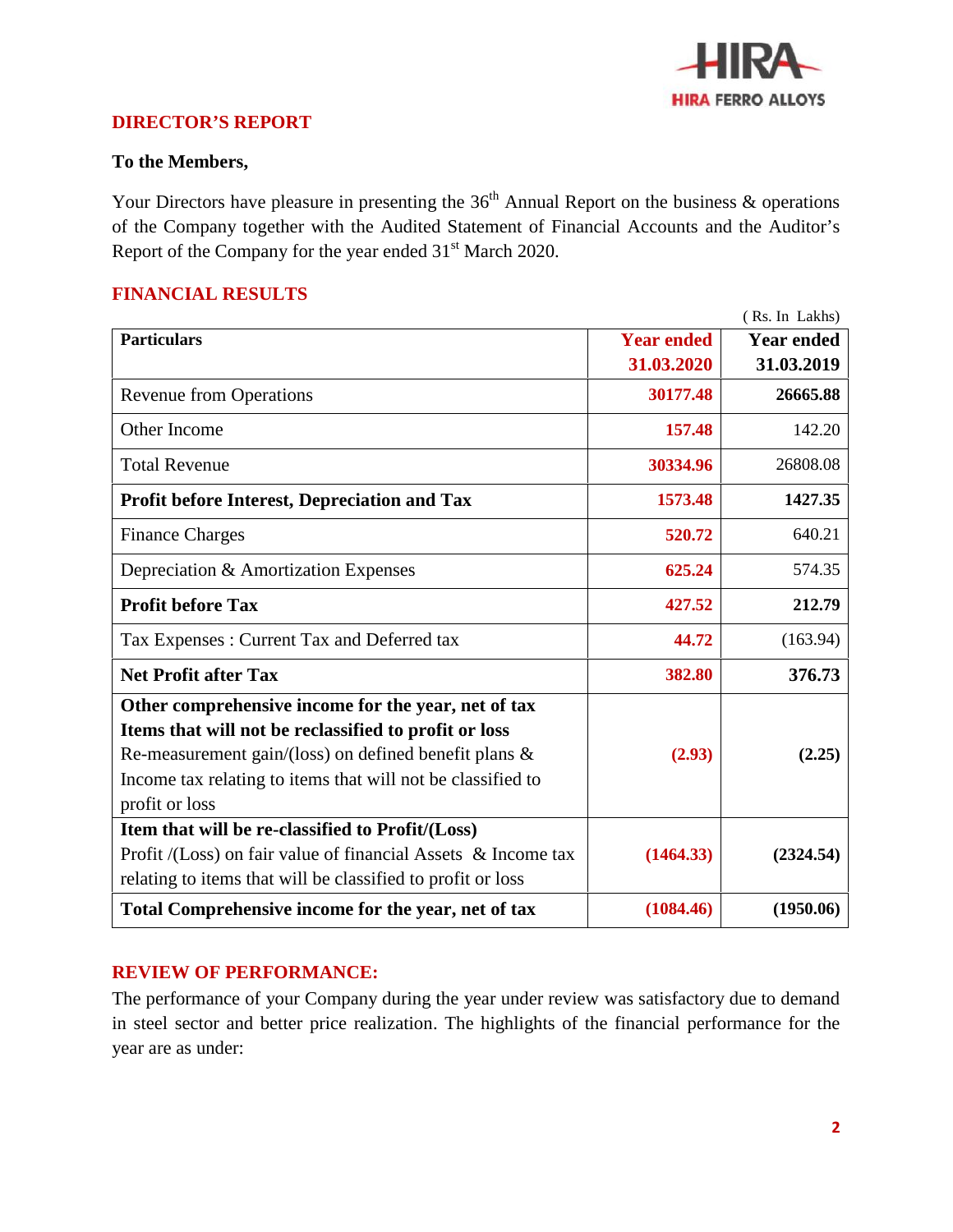## DIRECTOR'S REPORT

**To the Members,**

Your Directors have pleasure in presenting the 36th Annual Report on the business & operations of the Company together with the Audited Statement of Financial Accounts and the Auditor's Report of the Company for the year ended 31st March 2020.

## FINANCIAL RESULTS

( Rs. In Lakhs)

| **Particulars** | **Year ended 31.03.2020** | **Year ended 31.03.2019** |
|---|---|---|
| Revenue from Operations | **30177.48** | **26665.88** |
| Other Income | **157.48** | 142.20 |
| Total Revenue | **30334.96** | 26808.08 |
| **Profit before Interest, Depreciation and Tax** | **1573.48** | **1427.35** |
| Finance Charges | **520.72** | 640.21 |
| Depreciation & Amortization Expenses | **625.24** | 574.35 |
| **Profit before Tax** | **427.52** | **212.79** |
| Tax Expenses : Current Tax and Deferred tax | **44.72** | (163.94) |
| **Net Profit after Tax** | **382.80** | **376.73** |
| **Other comprehensive income for the year, net of tax** **Items that will not be reclassified to profit or loss** Re-measurement gain/(loss) on defined benefit plans & Income tax relating to items that will not be classified to profit or loss | **(2.93)** | **(2.25)** |
| **Item that will be re-classified to Profit/(Loss)** Profit /(Loss) on fair value of financial Assets & Income tax relating to items that will be classified to profit or loss | **(1464.33)** | **(2324.54)** |
| **Total Comprehensive income for the year, net of tax** | **(1084.46)** | **(1950.06)** |

## REVIEW OF PERFORMANCE:

The performance of your Company during the year under review was satisfactory due to demand in steel sector and better price realization. The highlights of the financial performance for the year are as under: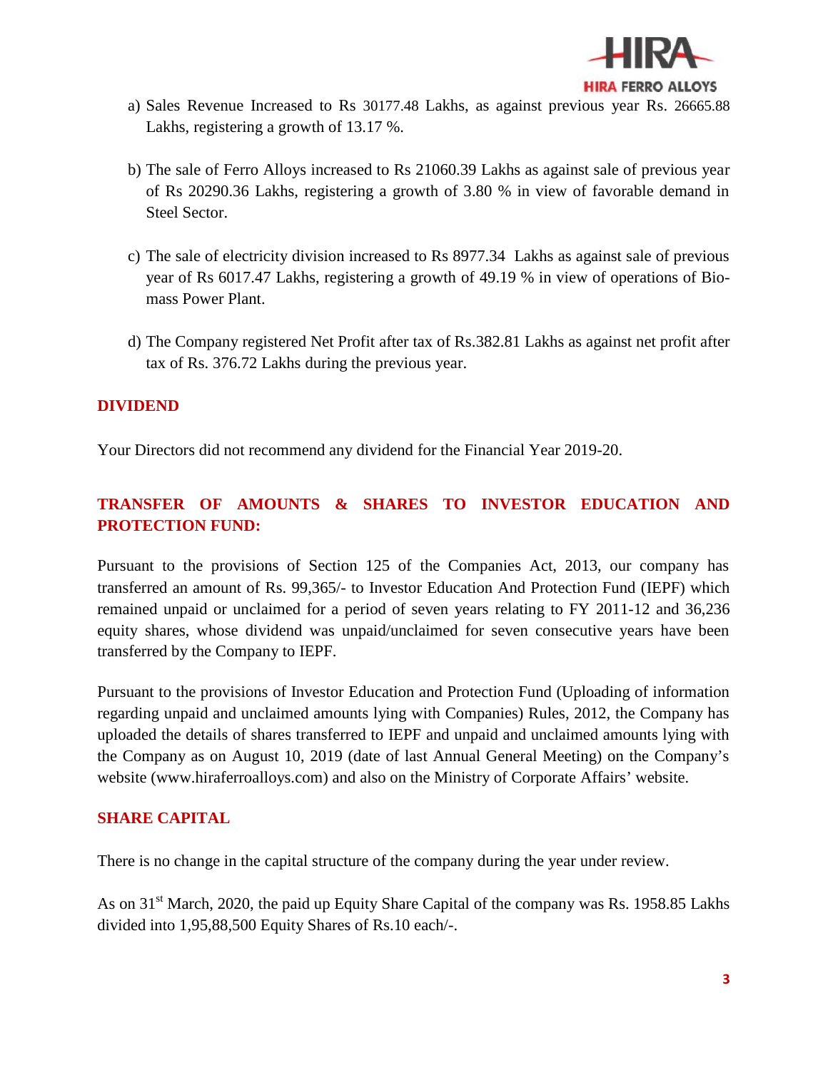a) Sales Revenue Increased to Rs 30177.48 Lakhs, as against previous year Rs. 26665.88 Lakhs, registering a growth of 13.17 %.

b) The sale of Ferro Alloys increased to Rs 21060.39 Lakhs as against sale of previous year of Rs 20290.36 Lakhs, registering a growth of 3.80 % in view of favorable demand in Steel Sector.

c) The sale of electricity division increased to Rs 8977.34 Lakhs as against sale of previous year of Rs 6017.47 Lakhs, registering a growth of 49.19 % in view of operations of Bio-mass Power Plant.

d) The Company registered Net Profit after tax of Rs.382.81 Lakhs as against net profit after tax of Rs. 376.72 Lakhs during the previous year.

## DIVIDEND

Your Directors did not recommend any dividend for the Financial Year 2019-20.

## TRANSFER OF AMOUNTS & SHARES TO INVESTOR EDUCATION AND PROTECTION FUND:

Pursuant to the provisions of Section 125 of the Companies Act, 2013, our company has transferred an amount of Rs. 99,365/- to Investor Education And Protection Fund (IEPF) which remained unpaid or unclaimed for a period of seven years relating to FY 2011-12 and 36,236 equity shares, whose dividend was unpaid/unclaimed for seven consecutive years have been transferred by the Company to IEPF.

Pursuant to the provisions of Investor Education and Protection Fund (Uploading of information regarding unpaid and unclaimed amounts lying with Companies) Rules, 2012, the Company has uploaded the details of shares transferred to IEPF and unpaid and unclaimed amounts lying with the Company as on August 10, 2019 (date of last Annual General Meeting) on the Company's website (www.hiraferroalloys.com) and also on the Ministry of Corporate Affairs' website.

## SHARE CAPITAL

There is no change in the capital structure of the company during the year under review.

As on 31st March, 2020, the paid up Equity Share Capital of the company was Rs. 1958.85 Lakhs divided into 1,95,88,500 Equity Shares of Rs.10 each/-.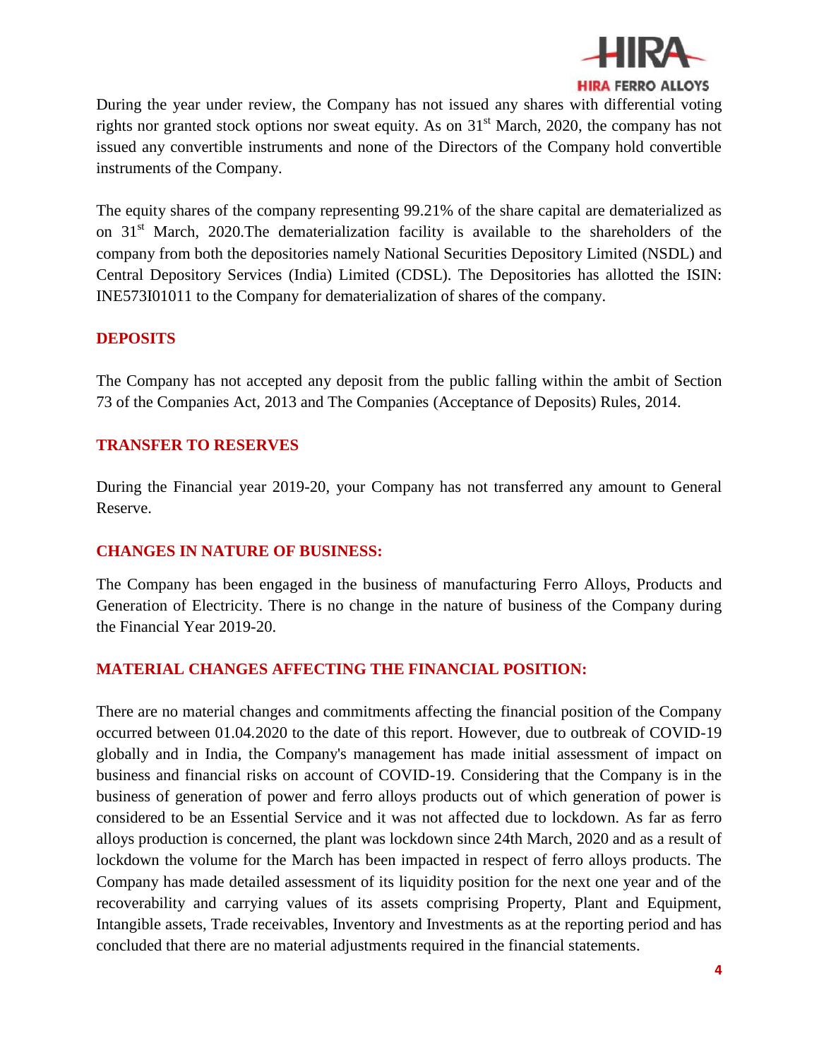During the year under review, the Company has not issued any shares with differential voting rights nor granted stock options nor sweat equity. As on 31st March, 2020, the company has not issued any convertible instruments and none of the Directors of the Company hold convertible instruments of the Company.

The equity shares of the company representing 99.21% of the share capital are dematerialized as on 31st March, 2020.The dematerialization facility is available to the shareholders of the company from both the depositories namely National Securities Depository Limited (NSDL) and Central Depository Services (India) Limited (CDSL). The Depositories has allotted the ISIN: INE573I01011 to the Company for dematerialization of shares of the company.

## DEPOSITS

The Company has not accepted any deposit from the public falling within the ambit of Section 73 of the Companies Act, 2013 and The Companies (Acceptance of Deposits) Rules, 2014.

## TRANSFER TO RESERVES

During the Financial year 2019-20, your Company has not transferred any amount to General Reserve.

## CHANGES IN NATURE OF BUSINESS:

The Company has been engaged in the business of manufacturing Ferro Alloys, Products and Generation of Electricity. There is no change in the nature of business of the Company during the Financial Year 2019-20.

## MATERIAL CHANGES AFFECTING THE FINANCIAL POSITION:

There are no material changes and commitments affecting the financial position of the Company occurred between 01.04.2020 to the date of this report. However, due to outbreak of COVID-19 globally and in India, the Company's management has made initial assessment of impact on business and financial risks on account of COVID-19. Considering that the Company is in the business of generation of power and ferro alloys products out of which generation of power is considered to be an Essential Service and it was not affected due to lockdown. As far as ferro alloys production is concerned, the plant was lockdown since 24th March, 2020 and as a result of lockdown the volume for the March has been impacted in respect of ferro alloys products. The Company has made detailed assessment of its liquidity position for the next one year and of the recoverability and carrying values of its assets comprising Property, Plant and Equipment, Intangible assets, Trade receivables, Inventory and Investments as at the reporting period and has concluded that there are no material adjustments required in the financial statements.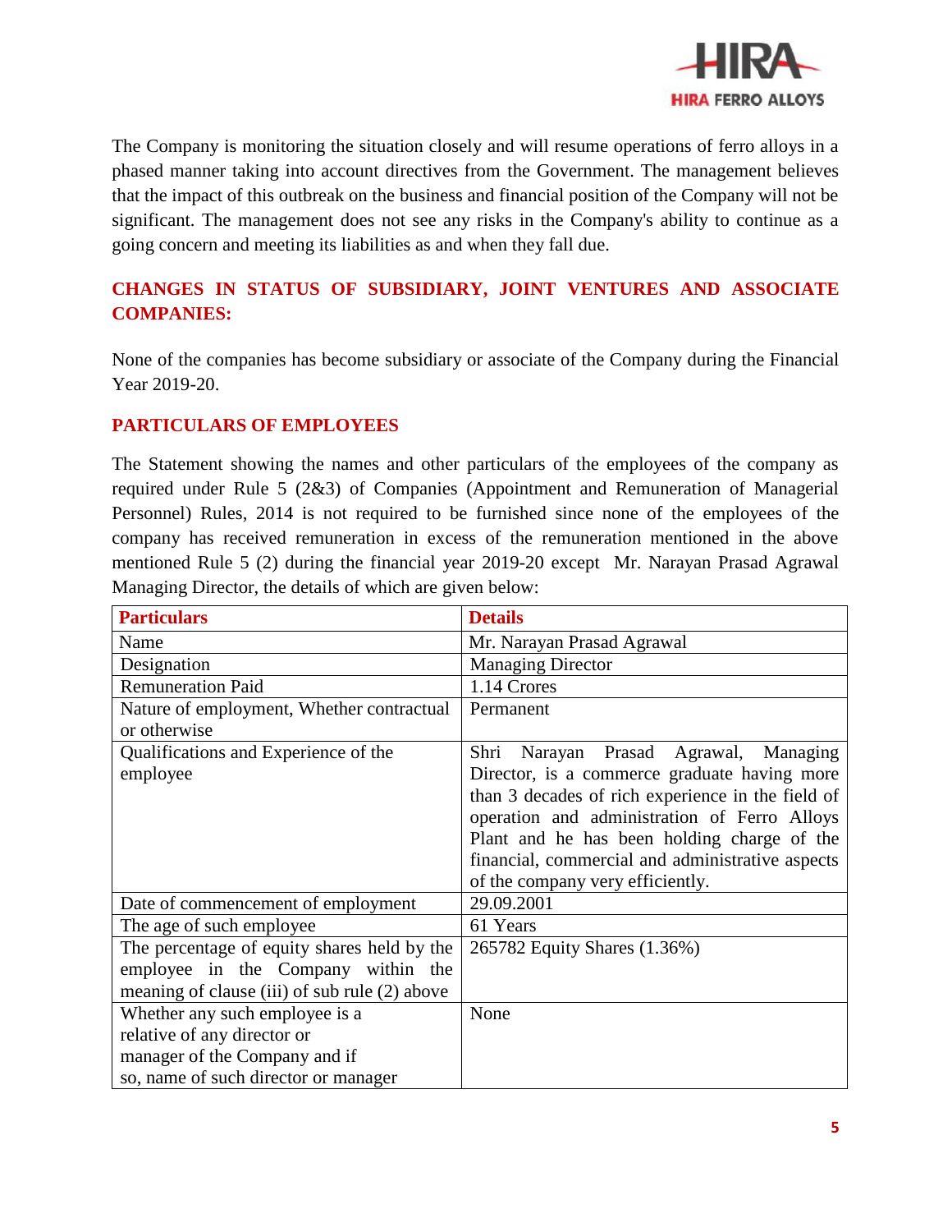The Company is monitoring the situation closely and will resume operations of ferro alloys in a phased manner taking into account directives from the Government. The management believes that the impact of this outbreak on the business and financial position of the Company will not be significant. The management does not see any risks in the Company's ability to continue as a going concern and meeting its liabilities as and when they fall due.

## CHANGES IN STATUS OF SUBSIDIARY, JOINT VENTURES AND ASSOCIATE COMPANIES:

None of the companies has become subsidiary or associate of the Company during the Financial Year 2019-20.

## PARTICULARS OF EMPLOYEES

The Statement showing the names and other particulars of the employees of the company as required under Rule 5 (2&3) of Companies (Appointment and Remuneration of Managerial Personnel) Rules, 2014 is not required to be furnished since none of the employees of the company has received remuneration in excess of the remuneration mentioned in the above mentioned Rule 5 (2) during the financial year 2019-20 except Mr. Narayan Prasad Agrawal Managing Director, the details of which are given below:

| Particulars | Details |
|---|---|
| Name | Mr. Narayan Prasad Agrawal |
| Designation | Managing Director |
| Remuneration Paid | 1.14 Crores |
| Nature of employment, Whether contractual or otherwise | Permanent |
| Qualifications and Experience of the employee | Shri Narayan Prasad Agrawal, Managing Director, is a commerce graduate having more than 3 decades of rich experience in the field of operation and administration of Ferro Alloys Plant and he has been holding charge of the financial, commercial and administrative aspects of the company very efficiently. |
| Date of commencement of employment | 29.09.2001 |
| The age of such employee | 61 Years |
| The percentage of equity shares held by the employee in the Company within the meaning of clause (iii) of sub rule (2) above | 265782 Equity Shares (1.36%) |
| Whether any such employee is a relative of any director or manager of the Company and if so, name of such director or manager | None |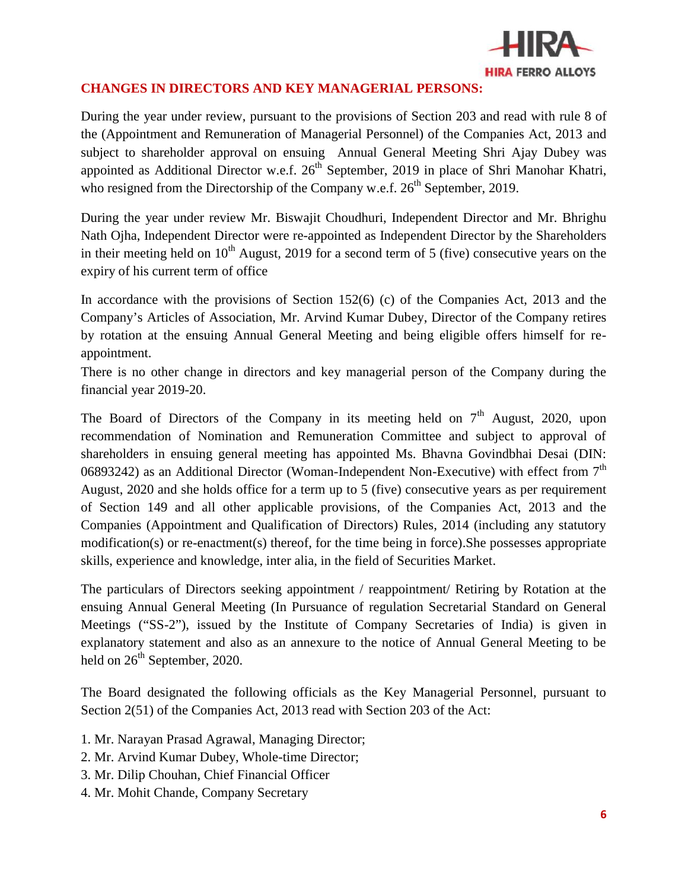## CHANGES IN DIRECTORS AND KEY MANAGERIAL PERSONS:

During the year under review, pursuant to the provisions of Section 203 and read with rule 8 of the (Appointment and Remuneration of Managerial Personnel) of the Companies Act, 2013 and subject to shareholder approval on ensuing Annual General Meeting Shri Ajay Dubey was appointed as Additional Director w.e.f. 26th September, 2019 in place of Shri Manohar Khatri, who resigned from the Directorship of the Company w.e.f. 26th September, 2019.

During the year under review Mr. Biswajit Choudhuri, Independent Director and Mr. Bhrighu Nath Ojha, Independent Director were re-appointed as Independent Director by the Shareholders in their meeting held on 10th August, 2019 for a second term of 5 (five) consecutive years on the expiry of his current term of office

In accordance with the provisions of Section 152(6) (c) of the Companies Act, 2013 and the Company's Articles of Association, Mr. Arvind Kumar Dubey, Director of the Company retires by rotation at the ensuing Annual General Meeting and being eligible offers himself for re-appointment.

There is no other change in directors and key managerial person of the Company during the financial year 2019-20.

The Board of Directors of the Company in its meeting held on 7th August, 2020, upon recommendation of Nomination and Remuneration Committee and subject to approval of shareholders in ensuing general meeting has appointed Ms. Bhavna Govindbhai Desai (DIN: 06893242) as an Additional Director (Woman-Independent Non-Executive) with effect from 7th August, 2020 and she holds office for a term up to 5 (five) consecutive years as per requirement of Section 149 and all other applicable provisions, of the Companies Act, 2013 and the Companies (Appointment and Qualification of Directors) Rules, 2014 (including any statutory modification(s) or re-enactment(s) thereof, for the time being in force).She possesses appropriate skills, experience and knowledge, inter alia, in the field of Securities Market.

The particulars of Directors seeking appointment / reappointment/ Retiring by Rotation at the ensuing Annual General Meeting (In Pursuance of regulation Secretarial Standard on General Meetings ("SS-2"), issued by the Institute of Company Secretaries of India) is given in explanatory statement and also as an annexure to the notice of Annual General Meeting to be held on 26th September, 2020.

The Board designated the following officials as the Key Managerial Personnel, pursuant to Section 2(51) of the Companies Act, 2013 read with Section 203 of the Act:

1. Mr. Narayan Prasad Agrawal, Managing Director;
2. Mr. Arvind Kumar Dubey, Whole-time Director;
3. Mr. Dilip Chouhan, Chief Financial Officer
4. Mr. Mohit Chande, Company Secretary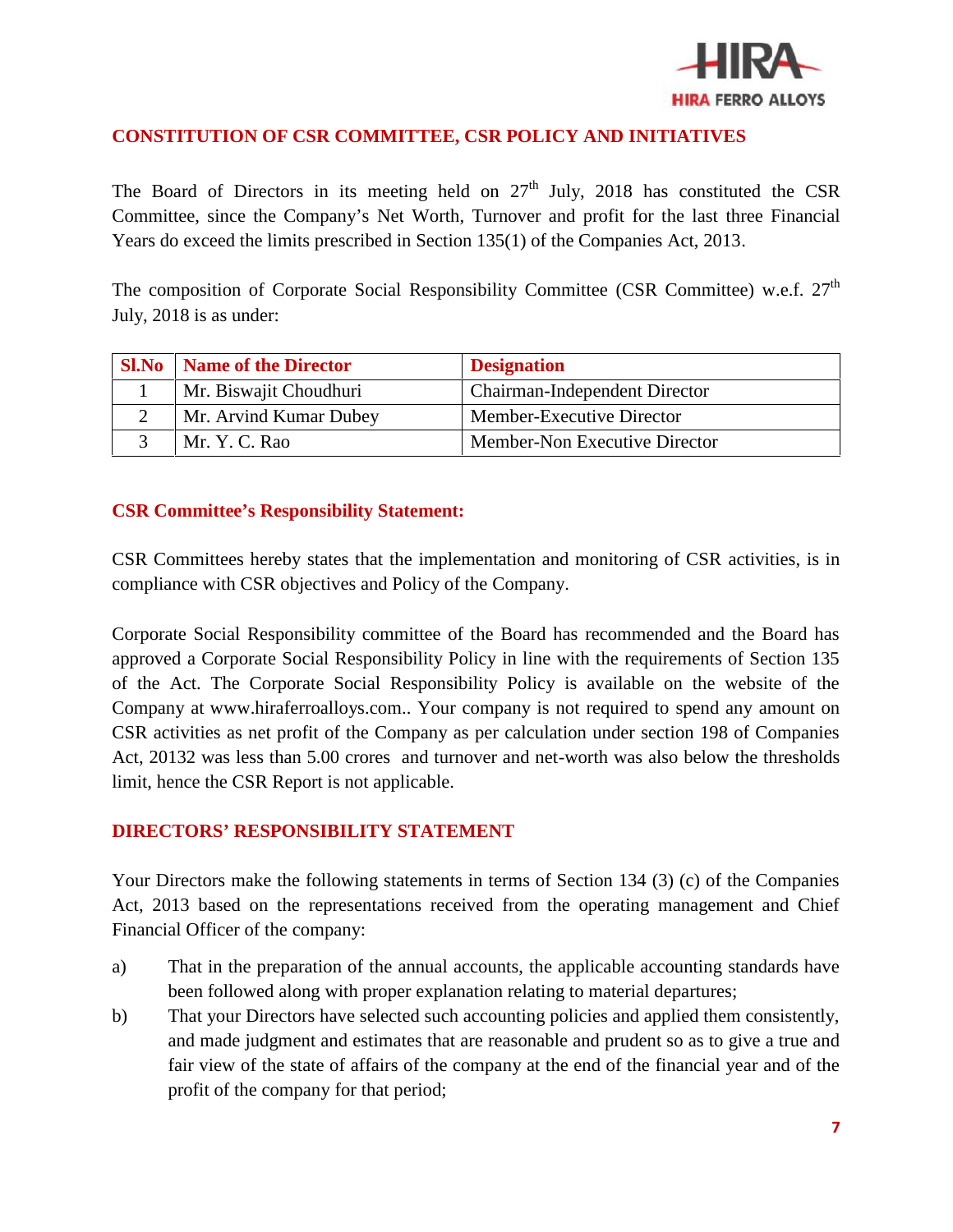## CONSTITUTION OF CSR COMMITTEE, CSR POLICY AND INITIATIVES

The Board of Directors in its meeting held on 27th July, 2018 has constituted the CSR Committee, since the Company's Net Worth, Turnover and profit for the last three Financial Years do exceed the limits prescribed in Section 135(1) of the Companies Act, 2013.

The composition of Corporate Social Responsibility Committee (CSR Committee) w.e.f. 27th July, 2018 is as under:

| Sl.No | Name of the Director | Designation |
|---|---|---|
| 1 | Mr. Biswajit Choudhuri | Chairman-Independent Director |
| 2 | Mr. Arvind Kumar Dubey | Member-Executive Director |
| 3 | Mr. Y. C. Rao | Member-Non Executive Director |

### CSR Committee's Responsibility Statement:

CSR Committees hereby states that the implementation and monitoring of CSR activities, is in compliance with CSR objectives and Policy of the Company.

Corporate Social Responsibility committee of the Board has recommended and the Board has approved a Corporate Social Responsibility Policy in line with the requirements of Section 135 of the Act. The Corporate Social Responsibility Policy is available on the website of the Company at www.hiraferroalloys.com.. Your company is not required to spend any amount on CSR activities as net profit of the Company as per calculation under section 198 of Companies Act, 20132 was less than 5.00 crores and turnover and net-worth was also below the thresholds limit, hence the CSR Report is not applicable.

## DIRECTORS' RESPONSIBILITY STATEMENT

Your Directors make the following statements in terms of Section 134 (3) (c) of the Companies Act, 2013 based on the representations received from the operating management and Chief Financial Officer of the company:

a) That in the preparation of the annual accounts, the applicable accounting standards have been followed along with proper explanation relating to material departures;

b) That your Directors have selected such accounting policies and applied them consistently, and made judgment and estimates that are reasonable and prudent so as to give a true and fair view of the state of affairs of the company at the end of the financial year and of the profit of the company for that period;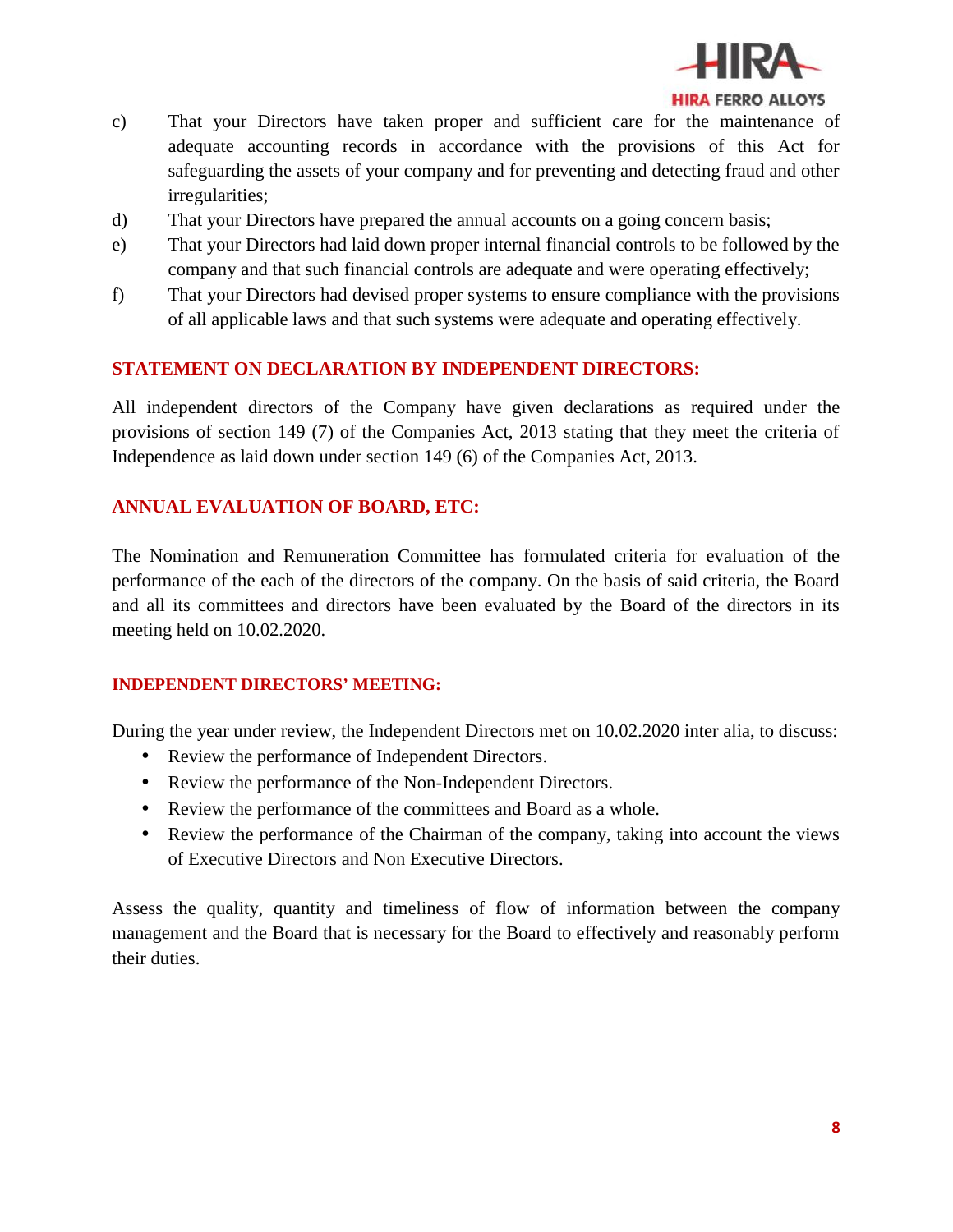c) That your Directors have taken proper and sufficient care for the maintenance of adequate accounting records in accordance with the provisions of this Act for safeguarding the assets of your company and for preventing and detecting fraud and other irregularities;

d) That your Directors have prepared the annual accounts on a going concern basis;

e) That your Directors had laid down proper internal financial controls to be followed by the company and that such financial controls are adequate and were operating effectively;

f) That your Directors had devised proper systems to ensure compliance with the provisions of all applicable laws and that such systems were adequate and operating effectively.

## STATEMENT ON DECLARATION BY INDEPENDENT DIRECTORS:

All independent directors of the Company have given declarations as required under the provisions of section 149 (7) of the Companies Act, 2013 stating that they meet the criteria of Independence as laid down under section 149 (6) of the Companies Act, 2013.

## ANNUAL EVALUATION OF BOARD, ETC:

The Nomination and Remuneration Committee has formulated criteria for evaluation of the performance of the each of the directors of the company. On the basis of said criteria, the Board and all its committees and directors have been evaluated by the Board of the directors in its meeting held on 10.02.2020.

### INDEPENDENT DIRECTORS' MEETING:

During the year under review, the Independent Directors met on 10.02.2020 inter alia, to discuss:

- Review the performance of Independent Directors.
- Review the performance of the Non-Independent Directors.
- Review the performance of the committees and Board as a whole.
- Review the performance of the Chairman of the company, taking into account the views of Executive Directors and Non Executive Directors.

Assess the quality, quantity and timeliness of flow of information between the company management and the Board that is necessary for the Board to effectively and reasonably perform their duties.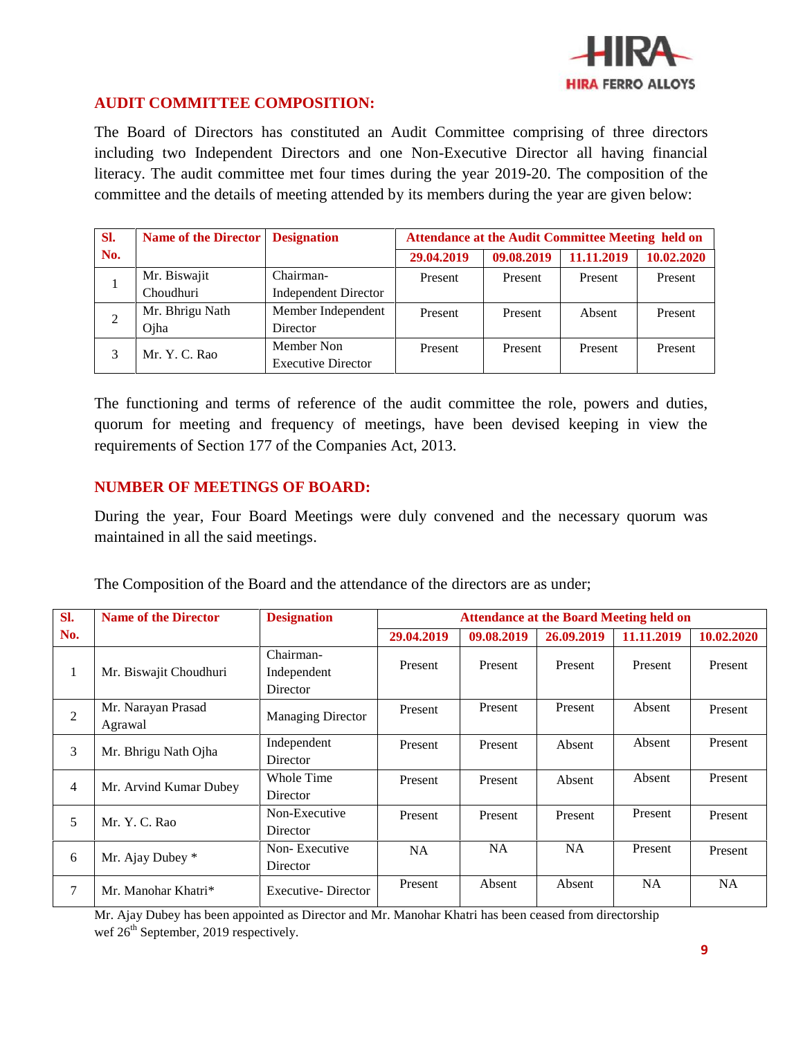## AUDIT COMMITTEE COMPOSITION:

The Board of Directors has constituted an Audit Committee comprising of three directors including two Independent Directors and one Non-Executive Director all having financial literacy. The audit committee met four times during the year 2019-20. The composition of the committee and the details of meeting attended by its members during the year are given below:

| Sl. No. | Name of the Director | Designation | Attendance at the Audit Committee Meeting held on | | | |
|---|---|---|---|---|---|---|
| | | | 29.04.2019 | 09.08.2019 | 11.11.2019 | 10.02.2020 |
| 1 | Mr. Biswajit Choudhuri | Chairman-Independent Director | Present | Present | Present | Present |
| 2 | Mr. Bhrigu Nath Ojha | Member Independent Director | Present | Present | Absent | Present |
| 3 | Mr. Y. C. Rao | Member Non Executive Director | Present | Present | Present | Present |

The functioning and terms of reference of the audit committee the role, powers and duties, quorum for meeting and frequency of meetings, have been devised keeping in view the requirements of Section 177 of the Companies Act, 2013.

## NUMBER OF MEETINGS OF BOARD:

During the year, Four Board Meetings were duly convened and the necessary quorum was maintained in all the said meetings.

The Composition of the Board and the attendance of the directors are as under;

| Sl. No. | Name of the Director | Designation | Attendance at the Board Meeting held on | | | | |
|---|---|---|---|---|---|---|---|
| | | | 29.04.2019 | 09.08.2019 | 26.09.2019 | 11.11.2019 | 10.02.2020 |
| 1 | Mr. Biswajit Choudhuri | Chairman-Independent Director | Present | Present | Present | Present | Present |
| 2 | Mr. Narayan Prasad Agrawal | Managing Director | Present | Present | Present | Absent | Present |
| 3 | Mr. Bhrigu Nath Ojha | Independent Director | Present | Present | Absent | Absent | Present |
| 4 | Mr. Arvind Kumar Dubey | Whole Time Director | Present | Present | Absent | Absent | Present |
| 5 | Mr. Y. C. Rao | Non-Executive Director | Present | Present | Present | Present | Present |
| 6 | Mr. Ajay Dubey * | Non- Executive Director | NA | NA | NA | Present | Present |
| 7 | Mr. Manohar Khatri* | Executive- Director | Present | Absent | Absent | NA | NA |

Mr. Ajay Dubey has been appointed as Director and Mr. Manohar Khatri has been ceased from directorship wef 26th September, 2019 respectively.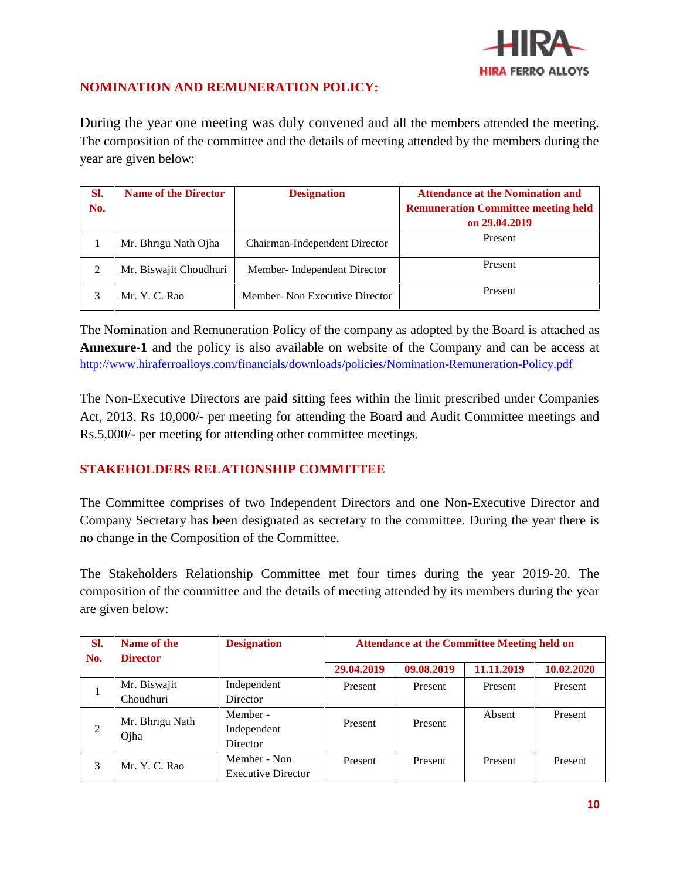## NOMINATION AND REMUNERATION POLICY:

During the year one meeting was duly convened and all the members attended the meeting. The composition of the committee and the details of meeting attended by the members during the year are given below:

| Sl. No. | Name of the Director | Designation | Attendance at the Nomination and Remuneration Committee meeting held on 29.04.2019 |
|---|---|---|---|
| 1 | Mr. Bhrigu Nath Ojha | Chairman-Independent Director | Present |
| 2 | Mr. Biswajit Choudhuri | Member- Independent Director | Present |
| 3 | Mr. Y. C. Rao | Member- Non Executive Director | Present |

The Nomination and Remuneration Policy of the company as adopted by the Board is attached as **Annexure-1** and the policy is also available on website of the Company and can be access at http://www.hiraferroalloys.com/financials/downloads/policies/Nomination-Remuneration-Policy.pdf

The Non-Executive Directors are paid sitting fees within the limit prescribed under Companies Act, 2013. Rs 10,000/- per meeting for attending the Board and Audit Committee meetings and Rs.5,000/- per meeting for attending other committee meetings.

## STAKEHOLDERS RELATIONSHIP COMMITTEE

The Committee comprises of two Independent Directors and one Non-Executive Director and Company Secretary has been designated as secretary to the committee. During the year there is no change in the Composition of the Committee.

The Stakeholders Relationship Committee met four times during the year 2019-20. The composition of the committee and the details of meeting attended by its members during the year are given below:

| Sl. No. | Name of the Director | Designation | Attendance at the Committee Meeting held on | | | |
|---|---|---|---|---|---|---|
| | | | 29.04.2019 | 09.08.2019 | 11.11.2019 | 10.02.2020 |
| 1 | Mr. Biswajit Choudhuri | Independent Director | Present | Present | Present | Present |
| 2 | Mr. Bhrigu Nath Ojha | Member - Independent Director | Present | Present | Absent | Present |
| 3 | Mr. Y. C. Rao | Member - Non Executive Director | Present | Present | Present | Present |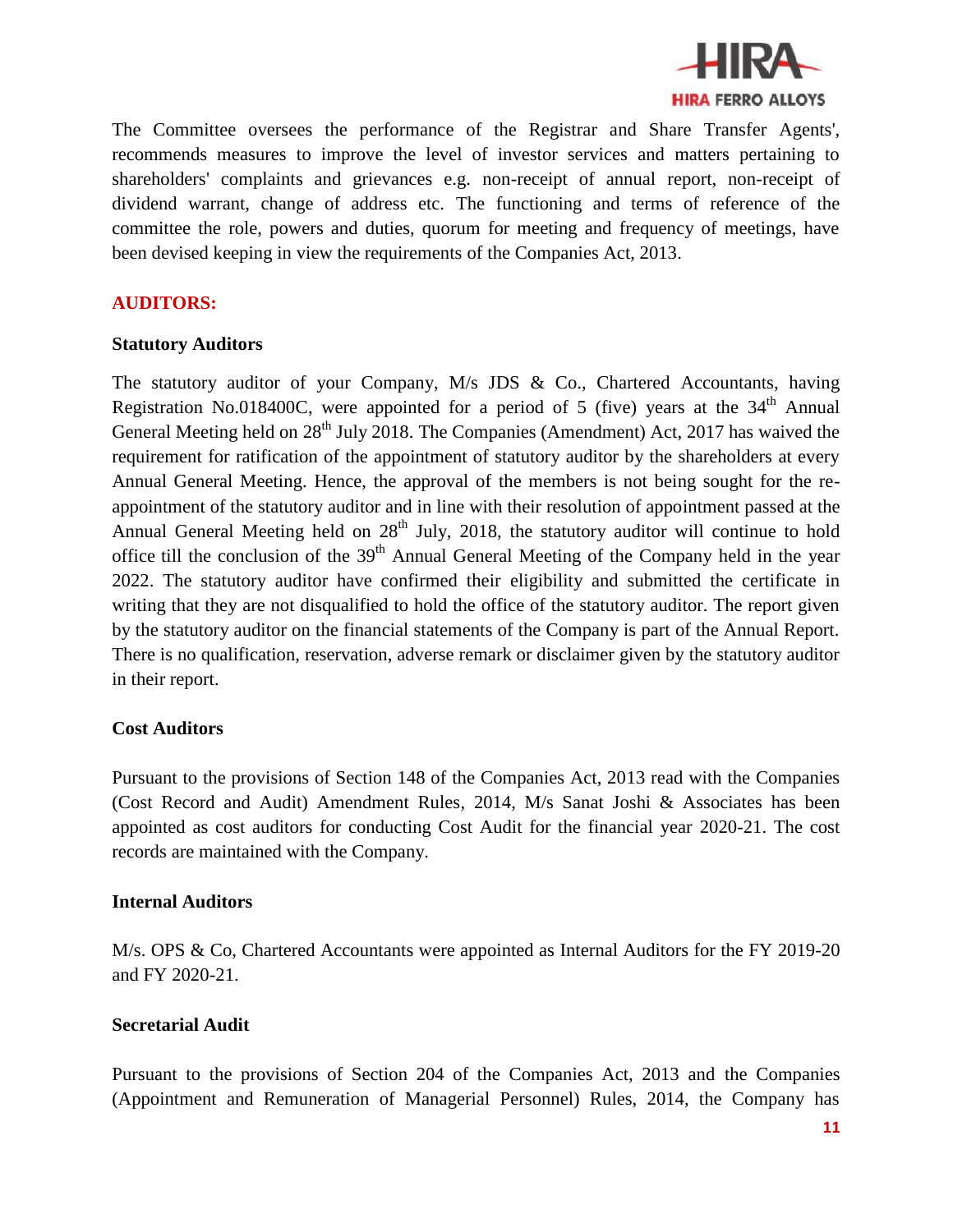The Committee oversees the performance of the Registrar and Share Transfer Agents', recommends measures to improve the level of investor services and matters pertaining to shareholders' complaints and grievances e.g. non-receipt of annual report, non-receipt of dividend warrant, change of address etc. The functioning and terms of reference of the committee the role, powers and duties, quorum for meeting and frequency of meetings, have been devised keeping in view the requirements of the Companies Act, 2013.

## AUDITORS:

### Statutory Auditors

The statutory auditor of your Company, M/s JDS & Co., Chartered Accountants, having Registration No.018400C, were appointed for a period of 5 (five) years at the 34th Annual General Meeting held on 28th July 2018. The Companies (Amendment) Act, 2017 has waived the requirement for ratification of the appointment of statutory auditor by the shareholders at every Annual General Meeting. Hence, the approval of the members is not being sought for the re-appointment of the statutory auditor and in line with their resolution of appointment passed at the Annual General Meeting held on 28th July, 2018, the statutory auditor will continue to hold office till the conclusion of the 39th Annual General Meeting of the Company held in the year 2022. The statutory auditor have confirmed their eligibility and submitted the certificate in writing that they are not disqualified to hold the office of the statutory auditor. The report given by the statutory auditor on the financial statements of the Company is part of the Annual Report. There is no qualification, reservation, adverse remark or disclaimer given by the statutory auditor in their report.

### Cost Auditors

Pursuant to the provisions of Section 148 of the Companies Act, 2013 read with the Companies (Cost Record and Audit) Amendment Rules, 2014, M/s Sanat Joshi & Associates has been appointed as cost auditors for conducting Cost Audit for the financial year 2020-21. The cost records are maintained with the Company.

### Internal Auditors

M/s. OPS & Co, Chartered Accountants were appointed as Internal Auditors for the FY 2019-20 and FY 2020-21.

### Secretarial Audit

Pursuant to the provisions of Section 204 of the Companies Act, 2013 and the Companies (Appointment and Remuneration of Managerial Personnel) Rules, 2014, the Company has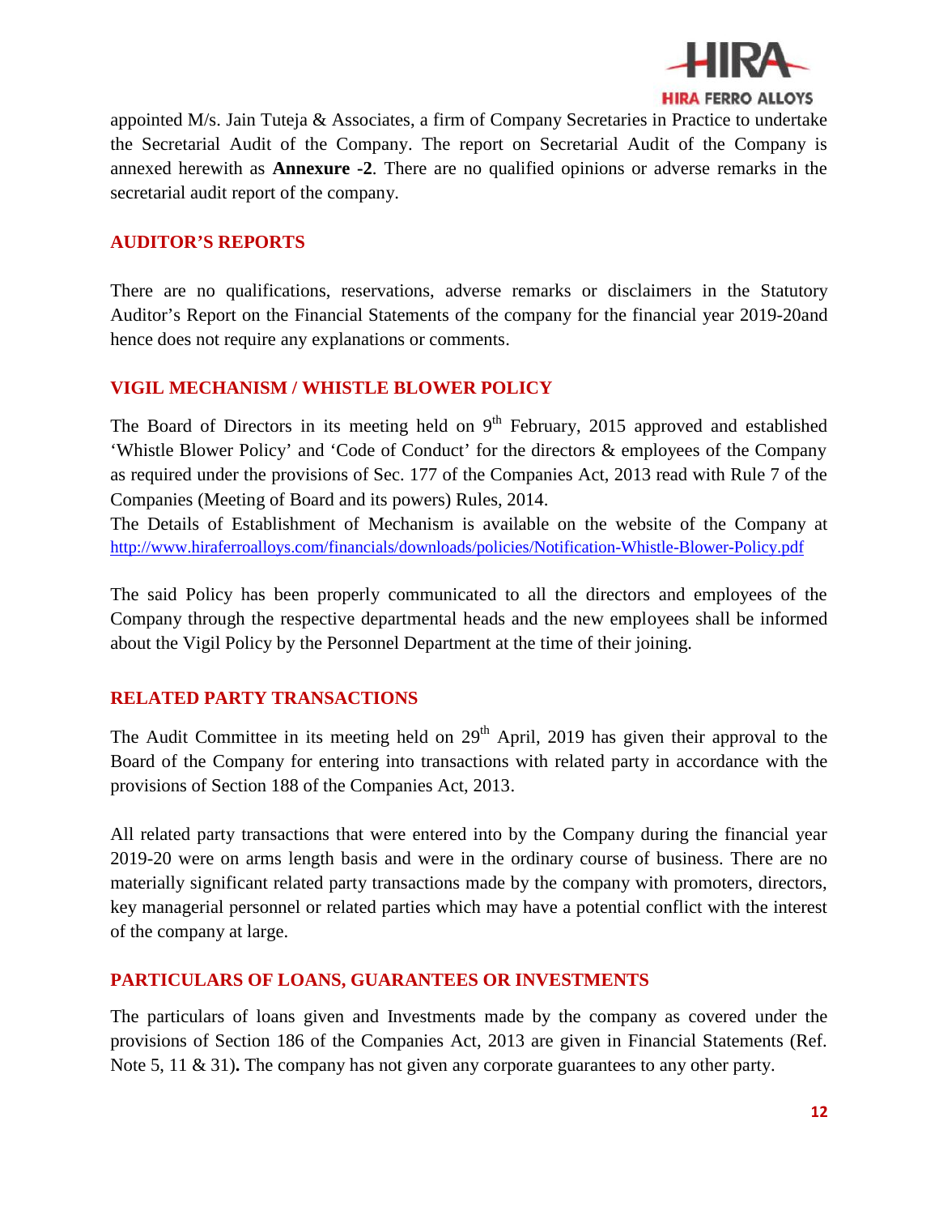appointed M/s. Jain Tuteja & Associates, a firm of Company Secretaries in Practice to undertake the Secretarial Audit of the Company. The report on Secretarial Audit of the Company is annexed herewith as **Annexure -2**. There are no qualified opinions or adverse remarks in the secretarial audit report of the company.

## AUDITOR'S REPORTS

There are no qualifications, reservations, adverse remarks or disclaimers in the Statutory Auditor's Report on the Financial Statements of the company for the financial year 2019-20and hence does not require any explanations or comments.

## VIGIL MECHANISM / WHISTLE BLOWER POLICY

The Board of Directors in its meeting held on 9th February, 2015 approved and established 'Whistle Blower Policy' and 'Code of Conduct' for the directors & employees of the Company as required under the provisions of Sec. 177 of the Companies Act, 2013 read with Rule 7 of the Companies (Meeting of Board and its powers) Rules, 2014.

The Details of Establishment of Mechanism is available on the website of the Company at http://www.hiraferroalloys.com/financials/downloads/policies/Notification-Whistle-Blower-Policy.pdf

The said Policy has been properly communicated to all the directors and employees of the Company through the respective departmental heads and the new employees shall be informed about the Vigil Policy by the Personnel Department at the time of their joining.

## RELATED PARTY TRANSACTIONS

The Audit Committee in its meeting held on 29th April, 2019 has given their approval to the Board of the Company for entering into transactions with related party in accordance with the provisions of Section 188 of the Companies Act, 2013.

All related party transactions that were entered into by the Company during the financial year 2019-20 were on arms length basis and were in the ordinary course of business. There are no materially significant related party transactions made by the company with promoters, directors, key managerial personnel or related parties which may have a potential conflict with the interest of the company at large.

## PARTICULARS OF LOANS, GUARANTEES OR INVESTMENTS

The particulars of loans given and Investments made by the company as covered under the provisions of Section 186 of the Companies Act, 2013 are given in Financial Statements (Ref. Note 5, 11 & 31)**.** The company has not given any corporate guarantees to any other party.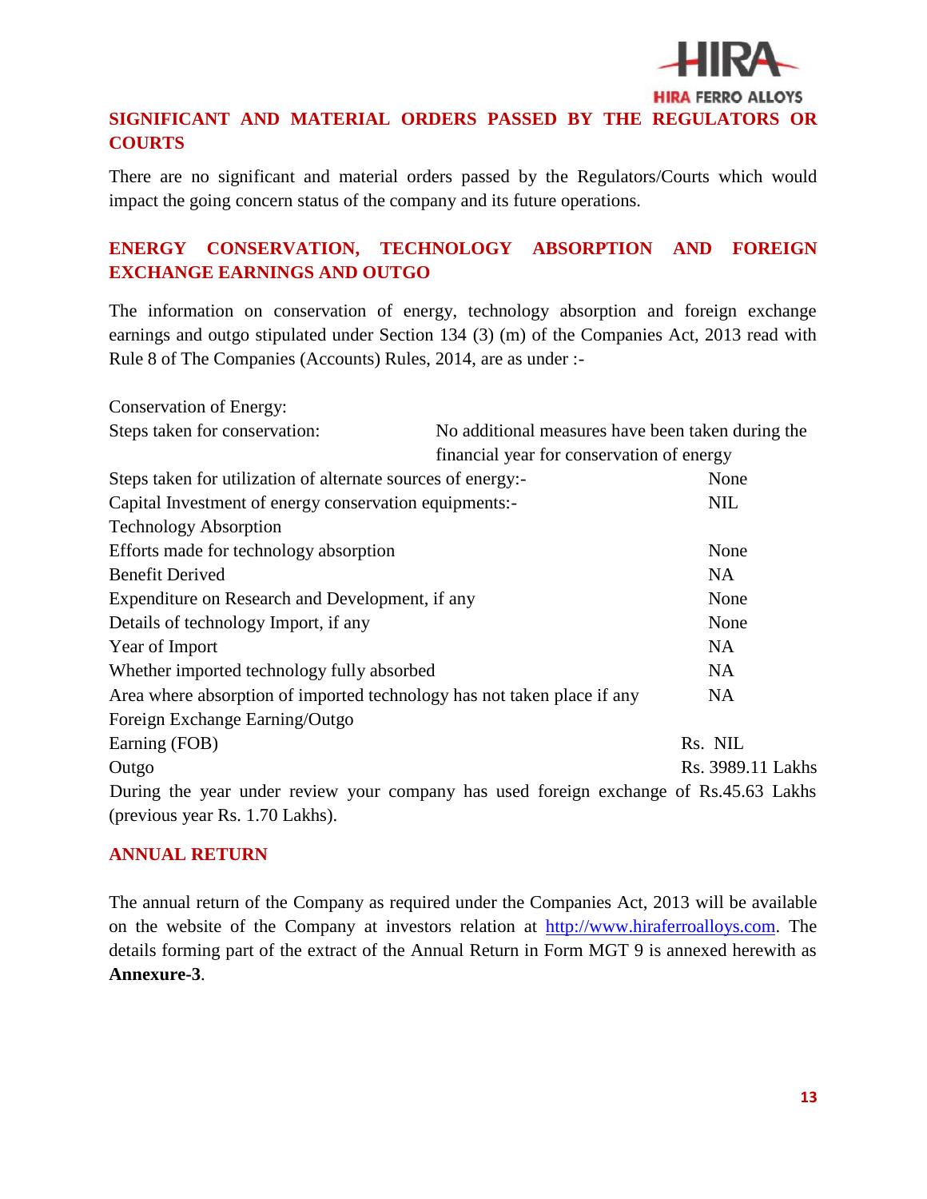## SIGNIFICANT AND MATERIAL ORDERS PASSED BY THE REGULATORS OR COURTS

There are no significant and material orders passed by the Regulators/Courts which would impact the going concern status of the company and its future operations.

## ENERGY CONSERVATION, TECHNOLOGY ABSORPTION AND FOREIGN EXCHANGE EARNINGS AND OUTGO

The information on conservation of energy, technology absorption and foreign exchange earnings and outgo stipulated under Section 134 (3) (m) of the Companies Act, 2013 read with Rule 8 of The Companies (Accounts) Rules, 2014, are as under :-

| | |
|---|---|
| Conservation of Energy: | |
| Steps taken for conservation: | No additional measures have been taken during the financial year for conservation of energy |
| Steps taken for utilization of alternate sources of energy:- | None |
| Capital Investment of energy conservation equipments:- | NIL |
| Technology Absorption | |
| Efforts made for technology absorption | None |
| Benefit Derived | NA |
| Expenditure on Research and Development, if any | None |
| Details of technology Import, if any | None |
| Year of Import | NA |
| Whether imported technology fully absorbed | NA |
| Area where absorption of imported technology has not taken place if any | NA |
| Foreign Exchange Earning/Outgo | |
| Earning (FOB) | Rs. NIL |
| Outgo | Rs. 3989.11 Lakhs |

During the year under review your company has used foreign exchange of Rs.45.63 Lakhs (previous year Rs. 1.70 Lakhs).

## ANNUAL RETURN

The annual return of the Company as required under the Companies Act, 2013 will be available on the website of the Company at investors relation at http://www.hiraferroalloys.com. The details forming part of the extract of the Annual Return in Form MGT 9 is annexed herewith as **Annexure-3**.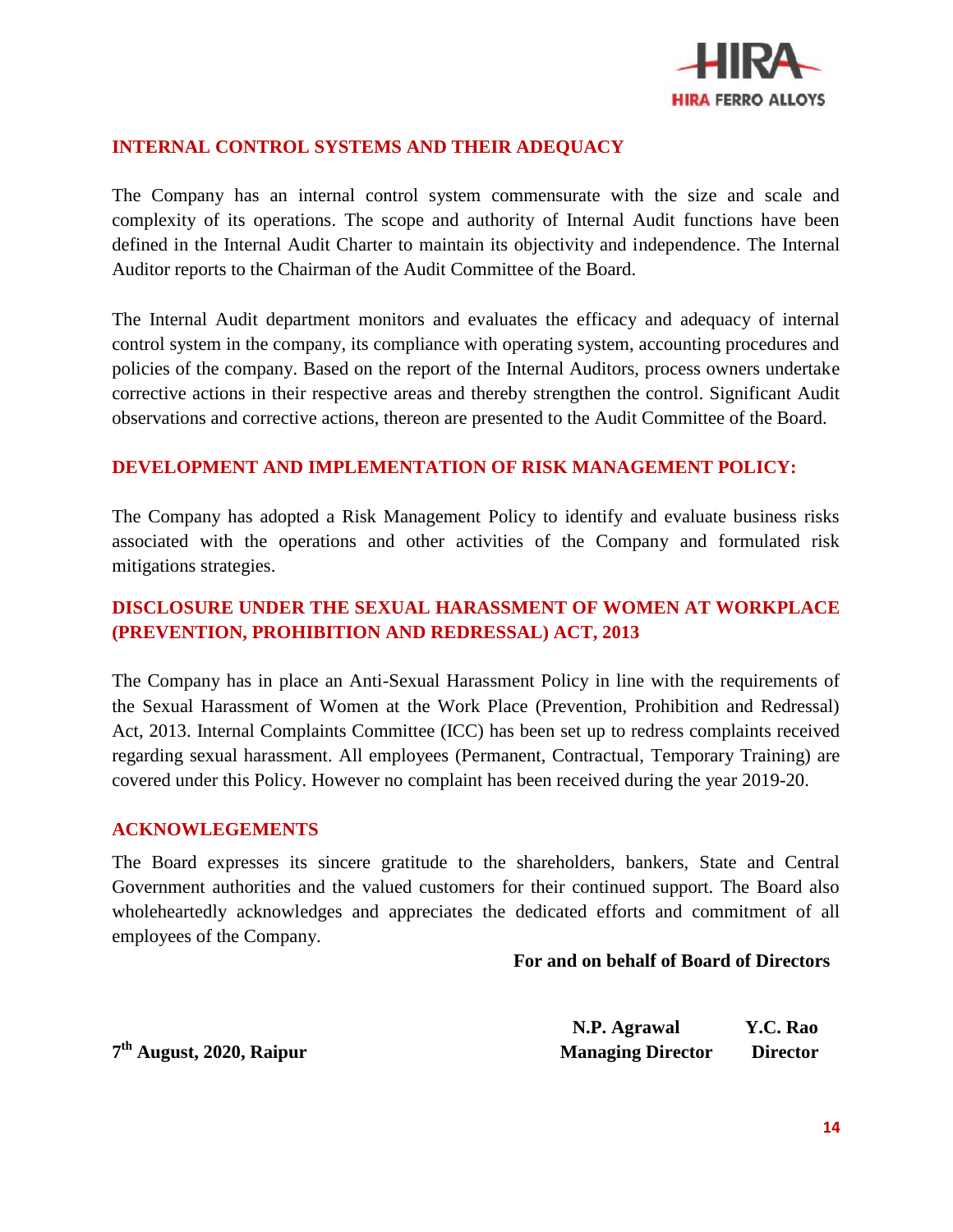## INTERNAL CONTROL SYSTEMS AND THEIR ADEQUACY

The Company has an internal control system commensurate with the size and scale and complexity of its operations. The scope and authority of Internal Audit functions have been defined in the Internal Audit Charter to maintain its objectivity and independence. The Internal Auditor reports to the Chairman of the Audit Committee of the Board.

The Internal Audit department monitors and evaluates the efficacy and adequacy of internal control system in the company, its compliance with operating system, accounting procedures and policies of the company. Based on the report of the Internal Auditors, process owners undertake corrective actions in their respective areas and thereby strengthen the control. Significant Audit observations and corrective actions, thereon are presented to the Audit Committee of the Board.

## DEVELOPMENT AND IMPLEMENTATION OF RISK MANAGEMENT POLICY:

The Company has adopted a Risk Management Policy to identify and evaluate business risks associated with the operations and other activities of the Company and formulated risk mitigations strategies.

## DISCLOSURE UNDER THE SEXUAL HARASSMENT OF WOMEN AT WORKPLACE (PREVENTION, PROHIBITION AND REDRESSAL) ACT, 2013

The Company has in place an Anti-Sexual Harassment Policy in line with the requirements of the Sexual Harassment of Women at the Work Place (Prevention, Prohibition and Redressal) Act, 2013. Internal Complaints Committee (ICC) has been set up to redress complaints received regarding sexual harassment. All employees (Permanent, Contractual, Temporary Training) are covered under this Policy. However no complaint has been received during the year 2019-20.

## ACKNOWLEGEMENTS

The Board expresses its sincere gratitude to the shareholders, bankers, State and Central Government authorities and the valued customers for their continued support. The Board also wholeheartedly acknowledges and appreciates the dedicated efforts and commitment of all employees of the Company.

**For and on behalf of Board of Directors**

**N.P. Agrawal** — **Managing Director**

**Y.C. Rao** — **Director**

**7th August, 2020, Raipur**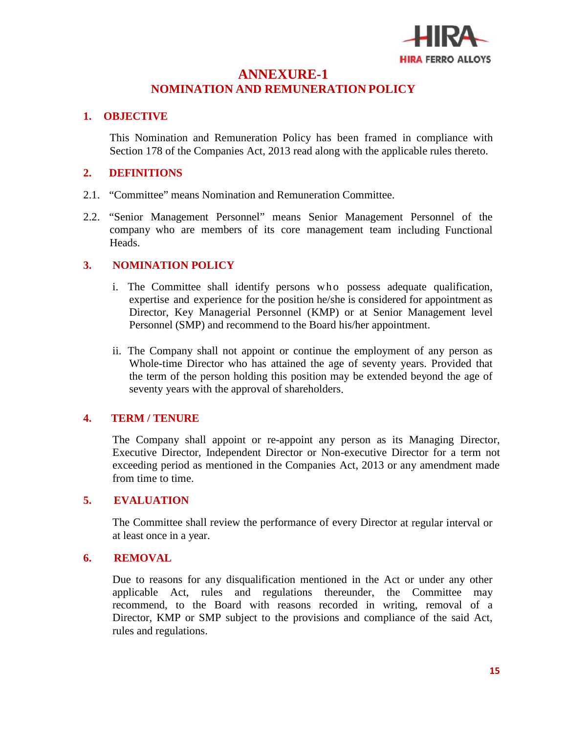# ANNEXURE-1
## NOMINATION AND REMUNERATION POLICY

### 1. OBJECTIVE

This Nomination and Remuneration Policy has been framed in compliance with Section 178 of the Companies Act, 2013 read along with the applicable rules thereto.

### 2. DEFINITIONS

2.1. "Committee" means Nomination and Remuneration Committee.

2.2. "Senior Management Personnel" means Senior Management Personnel of the company who are members of its core management team including Functional Heads.

### 3. NOMINATION POLICY

i. The Committee shall identify persons who possess adequate qualification, expertise and experience for the position he/she is considered for appointment as Director, Key Managerial Personnel (KMP) or at Senior Management level Personnel (SMP) and recommend to the Board his/her appointment.

ii. The Company shall not appoint or continue the employment of any person as Whole-time Director who has attained the age of seventy years. Provided that the term of the person holding this position may be extended beyond the age of seventy years with the approval of shareholders.

### 4. TERM / TENURE

The Company shall appoint or re-appoint any person as its Managing Director, Executive Director, Independent Director or Non-executive Director for a term not exceeding period as mentioned in the Companies Act, 2013 or any amendment made from time to time.

### 5. EVALUATION

The Committee shall review the performance of every Director at regular interval or at least once in a year.

### 6. REMOVAL

Due to reasons for any disqualification mentioned in the Act or under any other applicable Act, rules and regulations thereunder, the Committee may recommend, to the Board with reasons recorded in writing, removal of a Director, KMP or SMP subject to the provisions and compliance of the said Act, rules and regulations.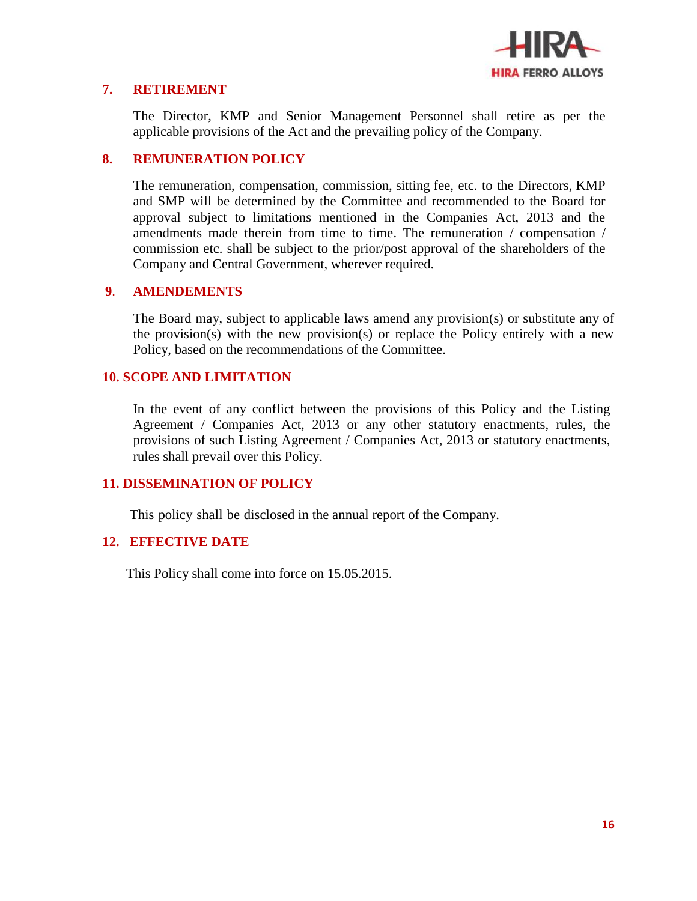## 7. RETIREMENT

The Director, KMP and Senior Management Personnel shall retire as per the applicable provisions of the Act and the prevailing policy of the Company.

## 8. REMUNERATION POLICY

The remuneration, compensation, commission, sitting fee, etc. to the Directors, KMP and SMP will be determined by the Committee and recommended to the Board for approval subject to limitations mentioned in the Companies Act, 2013 and the amendments made therein from time to time. The remuneration / compensation / commission etc. shall be subject to the prior/post approval of the shareholders of the Company and Central Government, wherever required.

## 9. AMENDEMENTS

The Board may, subject to applicable laws amend any provision(s) or substitute any of the provision(s) with the new provision(s) or replace the Policy entirely with a new Policy, based on the recommendations of the Committee.

## 10. SCOPE AND LIMITATION

In the event of any conflict between the provisions of this Policy and the Listing Agreement / Companies Act, 2013 or any other statutory enactments, rules, the provisions of such Listing Agreement / Companies Act, 2013 or statutory enactments, rules shall prevail over this Policy.

## 11. DISSEMINATION OF POLICY

This policy shall be disclosed in the annual report of the Company.

## 12. EFFECTIVE DATE

This Policy shall come into force on 15.05.2015.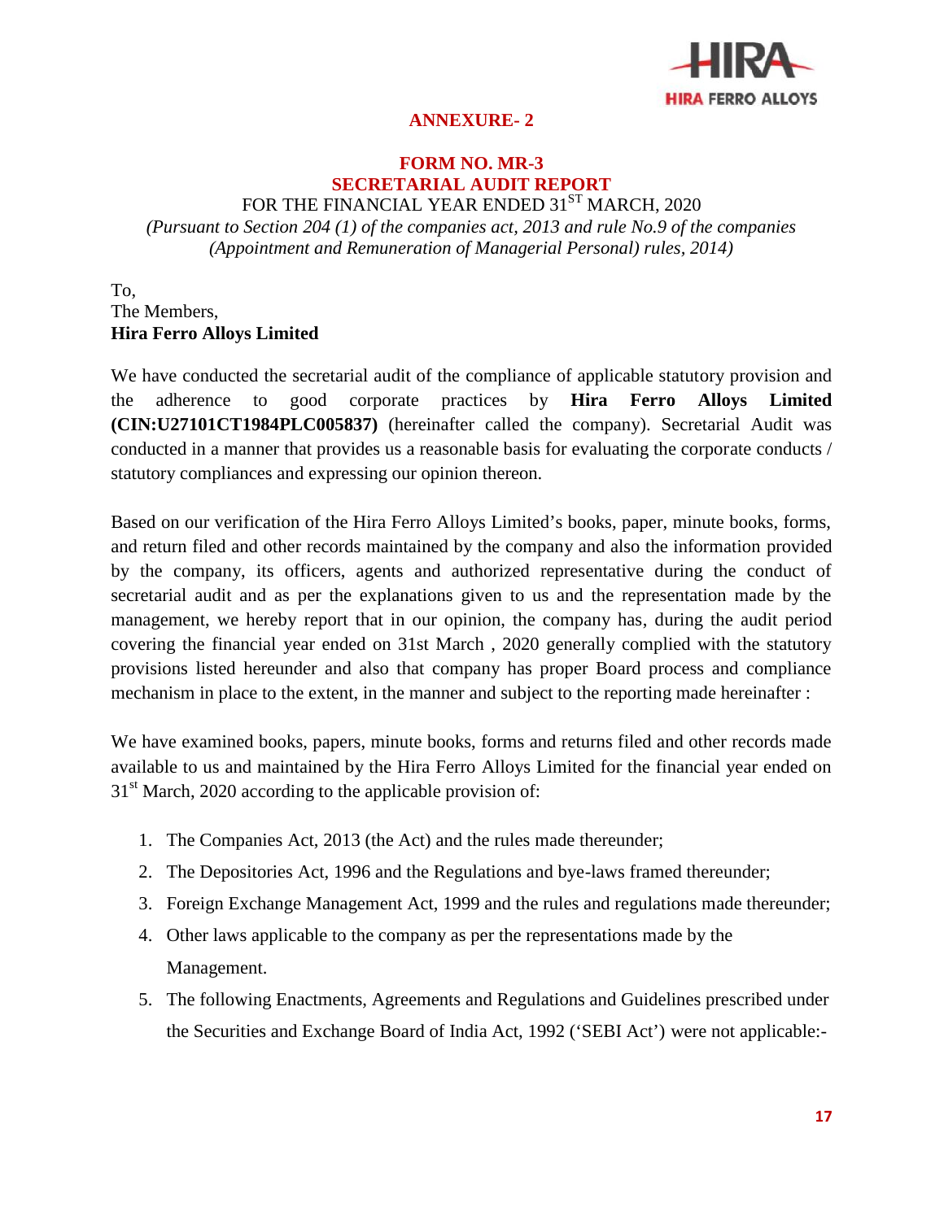## ANNEXURE- 2

### FORM NO. MR-3
### SECRETARIAL AUDIT REPORT

FOR THE FINANCIAL YEAR ENDED 31ST MARCH, 2020

*(Pursuant to Section 204 (1) of the companies act, 2013 and rule No.9 of the companies (Appointment and Remuneration of Managerial Personal) rules, 2014)*

To,
The Members,
**Hira Ferro Alloys Limited**

We have conducted the secretarial audit of the compliance of applicable statutory provision and the adherence to good corporate practices by **Hira Ferro Alloys Limited (CIN:U27101CT1984PLC005837)** (hereinafter called the company). Secretarial Audit was conducted in a manner that provides us a reasonable basis for evaluating the corporate conducts / statutory compliances and expressing our opinion thereon.

Based on our verification of the Hira Ferro Alloys Limited's books, paper, minute books, forms, and return filed and other records maintained by the company and also the information provided by the company, its officers, agents and authorized representative during the conduct of secretarial audit and as per the explanations given to us and the representation made by the management, we hereby report that in our opinion, the company has, during the audit period covering the financial year ended on 31st March , 2020 generally complied with the statutory provisions listed hereunder and also that company has proper Board process and compliance mechanism in place to the extent, in the manner and subject to the reporting made hereinafter :

We have examined books, papers, minute books, forms and returns filed and other records made available to us and maintained by the Hira Ferro Alloys Limited for the financial year ended on 31st March, 2020 according to the applicable provision of:

1. The Companies Act, 2013 (the Act) and the rules made thereunder;
2. The Depositories Act, 1996 and the Regulations and bye-laws framed thereunder;
3. Foreign Exchange Management Act, 1999 and the rules and regulations made thereunder;
4. Other laws applicable to the company as per the representations made by the Management.
5. The following Enactments, Agreements and Regulations and Guidelines prescribed under the Securities and Exchange Board of India Act, 1992 ('SEBI Act') were not applicable:-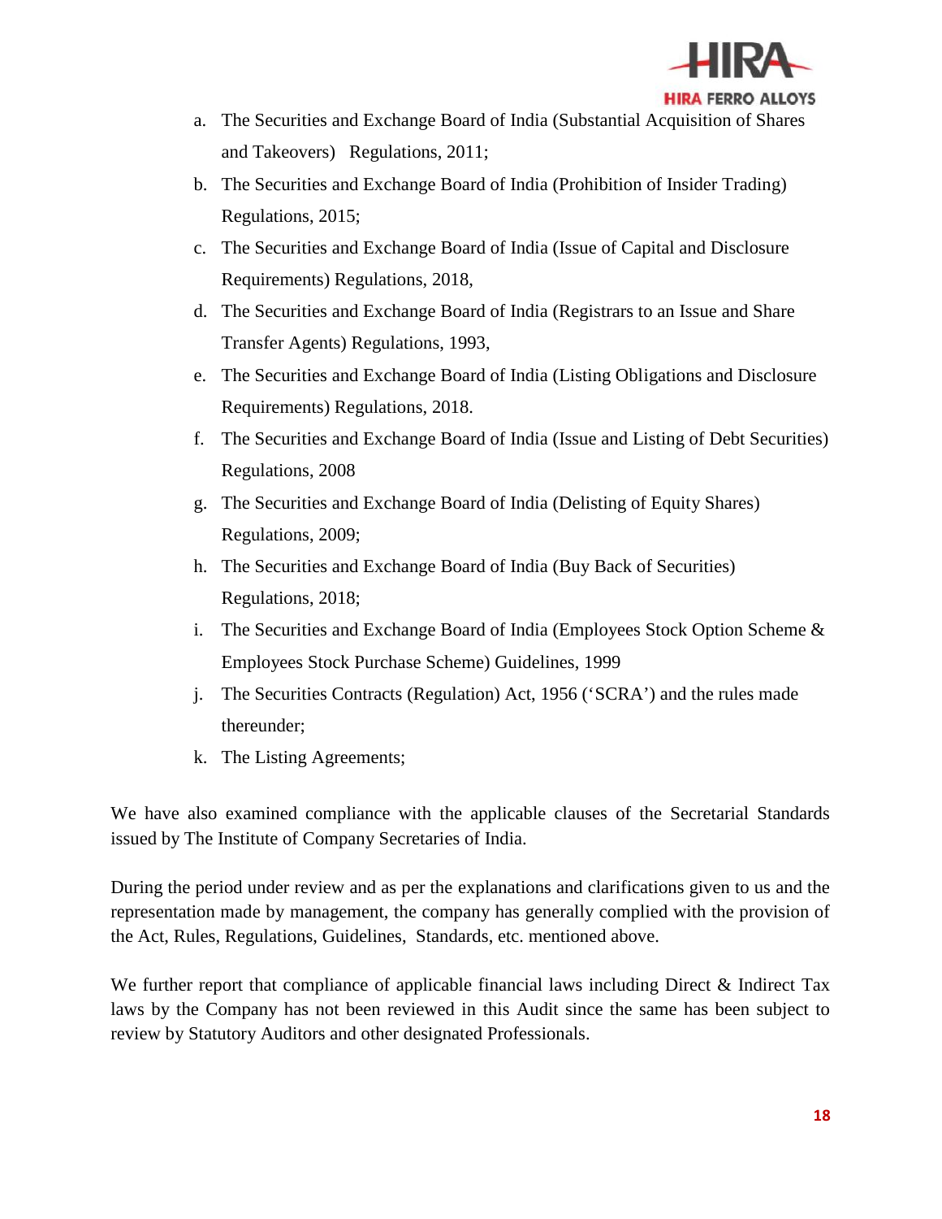a. The Securities and Exchange Board of India (Substantial Acquisition of Shares and Takeovers) Regulations, 2011;
b. The Securities and Exchange Board of India (Prohibition of Insider Trading) Regulations, 2015;
c. The Securities and Exchange Board of India (Issue of Capital and Disclosure Requirements) Regulations, 2018,
d. The Securities and Exchange Board of India (Registrars to an Issue and Share Transfer Agents) Regulations, 1993,
e. The Securities and Exchange Board of India (Listing Obligations and Disclosure Requirements) Regulations, 2018.
f. The Securities and Exchange Board of India (Issue and Listing of Debt Securities) Regulations, 2008
g. The Securities and Exchange Board of India (Delisting of Equity Shares) Regulations, 2009;
h. The Securities and Exchange Board of India (Buy Back of Securities) Regulations, 2018;
i. The Securities and Exchange Board of India (Employees Stock Option Scheme & Employees Stock Purchase Scheme) Guidelines, 1999
j. The Securities Contracts (Regulation) Act, 1956 ('SCRA') and the rules made thereunder;
k. The Listing Agreements;

We have also examined compliance with the applicable clauses of the Secretarial Standards issued by The Institute of Company Secretaries of India.

During the period under review and as per the explanations and clarifications given to us and the representation made by management, the company has generally complied with the provision of the Act, Rules, Regulations, Guidelines, Standards, etc. mentioned above.

We further report that compliance of applicable financial laws including Direct & Indirect Tax laws by the Company has not been reviewed in this Audit since the same has been subject to review by Statutory Auditors and other designated Professionals.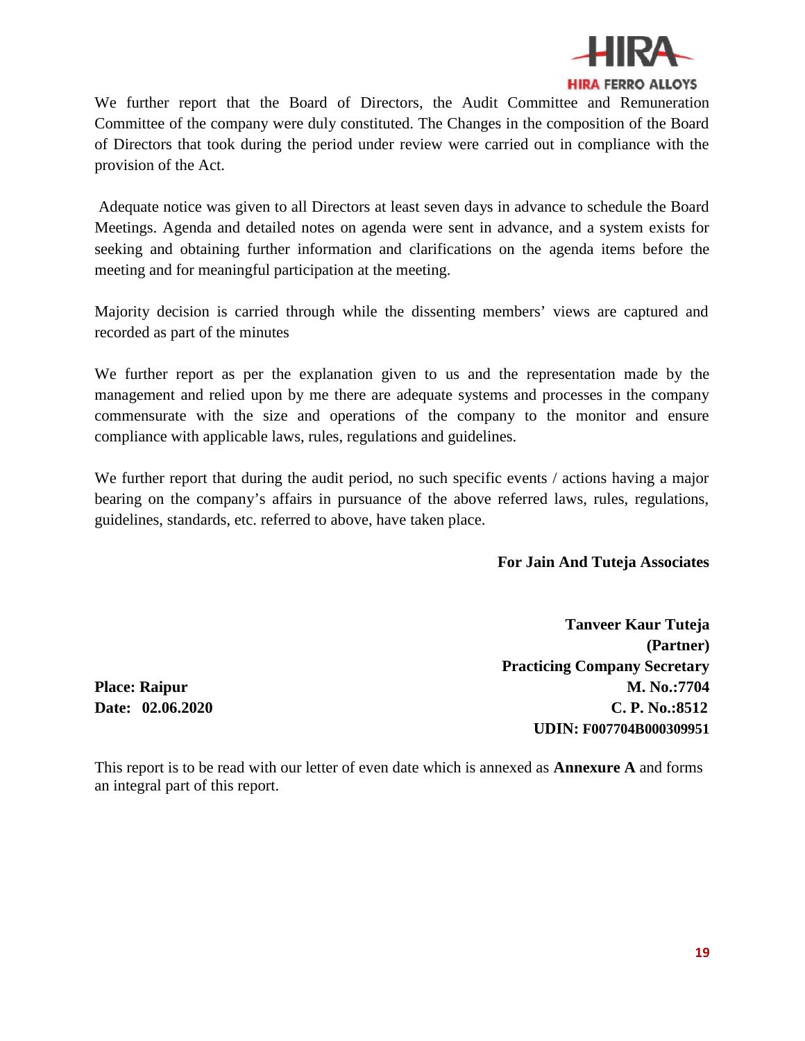We further report that the Board of Directors, the Audit Committee and Remuneration Committee of the company were duly constituted. The Changes in the composition of the Board of Directors that took during the period under review were carried out in compliance with the provision of the Act.

Adequate notice was given to all Directors at least seven days in advance to schedule the Board Meetings. Agenda and detailed notes on agenda were sent in advance, and a system exists for seeking and obtaining further information and clarifications on the agenda items before the meeting and for meaningful participation at the meeting.

Majority decision is carried through while the dissenting members' views are captured and recorded as part of the minutes

We further report as per the explanation given to us and the representation made by the management and relied upon by me there are adequate systems and processes in the company commensurate with the size and operations of the company to the monitor and ensure compliance with applicable laws, rules, regulations and guidelines.

We further report that during the audit period, no such specific events / actions having a major bearing on the company's affairs in pursuance of the above referred laws, rules, regulations, guidelines, standards, etc. referred to above, have taken place.

**For Jain And Tuteja Associates**

**Tanveer Kaur Tuteja**
**(Partner)**
**Practicing Company Secretary**
**M. No.:7704**
**C. P. No.:8512**
**UDIN: F007704B000309951**

**Place: Raipur**
**Date: 02.06.2020**

This report is to be read with our letter of even date which is annexed as **Annexure A** and forms an integral part of this report.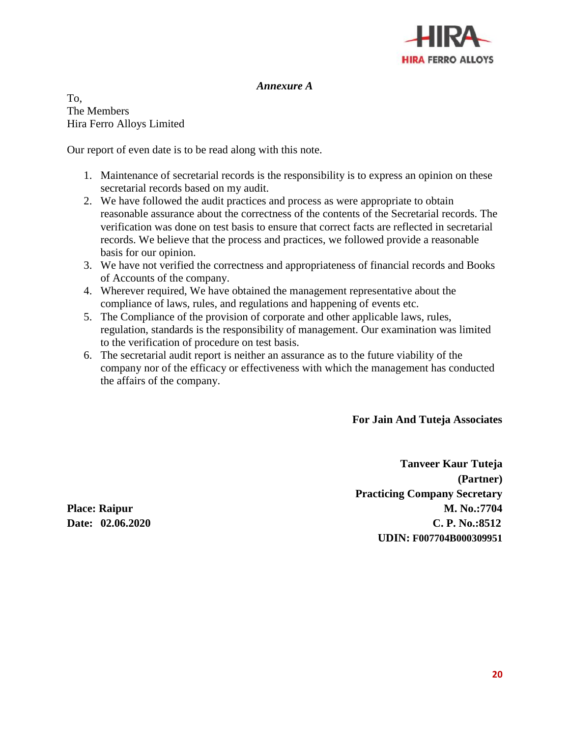*Annexure A*

To,
The Members
Hira Ferro Alloys Limited

Our report of even date is to be read along with this note.

1. Maintenance of secretarial records is the responsibility is to express an opinion on these secretarial records based on my audit.
2. We have followed the audit practices and process as were appropriate to obtain reasonable assurance about the correctness of the contents of the Secretarial records. The verification was done on test basis to ensure that correct facts are reflected in secretarial records. We believe that the process and practices, we followed provide a reasonable basis for our opinion.
3. We have not verified the correctness and appropriateness of financial records and Books of Accounts of the company.
4. Wherever required, We have obtained the management representative about the compliance of laws, rules, and regulations and happening of events etc.
5. The Compliance of the provision of corporate and other applicable laws, rules, regulation, standards is the responsibility of management. Our examination was limited to the verification of procedure on test basis.
6. The secretarial audit report is neither an assurance as to the future viability of the company nor of the efficacy or effectiveness with which the management has conducted the affairs of the company.

**For Jain And Tuteja Associates**

**Tanveer Kaur Tuteja**
**(Partner)**
**Practicing Company Secretary**
**M. No.:7704**
**C. P. No.:8512**
**UDIN: F007704B000309951**

**Place: Raipur**
**Date: 02.06.2020**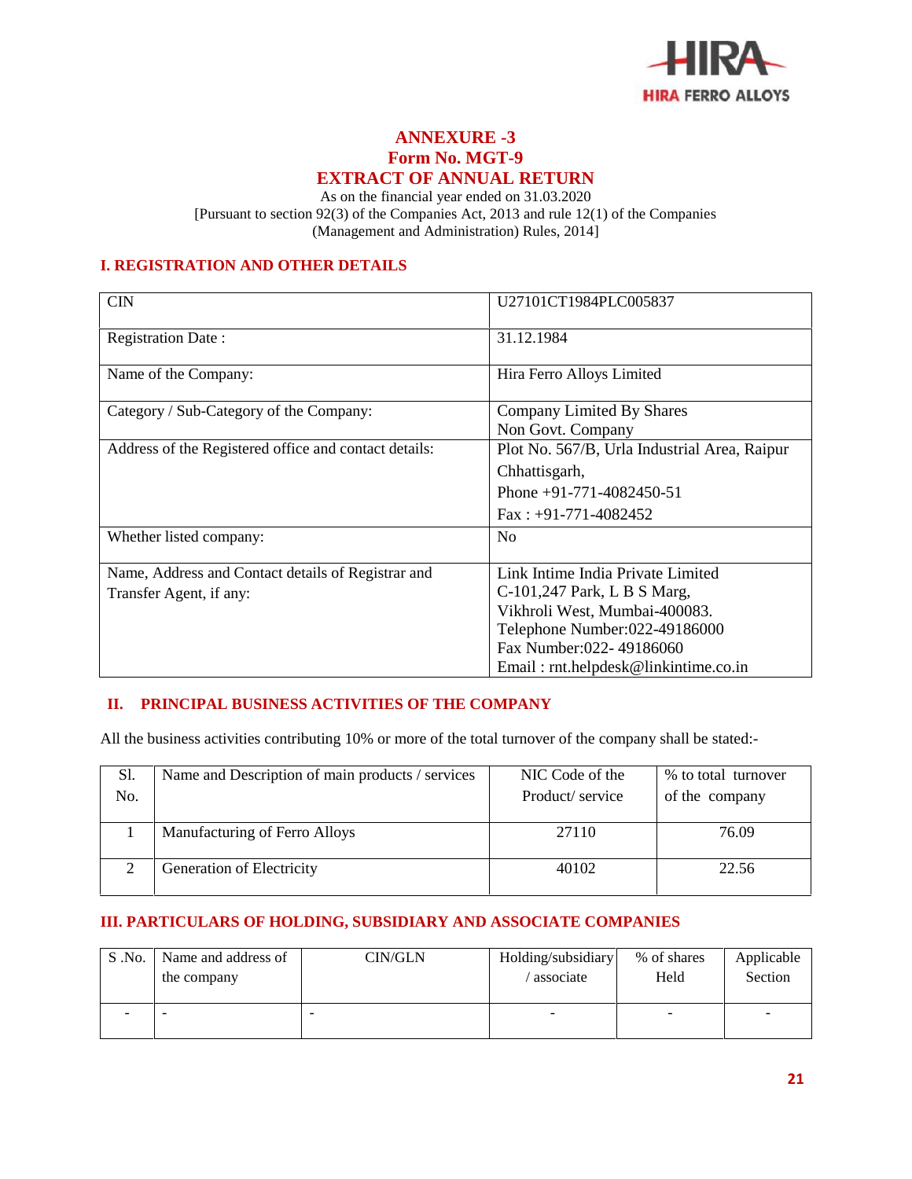# ANNEXURE -3
# Form No. MGT-9
# EXTRACT OF ANNUAL RETURN

As on the financial year ended on 31.03.2020
[Pursuant to section 92(3) of the Companies Act, 2013 and rule 12(1) of the Companies (Management and Administration) Rules, 2014]

## I. REGISTRATION AND OTHER DETAILS

| | |
|---|---|
| CIN | U27101CT1984PLC005837 |
| Registration Date : | 31.12.1984 |
| Name of the Company: | Hira Ferro Alloys Limited |
| Category / Sub-Category of the Company: | Company Limited By Shares<br>Non Govt. Company |
| Address of the Registered office and contact details: | Plot No. 567/B, Urla Industrial Area, Raipur<br>Chhattisgarh,<br>Phone +91-771-4082450-51<br>Fax : +91-771-4082452 |
| Whether listed company: | No |
| Name, Address and Contact details of Registrar and Transfer Agent, if any: | Link Intime India Private Limited<br>C-101,247 Park, L B S Marg,<br>Vikhroli West, Mumbai-400083.<br>Telephone Number:022-49186000<br>Fax Number:022- 49186060<br>Email : rnt.helpdesk@linkintime.co.in |

## II. PRINCIPAL BUSINESS ACTIVITIES OF THE COMPANY

All the business activities contributing 10% or more of the total turnover of the company shall be stated:-

| Sl. No. | Name and Description of main products / services | NIC Code of the Product/ service | % to total turnover of the company |
|---|---|---|---|
| 1 | Manufacturing of Ferro Alloys | 27110 | 76.09 |
| 2 | Generation of Electricity | 40102 | 22.56 |

## III. PARTICULARS OF HOLDING, SUBSIDIARY AND ASSOCIATE COMPANIES

| S .No. | Name and address of the company | CIN/GLN | Holding/subsidiary / associate | % of shares Held | Applicable Section |
|---|---|---|---|---|---|
| - | - | - | - | - | - |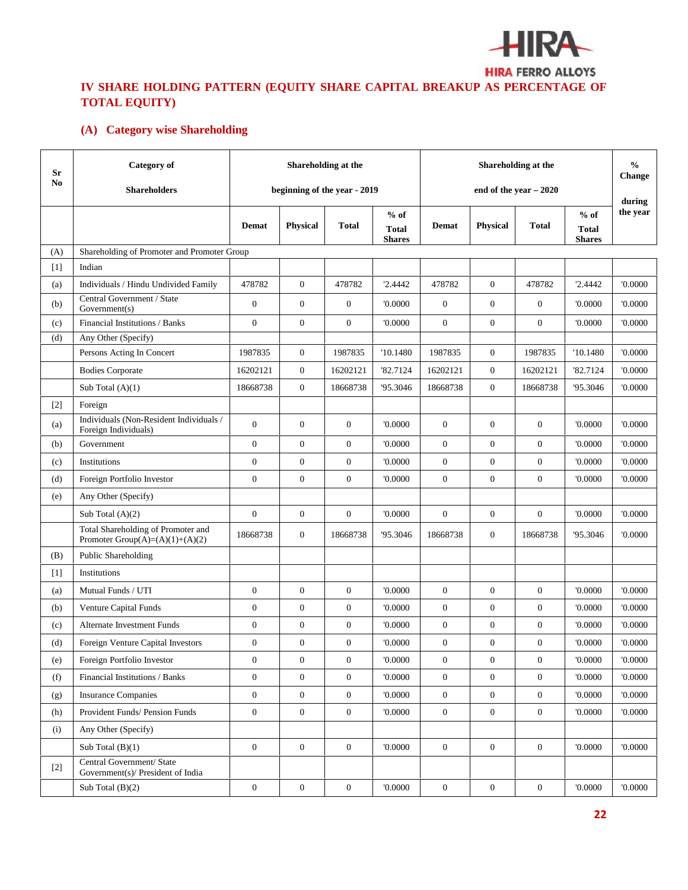## IV SHARE HOLDING PATTERN (EQUITY SHARE CAPITAL BREAKUP AS PERCENTAGE OF TOTAL EQUITY)

### (A) Category wise Shareholding

| Sr No | Category of Shareholders | Shareholding at the beginning of the year - 2019 | | | | Shareholding at the end of the year – 2020 | | | | % Change during the year |
|---|---|---|---|---|---|---|---|---|---|---|
| | | Demat | Physical | Total | % of Total Shares | Demat | Physical | Total | % of Total Shares | |
| (A) | Shareholding of Promoter and Promoter Group | | | | | | | | | |
| [1] | Indian | | | | | | | | | |
| (a) | Individuals / Hindu Undivided Family | 478782 | 0 | 478782 | '2.4442 | 478782 | 0 | 478782 | '2.4442 | '0.0000 |
| (b) | Central Government / State Government(s) | 0 | 0 | 0 | '0.0000 | 0 | 0 | 0 | '0.0000 | '0.0000 |
| (c) | Financial Institutions / Banks | 0 | 0 | 0 | '0.0000 | 0 | 0 | 0 | '0.0000 | '0.0000 |
| (d) | Any Other (Specify) | | | | | | | | | |
| | Persons Acting In Concert | 1987835 | 0 | 1987835 | '10.1480 | 1987835 | 0 | 1987835 | '10.1480 | '0.0000 |
| | Bodies Corporate | 16202121 | 0 | 16202121 | '82.7124 | 16202121 | 0 | 16202121 | '82.7124 | '0.0000 |
| | Sub Total (A)(1) | 18668738 | 0 | 18668738 | '95.3046 | 18668738 | 0 | 18668738 | '95.3046 | '0.0000 |
| [2] | Foreign | | | | | | | | | |
| (a) | Individuals (Non-Resident Individuals / Foreign Individuals) | 0 | 0 | 0 | '0.0000 | 0 | 0 | 0 | '0.0000 | '0.0000 |
| (b) | Government | 0 | 0 | 0 | '0.0000 | 0 | 0 | 0 | '0.0000 | '0.0000 |
| (c) | Institutions | 0 | 0 | 0 | '0.0000 | 0 | 0 | 0 | '0.0000 | '0.0000 |
| (d) | Foreign Portfolio Investor | 0 | 0 | 0 | '0.0000 | 0 | 0 | 0 | '0.0000 | '0.0000 |
| (e) | Any Other (Specify) | | | | | | | | | |
| | Sub Total (A)(2) | 0 | 0 | 0 | '0.0000 | 0 | 0 | 0 | '0.0000 | '0.0000 |
| | Total Shareholding of Promoter and Promoter Group(A)=(A)(1)+(A)(2) | 18668738 | 0 | 18668738 | '95.3046 | 18668738 | 0 | 18668738 | '95.3046 | '0.0000 |
| (B) | Public Shareholding | | | | | | | | | |
| [1] | Institutions | | | | | | | | | |
| (a) | Mutual Funds / UTI | 0 | 0 | 0 | '0.0000 | 0 | 0 | 0 | '0.0000 | '0.0000 |
| (b) | Venture Capital Funds | 0 | 0 | 0 | '0.0000 | 0 | 0 | 0 | '0.0000 | '0.0000 |
| (c) | Alternate Investment Funds | 0 | 0 | 0 | '0.0000 | 0 | 0 | 0 | '0.0000 | '0.0000 |
| (d) | Foreign Venture Capital Investors | 0 | 0 | 0 | '0.0000 | 0 | 0 | 0 | '0.0000 | '0.0000 |
| (e) | Foreign Portfolio Investor | 0 | 0 | 0 | '0.0000 | 0 | 0 | 0 | '0.0000 | '0.0000 |
| (f) | Financial Institutions / Banks | 0 | 0 | 0 | '0.0000 | 0 | 0 | 0 | '0.0000 | '0.0000 |
| (g) | Insurance Companies | 0 | 0 | 0 | '0.0000 | 0 | 0 | 0 | '0.0000 | '0.0000 |
| (h) | Provident Funds/ Pension Funds | 0 | 0 | 0 | '0.0000 | 0 | 0 | 0 | '0.0000 | '0.0000 |
| (i) | Any Other (Specify) | | | | | | | | | |
| | Sub Total (B)(1) | 0 | 0 | 0 | '0.0000 | 0 | 0 | 0 | '0.0000 | '0.0000 |
| [2] | Central Government/ State Government(s)/ President of India | | | | | | | | | |
| | Sub Total (B)(2) | 0 | 0 | 0 | '0.0000 | 0 | 0 | 0 | '0.0000 | '0.0000 |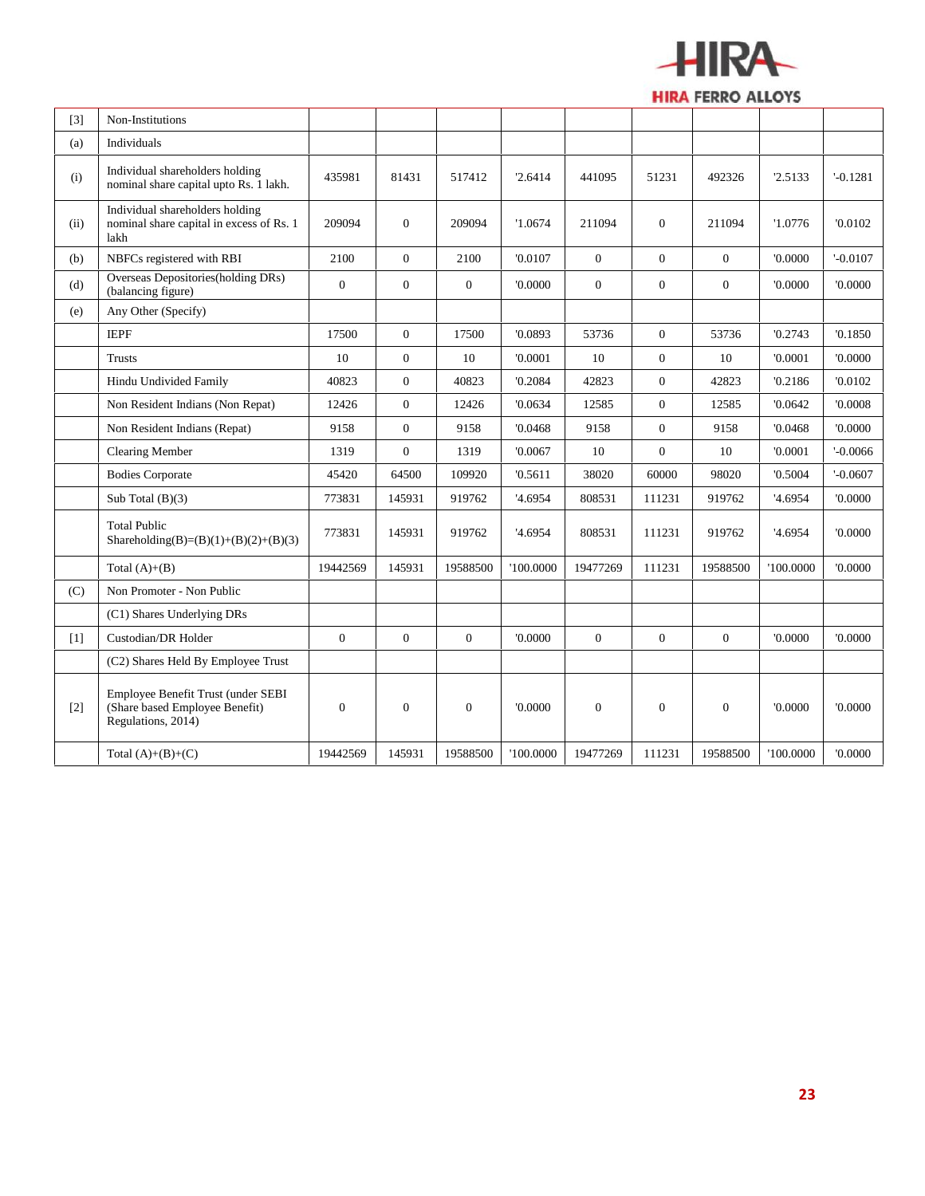| [3] | Non-Institutions | | | | | | | | | |
|---|---|---|---|---|---|---|---|---|---|---|
| (a) | Individuals | | | | | | | | | |
| (i) | Individual shareholders holding nominal share capital upto Rs. 1 lakh. | 435981 | 81431 | 517412 | '2.6414 | 441095 | 51231 | 492326 | '2.5133 | '-0.1281 |
| (ii) | Individual shareholders holding nominal share capital in excess of Rs. 1 lakh | 209094 | 0 | 209094 | '1.0674 | 211094 | 0 | 211094 | '1.0776 | '0.0102 |
| (b) | NBFCs registered with RBI | 2100 | 0 | 2100 | '0.0107 | 0 | 0 | 0 | '0.0000 | '-0.0107 |
| (d) | Overseas Depositories(holding DRs) (balancing figure) | 0 | 0 | 0 | '0.0000 | 0 | 0 | 0 | '0.0000 | '0.0000 |
| (e) | Any Other (Specify) | | | | | | | | | |
| | IEPF | 17500 | 0 | 17500 | '0.0893 | 53736 | 0 | 53736 | '0.2743 | '0.1850 |
| | Trusts | 10 | 0 | 10 | '0.0001 | 10 | 0 | 10 | '0.0001 | '0.0000 |
| | Hindu Undivided Family | 40823 | 0 | 40823 | '0.2084 | 42823 | 0 | 42823 | '0.2186 | '0.0102 |
| | Non Resident Indians (Non Repat) | 12426 | 0 | 12426 | '0.0634 | 12585 | 0 | 12585 | '0.0642 | '0.0008 |
| | Non Resident Indians (Repat) | 9158 | 0 | 9158 | '0.0468 | 9158 | 0 | 9158 | '0.0468 | '0.0000 |
| | Clearing Member | 1319 | 0 | 1319 | '0.0067 | 10 | 0 | 10 | '0.0001 | '-0.0066 |
| | Bodies Corporate | 45420 | 64500 | 109920 | '0.5611 | 38020 | 60000 | 98020 | '0.5004 | '-0.0607 |
| | Sub Total (B)(3) | 773831 | 145931 | 919762 | '4.6954 | 808531 | 111231 | 919762 | '4.6954 | '0.0000 |
| | Total Public Shareholding(B)=(B)(1)+(B)(2)+(B)(3) | 773831 | 145931 | 919762 | '4.6954 | 808531 | 111231 | 919762 | '4.6954 | '0.0000 |
| | Total (A)+(B) | 19442569 | 145931 | 19588500 | '100.0000 | 19477269 | 111231 | 19588500 | '100.0000 | '0.0000 |
| (C) | Non Promoter - Non Public | | | | | | | | | |
| | (C1) Shares Underlying DRs | | | | | | | | | |
| [1] | Custodian/DR Holder | 0 | 0 | 0 | '0.0000 | 0 | 0 | 0 | '0.0000 | '0.0000 |
| | (C2) Shares Held By Employee Trust | | | | | | | | | |
| [2] | Employee Benefit Trust (under SEBI (Share based Employee Benefit) Regulations, 2014) | 0 | 0 | 0 | '0.0000 | 0 | 0 | 0 | '0.0000 | '0.0000 |
| | Total (A)+(B)+(C) | 19442569 | 145931 | 19588500 | '100.0000 | 19477269 | 111231 | 19588500 | '100.0000 | '0.0000 |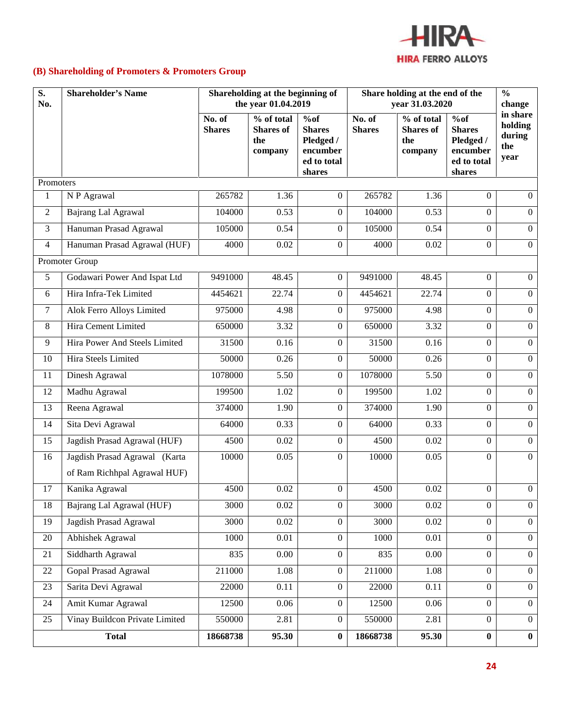## (B) Shareholding of Promoters & Promoters Group

| S. No. | Shareholder's Name | Shareholding at the beginning of the year 01.04.2019 | | | Share holding at the end of the year 31.03.2020 | | | % change in share holding during the year |
|---|---|---|---|---|---|---|---|---|
| | | No. of Shares | % of total Shares of the company | %of Shares Pledged / encumbered to total shares | No. of Shares | % of total Shares of the company | %of Shares Pledged / encumbered to total shares | |
| Promoters | | | | | | | | |
| 1 | N P Agrawal | 265782 | 1.36 | 0 | 265782 | 1.36 | 0 | 0 |
| 2 | Bajrang Lal Agrawal | 104000 | 0.53 | 0 | 104000 | 0.53 | 0 | 0 |
| 3 | Hanuman Prasad Agrawal | 105000 | 0.54 | 0 | 105000 | 0.54 | 0 | 0 |
| 4 | Hanuman Prasad Agrawal (HUF) | 4000 | 0.02 | 0 | 4000 | 0.02 | 0 | 0 |
| Promoter Group | | | | | | | | |
| 5 | Godawari Power And Ispat Ltd | 9491000 | 48.45 | 0 | 9491000 | 48.45 | 0 | 0 |
| 6 | Hira Infra-Tek Limited | 4454621 | 22.74 | 0 | 4454621 | 22.74 | 0 | 0 |
| 7 | Alok Ferro Alloys Limited | 975000 | 4.98 | 0 | 975000 | 4.98 | 0 | 0 |
| 8 | Hira Cement Limited | 650000 | 3.32 | 0 | 650000 | 3.32 | 0 | 0 |
| 9 | Hira Power And Steels Limited | 31500 | 0.16 | 0 | 31500 | 0.16 | 0 | 0 |
| 10 | Hira Steels Limited | 50000 | 0.26 | 0 | 50000 | 0.26 | 0 | 0 |
| 11 | Dinesh Agrawal | 1078000 | 5.50 | 0 | 1078000 | 5.50 | 0 | 0 |
| 12 | Madhu Agrawal | 199500 | 1.02 | 0 | 199500 | 1.02 | 0 | 0 |
| 13 | Reena Agrawal | 374000 | 1.90 | 0 | 374000 | 1.90 | 0 | 0 |
| 14 | Sita Devi Agrawal | 64000 | 0.33 | 0 | 64000 | 0.33 | 0 | 0 |
| 15 | Jagdish Prasad Agrawal (HUF) | 4500 | 0.02 | 0 | 4500 | 0.02 | 0 | 0 |
| 16 | Jagdish Prasad Agrawal (Karta of Ram Richhpal Agrawal HUF) | 10000 | 0.05 | 0 | 10000 | 0.05 | 0 | 0 |
| 17 | Kanika Agrawal | 4500 | 0.02 | 0 | 4500 | 0.02 | 0 | 0 |
| 18 | Bajrang Lal Agrawal (HUF) | 3000 | 0.02 | 0 | 3000 | 0.02 | 0 | 0 |
| 19 | Jagdish Prasad Agrawal | 3000 | 0.02 | 0 | 3000 | 0.02 | 0 | 0 |
| 20 | Abhishek Agrawal | 1000 | 0.01 | 0 | 1000 | 0.01 | 0 | 0 |
| 21 | Siddharth Agrawal | 835 | 0.00 | 0 | 835 | 0.00 | 0 | 0 |
| 22 | Gopal Prasad Agrawal | 211000 | 1.08 | 0 | 211000 | 1.08 | 0 | 0 |
| 23 | Sarita Devi Agrawal | 22000 | 0.11 | 0 | 22000 | 0.11 | 0 | 0 |
| 24 | Amit Kumar Agrawal | 12500 | 0.06 | 0 | 12500 | 0.06 | 0 | 0 |
| 25 | Vinay Buildcon Private Limited | 550000 | 2.81 | 0 | 550000 | 2.81 | 0 | 0 |
| **Total** | | **18668738** | **95.30** | **0** | **18668738** | **95.30** | **0** | **0** |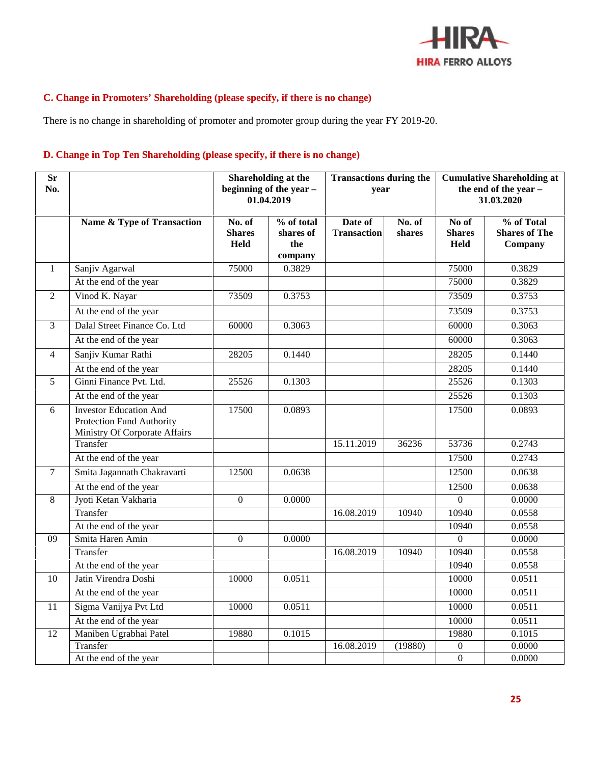### C. Change in Promoters' Shareholding (please specify, if there is no change)

There is no change in shareholding of promoter and promoter group during the year FY 2019-20.

### D. Change in Top Ten Shareholding (please specify, if there is no change)

| Sr No. | | Shareholding at the beginning of the year – 01.04.2019 | | Transactions during the year | | Cumulative Shareholding at the end of the year – 31.03.2020 | |
|---|---|---|---|---|---|---|---|
| | **Name & Type of Transaction** | **No. of Shares Held** | **% of total shares of the company** | **Date of Transaction** | **No. of shares** | **No of Shares Held** | **% of Total Shares of The Company** |
| 1 | Sanjiv Agarwal | 75000 | 0.3829 | | | 75000 | 0.3829 |
| | At the end of the year | | | | | 75000 | 0.3829 |
| 2 | Vinod K. Nayar | 73509 | 0.3753 | | | 73509 | 0.3753 |
| | At the end of the year | | | | | 73509 | 0.3753 |
| 3 | Dalal Street Finance Co. Ltd | 60000 | 0.3063 | | | 60000 | 0.3063 |
| | At the end of the year | | | | | 60000 | 0.3063 |
| 4 | Sanjiv Kumar Rathi | 28205 | 0.1440 | | | 28205 | 0.1440 |
| | At the end of the year | | | | | 28205 | 0.1440 |
| 5 | Ginni Finance Pvt. Ltd. | 25526 | 0.1303 | | | 25526 | 0.1303 |
| | At the end of the year | | | | | 25526 | 0.1303 |
| 6 | Investor Education And Protection Fund Authority Ministry Of Corporate Affairs | 17500 | 0.0893 | | | 17500 | 0.0893 |
| | Transfer | | | 15.11.2019 | 36236 | 53736 | 0.2743 |
| | At the end of the year | | | | | 17500 | 0.2743 |
| 7 | Smita Jagannath Chakravarti | 12500 | 0.0638 | | | 12500 | 0.0638 |
| | At the end of the year | | | | | 12500 | 0.0638 |
| 8 | Jyoti Ketan Vakharia | 0 | 0.0000 | | | 0 | 0.0000 |
| | Transfer | | | 16.08.2019 | 10940 | 10940 | 0.0558 |
| | At the end of the year | | | | | 10940 | 0.0558 |
| 09 | Smita Haren Amin | 0 | 0.0000 | | | 0 | 0.0000 |
| | Transfer | | | 16.08.2019 | 10940 | 10940 | 0.0558 |
| | At the end of the year | | | | | 10940 | 0.0558 |
| 10 | Jatin Virendra Doshi | 10000 | 0.0511 | | | 10000 | 0.0511 |
| | At the end of the year | | | | | 10000 | 0.0511 |
| 11 | Sigma Vanijya Pvt Ltd | 10000 | 0.0511 | | | 10000 | 0.0511 |
| | At the end of the year | | | | | 10000 | 0.0511 |
| 12 | Maniben Ugrabhai Patel | 19880 | 0.1015 | | | 19880 | 0.1015 |
| | Transfer | | | 16.08.2019 | (19880) | 0 | 0.0000 |
| | At the end of the year | | | | | 0 | 0.0000 |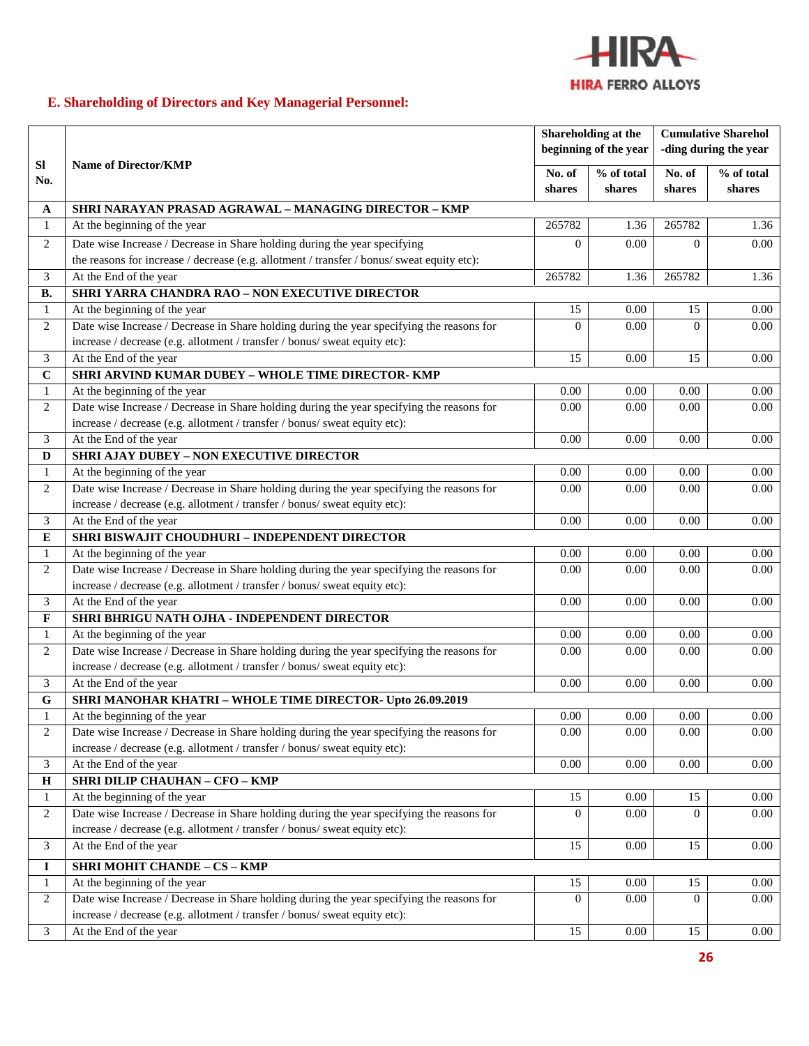## E. Shareholding of Directors and Key Managerial Personnel:

| Sl No. | Name of Director/KMP | Shareholding at the beginning of the year | | Cumulative Sharehol-ding during the year | |
|---|---|---|---|---|---|
| | | No. of shares | % of total shares | No. of shares | % of total shares |
| **A** | **SHRI NARAYAN PRASAD AGRAWAL – MANAGING DIRECTOR – KMP** | | | | |
| 1 | At the beginning of the year | 265782 | 1.36 | 265782 | 1.36 |
| 2 | Date wise Increase / Decrease in Share holding during the year specifying the reasons for increase / decrease (e.g. allotment / transfer / bonus/ sweat equity etc): | 0 | 0.00 | 0 | 0.00 |
| 3 | At the End of the year | 265782 | 1.36 | 265782 | 1.36 |
| **B.** | **SHRI YARRA CHANDRA RAO – NON EXECUTIVE DIRECTOR** | | | | |
| 1 | At the beginning of the year | 15 | 0.00 | 15 | 0.00 |
| 2 | Date wise Increase / Decrease in Share holding during the year specifying the reasons for increase / decrease (e.g. allotment / transfer / bonus/ sweat equity etc): | 0 | 0.00 | 0 | 0.00 |
| 3 | At the End of the year | 15 | 0.00 | 15 | 0.00 |
| **C** | **SHRI ARVIND KUMAR DUBEY – WHOLE TIME DIRECTOR- KMP** | | | | |
| 1 | At the beginning of the year | 0.00 | 0.00 | 0.00 | 0.00 |
| 2 | Date wise Increase / Decrease in Share holding during the year specifying the reasons for increase / decrease (e.g. allotment / transfer / bonus/ sweat equity etc): | 0.00 | 0.00 | 0.00 | 0.00 |
| 3 | At the End of the year | 0.00 | 0.00 | 0.00 | 0.00 |
| **D** | **SHRI AJAY DUBEY – NON EXECUTIVE DIRECTOR** | | | | |
| 1 | At the beginning of the year | 0.00 | 0.00 | 0.00 | 0.00 |
| 2 | Date wise Increase / Decrease in Share holding during the year specifying the reasons for increase / decrease (e.g. allotment / transfer / bonus/ sweat equity etc): | 0.00 | 0.00 | 0.00 | 0.00 |
| 3 | At the End of the year | 0.00 | 0.00 | 0.00 | 0.00 |
| **E** | **SHRI BISWAJIT CHOUDHURI – INDEPENDENT DIRECTOR** | | | | |
| 1 | At the beginning of the year | 0.00 | 0.00 | 0.00 | 0.00 |
| 2 | Date wise Increase / Decrease in Share holding during the year specifying the reasons for increase / decrease (e.g. allotment / transfer / bonus/ sweat equity etc): | 0.00 | 0.00 | 0.00 | 0.00 |
| 3 | At the End of the year | 0.00 | 0.00 | 0.00 | 0.00 |
| **F** | **SHRI BHRIGU NATH OJHA - INDEPENDENT DIRECTOR** | | | | |
| 1 | At the beginning of the year | 0.00 | 0.00 | 0.00 | 0.00 |
| 2 | Date wise Increase / Decrease in Share holding during the year specifying the reasons for increase / decrease (e.g. allotment / transfer / bonus/ sweat equity etc): | 0.00 | 0.00 | 0.00 | 0.00 |
| 3 | At the End of the year | 0.00 | 0.00 | 0.00 | 0.00 |
| **G** | **SHRI MANOHAR KHATRI – WHOLE TIME DIRECTOR- Upto 26.09.2019** | | | | |
| 1 | At the beginning of the year | 0.00 | 0.00 | 0.00 | 0.00 |
| 2 | Date wise Increase / Decrease in Share holding during the year specifying the reasons for increase / decrease (e.g. allotment / transfer / bonus/ sweat equity etc): | 0.00 | 0.00 | 0.00 | 0.00 |
| 3 | At the End of the year | 0.00 | 0.00 | 0.00 | 0.00 |
| **H** | **SHRI DILIP CHAUHAN – CFO – KMP** | | | | |
| 1 | At the beginning of the year | 15 | 0.00 | 15 | 0.00 |
| 2 | Date wise Increase / Decrease in Share holding during the year specifying the reasons for increase / decrease (e.g. allotment / transfer / bonus/ sweat equity etc): | 0 | 0.00 | 0 | 0.00 |
| 3 | At the End of the year | 15 | 0.00 | 15 | 0.00 |
| **I** | **SHRI MOHIT CHANDE – CS – KMP** | | | | |
| 1 | At the beginning of the year | 15 | 0.00 | 15 | 0.00 |
| 2 | Date wise Increase / Decrease in Share holding during the year specifying the reasons for increase / decrease (e.g. allotment / transfer / bonus/ sweat equity etc): | 0 | 0.00 | 0 | 0.00 |
| 3 | At the End of the year | 15 | 0.00 | 15 | 0.00 |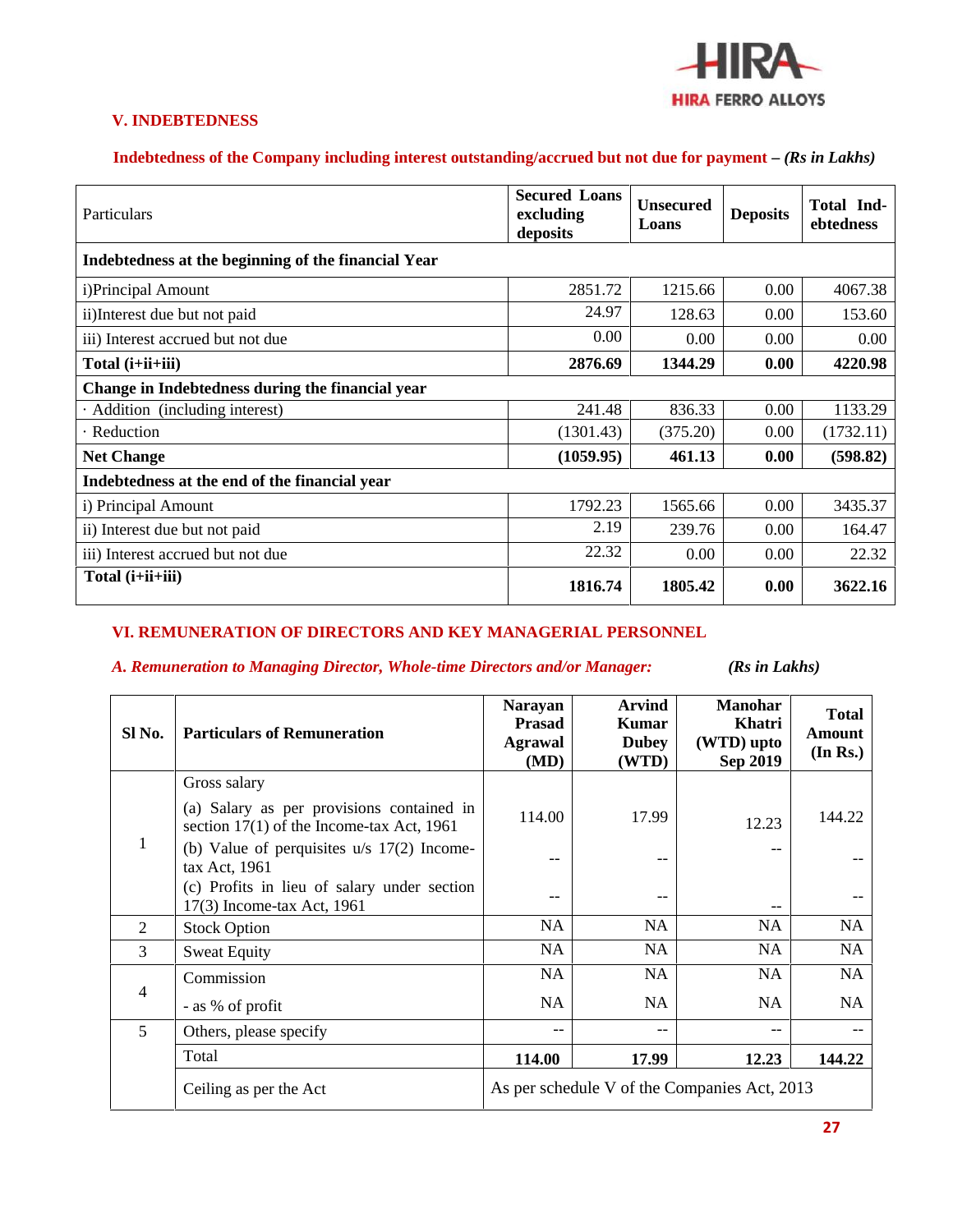## V. INDEBTEDNESS

**Indebtedness of the Company including interest outstanding/accrued but not due for payment –** ***(Rs in Lakhs)***

| Particulars | Secured Loans excluding deposits | Unsecured Loans | Deposits | Total Indebtedness |
|---|---|---|---|---|
| **Indebtedness at the beginning of the financial Year** | | | | |
| i)Principal Amount | 2851.72 | 1215.66 | 0.00 | 4067.38 |
| ii)Interest due but not paid | 24.97 | 128.63 | 0.00 | 153.60 |
| iii) Interest accrued but not due | 0.00 | 0.00 | 0.00 | 0.00 |
| **Total (i+ii+iii)** | **2876.69** | **1344.29** | **0.00** | **4220.98** |
| **Change in Indebtedness during the financial year** | | | | |
| · Addition (including interest) | 241.48 | 836.33 | 0.00 | 1133.29 |
| · Reduction | (1301.43) | (375.20) | 0.00 | (1732.11) |
| **Net Change** | **(1059.95)** | **461.13** | **0.00** | **(598.82)** |
| **Indebtedness at the end of the financial year** | | | | |
| i) Principal Amount | 1792.23 | 1565.66 | 0.00 | 3435.37 |
| ii) Interest due but not paid | 2.19 | 239.76 | 0.00 | 164.47 |
| iii) Interest accrued but not due | 22.32 | 0.00 | 0.00 | 22.32 |
| **Total (i+ii+iii)** | **1816.74** | **1805.42** | **0.00** | **3622.16** |

## VI. REMUNERATION OF DIRECTORS AND KEY MANAGERIAL PERSONNEL

***A. Remuneration to Managing Director, Whole-time Directors and/or Manager:*** ***(Rs in Lakhs)***

| Sl No. | Particulars of Remuneration | Narayan Prasad Agrawal (MD) | Arvind Kumar Dubey (WTD) | Manohar Khatri (WTD) upto Sep 2019 | Total Amount (In Rs.) |
|---|---|---|---|---|---|
| 1 | Gross salary | | | | |
| | (a) Salary as per provisions contained in section 17(1) of the Income-tax Act, 1961 | 114.00 | 17.99 | 12.23 | 144.22 |
| | (b) Value of perquisites u/s 17(2) Income-tax Act, 1961 | -- | -- | -- | -- |
| | (c) Profits in lieu of salary under section 17(3) Income-tax Act, 1961 | -- | -- | -- | -- |
| 2 | Stock Option | NA | NA | NA | NA |
| 3 | Sweat Equity | NA | NA | NA | NA |
| 4 | Commission | NA | NA | NA | NA |
| | - as % of profit | NA | NA | NA | NA |
| 5 | Others, please specify | -- | -- | -- | -- |
| | Total | **114.00** | **17.99** | **12.23** | **144.22** |
| | Ceiling as per the Act | As per schedule V of the Companies Act, 2013 | | | |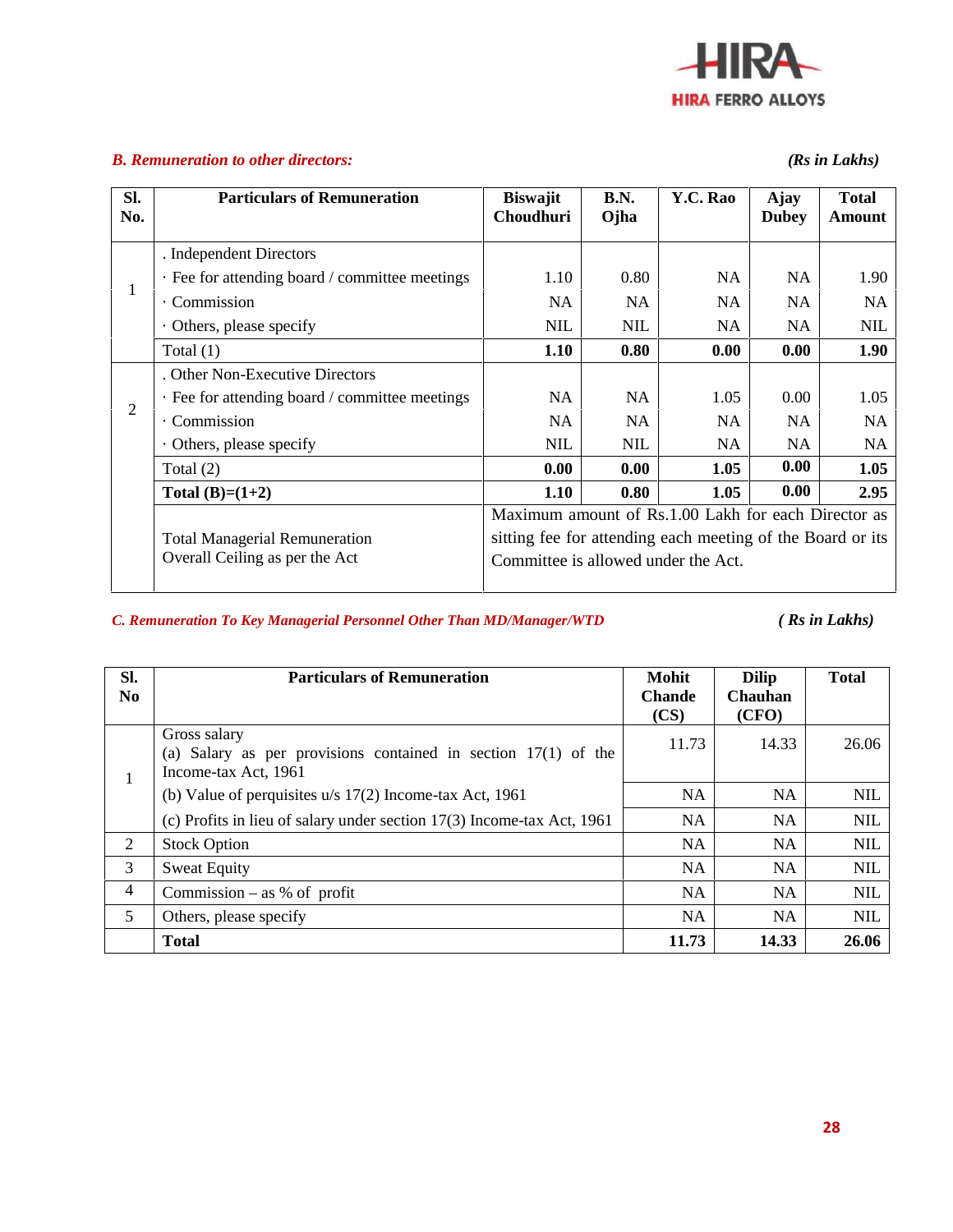*B. Remuneration to other directors:* *(Rs in Lakhs)*

| Sl. No. | Particulars of Remuneration | Biswajit Choudhuri | B.N. Ojha | Y.C. Rao | Ajay Dubey | Total Amount |
|---|---|---|---|---|---|---|
| 1 | . Independent Directors | | | | | |
| | · Fee for attending board / committee meetings | 1.10 | 0.80 | NA | NA | 1.90 |
| | · Commission | NA | NA | NA | NA | NA |
| | · Others, please specify | NIL | NIL | NA | NA | NIL |
| | Total (1) | **1.10** | **0.80** | **0.00** | **0.00** | **1.90** |
| 2 | . Other Non-Executive Directors | | | | | |
| | · Fee for attending board / committee meetings | NA | NA | 1.05 | 0.00 | 1.05 |
| | · Commission | NA | NA | NA | NA | NA |
| | · Others, please specify | NIL | NIL | NA | NA | NA |
| | Total (2) | **0.00** | **0.00** | **1.05** | **0.00** | **1.05** |
| | **Total (B)=(1+2)** | **1.10** | **0.80** | **1.05** | **0.00** | **2.95** |
| | Total Managerial Remuneration Overall Ceiling as per the Act | Maximum amount of Rs.1.00 Lakh for each Director as sitting fee for attending each meeting of the Board or its Committee is allowed under the Act. | | | | |

*C. Remuneration To Key Managerial Personnel Other Than MD/Manager/WTD* *( Rs in Lakhs)*

| Sl. No | Particulars of Remuneration | Mohit Chande (CS) | Dilip Chauhan (CFO) | Total |
|---|---|---|---|---|
| 1 | Gross salary<br>(a) Salary as per provisions contained in section 17(1) of the Income-tax Act, 1961 | 11.73 | 14.33 | 26.06 |
| | (b) Value of perquisites u/s 17(2) Income-tax Act, 1961 | NA | NA | NIL |
| | (c) Profits in lieu of salary under section 17(3) Income-tax Act, 1961 | NA | NA | NIL |
| 2 | Stock Option | NA | NA | NIL |
| 3 | Sweat Equity | NA | NA | NIL |
| 4 | Commission – as % of profit | NA | NA | NIL |
| 5 | Others, please specify | NA | NA | NIL |
| | **Total** | **11.73** | **14.33** | **26.06** |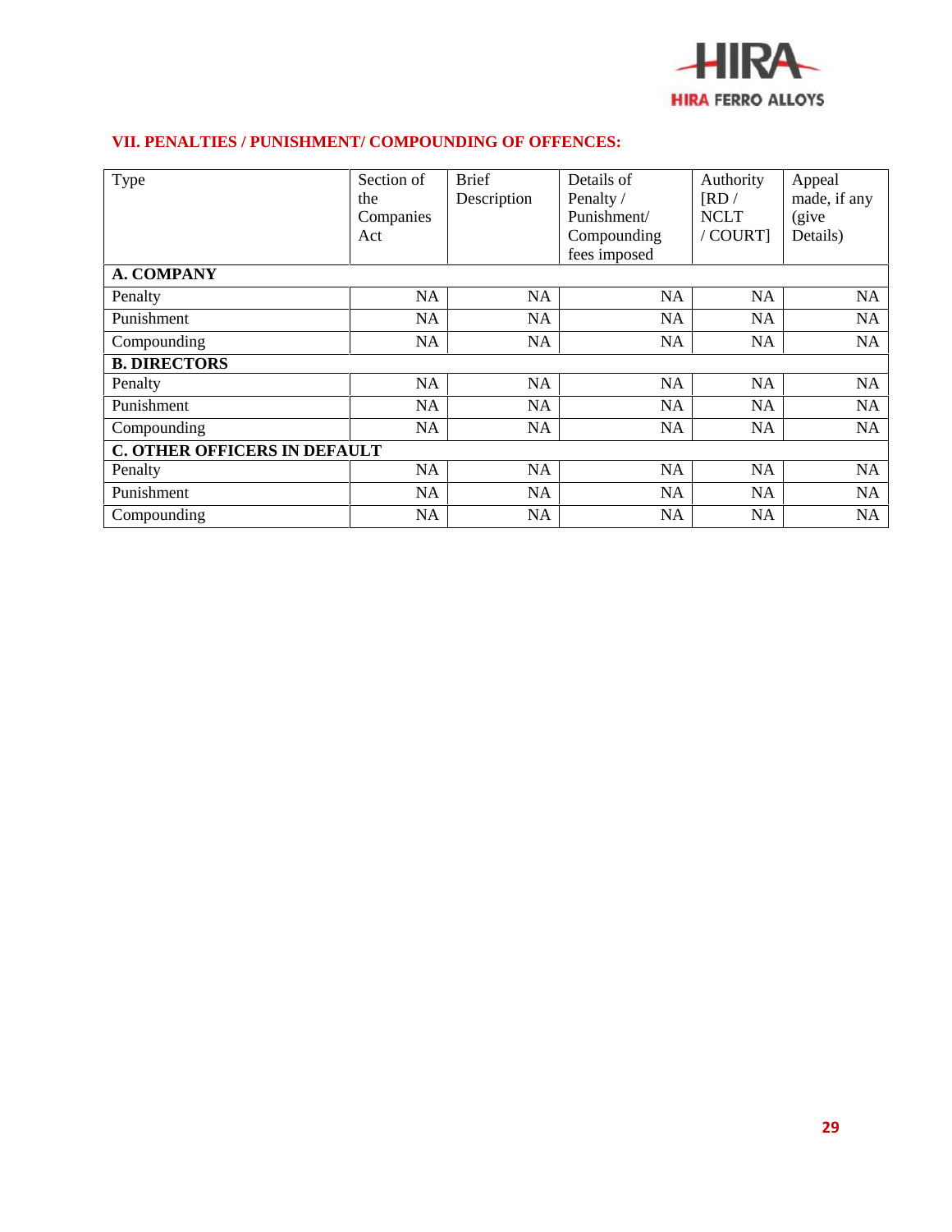## VII. PENALTIES / PUNISHMENT/ COMPOUNDING OF OFFENCES:

| Type | Section of the Companies Act | Brief Description | Details of Penalty / Punishment/ Compounding fees imposed | Authority [RD / NCLT / COURT] | Appeal made, if any (give Details) |
|---|---|---|---|---|---|
| **A. COMPANY** | | | | | |
| Penalty | NA | NA | NA | NA | NA |
| Punishment | NA | NA | NA | NA | NA |
| Compounding | NA | NA | NA | NA | NA |
| **B. DIRECTORS** | | | | | |
| Penalty | NA | NA | NA | NA | NA |
| Punishment | NA | NA | NA | NA | NA |
| Compounding | NA | NA | NA | NA | NA |
| **C. OTHER OFFICERS IN DEFAULT** | | | | | |
| Penalty | NA | NA | NA | NA | NA |
| Punishment | NA | NA | NA | NA | NA |
| Compounding | NA | NA | NA | NA | NA |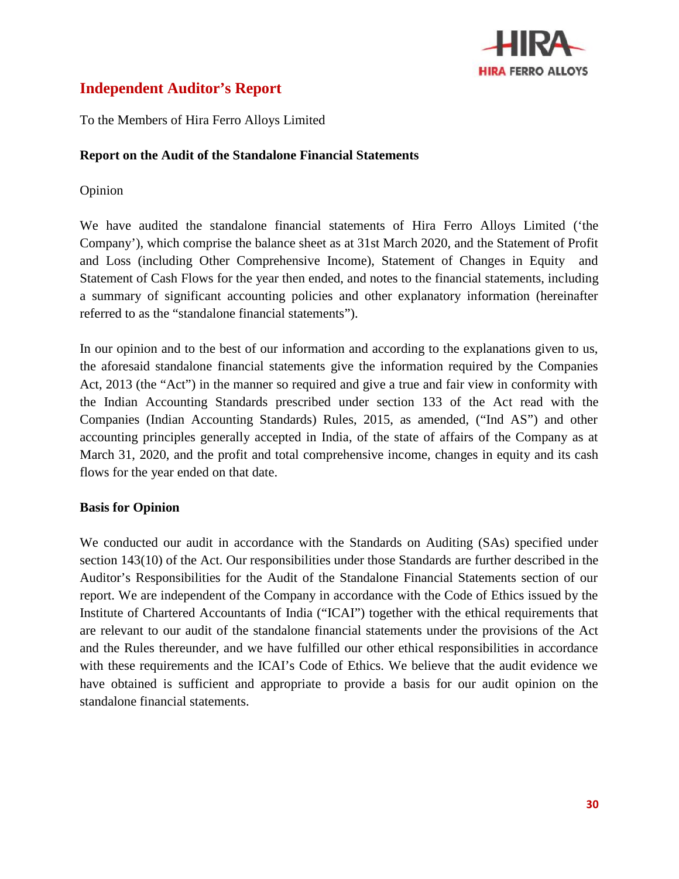## Independent Auditor's Report

To the Members of Hira Ferro Alloys Limited

**Report on the Audit of the Standalone Financial Statements**

Opinion

We have audited the standalone financial statements of Hira Ferro Alloys Limited ('the Company'), which comprise the balance sheet as at 31st March 2020, and the Statement of Profit and Loss (including Other Comprehensive Income), Statement of Changes in Equity and Statement of Cash Flows for the year then ended, and notes to the financial statements, including a summary of significant accounting policies and other explanatory information (hereinafter referred to as the "standalone financial statements").

In our opinion and to the best of our information and according to the explanations given to us, the aforesaid standalone financial statements give the information required by the Companies Act, 2013 (the "Act") in the manner so required and give a true and fair view in conformity with the Indian Accounting Standards prescribed under section 133 of the Act read with the Companies (Indian Accounting Standards) Rules, 2015, as amended, ("Ind AS") and other accounting principles generally accepted in India, of the state of affairs of the Company as at March 31, 2020, and the profit and total comprehensive income, changes in equity and its cash flows for the year ended on that date.

**Basis for Opinion**

We conducted our audit in accordance with the Standards on Auditing (SAs) specified under section 143(10) of the Act. Our responsibilities under those Standards are further described in the Auditor's Responsibilities for the Audit of the Standalone Financial Statements section of our report. We are independent of the Company in accordance with the Code of Ethics issued by the Institute of Chartered Accountants of India ("ICAI") together with the ethical requirements that are relevant to our audit of the standalone financial statements under the provisions of the Act and the Rules thereunder, and we have fulfilled our other ethical responsibilities in accordance with these requirements and the ICAI's Code of Ethics. We believe that the audit evidence we have obtained is sufficient and appropriate to provide a basis for our audit opinion on the standalone financial statements.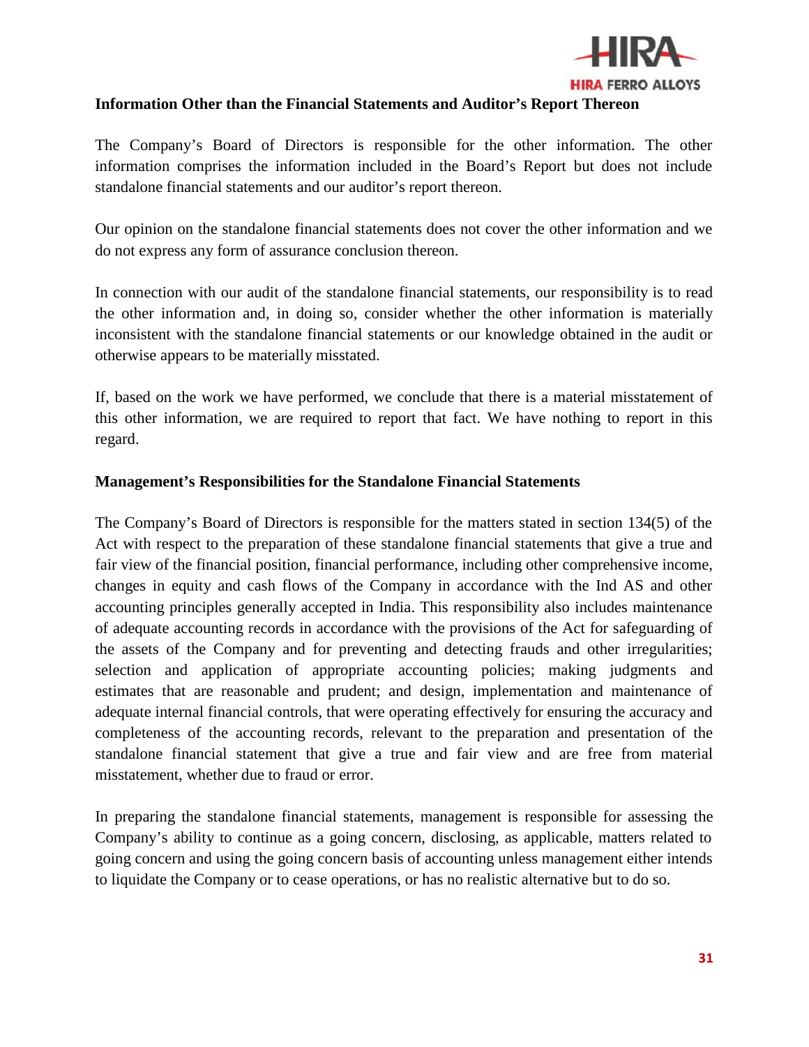**Information Other than the Financial Statements and Auditor's Report Thereon**

The Company's Board of Directors is responsible for the other information. The other information comprises the information included in the Board's Report but does not include standalone financial statements and our auditor's report thereon.

Our opinion on the standalone financial statements does not cover the other information and we do not express any form of assurance conclusion thereon.

In connection with our audit of the standalone financial statements, our responsibility is to read the other information and, in doing so, consider whether the other information is materially inconsistent with the standalone financial statements or our knowledge obtained in the audit or otherwise appears to be materially misstated.

If, based on the work we have performed, we conclude that there is a material misstatement of this other information, we are required to report that fact. We have nothing to report in this regard.

**Management's Responsibilities for the Standalone Financial Statements**

The Company's Board of Directors is responsible for the matters stated in section 134(5) of the Act with respect to the preparation of these standalone financial statements that give a true and fair view of the financial position, financial performance, including other comprehensive income, changes in equity and cash flows of the Company in accordance with the Ind AS and other accounting principles generally accepted in India. This responsibility also includes maintenance of adequate accounting records in accordance with the provisions of the Act for safeguarding of the assets of the Company and for preventing and detecting frauds and other irregularities; selection and application of appropriate accounting policies; making judgments and estimates that are reasonable and prudent; and design, implementation and maintenance of adequate internal financial controls, that were operating effectively for ensuring the accuracy and completeness of the accounting records, relevant to the preparation and presentation of the standalone financial statement that give a true and fair view and are free from material misstatement, whether due to fraud or error.

In preparing the standalone financial statements, management is responsible for assessing the Company's ability to continue as a going concern, disclosing, as applicable, matters related to going concern and using the going concern basis of accounting unless management either intends to liquidate the Company or to cease operations, or has no realistic alternative but to do so.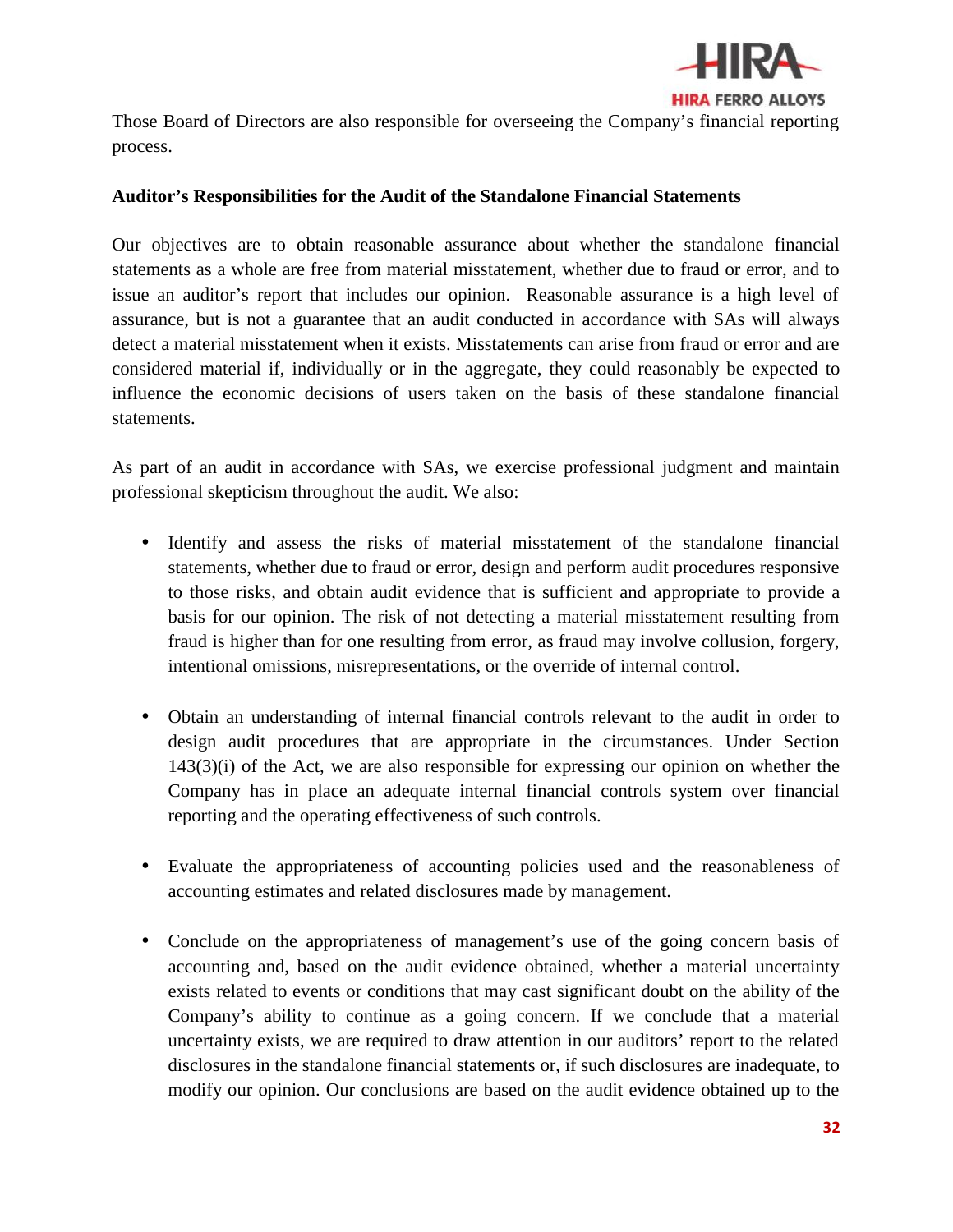Those Board of Directors are also responsible for overseeing the Company's financial reporting process.

**Auditor's Responsibilities for the Audit of the Standalone Financial Statements**

Our objectives are to obtain reasonable assurance about whether the standalone financial statements as a whole are free from material misstatement, whether due to fraud or error, and to issue an auditor's report that includes our opinion. Reasonable assurance is a high level of assurance, but is not a guarantee that an audit conducted in accordance with SAs will always detect a material misstatement when it exists. Misstatements can arise from fraud or error and are considered material if, individually or in the aggregate, they could reasonably be expected to influence the economic decisions of users taken on the basis of these standalone financial statements.

As part of an audit in accordance with SAs, we exercise professional judgment and maintain professional skepticism throughout the audit. We also:

- Identify and assess the risks of material misstatement of the standalone financial statements, whether due to fraud or error, design and perform audit procedures responsive to those risks, and obtain audit evidence that is sufficient and appropriate to provide a basis for our opinion. The risk of not detecting a material misstatement resulting from fraud is higher than for one resulting from error, as fraud may involve collusion, forgery, intentional omissions, misrepresentations, or the override of internal control.

- Obtain an understanding of internal financial controls relevant to the audit in order to design audit procedures that are appropriate in the circumstances. Under Section 143(3)(i) of the Act, we are also responsible for expressing our opinion on whether the Company has in place an adequate internal financial controls system over financial reporting and the operating effectiveness of such controls.

- Evaluate the appropriateness of accounting policies used and the reasonableness of accounting estimates and related disclosures made by management.

- Conclude on the appropriateness of management's use of the going concern basis of accounting and, based on the audit evidence obtained, whether a material uncertainty exists related to events or conditions that may cast significant doubt on the ability of the Company's ability to continue as a going concern. If we conclude that a material uncertainty exists, we are required to draw attention in our auditors' report to the related disclosures in the standalone financial statements or, if such disclosures are inadequate, to modify our opinion. Our conclusions are based on the audit evidence obtained up to the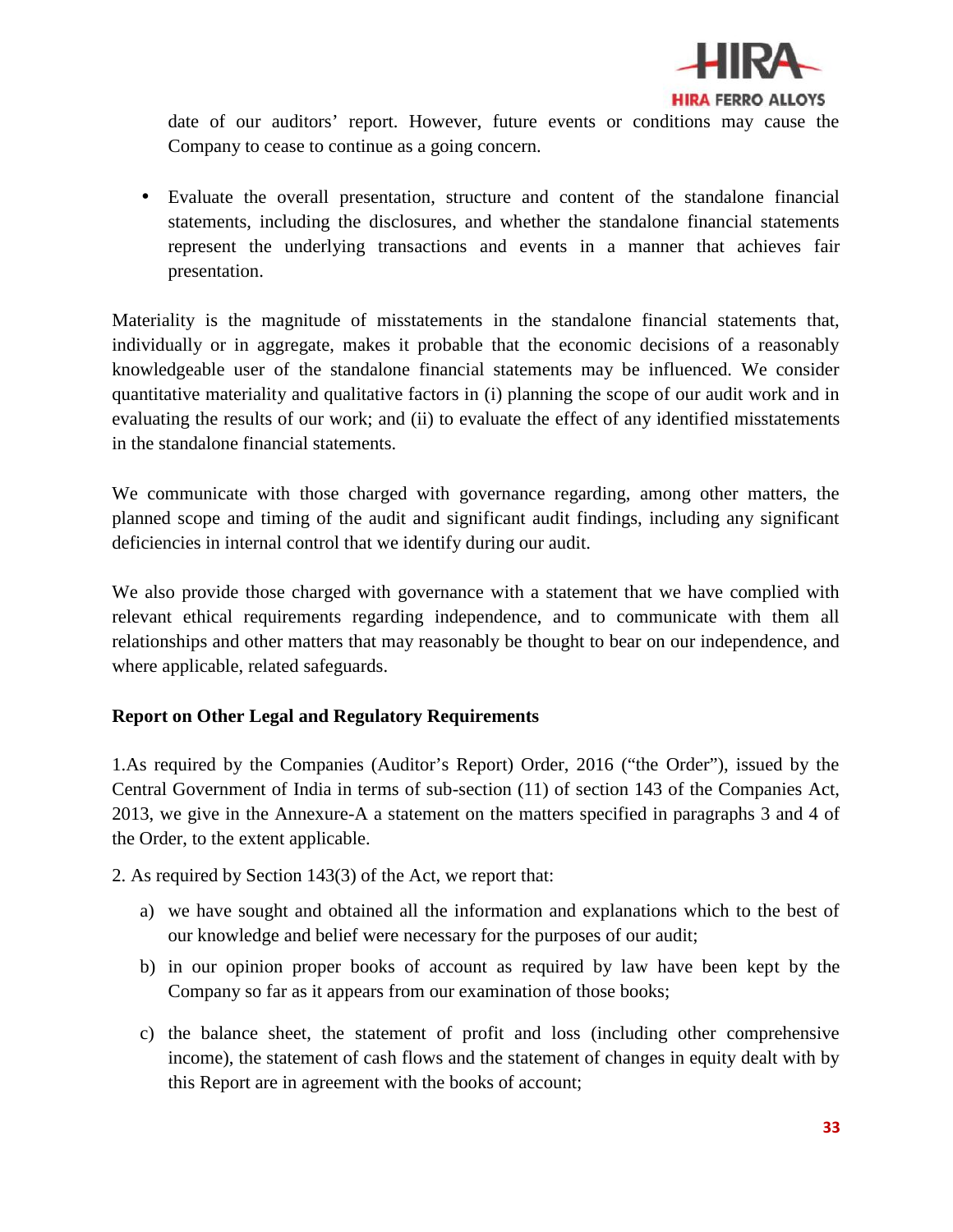date of our auditors' report. However, future events or conditions may cause the Company to cease to continue as a going concern.

- Evaluate the overall presentation, structure and content of the standalone financial statements, including the disclosures, and whether the standalone financial statements represent the underlying transactions and events in a manner that achieves fair presentation.

Materiality is the magnitude of misstatements in the standalone financial statements that, individually or in aggregate, makes it probable that the economic decisions of a reasonably knowledgeable user of the standalone financial statements may be influenced. We consider quantitative materiality and qualitative factors in (i) planning the scope of our audit work and in evaluating the results of our work; and (ii) to evaluate the effect of any identified misstatements in the standalone financial statements.

We communicate with those charged with governance regarding, among other matters, the planned scope and timing of the audit and significant audit findings, including any significant deficiencies in internal control that we identify during our audit.

We also provide those charged with governance with a statement that we have complied with relevant ethical requirements regarding independence, and to communicate with them all relationships and other matters that may reasonably be thought to bear on our independence, and where applicable, related safeguards.

**Report on Other Legal and Regulatory Requirements**

1.As required by the Companies (Auditor's Report) Order, 2016 ("the Order"), issued by the Central Government of India in terms of sub-section (11) of section 143 of the Companies Act, 2013, we give in the Annexure-A a statement on the matters specified in paragraphs 3 and 4 of the Order, to the extent applicable.

2. As required by Section 143(3) of the Act, we report that:

a) we have sought and obtained all the information and explanations which to the best of our knowledge and belief were necessary for the purposes of our audit;

b) in our opinion proper books of account as required by law have been kept by the Company so far as it appears from our examination of those books;

c) the balance sheet, the statement of profit and loss (including other comprehensive income), the statement of cash flows and the statement of changes in equity dealt with by this Report are in agreement with the books of account;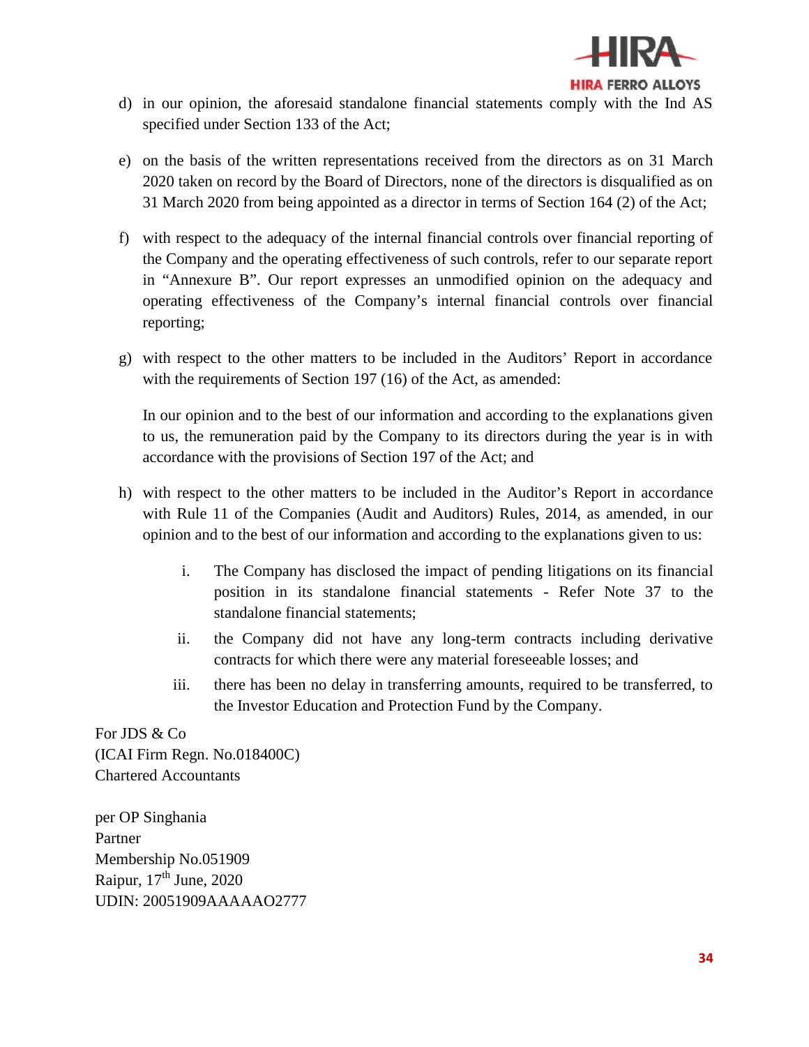d) in our opinion, the aforesaid standalone financial statements comply with the Ind AS specified under Section 133 of the Act;

e) on the basis of the written representations received from the directors as on 31 March 2020 taken on record by the Board of Directors, none of the directors is disqualified as on 31 March 2020 from being appointed as a director in terms of Section 164 (2) of the Act;

f) with respect to the adequacy of the internal financial controls over financial reporting of the Company and the operating effectiveness of such controls, refer to our separate report in "Annexure B". Our report expresses an unmodified opinion on the adequacy and operating effectiveness of the Company's internal financial controls over financial reporting;

g) with respect to the other matters to be included in the Auditors' Report in accordance with the requirements of Section 197 (16) of the Act, as amended:

   In our opinion and to the best of our information and according to the explanations given to us, the remuneration paid by the Company to its directors during the year is in with accordance with the provisions of Section 197 of the Act; and

h) with respect to the other matters to be included in the Auditor's Report in accordance with Rule 11 of the Companies (Audit and Auditors) Rules, 2014, as amended, in our opinion and to the best of our information and according to the explanations given to us:

   i. The Company has disclosed the impact of pending litigations on its financial position in its standalone financial statements - Refer Note 37 to the standalone financial statements;

   ii. the Company did not have any long-term contracts including derivative contracts for which there were any material foreseeable losses; and

   iii. there has been no delay in transferring amounts, required to be transferred, to the Investor Education and Protection Fund by the Company.

For JDS & Co  
(ICAI Firm Regn. No.018400C)  
Chartered Accountants

per OP Singhania  
Partner  
Membership No.051909  
Raipur, 17th June, 2020  
UDIN: 20051909AAAAAO2777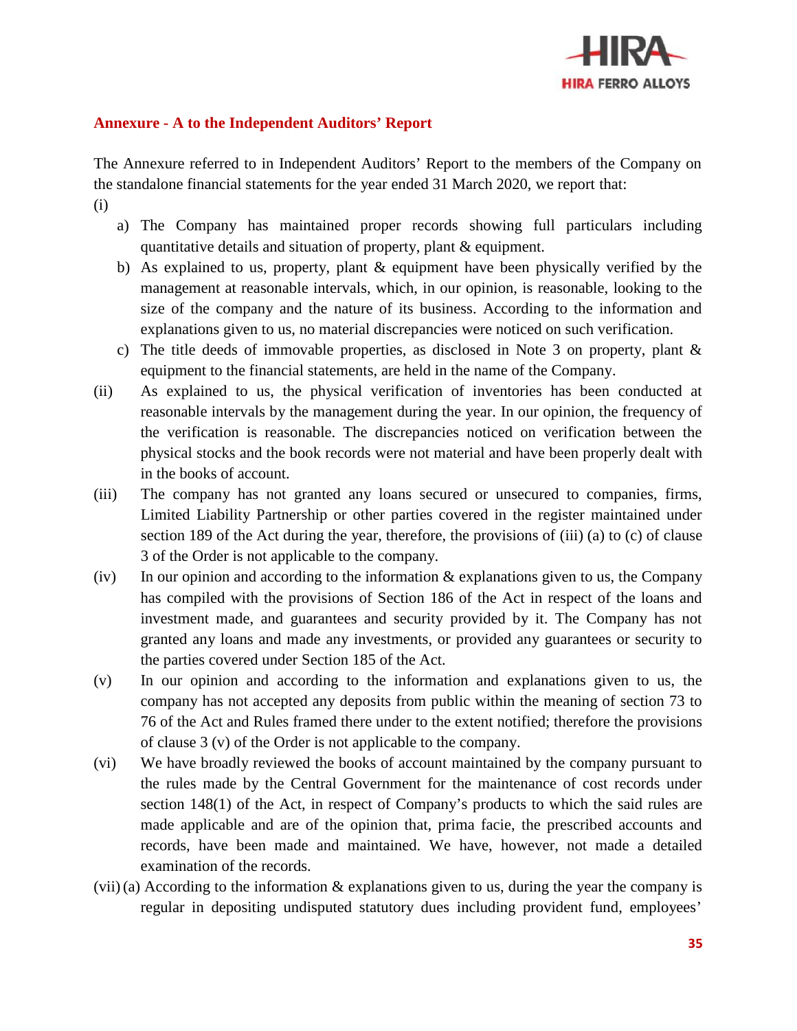## Annexure - A to the Independent Auditors' Report

The Annexure referred to in Independent Auditors' Report to the members of the Company on the standalone financial statements for the year ended 31 March 2020, we report that:

(i)

a) The Company has maintained proper records showing full particulars including quantitative details and situation of property, plant & equipment.

b) As explained to us, property, plant & equipment have been physically verified by the management at reasonable intervals, which, in our opinion, is reasonable, looking to the size of the company and the nature of its business. According to the information and explanations given to us, no material discrepancies were noticed on such verification.

c) The title deeds of immovable properties, as disclosed in Note 3 on property, plant & equipment to the financial statements, are held in the name of the Company.

(ii) As explained to us, the physical verification of inventories has been conducted at reasonable intervals by the management during the year. In our opinion, the frequency of the verification is reasonable. The discrepancies noticed on verification between the physical stocks and the book records were not material and have been properly dealt with in the books of account.

(iii) The company has not granted any loans secured or unsecured to companies, firms, Limited Liability Partnership or other parties covered in the register maintained under section 189 of the Act during the year, therefore, the provisions of (iii) (a) to (c) of clause 3 of the Order is not applicable to the company.

(iv) In our opinion and according to the information & explanations given to us, the Company has compiled with the provisions of Section 186 of the Act in respect of the loans and investment made, and guarantees and security provided by it. The Company has not granted any loans and made any investments, or provided any guarantees or security to the parties covered under Section 185 of the Act.

(v) In our opinion and according to the information and explanations given to us, the company has not accepted any deposits from public within the meaning of section 73 to 76 of the Act and Rules framed there under to the extent notified; therefore the provisions of clause 3 (v) of the Order is not applicable to the company.

(vi) We have broadly reviewed the books of account maintained by the company pursuant to the rules made by the Central Government for the maintenance of cost records under section 148(1) of the Act, in respect of Company's products to which the said rules are made applicable and are of the opinion that, prima facie, the prescribed accounts and records, have been made and maintained. We have, however, not made a detailed examination of the records.

(vii) (a) According to the information & explanations given to us, during the year the company is regular in depositing undisputed statutory dues including provident fund, employees'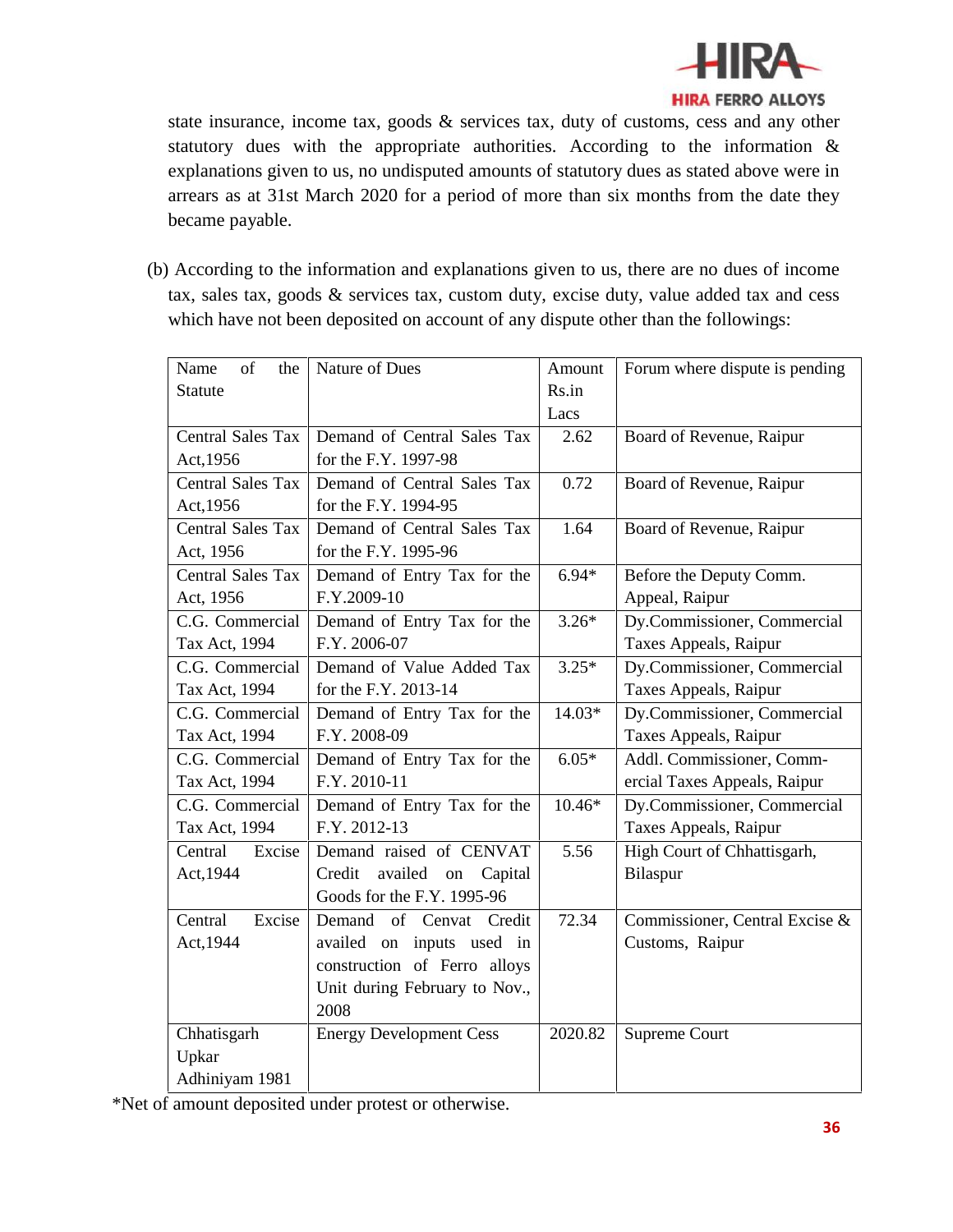state insurance, income tax, goods & services tax, duty of customs, cess and any other statutory dues with the appropriate authorities. According to the information & explanations given to us, no undisputed amounts of statutory dues as stated above were in arrears as at 31st March 2020 for a period of more than six months from the date they became payable.

(b) According to the information and explanations given to us, there are no dues of income tax, sales tax, goods & services tax, custom duty, excise duty, value added tax and cess which have not been deposited on account of any dispute other than the followings:

| Name of the Statute | Nature of Dues | Amount Rs.in Lacs | Forum where dispute is pending |
|---|---|---|---|
| Central Sales Tax Act,1956 | Demand of Central Sales Tax for the F.Y. 1997-98 | 2.62 | Board of Revenue, Raipur |
| Central Sales Tax Act,1956 | Demand of Central Sales Tax for the F.Y. 1994-95 | 0.72 | Board of Revenue, Raipur |
| Central Sales Tax Act, 1956 | Demand of Central Sales Tax for the F.Y. 1995-96 | 1.64 | Board of Revenue, Raipur |
| Central Sales Tax Act, 1956 | Demand of Entry Tax for the F.Y.2009-10 | 6.94* | Before the Deputy Comm. Appeal, Raipur |
| C.G. Commercial Tax Act, 1994 | Demand of Entry Tax for the F.Y. 2006-07 | 3.26* | Dy.Commissioner, Commercial Taxes Appeals, Raipur |
| C.G. Commercial Tax Act, 1994 | Demand of Value Added Tax for the F.Y. 2013-14 | 3.25* | Dy.Commissioner, Commercial Taxes Appeals, Raipur |
| C.G. Commercial Tax Act, 1994 | Demand of Entry Tax for the F.Y. 2008-09 | 14.03* | Dy.Commissioner, Commercial Taxes Appeals, Raipur |
| C.G. Commercial Tax Act, 1994 | Demand of Entry Tax for the F.Y. 2010-11 | 6.05* | Addl. Commissioner, Commercial Taxes Appeals, Raipur |
| C.G. Commercial Tax Act, 1994 | Demand of Entry Tax for the F.Y. 2012-13 | 10.46* | Dy.Commissioner, Commercial Taxes Appeals, Raipur |
| Central Excise Act,1944 | Demand raised of CENVAT Credit availed on Capital Goods for the F.Y. 1995-96 | 5.56 | High Court of Chhattisgarh, Bilaspur |
| Central Excise Act,1944 | Demand of Cenvat Credit availed on inputs used in construction of Ferro alloys Unit during February to Nov., 2008 | 72.34 | Commissioner, Central Excise & Customs, Raipur |
| Chhatisgarh Upkar Adhiniyam 1981 | Energy Development Cess | 2020.82 | Supreme Court |

*Net of amount deposited under protest or otherwise.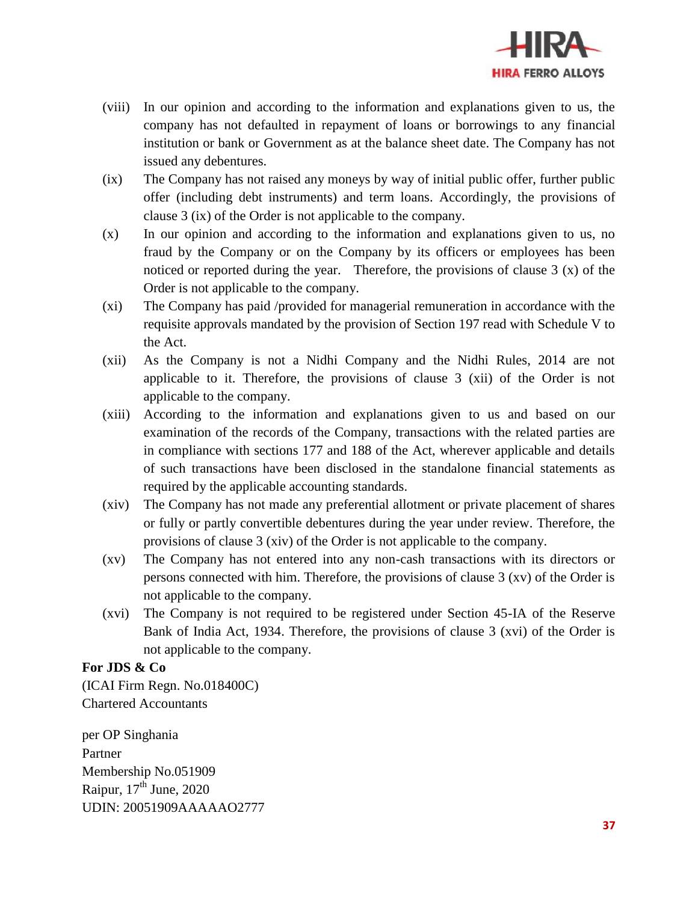(viii) In our opinion and according to the information and explanations given to us, the company has not defaulted in repayment of loans or borrowings to any financial institution or bank or Government as at the balance sheet date. The Company has not issued any debentures.

(ix) The Company has not raised any moneys by way of initial public offer, further public offer (including debt instruments) and term loans. Accordingly, the provisions of clause 3 (ix) of the Order is not applicable to the company.

(x) In our opinion and according to the information and explanations given to us, no fraud by the Company or on the Company by its officers or employees has been noticed or reported during the year. Therefore, the provisions of clause 3 (x) of the Order is not applicable to the company.

(xi) The Company has paid /provided for managerial remuneration in accordance with the requisite approvals mandated by the provision of Section 197 read with Schedule V to the Act.

(xii) As the Company is not a Nidhi Company and the Nidhi Rules, 2014 are not applicable to it. Therefore, the provisions of clause 3 (xii) of the Order is not applicable to the company.

(xiii) According to the information and explanations given to us and based on our examination of the records of the Company, transactions with the related parties are in compliance with sections 177 and 188 of the Act, wherever applicable and details of such transactions have been disclosed in the standalone financial statements as required by the applicable accounting standards.

(xiv) The Company has not made any preferential allotment or private placement of shares or fully or partly convertible debentures during the year under review. Therefore, the provisions of clause 3 (xiv) of the Order is not applicable to the company.

(xv) The Company has not entered into any non-cash transactions with its directors or persons connected with him. Therefore, the provisions of clause 3 (xv) of the Order is not applicable to the company.

(xvi) The Company is not required to be registered under Section 45-IA of the Reserve Bank of India Act, 1934. Therefore, the provisions of clause 3 (xvi) of the Order is not applicable to the company.

**For JDS & Co**
(ICAI Firm Regn. No.018400C)
Chartered Accountants

per OP Singhania
Partner
Membership No.051909
Raipur, 17th June, 2020
UDIN: 20051909AAAAAO2777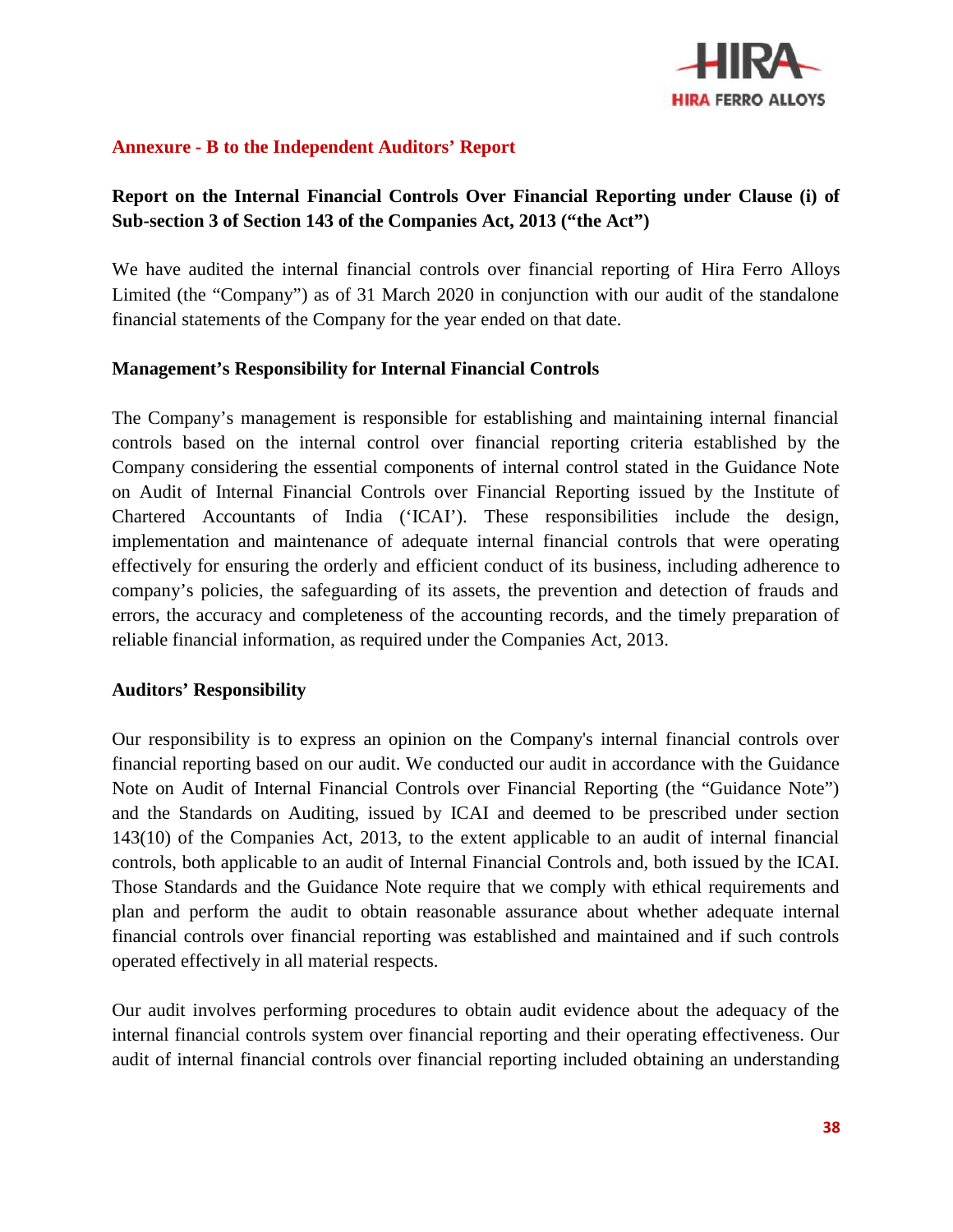## Annexure - B to the Independent Auditors' Report

### Report on the Internal Financial Controls Over Financial Reporting under Clause (i) of Sub-section 3 of Section 143 of the Companies Act, 2013 ("the Act")

We have audited the internal financial controls over financial reporting of Hira Ferro Alloys Limited (the "Company") as of 31 March 2020 in conjunction with our audit of the standalone financial statements of the Company for the year ended on that date.

**Management's Responsibility for Internal Financial Controls**

The Company's management is responsible for establishing and maintaining internal financial controls based on the internal control over financial reporting criteria established by the Company considering the essential components of internal control stated in the Guidance Note on Audit of Internal Financial Controls over Financial Reporting issued by the Institute of Chartered Accountants of India ('ICAI'). These responsibilities include the design, implementation and maintenance of adequate internal financial controls that were operating effectively for ensuring the orderly and efficient conduct of its business, including adherence to company's policies, the safeguarding of its assets, the prevention and detection of frauds and errors, the accuracy and completeness of the accounting records, and the timely preparation of reliable financial information, as required under the Companies Act, 2013.

**Auditors' Responsibility**

Our responsibility is to express an opinion on the Company's internal financial controls over financial reporting based on our audit. We conducted our audit in accordance with the Guidance Note on Audit of Internal Financial Controls over Financial Reporting (the "Guidance Note") and the Standards on Auditing, issued by ICAI and deemed to be prescribed under section 143(10) of the Companies Act, 2013, to the extent applicable to an audit of internal financial controls, both applicable to an audit of Internal Financial Controls and, both issued by the ICAI. Those Standards and the Guidance Note require that we comply with ethical requirements and plan and perform the audit to obtain reasonable assurance about whether adequate internal financial controls over financial reporting was established and maintained and if such controls operated effectively in all material respects.

Our audit involves performing procedures to obtain audit evidence about the adequacy of the internal financial controls system over financial reporting and their operating effectiveness. Our audit of internal financial controls over financial reporting included obtaining an understanding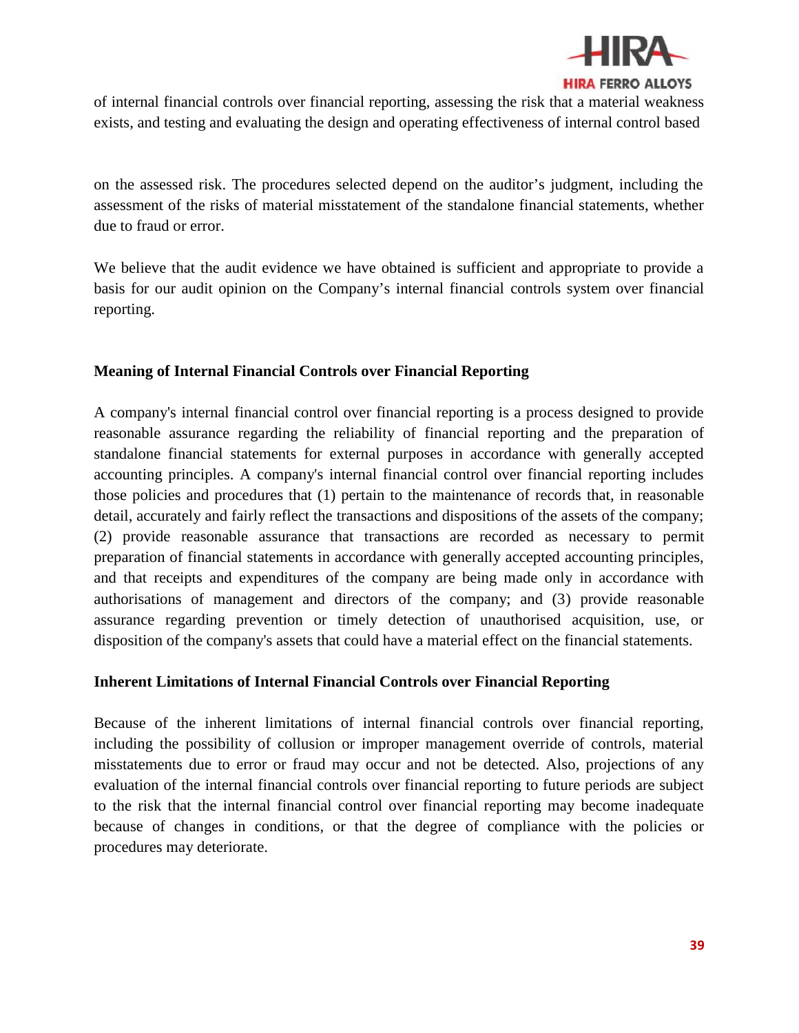of internal financial controls over financial reporting, assessing the risk that a material weakness exists, and testing and evaluating the design and operating effectiveness of internal control based

on the assessed risk. The procedures selected depend on the auditor's judgment, including the assessment of the risks of material misstatement of the standalone financial statements, whether due to fraud or error.

We believe that the audit evidence we have obtained is sufficient and appropriate to provide a basis for our audit opinion on the Company's internal financial controls system over financial reporting.

**Meaning of Internal Financial Controls over Financial Reporting**

A company's internal financial control over financial reporting is a process designed to provide reasonable assurance regarding the reliability of financial reporting and the preparation of standalone financial statements for external purposes in accordance with generally accepted accounting principles. A company's internal financial control over financial reporting includes those policies and procedures that (1) pertain to the maintenance of records that, in reasonable detail, accurately and fairly reflect the transactions and dispositions of the assets of the company; (2) provide reasonable assurance that transactions are recorded as necessary to permit preparation of financial statements in accordance with generally accepted accounting principles, and that receipts and expenditures of the company are being made only in accordance with authorisations of management and directors of the company; and (3) provide reasonable assurance regarding prevention or timely detection of unauthorised acquisition, use, or disposition of the company's assets that could have a material effect on the financial statements.

**Inherent Limitations of Internal Financial Controls over Financial Reporting**

Because of the inherent limitations of internal financial controls over financial reporting, including the possibility of collusion or improper management override of controls, material misstatements due to error or fraud may occur and not be detected. Also, projections of any evaluation of the internal financial controls over financial reporting to future periods are subject to the risk that the internal financial control over financial reporting may become inadequate because of changes in conditions, or that the degree of compliance with the policies or procedures may deteriorate.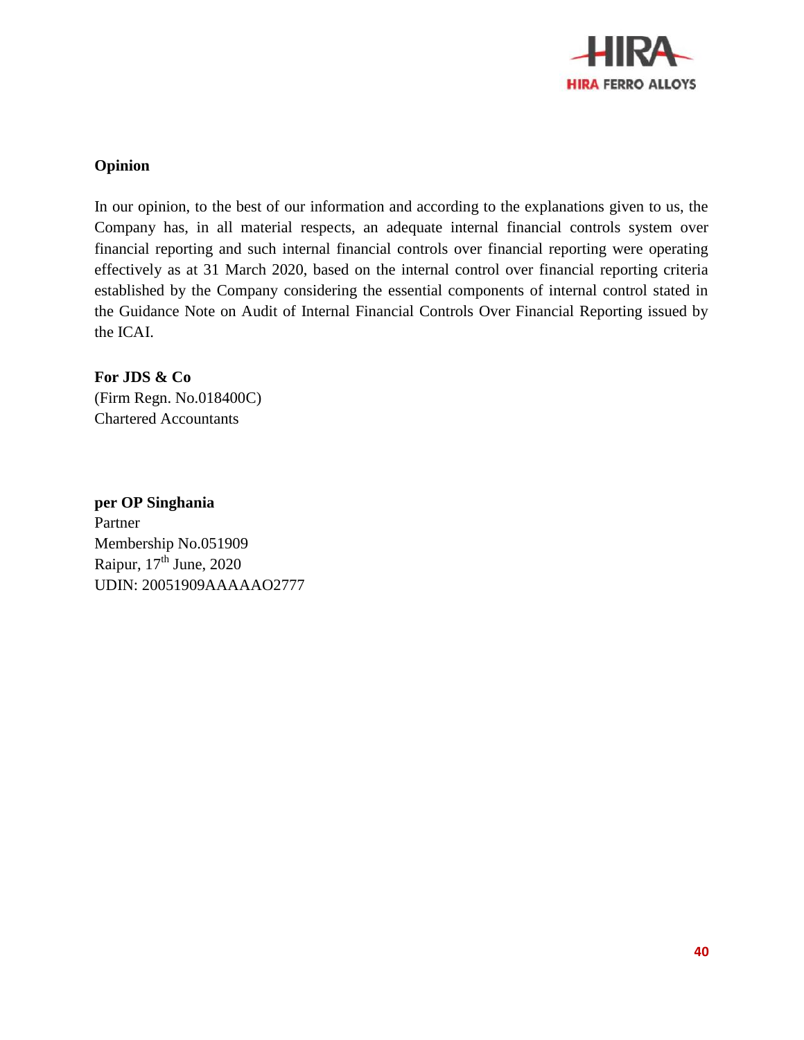**Opinion**

In our opinion, to the best of our information and according to the explanations given to us, the Company has, in all material respects, an adequate internal financial controls system over financial reporting and such internal financial controls over financial reporting were operating effectively as at 31 March 2020, based on the internal control over financial reporting criteria established by the Company considering the essential components of internal control stated in the Guidance Note on Audit of Internal Financial Controls Over Financial Reporting issued by the ICAI.

**For JDS & Co**
(Firm Regn. No.018400C)
Chartered Accountants

**per OP Singhania**
Partner
Membership No.051909
Raipur, 17th June, 2020
UDIN: 20051909AAAAAO2777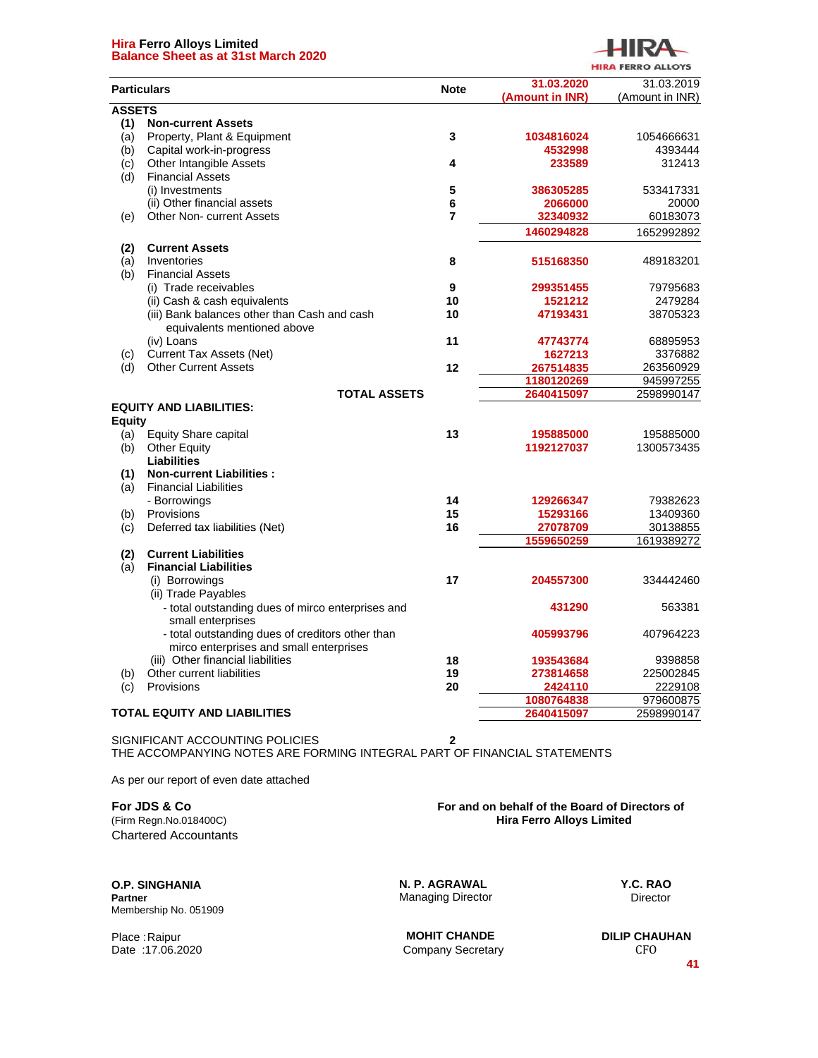# Hira Ferro Alloys Limited
## Balance Sheet as at 31st March 2020

| | Particulars | Note | 31.03.2020 (Amount in INR) | 31.03.2019 (Amount in INR) |
|---|---|---|---|---|
| **ASSETS** | | | | |
| **(1)** | **Non-current Assets** | | | |
| (a) | Property, Plant & Equipment | 3 | 1034816024 | 1054666631 |
| (b) | Capital work-in-progress | | 4532998 | 4393444 |
| (c) | Other Intangible Assets | 4 | 233589 | 312413 |
| (d) | Financial Assets | | | |
| | (i) Investments | 5 | 386305285 | 533417331 |
| | (ii) Other financial assets | 6 | 2066000 | 20000 |
| (e) | Other Non- current Assets | 7 | 32340932 | 60183073 |
| | | | 1460294828 | 1652992892 |
| **(2)** | **Current Assets** | | | |
| (a) | Inventories | 8 | 515168350 | 489183201 |
| (b) | Financial Assets | | | |
| | (i) Trade receivables | 9 | 299351455 | 79795683 |
| | (ii) Cash & cash equivalents | 10 | 1521212 | 2479284 |
| | (iii) Bank balances other than Cash and cash equivalents mentioned above | 10 | 47193431 | 38705323 |
| | (iv) Loans | 11 | 47743774 | 68895953 |
| (c) | Current Tax Assets (Net) | | 1627213 | 3376882 |
| (d) | Other Current Assets | 12 | 267514835 | 263560929 |
| | | | 1180120269 | 945997255 |
| | **TOTAL ASSETS** | | 2640415097 | 2598990147 |
| **EQUITY AND LIABILITIES:** | | | | |
| **Equity** | | | | |
| (a) | Equity Share capital | 13 | 195885000 | 195885000 |
| (b) | Other Equity | | 1192127037 | 1300573435 |
| | **Liabilities** | | | |
| **(1)** | **Non-current Liabilities :** | | | |
| (a) | Financial Liabilities | | | |
| | - Borrowings | 14 | 129266347 | 79382623 |
| (b) | Provisions | 15 | 15293166 | 13409360 |
| (c) | Deferred tax liabilities (Net) | 16 | 27078709 | 30138855 |
| | | | 1559650259 | 1619389272 |
| **(2)** | **Current Liabilities** | | | |
| (a) | **Financial Liabilities** | | | |
| | (i) Borrowings | 17 | 204557300 | 334442460 |
| | (ii) Trade Payables | | | |
| | - total outstanding dues of mirco enterprises and small enterprises | | 431290 | 563381 |
| | - total outstanding dues of creditors other than mirco enterprises and small enterprises | | 405993796 | 407964223 |
| | (iii) Other financial liabilities | 18 | 193543684 | 9398858 |
| (b) | Other current liabilities | 19 | 273814658 | 225002845 |
| (c) | Provisions | 20 | 2424110 | 2229108 |
| | | | 1080764838 | 979600875 |
| **TOTAL EQUITY AND LIABILITIES** | | | 2640415097 | 2598990147 |

SIGNIFICANT ACCOUNTING POLICIES 2

THE ACCOMPANYING NOTES ARE FORMING INTEGRAL PART OF FINANCIAL STATEMENTS

As per our report of even date attached

**For JDS & Co**
(Firm Regn.No.018400C)
Chartered Accountants

**For and on behalf of the Board of Directors of Hira Ferro Alloys Limited**

**O.P. SINGHANIA**
**Partner**
Membership No. 051909

**N. P. AGRAWAL**
Managing Director

**Y.C. RAO**
Director

Place : Raipur
Date : 17.06.2020

**MOHIT CHANDE**
Company Secretary

**DILIP CHAUHAN**
CFO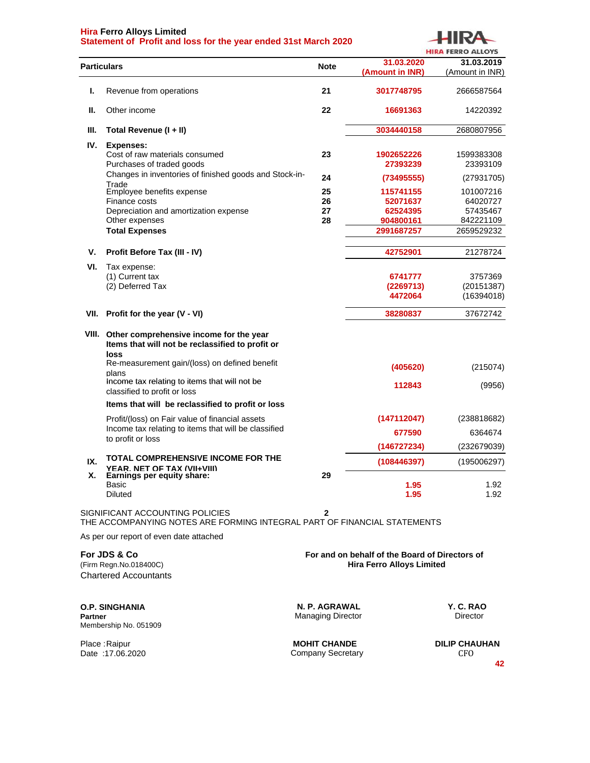**Hira Ferro Alloys Limited**

**Statement of Profit and loss for the year ended 31st March 2020**

| | Particulars | Note | 31.03.2020 (Amount in INR) | 31.03.2019 (Amount in INR) |
|---|---|---|---|---|
| I. | Revenue from operations | 21 | 3017748795 | 2666587564 |
| II. | Other income | 22 | 16691363 | 14220392 |
| III. | **Total Revenue (I + II)** | | 3034440158 | 2680807956 |
| IV. | **Expenses:** | | | |
| | Cost of raw materials consumed | 23 | 1902652226 | 1599383308 |
| | Purchases of traded goods | | 27393239 | 23393109 |
| | Changes in inventories of finished goods and Stock-in-Trade | 24 | (73495555) | (27931705) |
| | Employee benefits expense | 25 | 115741155 | 101007216 |
| | Finance costs | 26 | 52071637 | 64020727 |
| | Depreciation and amortization expense | 27 | 62524395 | 57435467 |
| | Other expenses | 28 | 904800161 | 842221109 |
| | **Total Expenses** | | 2991687257 | 2659529232 |
| V. | **Profit Before Tax (III - IV)** | | 42752901 | 21278724 |
| VI. | Tax expense: | | | |
| | (1) Current tax | | 6741777 | 3757369 |
| | (2) Deferred Tax | | (2269713) | (20151387) |
| | | | 4472064 | (16394018) |
| VII. | **Profit for the year (V - VI)** | | 38280837 | 37672742 |
| VIII. | **Other comprehensive income for the year** | | | |
| | **Items that will not be reclassified to profit or loss** | | | |
| | Re-measurement gain/(loss) on defined benefit plans | | (405620) | (215074) |
| | Income tax relating to items that will not be classified to profit or loss | | 112843 | (9956) |
| | **Items that will be reclassified to profit or loss** | | | |
| | Profit/(loss) on Fair value of financial assets | | (147112047) | (238818682) |
| | Income tax relating to items that will be classified to profit or loss | | 677590 | 6364674 |
| | | | (146727234) | (232679039) |
| IX. | **TOTAL COMPREHENSIVE INCOME FOR THE YEAR, NET OF TAX (VII+VIII)** | | (108446397) | (195006297) |
| X. | **Earnings per equity share:** | 29 | | |
| | Basic | | 1.95 | 1.92 |
| | Diluted | | 1.95 | 1.92 |

SIGNIFICANT ACCOUNTING POLICIES 2

THE ACCOMPANYING NOTES ARE FORMING INTEGRAL PART OF FINANCIAL STATEMENTS

As per our report of even date attached

**For JDS & Co**
(Firm Regn.No.018400C)
Chartered Accountants

**For and on behalf of the Board of Directors of Hira Ferro Alloys Limited**

**O.P. SINGHANIA**
**Partner**
Membership No. 051909

**N. P. AGRAWAL**
Managing Director

**Y. C. RAO**
Director

Place : Raipur
Date : 17.06.2020

**MOHIT CHANDE**
Company Secretary

**DILIP CHAUHAN**
CFO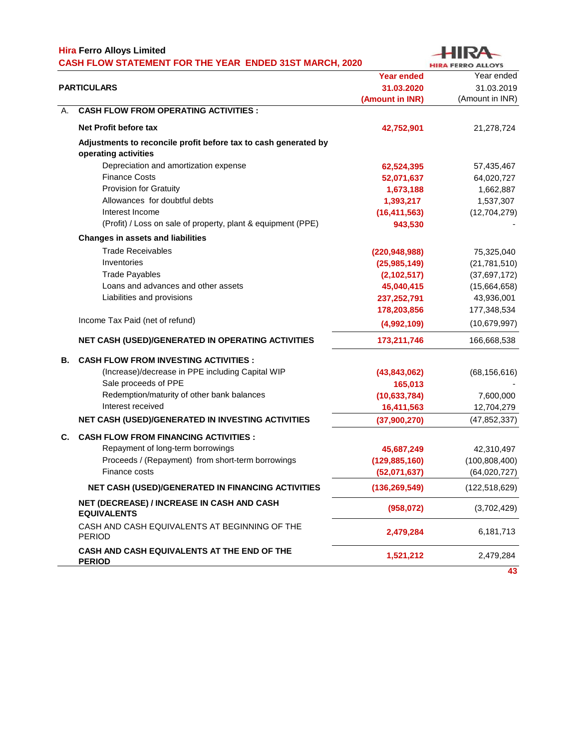**Hira Ferro Alloys Limited**

**CASH FLOW STATEMENT FOR THE YEAR ENDED 31ST MARCH, 2020**

| | PARTICULARS | Year ended 31.03.2020 (Amount in INR) | Year ended 31.03.2019 (Amount in INR) |
|---|---|---|---|
| A. | **CASH FLOW FROM OPERATING ACTIVITIES :** | | |
| | **Net Profit before tax** | 42,752,901 | 21,278,724 |
| | **Adjustments to reconcile profit before tax to cash generated by operating activities** | | |
| | Depreciation and amortization expense | 62,524,395 | 57,435,467 |
| | Finance Costs | 52,071,637 | 64,020,727 |
| | Provision for Gratuity | 1,673,188 | 1,662,887 |
| | Allowances for doubtful debts | 1,393,217 | 1,537,307 |
| | Interest Income | (16,411,563) | (12,704,279) |
| | (Profit) / Loss on sale of property, plant & equipment (PPE) | 943,530 | - |
| | **Changes in assets and liabilities** | | |
| | Trade Receivables | (220,948,988) | 75,325,040 |
| | Inventories | (25,985,149) | (21,781,510) |
| | Trade Payables | (2,102,517) | (37,697,172) |
| | Loans and advances and other assets | 45,040,415 | (15,664,658) |
| | Liabilities and provisions | 237,252,791 | 43,936,001 |
| | | 178,203,856 | 177,348,534 |
| | Income Tax Paid (net of refund) | (4,992,109) | (10,679,997) |
| | **NET CASH (USED)/GENERATED IN OPERATING ACTIVITIES** | 173,211,746 | 166,668,538 |
| **B.** | **CASH FLOW FROM INVESTING ACTIVITIES :** | | |
| | (Increase)/decrease in PPE including Capital WIP | (43,843,062) | (68,156,616) |
| | Sale proceeds of PPE | 165,013 | - |
| | Redemption/maturity of other bank balances | (10,633,784) | 7,600,000 |
| | Interest received | 16,411,563 | 12,704,279 |
| | **NET CASH (USED)/GENERATED IN INVESTING ACTIVITIES** | (37,900,270) | (47,852,337) |
| **C.** | **CASH FLOW FROM FINANCING ACTIVITIES :** | | |
| | Repayment of long-term borrowings | 45,687,249 | 42,310,497 |
| | Proceeds / (Repayment) from short-term borrowings | (129,885,160) | (100,808,400) |
| | Finance costs | (52,071,637) | (64,020,727) |
| | **NET CASH (USED)/GENERATED IN FINANCING ACTIVITIES** | (136,269,549) | (122,518,629) |
| | **NET (DECREASE) / INCREASE IN CASH AND CASH EQUIVALENTS** | (958,072) | (3,702,429) |
| | CASH AND CASH EQUIVALENTS AT BEGINNING OF THE PERIOD | 2,479,284 | 6,181,713 |
| | **CASH AND CASH EQUIVALENTS AT THE END OF THE PERIOD** | 1,521,212 | 2,479,284 |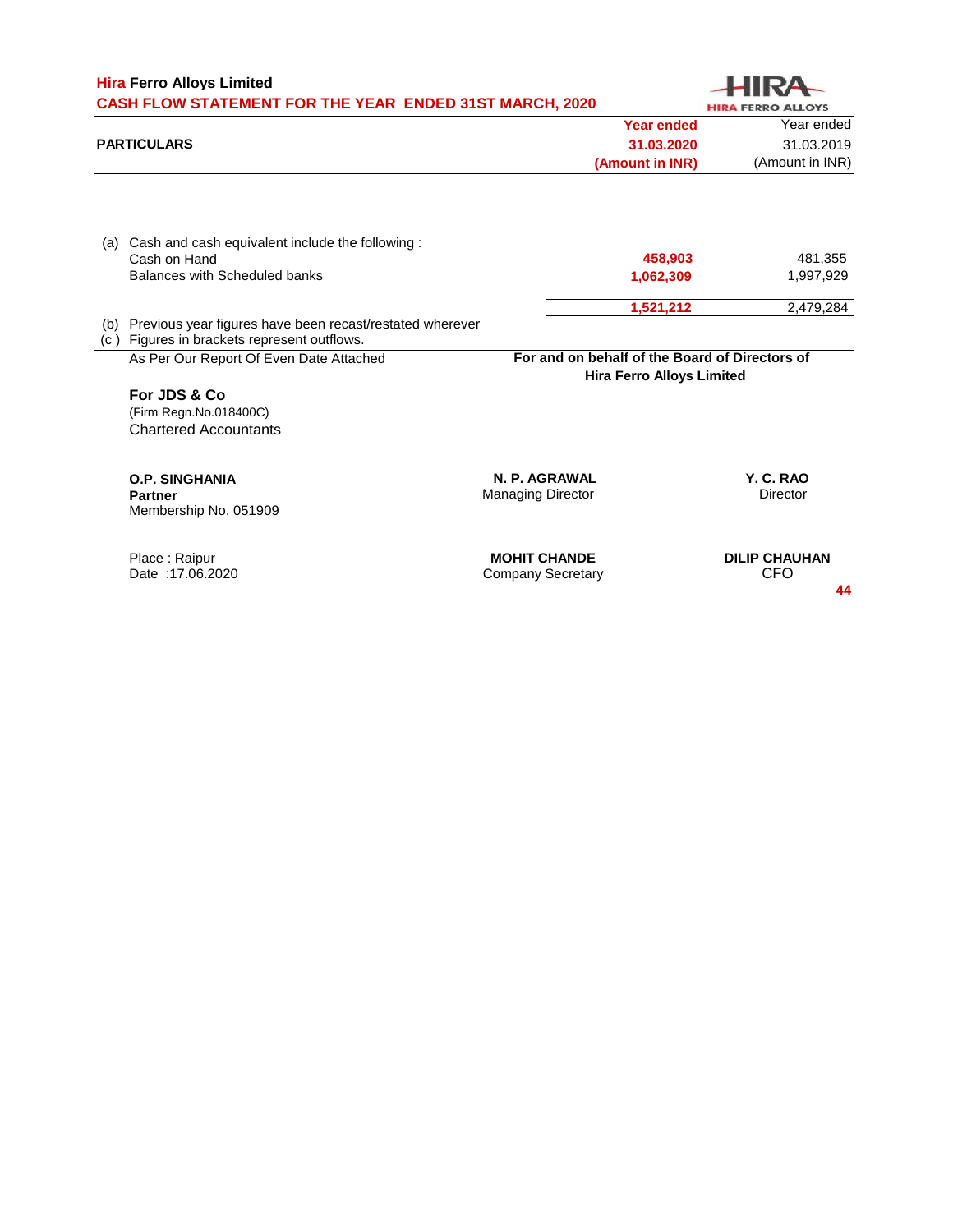## Hira Ferro Alloys Limited

### CASH FLOW STATEMENT FOR THE YEAR ENDED 31ST MARCH, 2020

| PARTICULARS | | Year ended 31.03.2020 (Amount in INR) | Year ended 31.03.2019 (Amount in INR) |
|---|---|---|---|
| (a) | Cash and cash equivalent include the following : | | |
| | Cash on Hand | 458,903 | 481,355 |
| | Balances with Scheduled banks | 1,062,309 | 1,997,929 |
| | | 1,521,212 | 2,479,284 |

(b) Previous year figures have been recast/restated wherever

(c ) Figures in brackets represent outflows.

As Per Our Report Of Even Date Attached

**For JDS & Co**
(Firm Regn.No.018400C)
Chartered Accountants

**O.P. SINGHANIA**
**Partner**
Membership No. 051909

Place : Raipur
Date :17.06.2020

**For and on behalf of the Board of Directors of Hira Ferro Alloys Limited**

**N. P. AGRAWAL**
Managing Director

**Y. C. RAO**
Director

**MOHIT CHANDE**
Company Secretary

**DILIP CHAUHAN**
CFO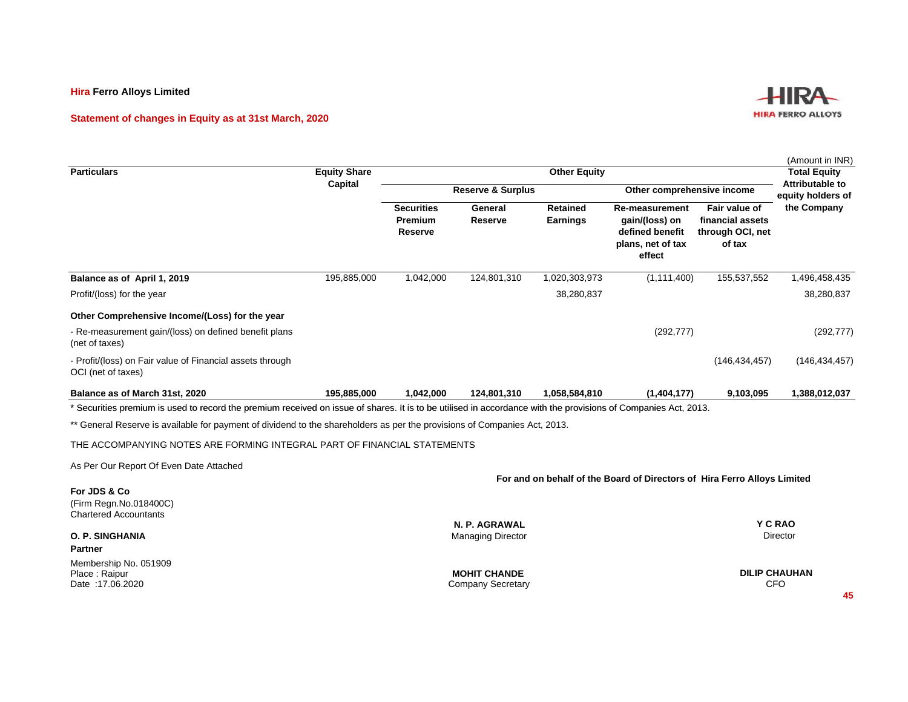**Hira Ferro Alloys Limited**

**Statement of changes in Equity as at 31st March, 2020**

(Amount in INR)

| Particulars | Equity Share Capital | Other Equity | | | | | Total Equity Attributable to equity holders of the Company |
|---|---|---|---|---|---|---|---|
| | | Reserve & Surplus | | | Other comprehensive income | | |
| | | Securities Premium Reserve | General Reserve | Retained Earnings | Re-measurement gain/(loss) on defined benefit plans, net of tax effect | Fair value of financial assets through OCI, net of tax | |
| **Balance as of April 1, 2019** | 195,885,000 | 1,042,000 | 124,801,310 | 1,020,303,973 | (1,111,400) | 155,537,552 | 1,496,458,435 |
| Profit/(loss) for the year | | | | 38,280,837 | | | 38,280,837 |
| **Other Comprehensive Income/(Loss) for the year** | | | | | | | |
| - Re-measurement gain/(loss) on defined benefit plans (net of taxes) | | | | | (292,777) | | (292,777) |
| - Profit/(loss) on Fair value of Financial assets through OCI (net of taxes) | | | | | | (146,434,457) | (146,434,457) |
| **Balance as of March 31st, 2020** | **195,885,000** | **1,042,000** | **124,801,310** | **1,058,584,810** | **(1,404,177)** | **9,103,095** | **1,388,012,037** |

* Securities premium is used to record the premium received on issue of shares. It is to be utilised in accordance with the provisions of Companies Act, 2013.

** General Reserve is available for payment of dividend to the shareholders as per the provisions of Companies Act, 2013.

THE ACCOMPANYING NOTES ARE FORMING INTEGRAL PART OF FINANCIAL STATEMENTS

As Per Our Report Of Even Date Attached

**For and on behalf of the Board of Directors of Hira Ferro Alloys Limited**

**For JDS & Co**
(Firm Regn.No.018400C)
Chartered Accountants

**O. P. SINGHANIA**
**Partner**
Membership No. 051909
Place : Raipur
Date :17.06.2020

**N. P. AGRAWAL**
Managing Director

**Y C RAO**
Director

**MOHIT CHANDE**
Company Secretary

**DILIP CHAUHAN**
CFO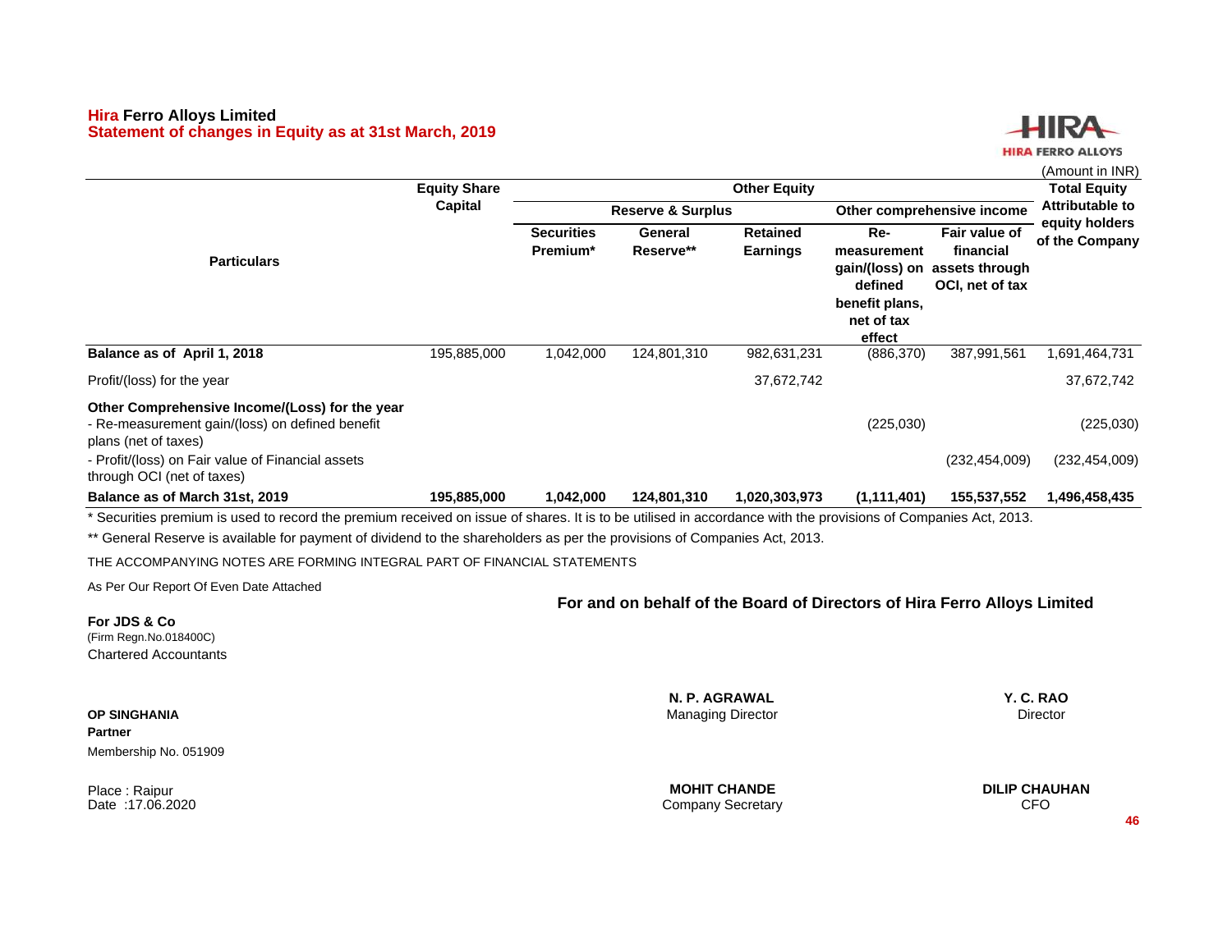**Hira Ferro Alloys Limited**
**Statement of changes in Equity as at 31st March, 2019**

(Amount in INR)

| Particulars | Equity Share Capital | Other Equity | | | | | Total Equity Attributable to equity holders of the Company |
|---|---|---|---|---|---|---|---|
| | | Reserve & Surplus | | | Other comprehensive income | | |
| | | Securities Premium* | General Reserve** | Retained Earnings | Re-measurement gain/(loss) on defined benefit plans, net of tax effect | Fair value of financial assets through OCI, net of tax | |
| **Balance as of April 1, 2018** | 195,885,000 | 1,042,000 | 124,801,310 | 982,631,231 | (886,370) | 387,991,561 | 1,691,464,731 |
| Profit/(loss) for the year | | | | 37,672,742 | | | 37,672,742 |
| **Other Comprehensive Income/(Loss) for the year** | | | | | | | |
| - Re-measurement gain/(loss) on defined benefit plans (net of taxes) | | | | | (225,030) | | (225,030) |
| - Profit/(loss) on Fair value of Financial assets through OCI (net of taxes) | | | | | | (232,454,009) | (232,454,009) |
| **Balance as of March 31st, 2019** | **195,885,000** | **1,042,000** | **124,801,310** | **1,020,303,973** | **(1,111,401)** | **155,537,552** | **1,496,458,435** |

* Securities premium is used to record the premium received on issue of shares. It is to be utilised in accordance with the provisions of Companies Act, 2013.

** General Reserve is available for payment of dividend to the shareholders as per the provisions of Companies Act, 2013.

THE ACCOMPANYING NOTES ARE FORMING INTEGRAL PART OF FINANCIAL STATEMENTS

As Per Our Report Of Even Date Attached

**For and on behalf of the Board of Directors of Hira Ferro Alloys Limited**

**For JDS & Co**
(Firm Regn.No.018400C)
Chartered Accountants

**N. P. AGRAWAL**
Managing Director

**Y. C. RAO**
Director

**OP SINGHANIA**
**Partner**
Membership No. 051909

Place : Raipur
Date :17.06.2020

**MOHIT CHANDE**
Company Secretary

**DILIP CHAUHAN**
CFO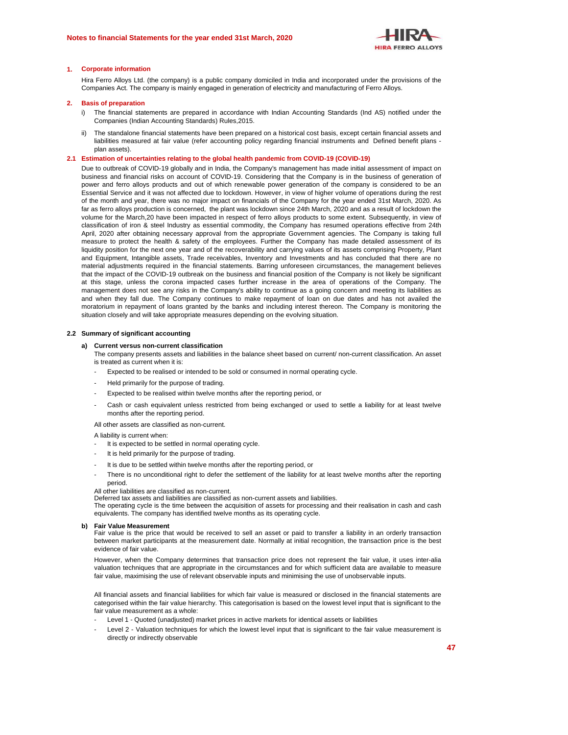## 1. Corporate information

Hira Ferro Alloys Ltd. (the company) is a public company domiciled in India and incorporated under the provisions of the Companies Act. The company is mainly engaged in generation of electricity and manufacturing of Ferro Alloys.

## 2. Basis of preparation

i) The financial statements are prepared in accordance with Indian Accounting Standards (Ind AS) notified under the Companies (Indian Accounting Standards) Rules,2015.

ii) The standalone financial statements have been prepared on a historical cost basis, except certain financial assets and liabilities measured at fair value (refer accounting policy regarding financial instruments and Defined benefit plans - plan assets).

## 2.1 Estimation of uncertainties relating to the global health pandemic from COVID-19 (COVID-19)

Due to outbreak of COVID-19 globally and in India, the Company's management has made initial assessment of impact on business and financial risks on account of COVID-19. Considering that the Company is in the business of generation of power and ferro alloys products and out of which renewable power generation of the company is considered to be an Essential Service and it was not affected due to lockdown. However, in view of higher volume of operations during the rest of the month and year, there was no major impact on financials of the Company for the year ended 31st March, 2020. As far as ferro alloys production is concerned, the plant was lockdown since 24th March, 2020 and as a result of lockdown the volume for the March,20 have been impacted in respect of ferro alloys products to some extent. Subsequently, in view of classification of iron & steel Industry as essential commodity, the Company has resumed operations effective from 24th April, 2020 after obtaining necessary approval from the appropriate Government agencies. The Company is taking full measure to protect the health & safety of the employees. Further the Company has made detailed assessment of its liquidity position for the next one year and of the recoverability and carrying values of its assets comprising Property, Plant and Equipment, Intangible assets, Trade receivables, Inventory and Investments and has concluded that there are no material adjustments required in the financial statements. Barring unforeseen circumstances, the management believes that the impact of the COVID-19 outbreak on the business and financial position of the Company is not likely be significant at this stage, unless the corona impacted cases further increase in the area of operations of the Company. The management does not see any risks in the Company's ability to continue as a going concern and meeting its liabilities as and when they fall due. The Company continues to make repayment of loan on due dates and has not availed the moratorium in repayment of loans granted by the banks and including interest thereon. The Company is monitoring the situation closely and will take appropriate measures depending on the evolving situation.

## 2.2 Summary of significant accounting

### a) Current versus non-current classification

The company presents assets and liabilities in the balance sheet based on current/ non-current classification. An asset is treated as current when it is:

- Expected to be realised or intended to be sold or consumed in normal operating cycle.
- Held primarily for the purpose of trading.
- Expected to be realised within twelve months after the reporting period, or
- Cash or cash equivalent unless restricted from being exchanged or used to settle a liability for at least twelve months after the reporting period.

All other assets are classified as non-current.

A liability is current when:

- It is expected to be settled in normal operating cycle.
- It is held primarily for the purpose of trading.
- It is due to be settled within twelve months after the reporting period, or
- There is no unconditional right to defer the settlement of the liability for at least twelve months after the reporting period.

All other liabilities are classified as non-current.
Deferred tax assets and liabilities are classified as non-current assets and liabilities.
The operating cycle is the time between the acquisition of assets for processing and their realisation in cash and cash equivalents. The company has identified twelve months as its operating cycle.

### b) Fair Value Measurement

Fair value is the price that would be received to sell an asset or paid to transfer a liability in an orderly transaction between market participants at the measurement date. Normally at initial recognition, the transaction price is the best evidence of fair value.

However, when the Company determines that transaction price does not represent the fair value, it uses inter-alia valuation techniques that are appropriate in the circumstances and for which sufficient data are available to measure fair value, maximising the use of relevant observable inputs and minimising the use of unobservable inputs.

All financial assets and financial liabilities for which fair value is measured or disclosed in the financial statements are categorised within the fair value hierarchy. This categorisation is based on the lowest level input that is significant to the fair value measurement as a whole:

- Level 1 - Quoted (unadjusted) market prices in active markets for identical assets or liabilities
- Level 2 - Valuation techniques for which the lowest level input that is significant to the fair value measurement is directly or indirectly observable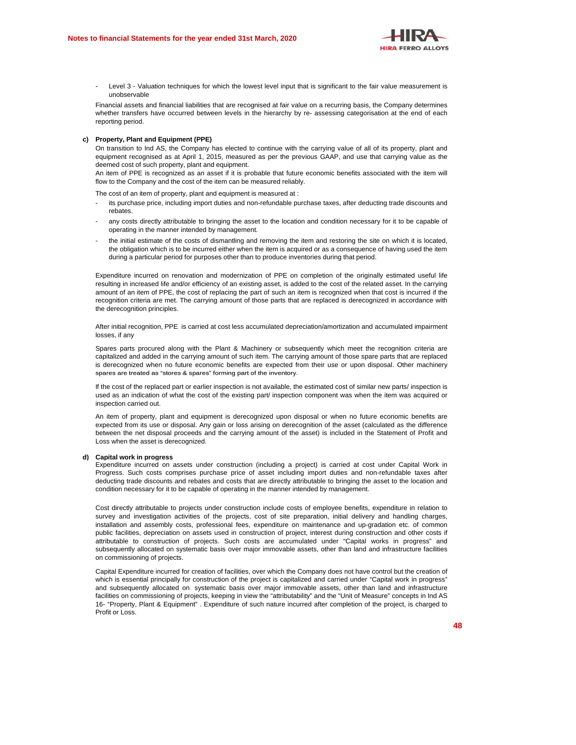- Level 3 - Valuation techniques for which the lowest level input that is significant to the fair value measurement is unobservable

Financial assets and financial liabilities that are recognised at fair value on a recurring basis, the Company determines whether transfers have occurred between levels in the hierarchy by re- assessing categorisation at the end of each reporting period.

**c) Property, Plant and Equipment (PPE)**

On transition to Ind AS, the Company has elected to continue with the carrying value of all of its property, plant and equipment recognised as at April 1, 2015, measured as per the previous GAAP, and use that carrying value as the deemed cost of such property, plant and equipment.

An item of PPE is recognized as an asset if it is probable that future economic benefits associated with the item will flow to the Company and the cost of the item can be measured reliably.

The cost of an item of property, plant and equipment is measured at :

- its purchase price, including import duties and non-refundable purchase taxes, after deducting trade discounts and rebates.
- any costs directly attributable to bringing the asset to the location and condition necessary for it to be capable of operating in the manner intended by management.
- the initial estimate of the costs of dismantling and removing the item and restoring the site on which it is located, the obligation which is to be incurred either when the item is acquired or as a consequence of having used the item during a particular period for purposes other than to produce inventories during that period.

Expenditure incurred on renovation and modernization of PPE on completion of the originally estimated useful life resulting in increased life and/or efficiency of an existing asset, is added to the cost of the related asset. In the carrying amount of an item of PPE, the cost of replacing the part of such an item is recognized when that cost is incurred if the recognition criteria are met. The carrying amount of those parts that are replaced is derecognized in accordance with the derecognition principles.

After initial recognition, PPE is carried at cost less accumulated depreciation/amortization and accumulated impairment losses, if any

Spares parts procured along with the Plant & Machinery or subsequently which meet the recognition criteria are capitalized and added in the carrying amount of such item. The carrying amount of those spare parts that are replaced is derecognized when no future economic benefits are expected from their use or upon disposal. Other machinery spares are treated as "stores & spares" forming part of the inventory.

If the cost of the replaced part or earlier inspection is not available, the estimated cost of similar new parts/ inspection is used as an indication of what the cost of the existing part/ inspection component was when the item was acquired or inspection carried out.

An item of property, plant and equipment is derecognized upon disposal or when no future economic benefits are expected from its use or disposal. Any gain or loss arising on derecognition of the asset (calculated as the difference between the net disposal proceeds and the carrying amount of the asset) is included in the Statement of Profit and Loss when the asset is derecognized.

**d) Capital work in progress**

Expenditure incurred on assets under construction (including a project) is carried at cost under Capital Work in Progress. Such costs comprises purchase price of asset including import duties and non-refundable taxes after deducting trade discounts and rebates and costs that are directly attributable to bringing the asset to the location and condition necessary for it to be capable of operating in the manner intended by management.

Cost directly attributable to projects under construction include costs of employee benefits, expenditure in relation to survey and investigation activities of the projects, cost of site preparation, initial delivery and handling charges, installation and assembly costs, professional fees, expenditure on maintenance and up-gradation etc. of common public facilities, depreciation on assets used in construction of project, interest during construction and other costs if attributable to construction of projects. Such costs are accumulated under "Capital works in progress" and subsequently allocated on systematic basis over major immovable assets, other than land and infrastructure facilities on commissioning of projects.

Capital Expenditure incurred for creation of facilities, over which the Company does not have control but the creation of which is essential principally for construction of the project is capitalized and carried under "Capital work in progress" and subsequently allocated on systematic basis over major immovable assets, other than land and infrastructure facilities on commissioning of projects, keeping in view the "attributability" and the "Unit of Measure" concepts in Ind AS 16- "Property, Plant & Equipment" . Expenditure of such nature incurred after completion of the project, is charged to Profit or Loss.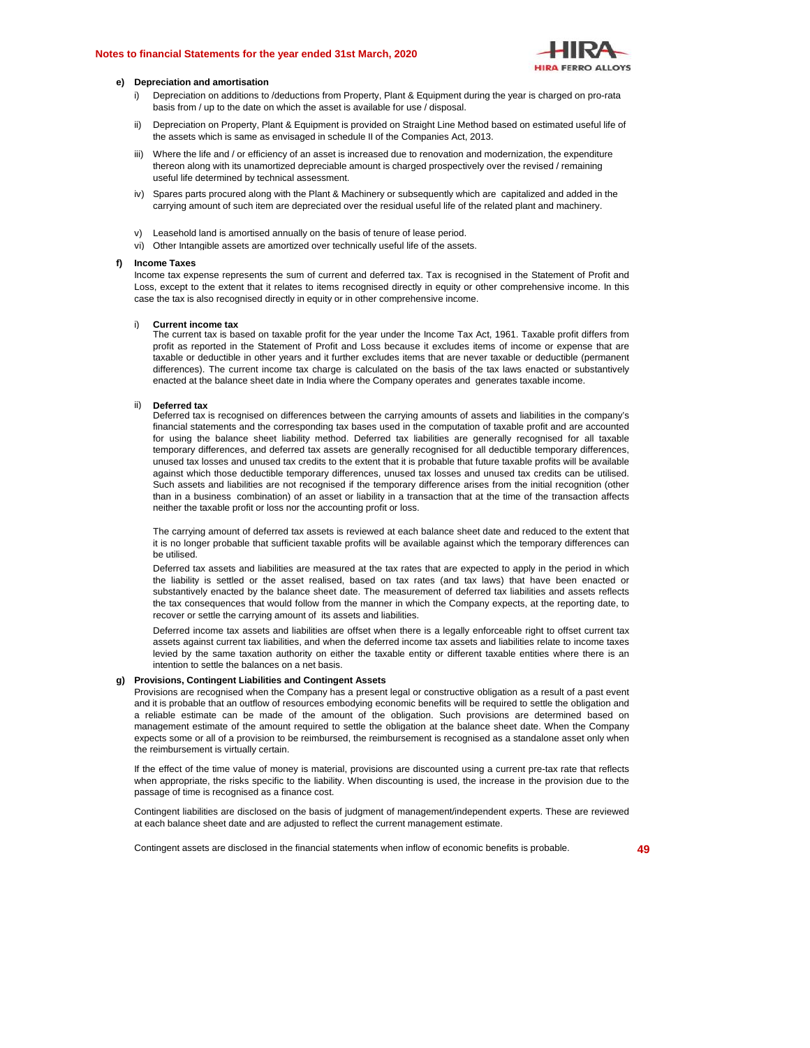**e) Depreciation and amortisation**

i) Depreciation on additions to /deductions from Property, Plant & Equipment during the year is charged on pro-rata basis from / up to the date on which the asset is available for use / disposal.

ii) Depreciation on Property, Plant & Equipment is provided on Straight Line Method based on estimated useful life of the assets which is same as envisaged in schedule II of the Companies Act, 2013.

iii) Where the life and / or efficiency of an asset is increased due to renovation and modernization, the expenditure thereon along with its unamortized depreciable amount is charged prospectively over the revised / remaining useful life determined by technical assessment.

iv) Spares parts procured along with the Plant & Machinery or subsequently which are capitalized and added in the carrying amount of such item are depreciated over the residual useful life of the related plant and machinery.

v) Leasehold land is amortised annually on the basis of tenure of lease period.

vi) Other Intangible assets are amortized over technically useful life of the assets.

**f) Income Taxes**

Income tax expense represents the sum of current and deferred tax. Tax is recognised in the Statement of Profit and Loss, except to the extent that it relates to items recognised directly in equity or other comprehensive income. In this case the tax is also recognised directly in equity or in other comprehensive income.

i) **Current income tax**

The current tax is based on taxable profit for the year under the Income Tax Act, 1961. Taxable profit differs from profit as reported in the Statement of Profit and Loss because it excludes items of income or expense that are taxable or deductible in other years and it further excludes items that are never taxable or deductible (permanent differences). The current income tax charge is calculated on the basis of the tax laws enacted or substantively enacted at the balance sheet date in India where the Company operates and generates taxable income.

ii) **Deferred tax**

Deferred tax is recognised on differences between the carrying amounts of assets and liabilities in the company's financial statements and the corresponding tax bases used in the computation of taxable profit and are accounted for using the balance sheet liability method. Deferred tax liabilities are generally recognised for all taxable temporary differences, and deferred tax assets are generally recognised for all deductible temporary differences, unused tax losses and unused tax credits to the extent that it is probable that future taxable profits will be available against which those deductible temporary differences, unused tax losses and unused tax credits can be utilised. Such assets and liabilities are not recognised if the temporary difference arises from the initial recognition (other than in a business combination) of an asset or liability in a transaction that at the time of the transaction affects neither the taxable profit or loss nor the accounting profit or loss.

The carrying amount of deferred tax assets is reviewed at each balance sheet date and reduced to the extent that it is no longer probable that sufficient taxable profits will be available against which the temporary differences can be utilised.

Deferred tax assets and liabilities are measured at the tax rates that are expected to apply in the period in which the liability is settled or the asset realised, based on tax rates (and tax laws) that have been enacted or substantively enacted by the balance sheet date. The measurement of deferred tax liabilities and assets reflects the tax consequences that would follow from the manner in which the Company expects, at the reporting date, to recover or settle the carrying amount of its assets and liabilities.

Deferred income tax assets and liabilities are offset when there is a legally enforceable right to offset current tax assets against current tax liabilities, and when the deferred income tax assets and liabilities relate to income taxes levied by the same taxation authority on either the taxable entity or different taxable entities where there is an intention to settle the balances on a net basis.

**g) Provisions, Contingent Liabilities and Contingent Assets**

Provisions are recognised when the Company has a present legal or constructive obligation as a result of a past event and it is probable that an outflow of resources embodying economic benefits will be required to settle the obligation and a reliable estimate can be made of the amount of the obligation. Such provisions are determined based on management estimate of the amount required to settle the obligation at the balance sheet date. When the Company expects some or all of a provision to be reimbursed, the reimbursement is recognised as a standalone asset only when the reimbursement is virtually certain.

If the effect of the time value of money is material, provisions are discounted using a current pre-tax rate that reflects when appropriate, the risks specific to the liability. When discounting is used, the increase in the provision due to the passage of time is recognised as a finance cost.

Contingent liabilities are disclosed on the basis of judgment of management/independent experts. These are reviewed at each balance sheet date and are adjusted to reflect the current management estimate.

Contingent assets are disclosed in the financial statements when inflow of economic benefits is probable.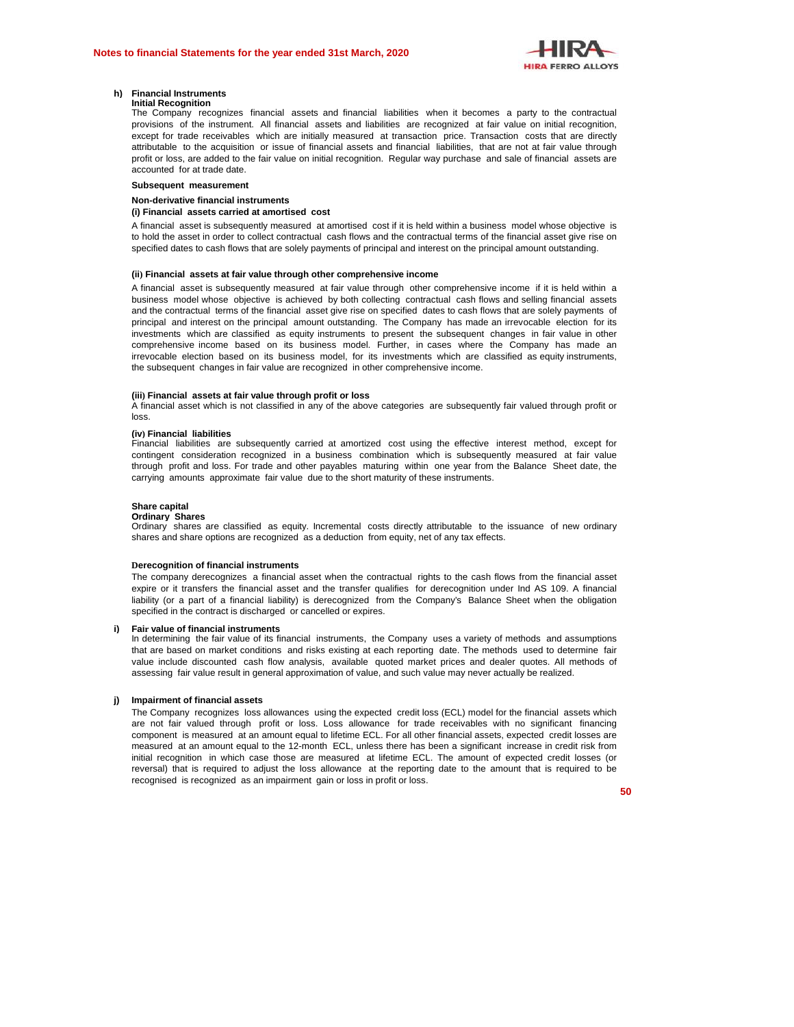**h) Financial Instruments**

**Initial Recognition**

The Company recognizes financial assets and financial liabilities when it becomes a party to the contractual provisions of the instrument. All financial assets and liabilities are recognized at fair value on initial recognition, except for trade receivables which are initially measured at transaction price. Transaction costs that are directly attributable to the acquisition or issue of financial assets and financial liabilities, that are not at fair value through profit or loss, are added to the fair value on initial recognition. Regular way purchase and sale of financial assets are accounted for at trade date.

**Subsequent measurement**

**Non-derivative financial instruments**

**(i) Financial assets carried at amortised cost**

A financial asset is subsequently measured at amortised cost if it is held within a business model whose objective is to hold the asset in order to collect contractual cash flows and the contractual terms of the financial asset give rise on specified dates to cash flows that are solely payments of principal and interest on the principal amount outstanding.

**(ii) Financial assets at fair value through other comprehensive income**

A financial asset is subsequently measured at fair value through other comprehensive income if it is held within a business model whose objective is achieved by both collecting contractual cash flows and selling financial assets and the contractual terms of the financial asset give rise on specified dates to cash flows that are solely payments of principal and interest on the principal amount outstanding. The Company has made an irrevocable election for its investments which are classified as equity instruments to present the subsequent changes in fair value in other comprehensive income based on its business model. Further, in cases where the Company has made an irrevocable election based on its business model, for its investments which are classified as equity instruments, the subsequent changes in fair value are recognized in other comprehensive income.

**(iii) Financial assets at fair value through profit or loss**

A financial asset which is not classified in any of the above categories are subsequently fair valued through profit or loss.

**(iv) Financial liabilities**

Financial liabilities are subsequently carried at amortized cost using the effective interest method, except for contingent consideration recognized in a business combination which is subsequently measured at fair value through profit and loss. For trade and other payables maturing within one year from the Balance Sheet date, the carrying amounts approximate fair value due to the short maturity of these instruments.

**Share capital**

**Ordinary Shares**

Ordinary shares are classified as equity. Incremental costs directly attributable to the issuance of new ordinary shares and share options are recognized as a deduction from equity, net of any tax effects.

**Derecognition of financial instruments**

The company derecognizes a financial asset when the contractual rights to the cash flows from the financial asset expire or it transfers the financial asset and the transfer qualifies for derecognition under Ind AS 109. A financial liability (or a part of a financial liability) is derecognized from the Company's Balance Sheet when the obligation specified in the contract is discharged or cancelled or expires.

**i) Fair value of financial instruments**

In determining the fair value of its financial instruments, the Company uses a variety of methods and assumptions that are based on market conditions and risks existing at each reporting date. The methods used to determine fair value include discounted cash flow analysis, available quoted market prices and dealer quotes. All methods of assessing fair value result in general approximation of value, and such value may never actually be realized.

**j) Impairment of financial assets**

The Company recognizes loss allowances using the expected credit loss (ECL) model for the financial assets which are not fair valued through profit or loss. Loss allowance for trade receivables with no significant financing component is measured at an amount equal to lifetime ECL. For all other financial assets, expected credit losses are measured at an amount equal to the 12-month ECL, unless there has been a significant increase in credit risk from initial recognition in which case those are measured at lifetime ECL. The amount of expected credit losses (or reversal) that is required to adjust the loss allowance at the reporting date to the amount that is required to be recognised is recognized as an impairment gain or loss in profit or loss.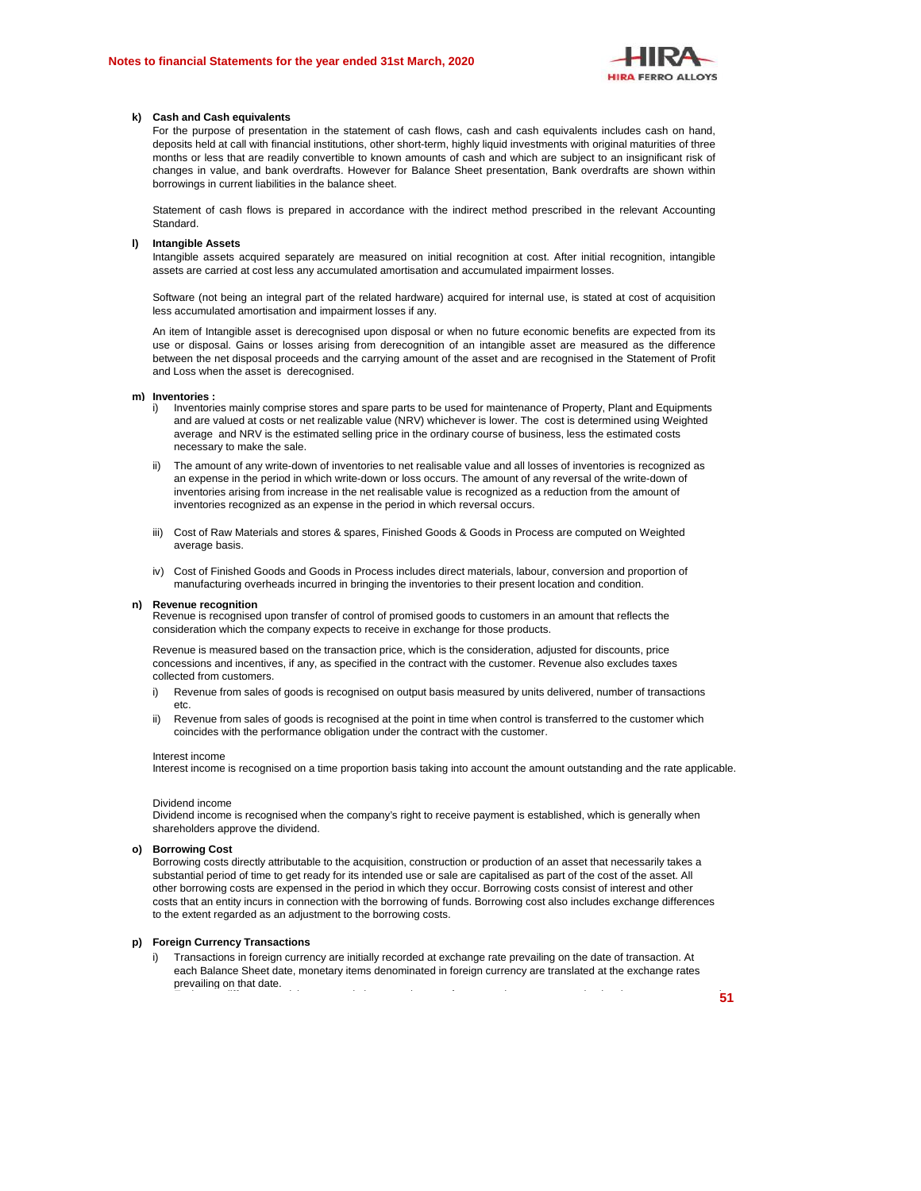**k) Cash and Cash equivalents**

For the purpose of presentation in the statement of cash flows, cash and cash equivalents includes cash on hand, deposits held at call with financial institutions, other short-term, highly liquid investments with original maturities of three months or less that are readily convertible to known amounts of cash and which are subject to an insignificant risk of changes in value, and bank overdrafts. However for Balance Sheet presentation, Bank overdrafts are shown within borrowings in current liabilities in the balance sheet.

Statement of cash flows is prepared in accordance with the indirect method prescribed in the relevant Accounting Standard.

**l) Intangible Assets**

Intangible assets acquired separately are measured on initial recognition at cost. After initial recognition, intangible assets are carried at cost less any accumulated amortisation and accumulated impairment losses.

Software (not being an integral part of the related hardware) acquired for internal use, is stated at cost of acquisition less accumulated amortisation and impairment losses if any.

An item of Intangible asset is derecognised upon disposal or when no future economic benefits are expected from its use or disposal. Gains or losses arising from derecognition of an intangible asset are measured as the difference between the net disposal proceeds and the carrying amount of the asset and are recognised in the Statement of Profit and Loss when the asset is derecognised.

**m) Inventories :**

i) Inventories mainly comprise stores and spare parts to be used for maintenance of Property, Plant and Equipments and are valued at costs or net realizable value (NRV) whichever is lower. The cost is determined using Weighted average and NRV is the estimated selling price in the ordinary course of business, less the estimated costs necessary to make the sale.

ii) The amount of any write-down of inventories to net realisable value and all losses of inventories is recognized as an expense in the period in which write-down or loss occurs. The amount of any reversal of the write-down of inventories arising from increase in the net realisable value is recognized as a reduction from the amount of inventories recognized as an expense in the period in which reversal occurs.

iii) Cost of Raw Materials and stores & spares, Finished Goods & Goods in Process are computed on Weighted average basis.

iv) Cost of Finished Goods and Goods in Process includes direct materials, labour, conversion and proportion of manufacturing overheads incurred in bringing the inventories to their present location and condition.

**n) Revenue recognition**

Revenue is recognised upon transfer of control of promised goods to customers in an amount that reflects the consideration which the company expects to receive in exchange for those products.

Revenue is measured based on the transaction price, which is the consideration, adjusted for discounts, price concessions and incentives, if any, as specified in the contract with the customer. Revenue also excludes taxes collected from customers.

i) Revenue from sales of goods is recognised on output basis measured by units delivered, number of transactions etc.

ii) Revenue from sales of goods is recognised at the point in time when control is transferred to the customer which coincides with the performance obligation under the contract with the customer.

Interest income

Interest income is recognised on a time proportion basis taking into account the amount outstanding and the rate applicable.

Dividend income

Dividend income is recognised when the company's right to receive payment is established, which is generally when shareholders approve the dividend.

**o) Borrowing Cost**

Borrowing costs directly attributable to the acquisition, construction or production of an asset that necessarily takes a substantial period of time to get ready for its intended use or sale are capitalised as part of the cost of the asset. All other borrowing costs are expensed in the period in which they occur. Borrowing costs consist of interest and other costs that an entity incurs in connection with the borrowing of funds. Borrowing cost also includes exchange differences to the extent regarded as an adjustment to the borrowing costs.

**p) Foreign Currency Transactions**

i) Transactions in foreign currency are initially recorded at exchange rate prevailing on the date of transaction. At each Balance Sheet date, monetary items denominated in foreign currency are translated at the exchange rates prevailing on that date.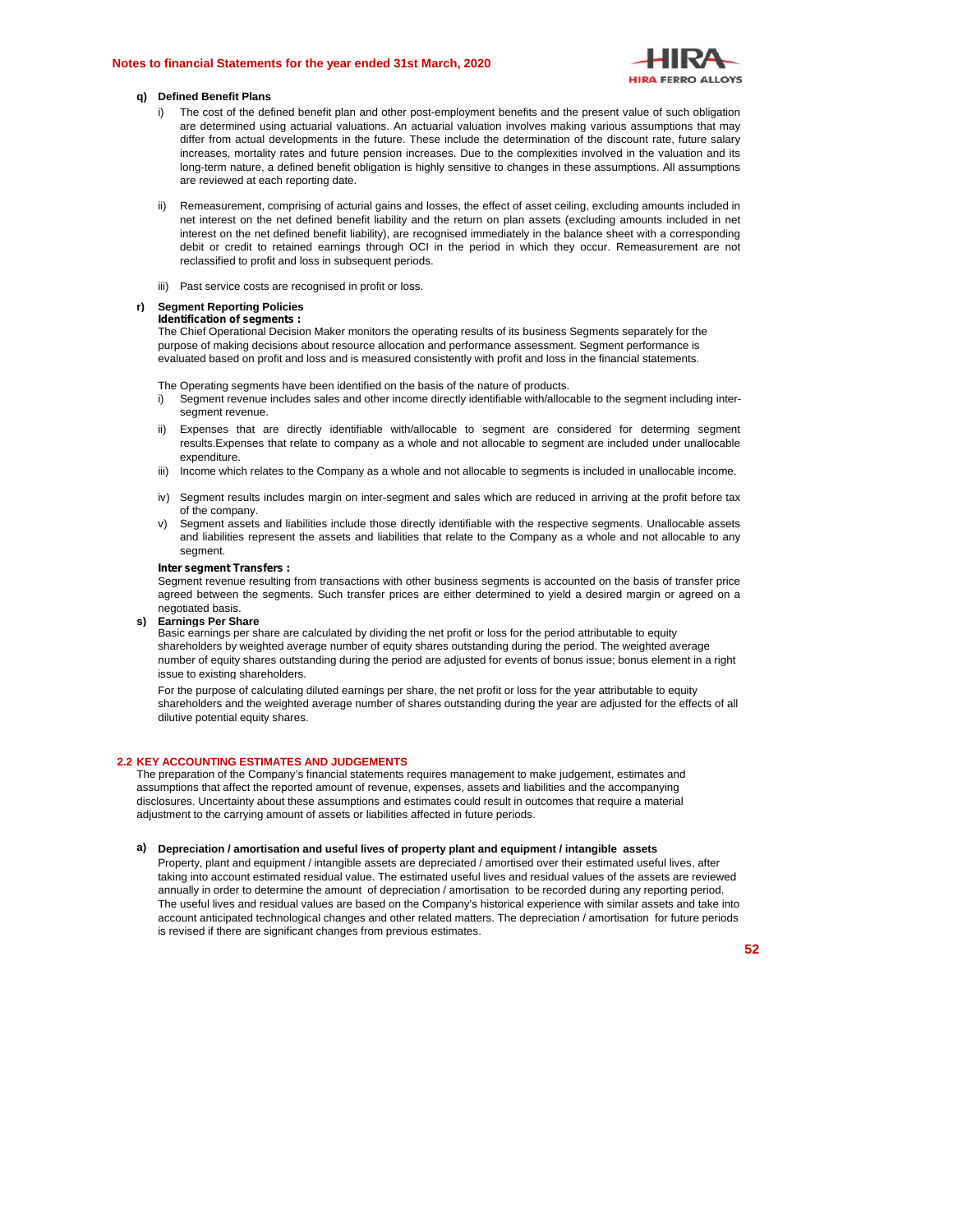**q) Defined Benefit Plans**

i) The cost of the defined benefit plan and other post-employment benefits and the present value of such obligation are determined using actuarial valuations. An actuarial valuation involves making various assumptions that may differ from actual developments in the future. These include the determination of the discount rate, future salary increases, mortality rates and future pension increases. Due to the complexities involved in the valuation and its long-term nature, a defined benefit obligation is highly sensitive to changes in these assumptions. All assumptions are reviewed at each reporting date.

ii) Remeasurement, comprising of acturial gains and losses, the effect of asset ceiling, excluding amounts included in net interest on the net defined benefit liability and the return on plan assets (excluding amounts included in net interest on the net defined benefit liability), are recognised immediately in the balance sheet with a corresponding debit or credit to retained earnings through OCI in the period in which they occur. Remeasurement are not reclassified to profit and loss in subsequent periods.

iii) Past service costs are recognised in profit or loss.

**r) Segment Reporting Policies**

**Identification of segments :**

The Chief Operational Decision Maker monitors the operating results of its business Segments separately for the purpose of making decisions about resource allocation and performance assessment. Segment performance is evaluated based on profit and loss and is measured consistently with profit and loss in the financial statements.

The Operating segments have been identified on the basis of the nature of products.

i) Segment revenue includes sales and other income directly identifiable with/allocable to the segment including inter-segment revenue.

ii) Expenses that are directly identifiable with/allocable to segment are considered for determing segment results.Expenses that relate to company as a whole and not allocable to segment are included under unallocable expenditure.

iii) Income which relates to the Company as a whole and not allocable to segments is included in unallocable income.

iv) Segment results includes margin on inter-segment and sales which are reduced in arriving at the profit before tax of the company.

v) Segment assets and liabilities include those directly identifiable with the respective segments. Unallocable assets and liabilities represent the assets and liabilities that relate to the Company as a whole and not allocable to any segment.

**Inter segment Transfers :**

Segment revenue resulting from transactions with other business segments is accounted on the basis of transfer price agreed between the segments. Such transfer prices are either determined to yield a desired margin or agreed on a negotiated basis.

**s) Earnings Per Share**

Basic earnings per share are calculated by dividing the net profit or loss for the period attributable to equity shareholders by weighted average number of equity shares outstanding during the period. The weighted average number of equity shares outstanding during the period are adjusted for events of bonus issue; bonus element in a right issue to existing shareholders.

For the purpose of calculating diluted earnings per share, the net profit or loss for the year attributable to equity shareholders and the weighted average number of shares outstanding during the year are adjusted for the effects of all dilutive potential equity shares.

## 2.2 KEY ACCOUNTING ESTIMATES AND JUDGEMENTS

The preparation of the Company's financial statements requires management to make judgement, estimates and assumptions that affect the reported amount of revenue, expenses, assets and liabilities and the accompanying disclosures. Uncertainty about these assumptions and estimates could result in outcomes that require a material adjustment to the carrying amount of assets or liabilities affected in future periods.

**a) Depreciation / amortisation and useful lives of property plant and equipment / intangible assets**

Property, plant and equipment / intangible assets are depreciated / amortised over their estimated useful lives, after taking into account estimated residual value. The estimated useful lives and residual values of the assets are reviewed annually in order to determine the amount of depreciation / amortisation to be recorded during any reporting period. The useful lives and residual values are based on the Company's historical experience with similar assets and take into account anticipated technological changes and other related matters. The depreciation / amortisation for future periods is revised if there are significant changes from previous estimates.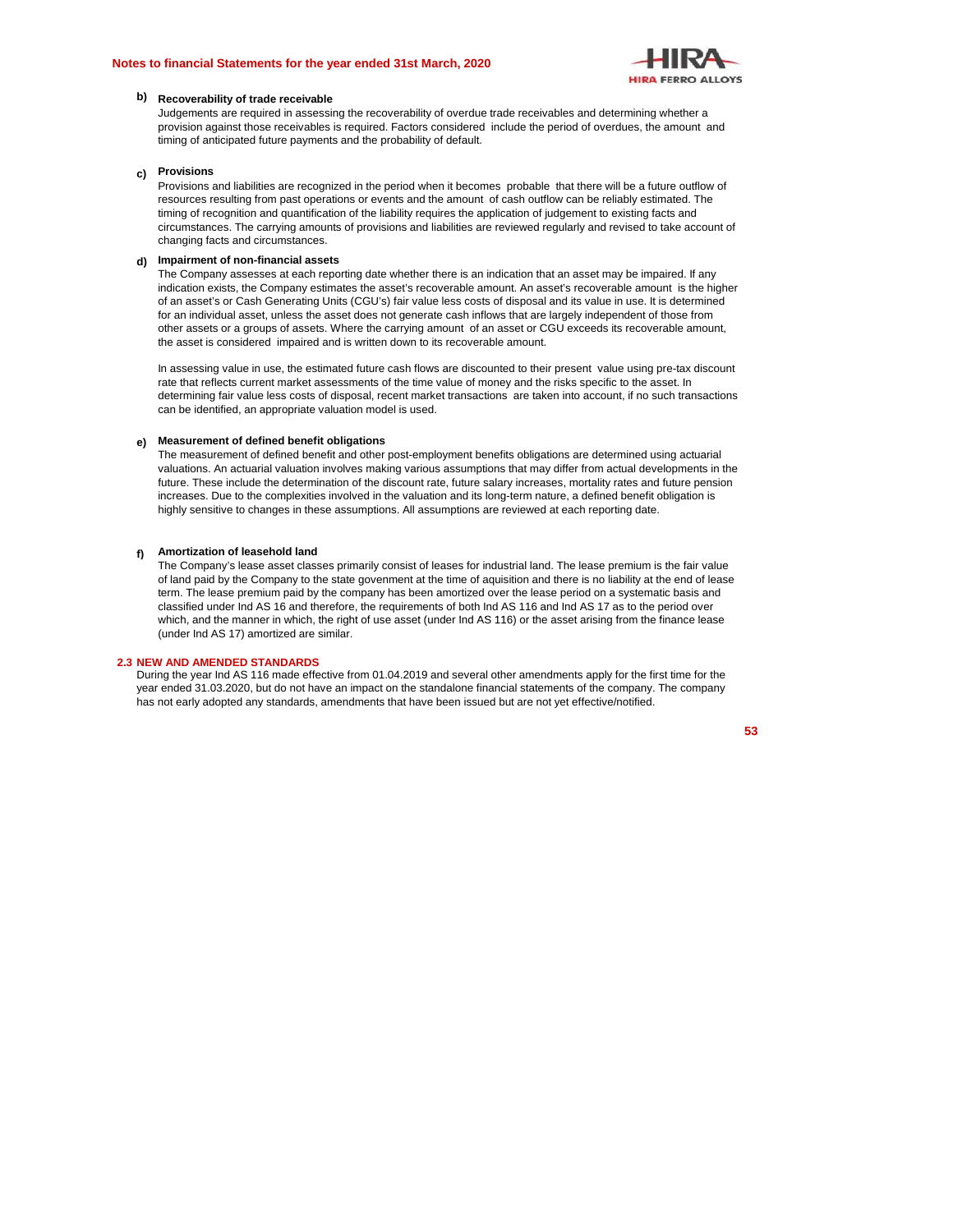**b) Recoverability of trade receivable**

Judgements are required in assessing the recoverability of overdue trade receivables and determining whether a provision against those receivables is required. Factors considered include the period of overdues, the amount and timing of anticipated future payments and the probability of default.

**c) Provisions**

Provisions and liabilities are recognized in the period when it becomes probable that there will be a future outflow of resources resulting from past operations or events and the amount of cash outflow can be reliably estimated. The timing of recognition and quantification of the liability requires the application of judgement to existing facts and circumstances. The carrying amounts of provisions and liabilities are reviewed regularly and revised to take account of changing facts and circumstances.

**d) Impairment of non-financial assets**

The Company assesses at each reporting date whether there is an indication that an asset may be impaired. If any indication exists, the Company estimates the asset's recoverable amount. An asset's recoverable amount is the higher of an asset's or Cash Generating Units (CGU's) fair value less costs of disposal and its value in use. It is determined for an individual asset, unless the asset does not generate cash inflows that are largely independent of those from other assets or a groups of assets. Where the carrying amount of an asset or CGU exceeds its recoverable amount, the asset is considered impaired and is written down to its recoverable amount.

In assessing value in use, the estimated future cash flows are discounted to their present value using pre-tax discount rate that reflects current market assessments of the time value of money and the risks specific to the asset. In determining fair value less costs of disposal, recent market transactions are taken into account, if no such transactions can be identified, an appropriate valuation model is used.

**e) Measurement of defined benefit obligations**

The measurement of defined benefit and other post-employment benefits obligations are determined using actuarial valuations. An actuarial valuation involves making various assumptions that may differ from actual developments in the future. These include the determination of the discount rate, future salary increases, mortality rates and future pension increases. Due to the complexities involved in the valuation and its long-term nature, a defined benefit obligation is highly sensitive to changes in these assumptions. All assumptions are reviewed at each reporting date.

**f) Amortization of leasehold land**

The Company's lease asset classes primarily consist of leases for industrial land. The lease premium is the fair value of land paid by the Company to the state govenment at the time of aquisition and there is no liability at the end of lease term. The lease premium paid by the company has been amortized over the lease period on a systematic basis and classified under Ind AS 16 and therefore, the requirements of both Ind AS 116 and Ind AS 17 as to the period over which, and the manner in which, the right of use asset (under Ind AS 116) or the asset arising from the finance lease (under Ind AS 17) amortized are similar.

## 2.3 NEW AND AMENDED STANDARDS

During the year Ind AS 116 made effective from 01.04.2019 and several other amendments apply for the first time for the year ended 31.03.2020, but do not have an impact on the standalone financial statements of the company. The company has not early adopted any standards, amendments that have been issued but are not yet effective/notified.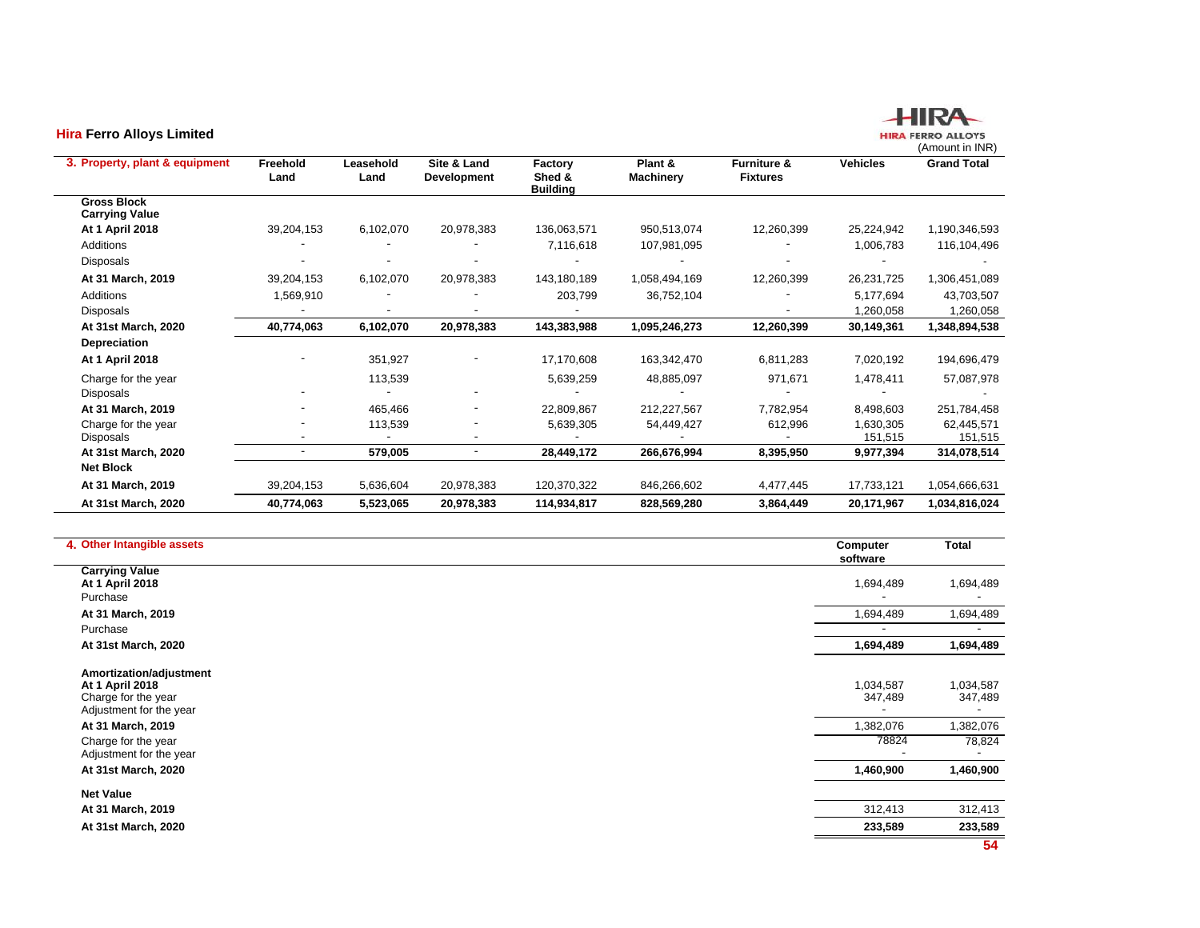**Hira Ferro Alloys Limited**

(Amount in INR)

| 3. Property, plant & equipment | Freehold Land | Leasehold Land | Site & Land Development | Factory Shed & Building | Plant & Machinery | Furniture & Fixtures | Vehicles | Grand Total |
|---|---|---|---|---|---|---|---|---|
| **Gross Block** | | | | | | | | |
| **Carrying Value** | | | | | | | | |
| **At 1 April 2018** | 39,204,153 | 6,102,070 | 20,978,383 | 136,063,571 | 950,513,074 | 12,260,399 | 25,224,942 | 1,190,346,593 |
| Additions | - | - | - | 7,116,618 | 107,981,095 | - | 1,006,783 | 116,104,496 |
| Disposals | - | - | - | - | - | - | - | - |
| **At 31 March, 2019** | 39,204,153 | 6,102,070 | 20,978,383 | 143,180,189 | 1,058,494,169 | 12,260,399 | 26,231,725 | 1,306,451,089 |
| Additions | 1,569,910 | - | - | 203,799 | 36,752,104 | - | 5,177,694 | 43,703,507 |
| Disposals | - | - | - | - | | - | 1,260,058 | 1,260,058 |
| **At 31st March, 2020** | **40,774,063** | **6,102,070** | **20,978,383** | **143,383,988** | **1,095,246,273** | **12,260,399** | **30,149,361** | **1,348,894,538** |
| **Depreciation** | | | | | | | | |
| **At 1 April 2018** | - | 351,927 | - | 17,170,608 | 163,342,470 | 6,811,283 | 7,020,192 | 194,696,479 |
| Charge for the year | | 113,539 | | 5,639,259 | 48,885,097 | 971,671 | 1,478,411 | 57,087,978 |
| Disposals | - | - | - | - | - | - | - | - |
| **At 31 March, 2019** | - | 465,466 | - | 22,809,867 | 212,227,567 | 7,782,954 | 8,498,603 | 251,784,458 |
| Charge for the year | - | 113,539 | - | 5,639,305 | 54,449,427 | 612,996 | 1,630,305 | 62,445,571 |
| Disposals | - | - | - | - | - | - | 151,515 | 151,515 |
| **At 31st March, 2020** | - | **579,005** | - | **28,449,172** | **266,676,994** | **8,395,950** | **9,977,394** | **314,078,514** |
| **Net Block** | | | | | | | | |
| **At 31 March, 2019** | 39,204,153 | 5,636,604 | 20,978,383 | 120,370,322 | 846,266,602 | 4,477,445 | 17,733,121 | 1,054,666,631 |
| **At 31st March, 2020** | **40,774,063** | **5,523,065** | **20,978,383** | **114,934,817** | **828,569,280** | **3,864,449** | **20,171,967** | **1,034,816,024** |

| 4. Other Intangible assets | Computer software | Total |
|---|---|---|
| **Carrying Value** | | |
| **At 1 April 2018** | 1,694,489 | 1,694,489 |
| Purchase | - | - |
| **At 31 March, 2019** | 1,694,489 | 1,694,489 |
| Purchase | - | - |
| **At 31st March, 2020** | **1,694,489** | **1,694,489** |
| **Amortization/adjustment** | | |
| **At 1 April 2018** | 1,034,587 | 1,034,587 |
| Charge for the year | 347,489 | 347,489 |
| Adjustment for the year | - | - |
| **At 31 March, 2019** | 1,382,076 | 1,382,076 |
| Charge for the year | 78824 | 78,824 |
| Adjustment for the year | - | - |
| **At 31st March, 2020** | **1,460,900** | **1,460,900** |
| **Net Value** | | |
| **At 31 March, 2019** | 312,413 | 312,413 |
| **At 31st March, 2020** | **233,589** | **233,589** |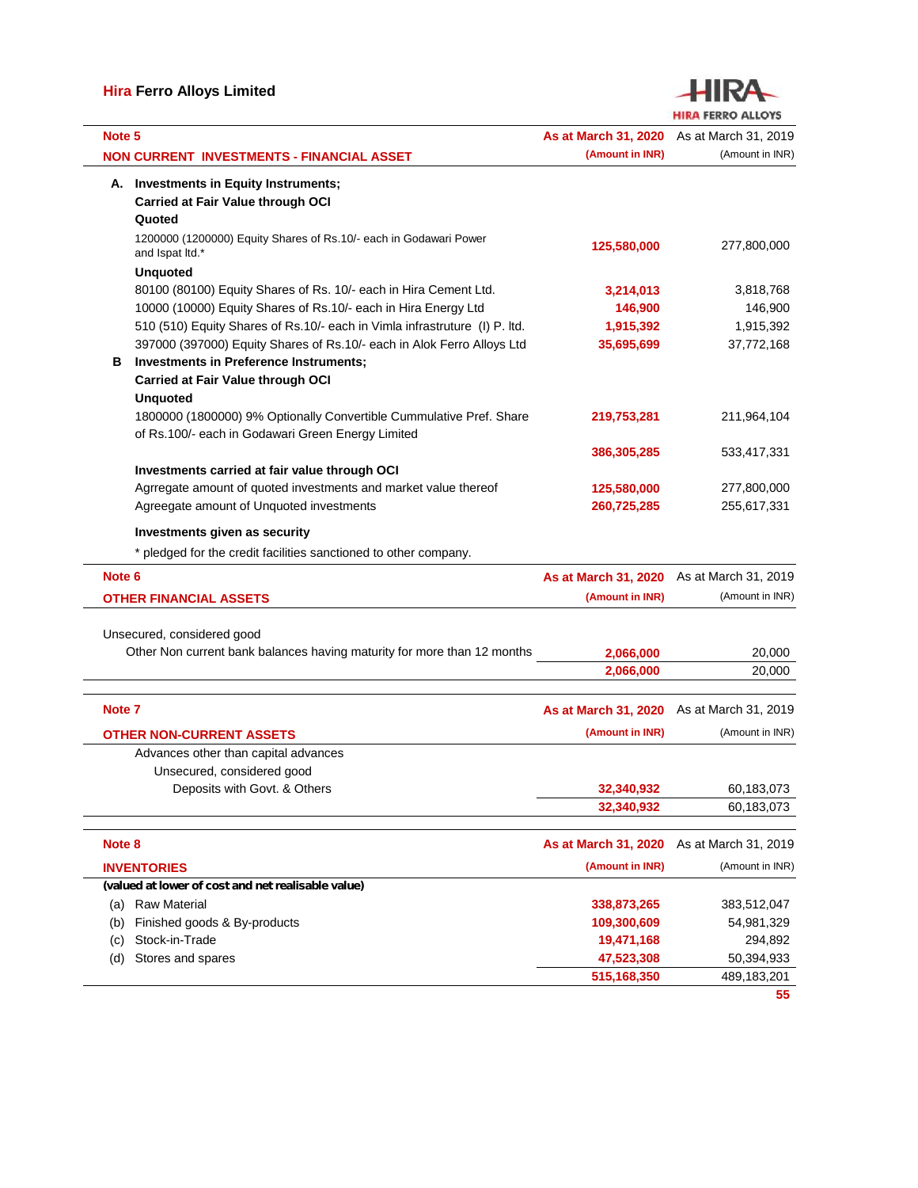## Note 5

| NON CURRENT INVESTMENTS - FINANCIAL ASSET | | As at March 31, 2020 (Amount in INR) | As at March 31, 2019 (Amount in INR) |
|---|---|---|---|
| **A.** | **Investments in Equity Instruments;** | | |
| | **Carried at Fair Value through OCI** | | |
| | **Quoted** | | |
| | 1200000 (1200000) Equity Shares of Rs.10/- each in Godawari Power and Ispat ltd.* | 125,580,000 | 277,800,000 |
| | **Unquoted** | | |
| | 80100 (80100) Equity Shares of Rs. 10/- each in Hira Cement Ltd. | 3,214,013 | 3,818,768 |
| | 10000 (10000) Equity Shares of Rs.10/- each in Hira Energy Ltd | 146,900 | 146,900 |
| | 510 (510) Equity Shares of Rs.10/- each in Vimla infrastruture (I) P. ltd. | 1,915,392 | 1,915,392 |
| | 397000 (397000) Equity Shares of Rs.10/- each in Alok Ferro Alloys Ltd | 35,695,699 | 37,772,168 |
| **B** | **Investments in Preference Instruments;** | | |
| | **Carried at Fair Value through OCI** | | |
| | **Unquoted** | | |
| | 1800000 (1800000) 9% Optionally Convertible Cummulative Pref. Share of Rs.100/- each in Godawari Green Energy Limited | 219,753,281 | 211,964,104 |
| | | 386,305,285 | 533,417,331 |
| | **Investments carried at fair value through OCI** | | |
| | Agrregate amount of quoted investments and market value thereof | 125,580,000 | 277,800,000 |
| | Agreegate amount of Unquoted investments | 260,725,285 | 255,617,331 |

**Investments given as security**

* pledged for the credit facilities sanctioned to other company.

## Note 6

| OTHER FINANCIAL ASSETS | As at March 31, 2020 (Amount in INR) | As at March 31, 2019 (Amount in INR) |
|---|---|---|
| Unsecured, considered good | | |
| Other Non current bank balances having maturity for more than 12 months | 2,066,000 | 20,000 |
| | 2,066,000 | 20,000 |

## Note 7

| OTHER NON-CURRENT ASSETS | As at March 31, 2020 (Amount in INR) | As at March 31, 2019 (Amount in INR) |
|---|---|---|
| Advances other than capital advances | | |
| Unsecured, considered good | | |
| Deposits with Govt. & Others | 32,340,932 | 60,183,073 |
| | 32,340,932 | 60,183,073 |

## Note 8

| INVENTORIES | | As at March 31, 2020 (Amount in INR) | As at March 31, 2019 (Amount in INR) |
|---|---|---|---|
| **(valued at lower of cost and net realisable value)** | | | |
| (a) | Raw Material | 338,873,265 | 383,512,047 |
| (b) | Finished goods & By-products | 109,300,609 | 54,981,329 |
| (c) | Stock-in-Trade | 19,471,168 | 294,892 |
| (d) | Stores and spares | 47,523,308 | 50,394,933 |
| | | 515,168,350 | 489,183,201 |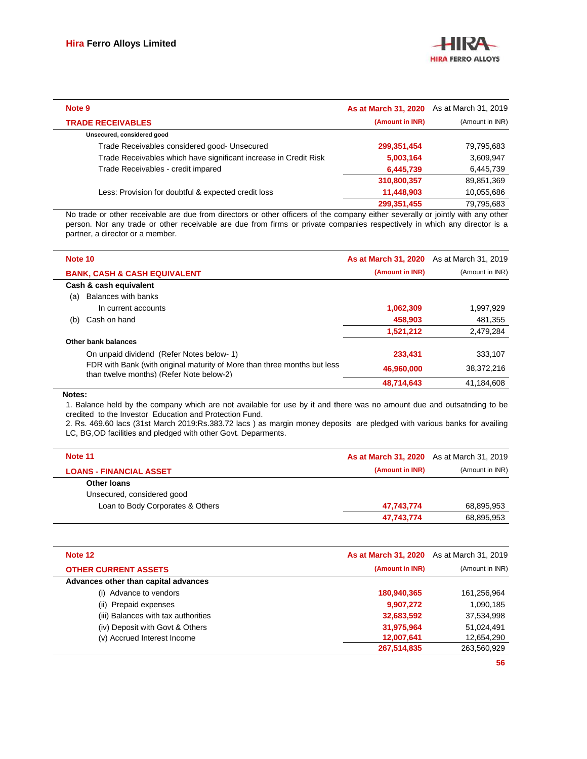## Note 9

| TRADE RECEIVABLES | As at March 31, 2020 (Amount in INR) | As at March 31, 2019 (Amount in INR) |
|---|---|---|
| **Unsecured, considered good** | | |
| Trade Receivables considered good- Unsecured | 299,351,454 | 79,795,683 |
| Trade Receivables which have significant increase in Credit Risk | 5,003,164 | 3,609,947 |
| Trade Receivables - credit impared | 6,445,739 | 6,445,739 |
| | 310,800,357 | 89,851,369 |
| Less: Provision for doubtful & expected credit loss | 11,448,903 | 10,055,686 |
| | 299,351,455 | 79,795,683 |

No trade or other receivable are due from directors or other officers of the company either severally or jointly with any other person. Nor any trade or other receivable are due from firms or private companies respectively in which any director is a partner, a director or a member.

## Note 10

| BANK, CASH & CASH EQUIVALENT | As at March 31, 2020 (Amount in INR) | As at March 31, 2019 (Amount in INR) |
|---|---|---|
| **Cash & cash equivalent** | | |
| (a) Balances with banks | | |
| In current accounts | 1,062,309 | 1,997,929 |
| (b) Cash on hand | 458,903 | 481,355 |
| | 1,521,212 | 2,479,284 |
| **Other bank balances** | | |
| On unpaid dividend (Refer Notes below- 1) | 233,431 | 333,107 |
| FDR with Bank (with original maturity of More than three months but less than twelve months) (Refer Note below-2) | 46,960,000 | 38,372,216 |
| | 48,714,643 | 41,184,608 |

**Notes:**

1. Balance held by the company which are not available for use by it and there was no amount due and outsatnding to be credited to the Investor Education and Protection Fund.
2. Rs. 469.60 lacs (31st March 2019:Rs.383.72 lacs ) as margin money deposits are pledged with various banks for availing LC, BG,OD facilities and pledged with other Govt. Deparments.

## Note 11

| LOANS - FINANCIAL ASSET | As at March 31, 2020 (Amount in INR) | As at March 31, 2019 (Amount in INR) |
|---|---|---|
| **Other loans** | | |
| Unsecured, considered good | | |
| Loan to Body Corporates & Others | 47,743,774 | 68,895,953 |
| | 47,743,774 | 68,895,953 |

## Note 12

| OTHER CURRENT ASSETS | As at March 31, 2020 (Amount in INR) | As at March 31, 2019 (Amount in INR) |
|---|---|---|
| **Advances other than capital advances** | | |
| (i) Advance to vendors | 180,940,365 | 161,256,964 |
| (ii) Prepaid expenses | 9,907,272 | 1,090,185 |
| (iii) Balances with tax authorities | 32,683,592 | 37,534,998 |
| (iv) Deposit with Govt & Others | 31,975,964 | 51,024,491 |
| (v) Accrued Interest Income | 12,007,641 | 12,654,290 |
| | 267,514,835 | 263,560,929 |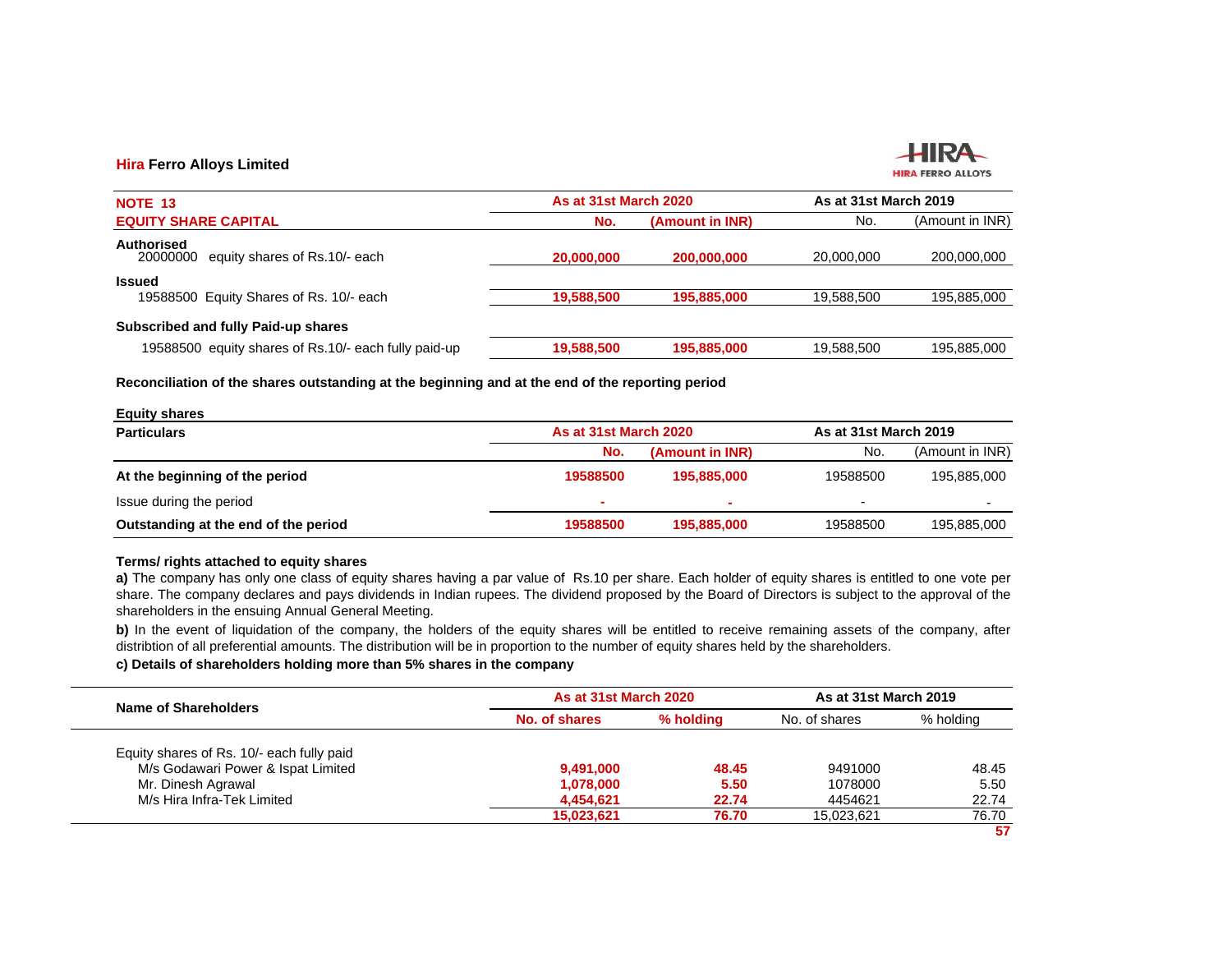**Hira Ferro Alloys Limited**

| NOTE 13<br>EQUITY SHARE CAPITAL | As at 31st March 2020 | | As at 31st March 2019 | |
|---|---|---|---|---|
| | No. | (Amount in INR) | No. | (Amount in INR) |
| **Authorised**<br>20000000 equity shares of Rs.10/- each | 20,000,000 | 200,000,000 | 20,000,000 | 200,000,000 |
| **Issued**<br>19588500 Equity Shares of Rs. 10/- each | 19,588,500 | 195,885,000 | 19,588,500 | 195,885,000 |
| **Subscribed and fully Paid-up shares**<br>19588500 equity shares of Rs.10/- each fully paid-up | 19,588,500 | 195,885,000 | 19,588,500 | 195,885,000 |

**Reconciliation of the shares outstanding at the beginning and at the end of the reporting period**

**Equity shares**

| Particulars | As at 31st March 2020 | | As at 31st March 2019 | |
|---|---|---|---|---|
| | No. | (Amount in INR) | No. | (Amount in INR) |
| **At the beginning of the period** | 19588500 | 195,885,000 | 19588500 | 195,885,000 |
| Issue during the period | - | - | - | - |
| **Outstanding at the end of the period** | 19588500 | 195,885,000 | 19588500 | 195,885,000 |

**Terms/ rights attached to equity shares**

**a)** The company has only one class of equity shares having a par value of Rs.10 per share. Each holder of equity shares is entitled to one vote per share. The company declares and pays dividends in Indian rupees. The dividend proposed by the Board of Directors is subject to the approval of the shareholders in the ensuing Annual General Meeting.

**b)** In the event of liquidation of the company, the holders of the equity shares will be entitled to receive remaining assets of the company, after distribtion of all preferential amounts. The distribution will be in proportion to the number of equity shares held by the shareholders.

**c) Details of shareholders holding more than 5% shares in the company**

| Name of Shareholders | As at 31st March 2020 | | As at 31st March 2019 | |
|---|---|---|---|---|
| | No. of shares | % holding | No. of shares | % holding |
| Equity shares of Rs. 10/- each fully paid | | | | |
| M/s Godawari Power & Ispat Limited | 9,491,000 | 48.45 | 9491000 | 48.45 |
| Mr. Dinesh Agrawal | 1,078,000 | 5.50 | 1078000 | 5.50 |
| M/s Hira Infra-Tek Limited | 4,454,621 | 22.74 | 4454621 | 22.74 |
| | 15,023,621 | 76.70 | 15,023,621 | 76.70 |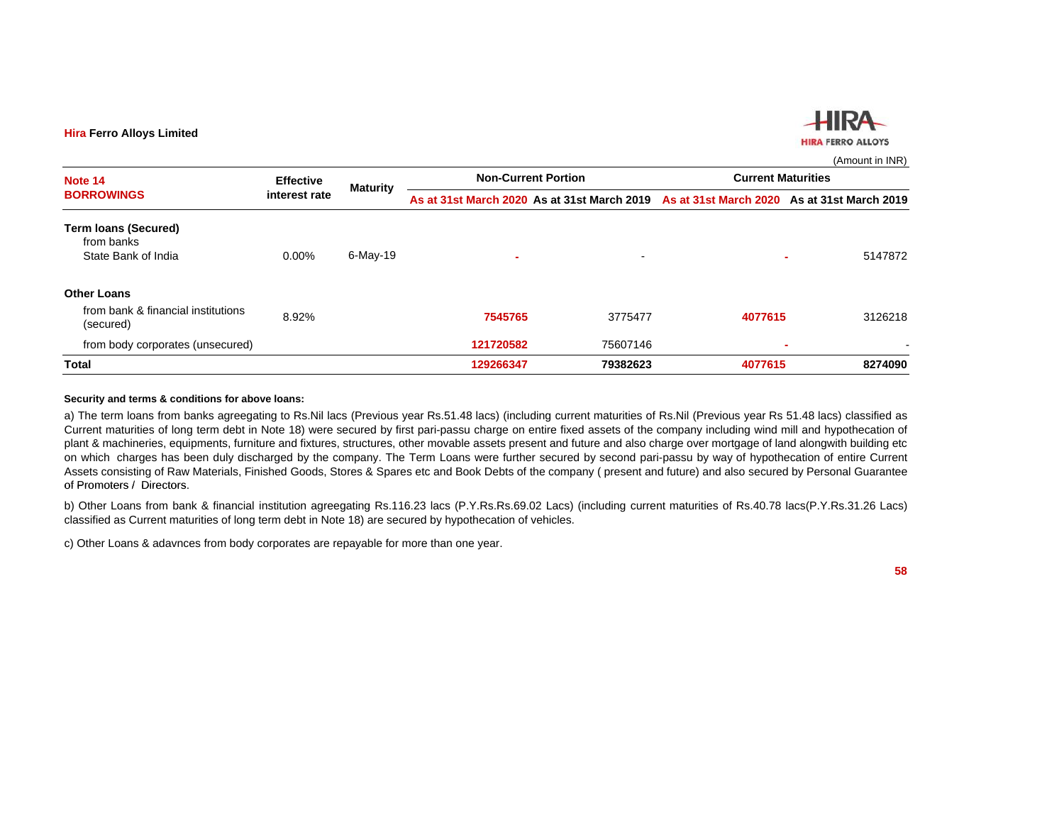**Hira Ferro Alloys Limited**

(Amount in INR)

| Note 14 BORROWINGS | Effective interest rate | Maturity | Non-Current Portion | | Current Maturities | |
|---|---|---|---|---|---|---|
| | | | As at 31st March 2020 | As at 31st March 2019 | As at 31st March 2020 | As at 31st March 2019 |
| **Term loans (Secured)** | | | | | | |
| from banks | | | | | | |
| State Bank of India | 0.00% | 6-May-19 | - | - | - | 5147872 |
| **Other Loans** | | | | | | |
| from bank & financial institutions (secured) | 8.92% | | 7545765 | 3775477 | 4077615 | 3126218 |
| from body corporates (unsecured) | | | 121720582 | 75607146 | - | - |
| **Total** | | | **129266347** | **79382623** | **4077615** | **8274090** |

**Security and terms & conditions for above loans:**

a) The term loans from banks agreegating to Rs.Nil lacs (Previous year Rs.51.48 lacs) (including current maturities of Rs.Nil (Previous year Rs 51.48 lacs) classified as Current maturities of long term debt in Note 18) were secured by first pari-passu charge on entire fixed assets of the company including wind mill and hypothecation of plant & machineries, equipments, furniture and fixtures, structures, other movable assets present and future and also charge over mortgage of land alongwith building etc on which charges has been duly discharged by the company. The Term Loans were further secured by second pari-passu by way of hypothecation of entire Current Assets consisting of Raw Materials, Finished Goods, Stores & Spares etc and Book Debts of the company ( present and future) and also secured by Personal Guarantee of Promoters / Directors.

b) Other Loans from bank & financial institution agreegating Rs.116.23 lacs (P.Y.Rs.Rs.69.02 Lacs) (including current maturities of Rs.40.78 lacs(P.Y.Rs.31.26 Lacs) classified as Current maturities of long term debt in Note 18) are secured by hypothecation of vehicles.

c) Other Loans & adavnces from body corporates are repayable for more than one year.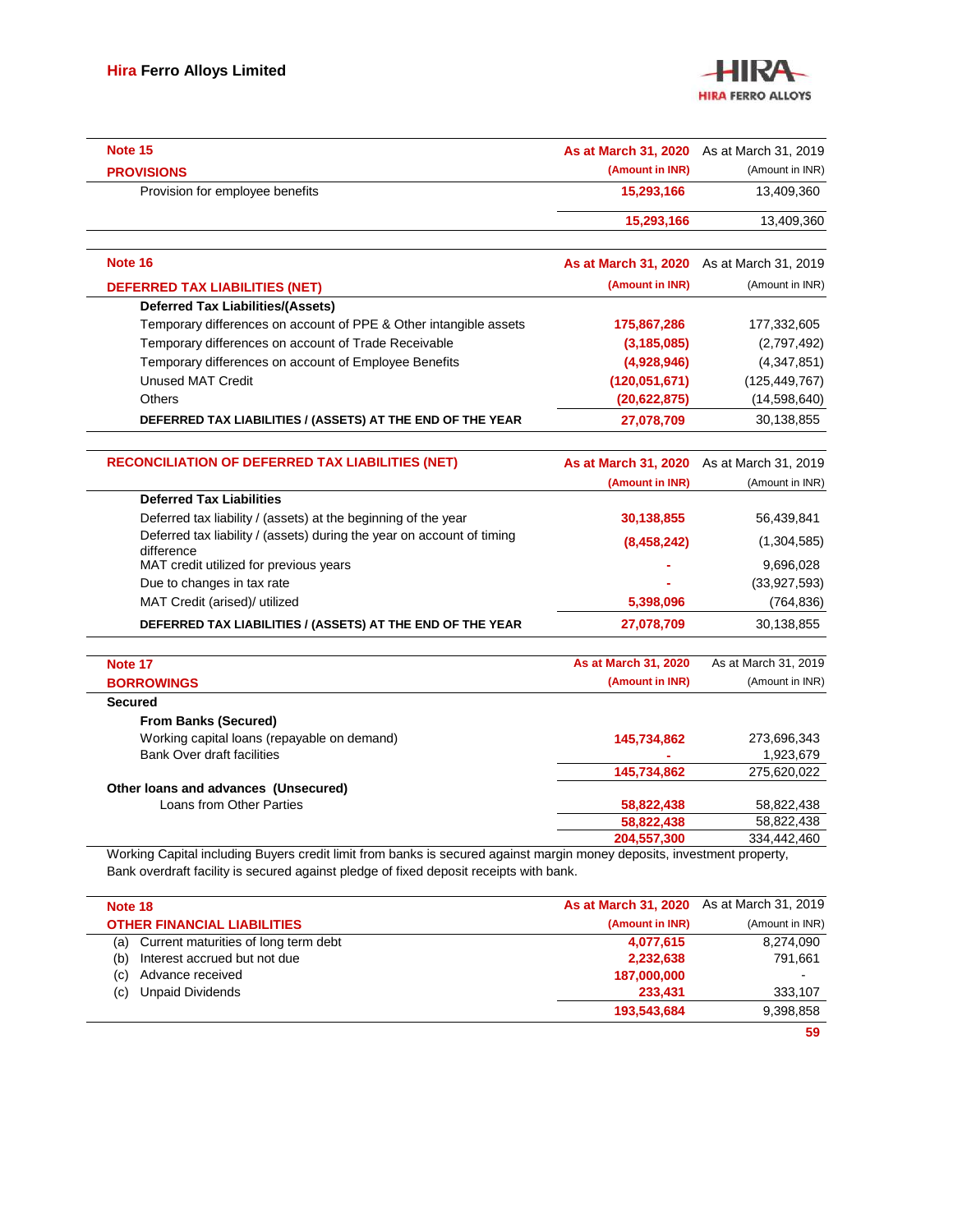## Note 15

### PROVISIONS

| | As at March 31, 2020 (Amount in INR) | As at March 31, 2019 (Amount in INR) |
|---|---|---|
| Provision for employee benefits | 15,293,166 | 13,409,360 |
| | 15,293,166 | 13,409,360 |

## Note 16

### DEFERRED TAX LIABILITIES (NET)

| | As at March 31, 2020 (Amount in INR) | As at March 31, 2019 (Amount in INR) |
|---|---|---|
| **Deferred Tax Liabilities/(Assets)** | | |
| Temporary differences on account of PPE & Other intangible assets | 175,867,286 | 177,332,605 |
| Temporary differences on account of Trade Receivable | (3,185,085) | (2,797,492) |
| Temporary differences on account of Employee Benefits | (4,928,946) | (4,347,851) |
| Unused MAT Credit | (120,051,671) | (125,449,767) |
| Others | (20,622,875) | (14,598,640) |
| **DEFERRED TAX LIABILITIES / (ASSETS) AT THE END OF THE YEAR** | 27,078,709 | 30,138,855 |

### RECONCILIATION OF DEFERRED TAX LIABILITIES (NET)

| | As at March 31, 2020 (Amount in INR) | As at March 31, 2019 (Amount in INR) |
|---|---|---|
| **Deferred Tax Liabilities** | | |
| Deferred tax liability / (assets) at the beginning of the year | 30,138,855 | 56,439,841 |
| Deferred tax liability / (assets) during the year on account of timing difference | (8,458,242) | (1,304,585) |
| MAT credit utilized for previous years | - | 9,696,028 |
| Due to changes in tax rate | - | (33,927,593) |
| MAT Credit (arised)/ utilized | 5,398,096 | (764,836) |
| **DEFERRED TAX LIABILITIES / (ASSETS) AT THE END OF THE YEAR** | 27,078,709 | 30,138,855 |

## Note 17

### BORROWINGS

| | As at March 31, 2020 (Amount in INR) | As at March 31, 2019 (Amount in INR) |
|---|---|---|
| **Secured** | | |
| **From Banks (Secured)** | | |
| Working capital loans (repayable on demand) | 145,734,862 | 273,696,343 |
| Bank Over draft facilities | - | 1,923,679 |
| | 145,734,862 | 275,620,022 |
| **Other loans and advances (Unsecured)** | | |
| Loans from Other Parties | 58,822,438 | 58,822,438 |
| | 58,822,438 | 58,822,438 |
| | 204,557,300 | 334,442,460 |

Working Capital including Buyers credit limit from banks is secured against margin money deposits, investment property, Bank overdraft facility is secured against pledge of fixed deposit receipts with bank.

## Note 18

### OTHER FINANCIAL LIABILITIES

| | | As at March 31, 2020 (Amount in INR) | As at March 31, 2019 (Amount in INR) |
|---|---|---|---|
| (a) | Current maturities of long term debt | 4,077,615 | 8,274,090 |
| (b) | Interest accrued but not due | 2,232,638 | 791,661 |
| (c) | Advance received | 187,000,000 | - |
| (c) | Unpaid Dividends | 233,431 | 333,107 |
| | | 193,543,684 | 9,398,858 |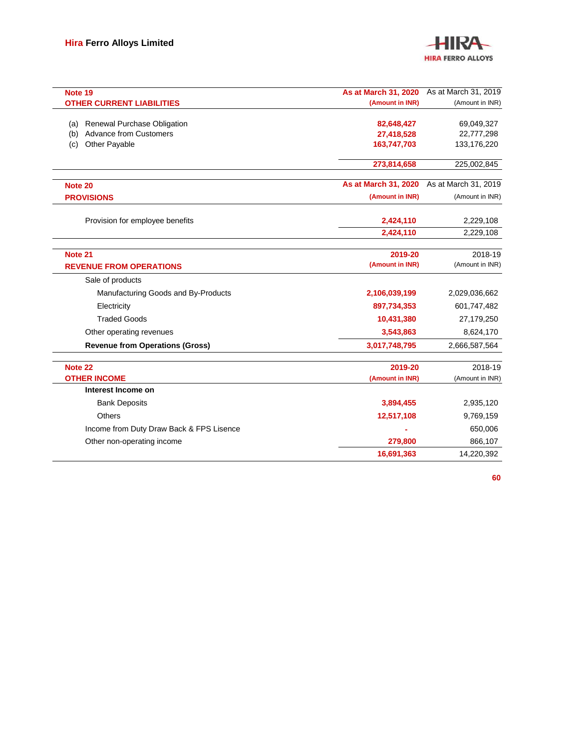| Note 19<br>OTHER CURRENT LIABILITIES | As at March 31, 2020<br>(Amount in INR) | As at March 31, 2019<br>(Amount in INR) |
|---|---|---|
| (a) Renewal Purchase Obligation | 82,648,427 | 69,049,327 |
| (b) Advance from Customers | 27,418,528 | 22,777,298 |
| (c) Other Payable | 163,747,703 | 133,176,220 |
| | 273,814,658 | 225,002,845 |

| Note 20<br>PROVISIONS | As at March 31, 2020<br>(Amount in INR) | As at March 31, 2019<br>(Amount in INR) |
|---|---|---|
| Provision for employee benefits | 2,424,110 | 2,229,108 |
| | 2,424,110 | 2,229,108 |

| Note 21<br>REVENUE FROM OPERATIONS | 2019-20<br>(Amount in INR) | 2018-19<br>(Amount in INR) |
|---|---|---|
| Sale of products | | |
| Manufacturing Goods and By-Products | 2,106,039,199 | 2,029,036,662 |
| Electricity | 897,734,353 | 601,747,482 |
| Traded Goods | 10,431,380 | 27,179,250 |
| Other operating revenues | 3,543,863 | 8,624,170 |
| **Revenue from Operations (Gross)** | 3,017,748,795 | 2,666,587,564 |

| Note 22<br>OTHER INCOME | 2019-20<br>(Amount in INR) | 2018-19<br>(Amount in INR) |
|---|---|---|
| **Interest Income on** | | |
| Bank Deposits | 3,894,455 | 2,935,120 |
| Others | 12,517,108 | 9,769,159 |
| Income from Duty Draw Back & FPS Lisence | - | 650,006 |
| Other non-operating income | 279,800 | 866,107 |
| | 16,691,363 | 14,220,392 |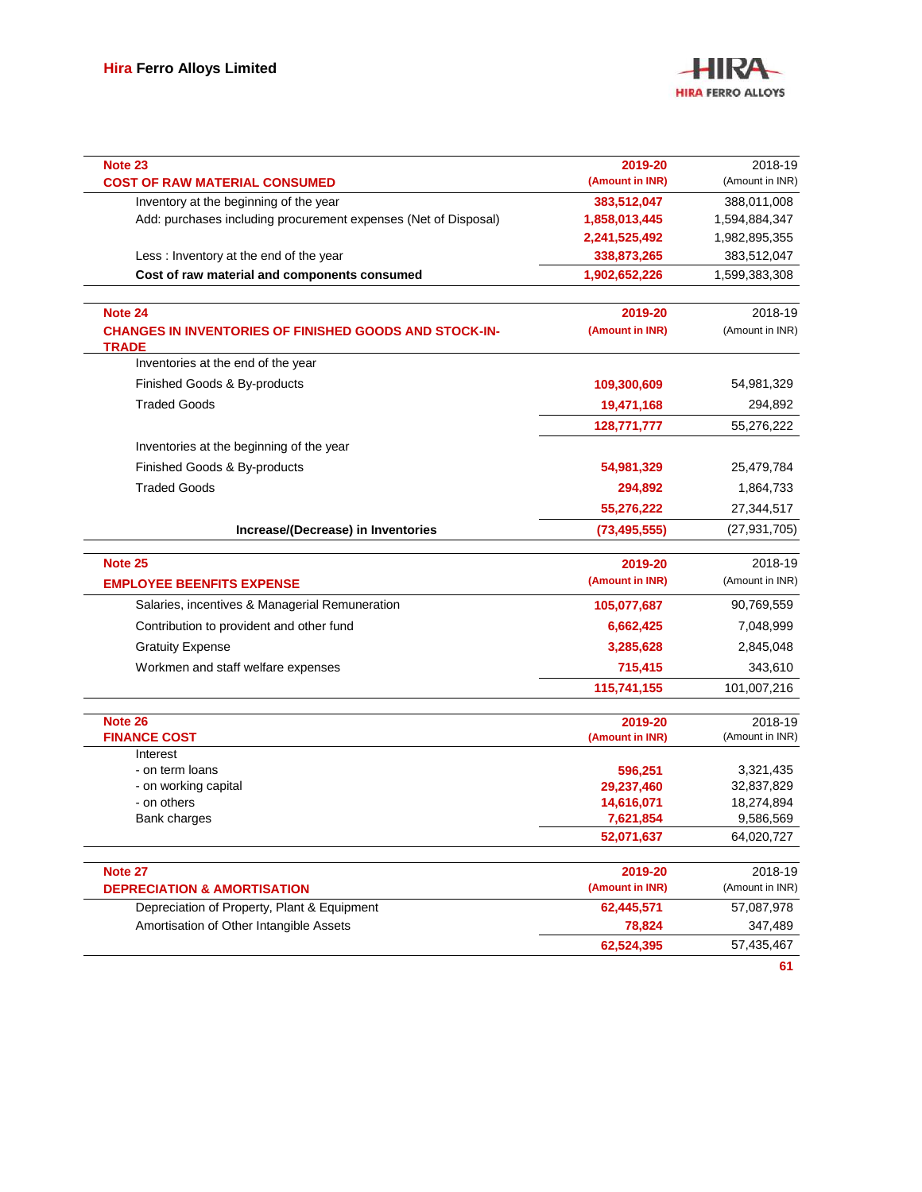## Note 23

| COST OF RAW MATERIAL CONSUMED | 2019-20 (Amount in INR) | 2018-19 (Amount in INR) |
|---|---|---|
| Inventory at the beginning of the year | 383,512,047 | 388,011,008 |
| Add: purchases including procurement expenses (Net of Disposal) | 1,858,013,445 | 1,594,884,347 |
| | 2,241,525,492 | 1,982,895,355 |
| Less : Inventory at the end of the year | 338,873,265 | 383,512,047 |
| **Cost of raw material and components consumed** | **1,902,652,226** | **1,599,383,308** |

## Note 24

| CHANGES IN INVENTORIES OF FINISHED GOODS AND STOCK-IN-TRADE | 2019-20 (Amount in INR) | 2018-19 (Amount in INR) |
|---|---|---|
| Inventories at the end of the year | | |
| Finished Goods & By-products | 109,300,609 | 54,981,329 |
| Traded Goods | 19,471,168 | 294,892 |
| | 128,771,777 | 55,276,222 |
| Inventories at the beginning of the year | | |
| Finished Goods & By-products | 54,981,329 | 25,479,784 |
| Traded Goods | 294,892 | 1,864,733 |
| | 55,276,222 | 27,344,517 |
| **Increase/(Decrease) in Inventories** | **(73,495,555)** | **(27,931,705)** |

## Note 25

| EMPLOYEE BEENFITS EXPENSE | 2019-20 (Amount in INR) | 2018-19 (Amount in INR) |
|---|---|---|
| Salaries, incentives & Managerial Remuneration | 105,077,687 | 90,769,559 |
| Contribution to provident and other fund | 6,662,425 | 7,048,999 |
| Gratuity Expense | 3,285,628 | 2,845,048 |
| Workmen and staff welfare expenses | 715,415 | 343,610 |
| | 115,741,155 | 101,007,216 |

## Note 26

| FINANCE COST | 2019-20 (Amount in INR) | 2018-19 (Amount in INR) |
|---|---|---|
| Interest | | |
| - on term loans | 596,251 | 3,321,435 |
| - on working capital | 29,237,460 | 32,837,829 |
| - on others | 14,616,071 | 18,274,894 |
| Bank charges | 7,621,854 | 9,586,569 |
| | 52,071,637 | 64,020,727 |

## Note 27

| DEPRECIATION & AMORTISATION | 2019-20 (Amount in INR) | 2018-19 (Amount in INR) |
|---|---|---|
| Depreciation of Property, Plant & Equipment | 62,445,571 | 57,087,978 |
| Amortisation of Other Intangible Assets | 78,824 | 347,489 |
| | 62,524,395 | 57,435,467 |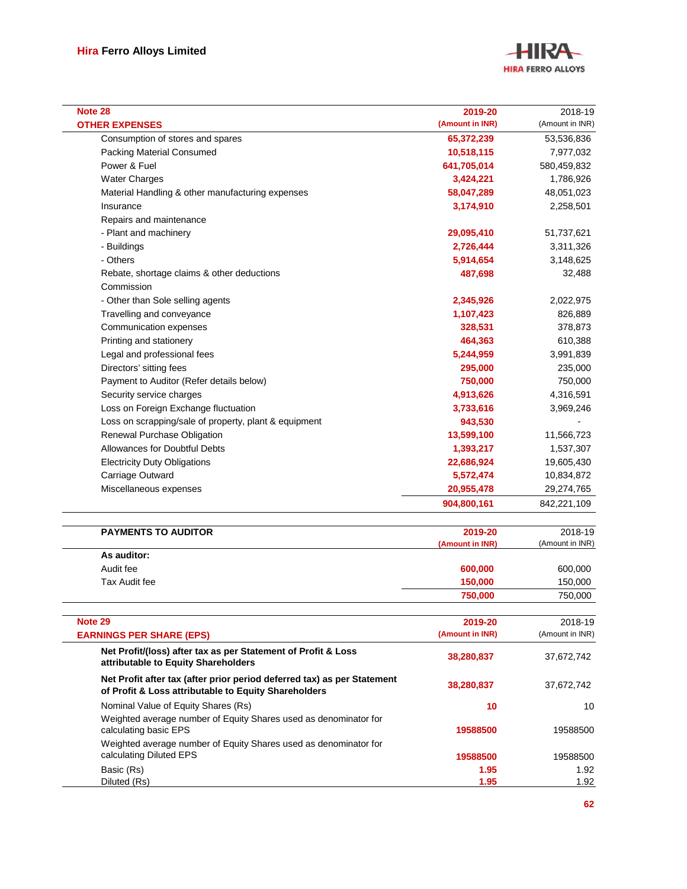## Note 28

### OTHER EXPENSES

| | 2019-20 (Amount in INR) | 2018-19 (Amount in INR) |
|---|---|---|
| Consumption of stores and spares | 65,372,239 | 53,536,836 |
| Packing Material Consumed | 10,518,115 | 7,977,032 |
| Power & Fuel | 641,705,014 | 580,459,832 |
| Water Charges | 3,424,221 | 1,786,926 |
| Material Handling & other manufacturing expenses | 58,047,289 | 48,051,023 |
| Insurance | 3,174,910 | 2,258,501 |
| Repairs and maintenance | | |
| - Plant and machinery | 29,095,410 | 51,737,621 |
| - Buildings | 2,726,444 | 3,311,326 |
| - Others | 5,914,654 | 3,148,625 |
| Rebate, shortage claims & other deductions | 487,698 | 32,488 |
| Commission | | |
| - Other than Sole selling agents | 2,345,926 | 2,022,975 |
| Travelling and conveyance | 1,107,423 | 826,889 |
| Communication expenses | 328,531 | 378,873 |
| Printing and stationery | 464,363 | 610,388 |
| Legal and professional fees | 5,244,959 | 3,991,839 |
| Directors' sitting fees | 295,000 | 235,000 |
| Payment to Auditor (Refer details below) | 750,000 | 750,000 |
| Security service charges | 4,913,626 | 4,316,591 |
| Loss on Foreign Exchange fluctuation | 3,733,616 | 3,969,246 |
| Loss on scrapping/sale of property, plant & equipment | 943,530 | - |
| Renewal Purchase Obligation | 13,599,100 | 11,566,723 |
| Allowances for Doubtful Debts | 1,393,217 | 1,537,307 |
| Electricity Duty Obligations | 22,686,924 | 19,605,430 |
| Carriage Outward | 5,572,474 | 10,834,872 |
| Miscellaneous expenses | 20,955,478 | 29,274,765 |
| | 904,800,161 | 842,221,109 |

| PAYMENTS TO AUDITOR | 2019-20 (Amount in INR) | 2018-19 (Amount in INR) |
|---|---|---|
| **As auditor:** | | |
| Audit fee | 600,000 | 600,000 |
| Tax Audit fee | 150,000 | 150,000 |
| | 750,000 | 750,000 |

## Note 29

### EARNINGS PER SHARE (EPS)

| | 2019-20 (Amount in INR) | 2018-19 (Amount in INR) |
|---|---|---|
| **Net Profit/(loss) after tax as per Statement of Profit & Loss attributable to Equity Shareholders** | 38,280,837 | 37,672,742 |
| **Net Profit after tax (after prior period deferred tax) as per Statement of Profit & Loss attributable to Equity Shareholders** | 38,280,837 | 37,672,742 |
| Nominal Value of Equity Shares (Rs) | 10 | 10 |
| Weighted average number of Equity Shares used as denominator for calculating basic EPS | 19588500 | 19588500 |
| Weighted average number of Equity Shares used as denominator for calculating Diluted EPS | 19588500 | 19588500 |
| Basic (Rs) | 1.95 | 1.92 |
| Diluted (Rs) | 1.95 | 1.92 |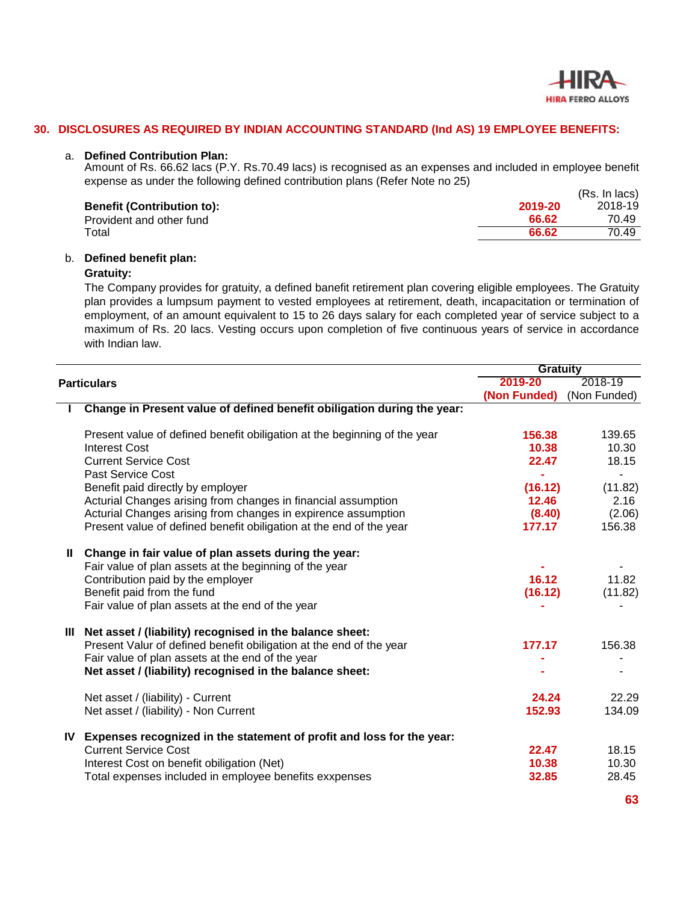## 30. DISCLOSURES AS REQUIRED BY INDIAN ACCOUNTING STANDARD (Ind AS) 19 EMPLOYEE BENEFITS:

a. **Defined Contribution Plan:**

Amount of Rs. 66.62 lacs (P.Y. Rs.70.49 lacs) is recognised as an expenses and included in employee benefit expense as under the following defined contribution plans (Refer Note no 25)

(Rs. In lacs)

| Benefit (Contribution to): | 2019-20 | 2018-19 |
|---|---|---|
| Provident and other fund | 66.62 | 70.49 |
| Total | 66.62 | 70.49 |

b. **Defined benefit plan:**

**Gratuity:**

The Company provides for gratuity, a defined banefit retirement plan covering eligible employees. The Gratuity plan provides a lumpsum payment to vested employees at retirement, death, incapacitation or termination of employment, of an amount equivalent to 15 to 26 days salary for each completed year of service subject to a maximum of Rs. 20 lacs. Vesting occurs upon completion of five continuous years of service in accordance with Indian law.

| | Particulars | Gratuity | |
|---|---|---|---|
| | | 2019-20 (Non Funded) | 2018-19 (Non Funded) |
| **I** | **Change in Present value of defined benefit obiligation during the year:** | | |
| | Present value of defined benefit obiligation at the beginning of the year | 156.38 | 139.65 |
| | Interest Cost | 10.38 | 10.30 |
| | Current Service Cost | 22.47 | 18.15 |
| | Past Service Cost | - | - |
| | Benefit paid directly by employer | (16.12) | (11.82) |
| | Acturial Changes arising from changes in financial assumption | 12.46 | 2.16 |
| | Acturial Changes arising from changes in expirence assumption | (8.40) | (2.06) |
| | Present value of defined benefit obiligation at the end of the year | 177.17 | 156.38 |
| **II** | **Change in fair value of plan assets during the year:** | | |
| | Fair value of plan assets at the beginning of the year | - | - |
| | Contribution paid by the employer | 16.12 | 11.82 |
| | Benefit paid from the fund | (16.12) | (11.82) |
| | Fair value of plan assets at the end of the year | - | - |
| **III** | **Net asset / (liability) recognised in the balance sheet:** | | |
| | Present Valur of defined benefit obiligation at the end of the year | 177.17 | 156.38 |
| | Fair value of plan assets at the end of the year | - | - |
| | **Net asset / (liability) recognised in the balance sheet:** | - | - |
| | Net asset / (liability) - Current | 24.24 | 22.29 |
| | Net asset / (liability) - Non Current | 152.93 | 134.09 |
| **IV** | **Expenses recognized in the statement of profit and loss for the year:** | | |
| | Current Service Cost | 22.47 | 18.15 |
| | Interest Cost on benefit obiligation (Net) | 10.38 | 10.30 |
| | Total expenses included in employee benefits exxpenses | 32.85 | 28.45 |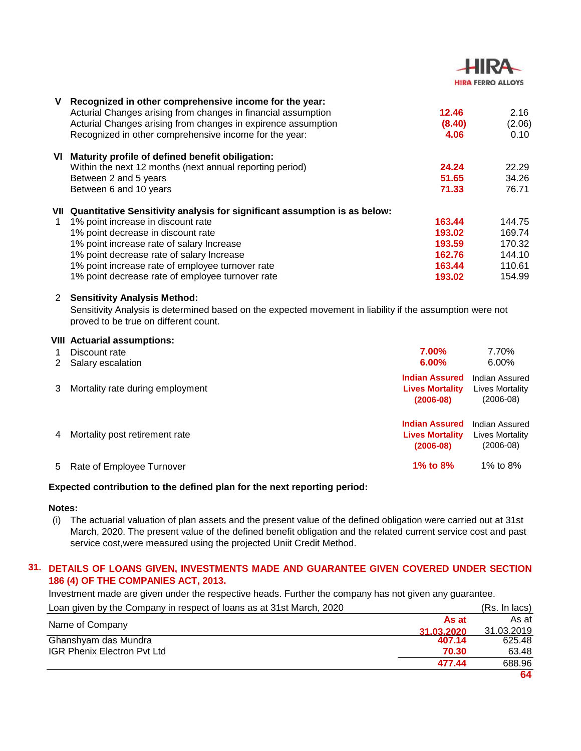| | | | |
|---|---|---|---|
| **V** | **Recognized in other comprehensive income for the year:** | | |
| | Acturial Changes arising from changes in financial assumption | **12.46** | 2.16 |
| | Acturial Changes arising from changes in expirence assumption | **(8.40)** | (2.06) |
| | Recognized in other comprehensive income for the year: | **4.06** | 0.10 |
| **VI** | **Maturity profile of defined benefit obiligation:** | | |
| | Within the next 12 months (next annual reporting period) | **24.24** | 22.29 |
| | Between 2 and 5 years | **51.65** | 34.26 |
| | Between 6 and 10 years | **71.33** | 76.71 |
| **VII** | **Quantitative Sensitivity analysis for significant assumption is as below:** | | |
| 1 | 1% point increase in discount rate | **163.44** | 144.75 |
| | 1% point decrease in discount rate | **193.02** | 169.74 |
| | 1% point increase rate of salary Increase | **193.59** | 170.32 |
| | 1% point decrease rate of salary Increase | **162.76** | 144.10 |
| | 1% point increase rate of employee turnover rate | **163.44** | 110.61 |
| | 1% point decrease rate of employee turnover rate | **193.02** | 154.99 |

2 **Sensitivity Analysis Method:**

Sensitivity Analysis is determined based on the expected movement in liability if the assumption were not proved to be true on different count.

| | | | |
|---|---|---|---|
| **VIII** | **Actuarial assumptions:** | | |
| 1 | Discount rate | **7.00%** | 7.70% |
| 2 | Salary escalation | **6.00%** | 6.00% |
| 3 | Mortality rate during employment | **Indian Assured Lives Mortality (2006-08)** | Indian Assured Lives Mortality (2006-08) |
| 4 | Mortality post retirement rate | **Indian Assured Lives Mortality (2006-08)** | Indian Assured Lives Mortality (2006-08) |
| 5 | Rate of Employee Turnover | **1% to 8%** | 1% to 8% |

**Expected contribution to the defined plan for the next reporting period:**

**Notes:**

(i) The actuarial valuation of plan assets and the present value of the defined obligation were carried out at 31st March, 2020. The present value of the defined benefit obligation and the related current service cost and past service cost,were measured using the projected Uniit Credit Method.

## 31. DETAILS OF LOANS GIVEN, INVESTMENTS MADE AND GUARANTEE GIVEN COVERED UNDER SECTION 186 (4) OF THE COMPANIES ACT, 2013.

Investment made are given under the respective heads. Further the company has not given any guarantee.

Loan given by the Company in respect of loans as at 31st March, 2020 (Rs. In lacs)

| Name of Company | As at 31.03.2020 | As at 31.03.2019 |
|---|---|---|
| Ghanshyam das Mundra | **407.14** | 625.48 |
| IGR Phenix Electron Pvt Ltd | **70.30** | 63.48 |
| | **477.44** | 688.96 |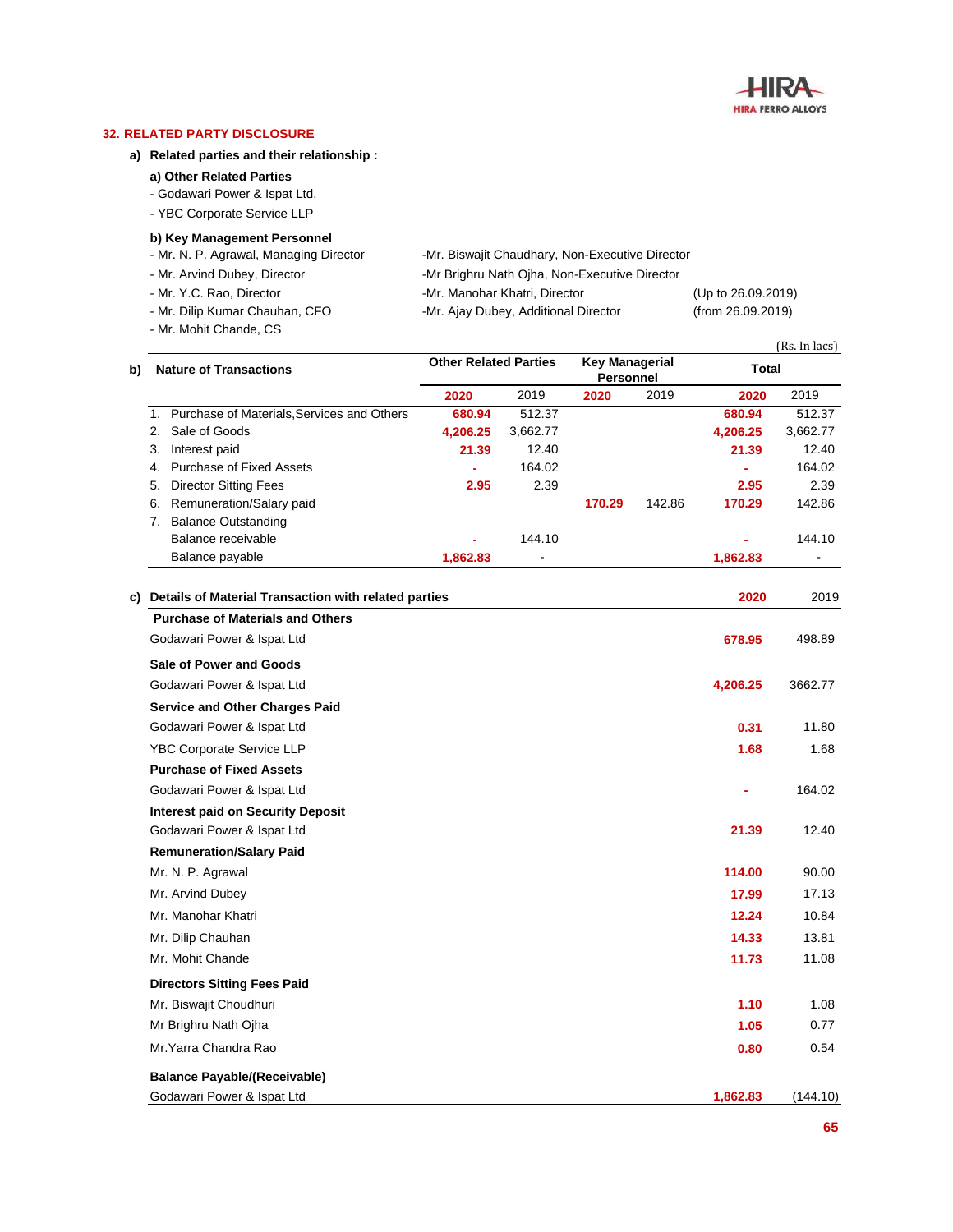## 32. RELATED PARTY DISCLOSURE

**a) Related parties and their relationship :**

**a) Other Related Parties**

- Godawari Power & Ispat Ltd.
- YBC Corporate Service LLP

**b) Key Management Personnel**

- Mr. N. P. Agrawal, Managing Director
- Mr. Arvind Dubey, Director
- Mr. Y.C. Rao, Director
- Mr. Dilip Kumar Chauhan, CFO
- Mr. Mohit Chande, CS
- Mr. Biswajit Chaudhary, Non-Executive Director
- Mr Brighru Nath Ojha, Non-Executive Director
- Mr. Manohar Khatri, Director (Up to 26.09.2019)
- Mr. Ajay Dubey, Additional Director (from 26.09.2019)

(Rs. In lacs)

| b) Nature of Transactions | Other Related Parties | | Key Managerial Personnel | | Total | |
|---|---|---|---|---|---|---|
| | 2020 | 2019 | 2020 | 2019 | 2020 | 2019 |
| 1. Purchase of Materials,Services and Others | 680.94 | 512.37 | | | 680.94 | 512.37 |
| 2. Sale of Goods | 4,206.25 | 3,662.77 | | | 4,206.25 | 3,662.77 |
| 3. Interest paid | 21.39 | 12.40 | | | 21.39 | 12.40 |
| 4. Purchase of Fixed Assets | - | 164.02 | | | - | 164.02 |
| 5. Director Sitting Fees | 2.95 | 2.39 | | | 2.95 | 2.39 |
| 6. Remuneration/Salary paid | | | 170.29 | 142.86 | 170.29 | 142.86 |
| 7. Balance Outstanding | | | | | | |
| Balance receivable | - | 144.10 | | | - | 144.10 |
| Balance payable | 1,862.83 | - | | | 1,862.83 | - |

| c) Details of Material Transaction with related parties | 2020 | 2019 |
|---|---|---|
| **Purchase of Materials and Others** | | |
| Godawari Power & Ispat Ltd | 678.95 | 498.89 |
| **Sale of Power and Goods** | | |
| Godawari Power & Ispat Ltd | 4,206.25 | 3662.77 |
| **Service and Other Charges Paid** | | |
| Godawari Power & Ispat Ltd | 0.31 | 11.80 |
| YBC Corporate Service LLP | 1.68 | 1.68 |
| **Purchase of Fixed Assets** | | |
| Godawari Power & Ispat Ltd | - | 164.02 |
| **Interest paid on Security Deposit** | | |
| Godawari Power & Ispat Ltd | 21.39 | 12.40 |
| **Remuneration/Salary Paid** | | |
| Mr. N. P. Agrawal | 114.00 | 90.00 |
| Mr. Arvind Dubey | 17.99 | 17.13 |
| Mr. Manohar Khatri | 12.24 | 10.84 |
| Mr. Dilip Chauhan | 14.33 | 13.81 |
| Mr. Mohit Chande | 11.73 | 11.08 |
| **Directors Sitting Fees Paid** | | |
| Mr. Biswajit Choudhuri | 1.10 | 1.08 |
| Mr Brighru Nath Ojha | 1.05 | 0.77 |
| Mr.Yarra Chandra Rao | 0.80 | 0.54 |
| **Balance Payable/(Receivable)** | | |
| Godawari Power & Ispat Ltd | 1,862.83 | (144.10) |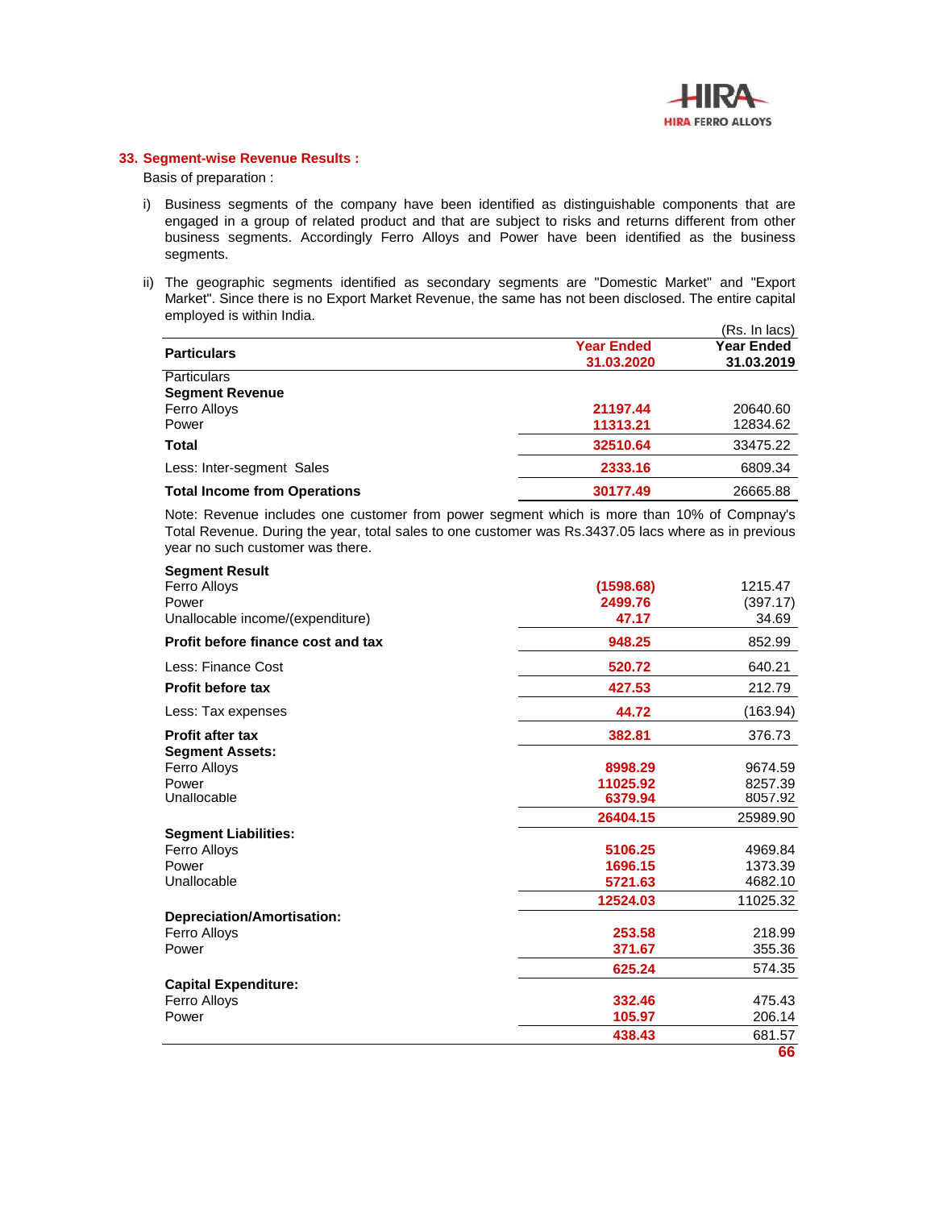### 33. Segment-wise Revenue Results :

Basis of preparation :

i) Business segments of the company have been identified as distinguishable components that are engaged in a group of related product and that are subject to risks and returns different from other business segments. Accordingly Ferro Alloys and Power have been identified as the business segments.

ii) The geographic segments identified as secondary segments are "Domestic Market" and "Export Market". Since there is no Export Market Revenue, the same has not been disclosed. The entire capital employed is within India.

(Rs. In lacs)

| Particulars | Year Ended 31.03.2020 | Year Ended 31.03.2019 |
|---|---|---|
| Particulars | | |
| **Segment Revenue** | | |
| Ferro Alloys | 21197.44 | 20640.60 |
| Power | 11313.21 | 12834.62 |
| **Total** | 32510.64 | 33475.22 |
| Less: Inter-segment Sales | 2333.16 | 6809.34 |
| **Total Income from Operations** | 30177.49 | 26665.88 |

Note: Revenue includes one customer from power segment which is more than 10% of Compnay's Total Revenue. During the year, total sales to one customer was Rs.3437.05 lacs where as in previous year no such customer was there.

| Particulars | Year Ended 31.03.2020 | Year Ended 31.03.2019 |
|---|---|---|
| **Segment Result** | | |
| Ferro Alloys | (1598.68) | 1215.47 |
| Power | 2499.76 | (397.17) |
| Unallocable income/(expenditure) | 47.17 | 34.69 |
| **Profit before finance cost and tax** | 948.25 | 852.99 |
| Less: Finance Cost | 520.72 | 640.21 |
| **Profit before tax** | 427.53 | 212.79 |
| Less: Tax expenses | 44.72 | (163.94) |
| **Profit after tax** | 382.81 | 376.73 |
| **Segment Assets:** | | |
| Ferro Alloys | 8998.29 | 9674.59 |
| Power | 11025.92 | 8257.39 |
| Unallocable | 6379.94 | 8057.92 |
| | 26404.15 | 25989.90 |
| **Segment Liabilities:** | | |
| Ferro Alloys | 5106.25 | 4969.84 |
| Power | 1696.15 | 1373.39 |
| Unallocable | 5721.63 | 4682.10 |
| | 12524.03 | 11025.32 |
| **Depreciation/Amortisation:** | | |
| Ferro Alloys | 253.58 | 218.99 |
| Power | 371.67 | 355.36 |
| | 625.24 | 574.35 |
| **Capital Expenditure:** | | |
| Ferro Alloys | 332.46 | 475.43 |
| Power | 105.97 | 206.14 |
| | 438.43 | 681.57 |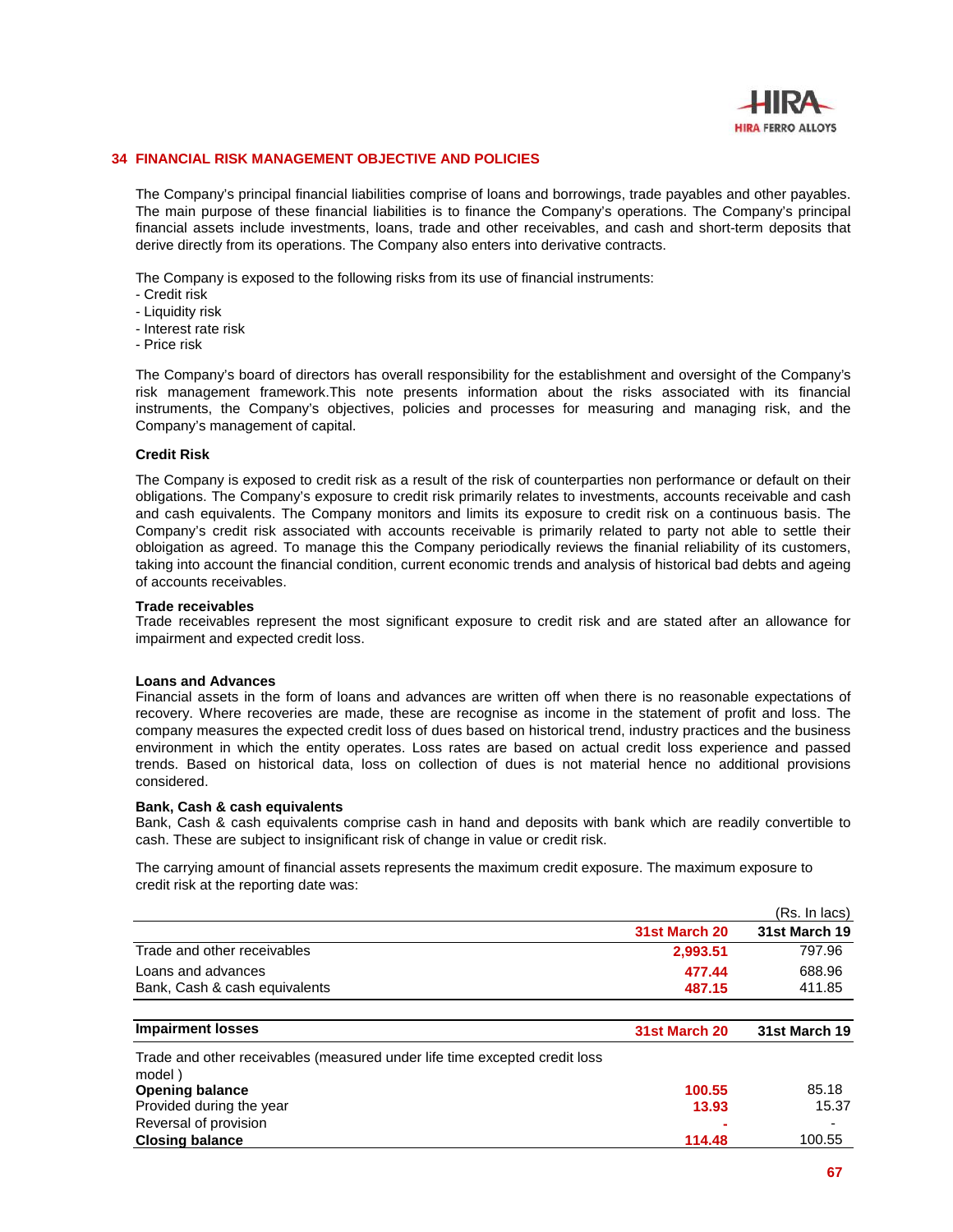## 34 FINANCIAL RISK MANAGEMENT OBJECTIVE AND POLICIES

The Company's principal financial liabilities comprise of loans and borrowings, trade payables and other payables. The main purpose of these financial liabilities is to finance the Company's operations. The Company's principal financial assets include investments, loans, trade and other receivables, and cash and short-term deposits that derive directly from its operations. The Company also enters into derivative contracts.

The Company is exposed to the following risks from its use of financial instruments:
- Credit risk
- Liquidity risk
- Interest rate risk
- Price risk

The Company's board of directors has overall responsibility for the establishment and oversight of the Company's risk management framework.This note presents information about the risks associated with its financial instruments, the Company's objectives, policies and processes for measuring and managing risk, and the Company's management of capital.

**Credit Risk**

The Company is exposed to credit risk as a result of the risk of counterparties non performance or default on their obligations. The Company's exposure to credit risk primarily relates to investments, accounts receivable and cash and cash equivalents. The Company monitors and limits its exposure to credit risk on a continuous basis. The Company's credit risk associated with accounts receivable is primarily related to party not able to settle their obloigation as agreed. To manage this the Company periodically reviews the finanial reliability of its customers, taking into account the financial condition, current economic trends and analysis of historical bad debts and ageing of accounts receivables.

**Trade receivables**
Trade receivables represent the most significant exposure to credit risk and are stated after an allowance for impairment and expected credit loss.

**Loans and Advances**
Financial assets in the form of loans and advances are written off when there is no reasonable expectations of recovery. Where recoveries are made, these are recognise as income in the statement of profit and loss. The company measures the expected credit loss of dues based on historical trend, industry practices and the business environment in which the entity operates. Loss rates are based on actual credit loss experience and passed trends. Based on historical data, loss on collection of dues is not material hence no additional provisions considered.

**Bank, Cash & cash equivalents**
Bank, Cash & cash equivalents comprise cash in hand and deposits with bank which are readily convertible to cash. These are subject to insignificant risk of change in value or credit risk.

The carrying amount of financial assets represents the maximum credit exposure. The maximum exposure to credit risk at the reporting date was:

(Rs. In lacs)

| | 31st March 20 | 31st March 19 |
|---|---|---|
| Trade and other receivables | 2,993.51 | 797.96 |
| Loans and advances | 477.44 | 688.96 |
| Bank, Cash & cash equivalents | 487.15 | 411.85 |

| **Impairment losses** | 31st March 20 | 31st March 19 |
|---|---|---|
| Trade and other receivables (measured under life time excepted credit loss model ) | | |
| **Opening balance** | 100.55 | 85.18 |
| Provided during the year | 13.93 | 15.37 |
| Reversal of provision | - | - |
| **Closing balance** | 114.48 | 100.55 |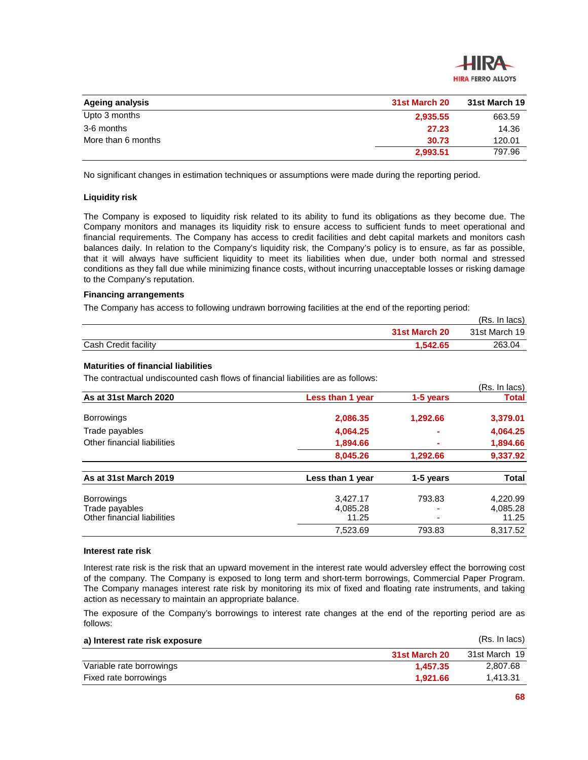| Ageing analysis | 31st March 20 | 31st March 19 |
|---|---|---|
| Upto 3 months | 2,935.55 | 663.59 |
| 3-6 months | 27.23 | 14.36 |
| More than 6 months | 30.73 | 120.01 |
| | 2,993.51 | 797.96 |

No significant changes in estimation techniques or assumptions were made during the reporting period.

### Liquidity risk

The Company is exposed to liquidity risk related to its ability to fund its obligations as they become due. The Company monitors and manages its liquidity risk to ensure access to sufficient funds to meet operational and financial requirements. The Company has access to credit facilities and debt capital markets and monitors cash balances daily. In relation to the Company's liquidity risk, the Company's policy is to ensure, as far as possible, that it will always have sufficient liquidity to meet its liabilities when due, under both normal and stressed conditions as they fall due while minimizing finance costs, without incurring unacceptable losses or risking damage to the Company's reputation.

### Financing arrangements

The Company has access to following undrawn borrowing facilities at the end of the reporting period:

(Rs. In lacs)

| | 31st March 20 | 31st March 19 |
|---|---|---|
| Cash Credit facility | 1,542.65 | 263.04 |

### Maturities of financial liabilities

The contractual undiscounted cash flows of financial liabilities are as follows:

(Rs. In lacs)

| As at 31st March 2020 | Less than 1 year | 1-5 years | Total |
|---|---|---|---|
| Borrowings | 2,086.35 | 1,292.66 | 3,379.01 |
| Trade payables | 4,064.25 | - | 4,064.25 |
| Other financial liabilities | 1,894.66 | - | 1,894.66 |
| | 8,045.26 | 1,292.66 | 9,337.92 |

| As at 31st March 2019 | Less than 1 year | 1-5 years | Total |
|---|---|---|---|
| Borrowings | 3,427.17 | 793.83 | 4,220.99 |
| Trade payables | 4,085.28 | - | 4,085.28 |
| Other financial liabilities | 11.25 | - | 11.25 |
| | 7,523.69 | 793.83 | 8,317.52 |

### Interest rate risk

Interest rate risk is the risk that an upward movement in the interest rate would adversley effect the borrowing cost of the company. The Company is exposed to long term and short-term borrowings, Commercial Paper Program. The Company manages interest rate risk by monitoring its mix of fixed and floating rate instruments, and taking action as necessary to maintain an appropriate balance.

The exposure of the Company's borrowings to interest rate changes at the end of the reporting period are as follows:

**a) Interest rate risk exposure** (Rs. In lacs)

| | 31st March 20 | 31st March 19 |
|---|---|---|
| Variable rate borrowings | 1,457.35 | 2,807.68 |
| Fixed rate borrowings | 1,921.66 | 1,413.31 |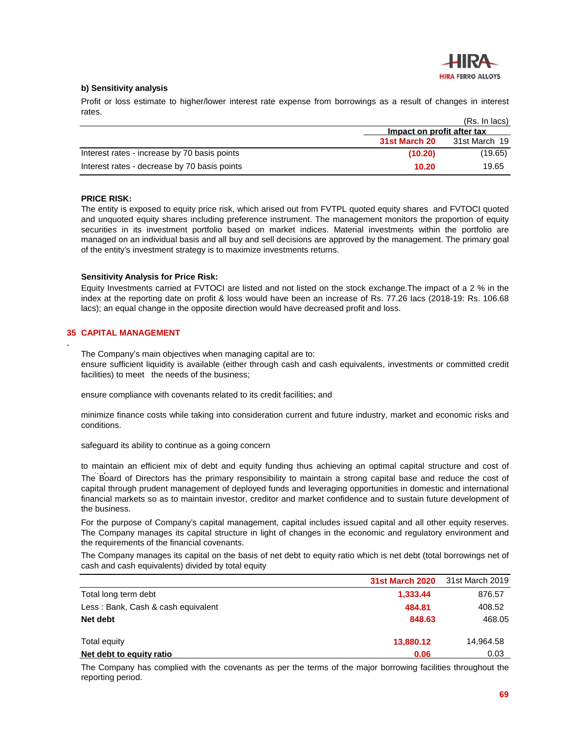### b) Sensitivity analysis

Profit or loss estimate to higher/lower interest rate expense from borrowings as a result of changes in interest rates.

(Rs. In lacs)

| | Impact on profit after tax | |
|---|---|---|
| | **31st March 20** | 31st March 19 |
| Interest rates - increase by 70 basis points | **(10.20)** | (19.65) |
| Interest rates - decrease by 70 basis points | **10.20** | 19.65 |

**PRICE RISK:**

The entity is exposed to equity price risk, which arised out from FVTPL quoted equity shares and FVTOCI quoted and unquoted equity shares including preference instrument. The management monitors the proportion of equity securities in its investment portfolio based on market indices. Material investments within the portfolio are managed on an individual basis and all buy and sell decisions are approved by the management. The primary goal of the entity's investment strategy is to maximize investments returns.

**Sensitivity Analysis for Price Risk:**

Equity Investments carried at FVTOCI are listed and not listed on the stock exchange.The impact of a 2 % in the index at the reporting date on profit & loss would have been an increase of Rs. 77.26 lacs (2018-19: Rs. 106.68 lacs); an equal change in the opposite direction would have decreased profit and loss.

## 35 CAPITAL MANAGEMENT

The Company's main objectives when managing capital are to:

ensure sufficient liquidity is available (either through cash and cash equivalents, investments or committed credit facilities) to meet the needs of the business;

ensure compliance with covenants related to its credit facilities; and

minimize finance costs while taking into consideration current and future industry, market and economic risks and conditions.

safeguard its ability to continue as a going concern

to maintain an efficient mix of debt and equity funding thus achieving an optimal capital structure and cost of capital

The Board of Directors has the primary responsibility to maintain a strong capital base and reduce the cost of capital through prudent management of deployed funds and leveraging opportunities in domestic and international financial markets so as to maintain investor, creditor and market confidence and to sustain future development of the business.

For the purpose of Company's capital management, capital includes issued capital and all other equity reserves. The Company manages its capital structure in light of changes in the economic and regulatory environment and the requirements of the financial covenants.

The Company manages its capital on the basis of net debt to equity ratio which is net debt (total borrowings net of cash and cash equivalents) divided by total equity

| | **31st March 2020** | 31st March 2019 |
|---|---|---|
| Total long term debt | **1,333.44** | 876.57 |
| Less : Bank, Cash & cash equivalent | **484.81** | 408.52 |
| **Net debt** | **848.63** | 468.05 |
| Total equity | **13,880.12** | 14,964.58 |
| **Net debt to equity ratio** | **0.06** | 0.03 |

The Company has complied with the covenants as per the terms of the major borrowing facilities throughout the reporting period.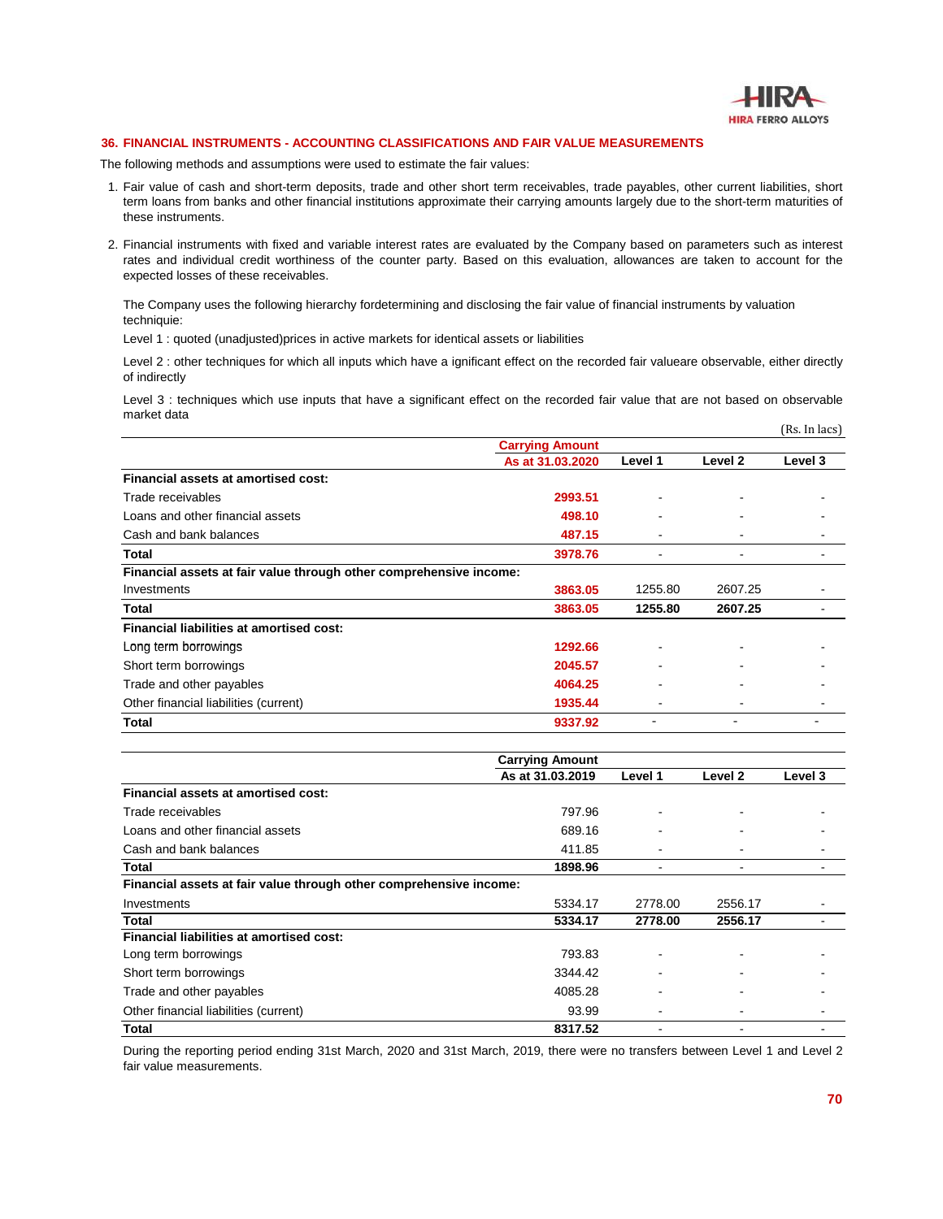## 36. FINANCIAL INSTRUMENTS - ACCOUNTING CLASSIFICATIONS AND FAIR VALUE MEASUREMENTS

The following methods and assumptions were used to estimate the fair values:

1. Fair value of cash and short-term deposits, trade and other short term receivables, trade payables, other current liabilities, short term loans from banks and other financial institutions approximate their carrying amounts largely due to the short-term maturities of these instruments.

2. Financial instruments with fixed and variable interest rates are evaluated by the Company based on parameters such as interest rates and individual credit worthiness of the counter party. Based on this evaluation, allowances are taken to account for the expected losses of these receivables.

   The Company uses the following hierarchy fordetermining and disclosing the fair value of financial instruments by valuation techniquie:

   Level 1 : quoted (unadjusted)prices in active markets for identical assets or liabilities

   Level 2 : other techniques for which all inputs which have a ignificant effect on the recorded fair valueare observable, either directly of indirectly

   Level 3 : techniques which use inputs that have a significant effect on the recorded fair value that are not based on observable market data

(Rs. In lacs)

| | Carrying Amount As at 31.03.2020 | Level 1 | Level 2 | Level 3 |
|---|---|---|---|---|
| **Financial assets at amortised cost:** | | | | |
| Trade receivables | 2993.51 | - | - | - |
| Loans and other financial assets | 498.10 | - | - | - |
| Cash and bank balances | 487.15 | - | - | - |
| **Total** | **3978.76** | - | - | - |
| **Financial assets at fair value through other comprehensive income:** | | | | |
| Investments | 3863.05 | 1255.80 | 2607.25 | - |
| **Total** | **3863.05** | **1255.80** | **2607.25** | - |
| **Financial liabilities at amortised cost:** | | | | |
| Long term borrowings | 1292.66 | - | - | - |
| Short term borrowings | 2045.57 | - | - | - |
| Trade and other payables | 4064.25 | - | - | - |
| Other financial liabilities (current) | 1935.44 | - | - | - |
| **Total** | **9337.92** | - | - | - |

| | Carrying Amount As at 31.03.2019 | Level 1 | Level 2 | Level 3 |
|---|---|---|---|---|
| **Financial assets at amortised cost:** | | | | |
| Trade receivables | 797.96 | - | - | - |
| Loans and other financial assets | 689.16 | - | - | - |
| Cash and bank balances | 411.85 | - | - | - |
| **Total** | **1898.96** | - | - | - |
| **Financial assets at fair value through other comprehensive income:** | | | | |
| Investments | 5334.17 | 2778.00 | 2556.17 | - |
| **Total** | **5334.17** | **2778.00** | **2556.17** | - |
| **Financial liabilities at amortised cost:** | | | | |
| Long term borrowings | 793.83 | - | - | - |
| Short term borrowings | 3344.42 | - | - | - |
| Trade and other payables | 4085.28 | - | - | - |
| Other financial liabilities (current) | 93.99 | - | - | - |
| **Total** | **8317.52** | - | - | - |

During the reporting period ending 31st March, 2020 and 31st March, 2019, there were no transfers between Level 1 and Level 2 fair value measurements.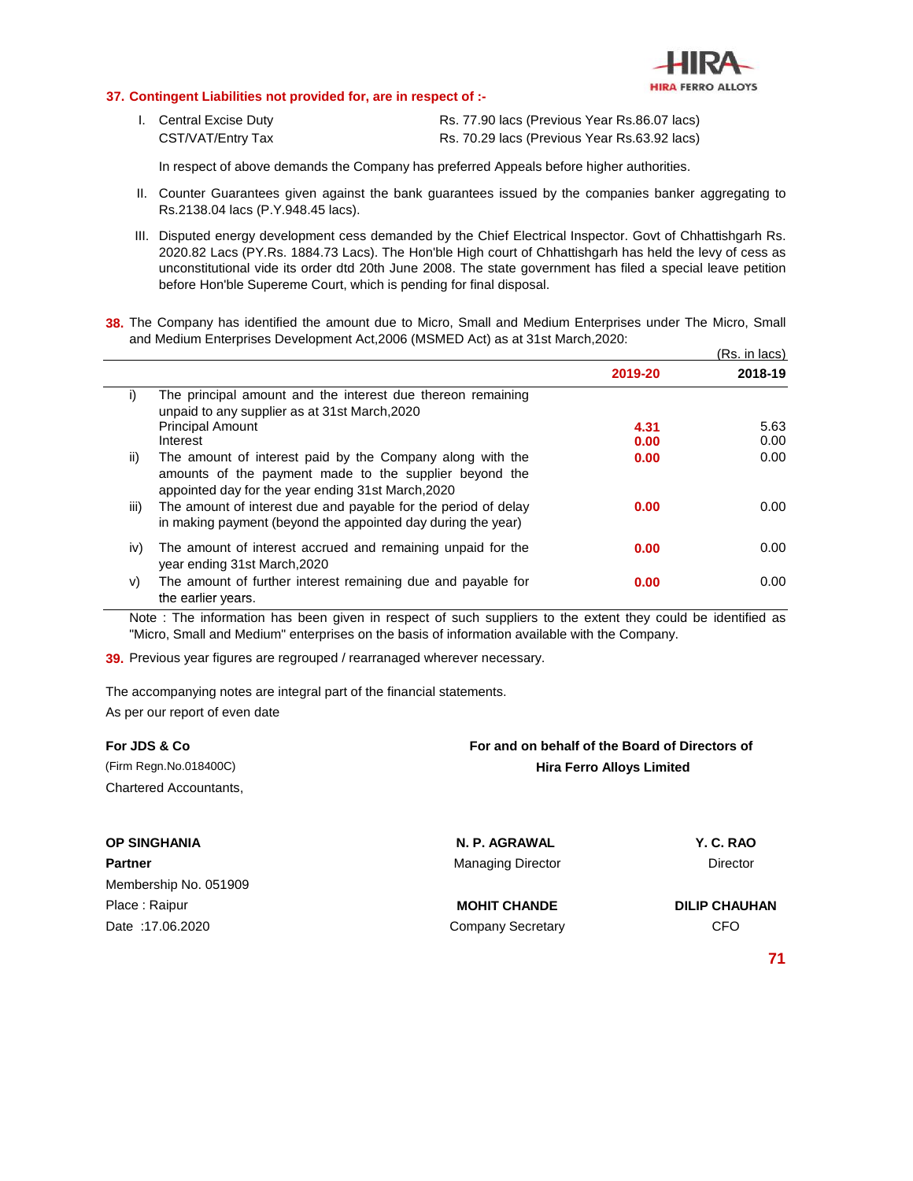### 37. Contingent Liabilities not provided for, are in respect of :-

I. Central Excise Duty — Rs. 77.90 lacs (Previous Year Rs.86.07 lacs)
   CST/VAT/Entry Tax — Rs. 70.29 lacs (Previous Year Rs.63.92 lacs)

   In respect of above demands the Company has preferred Appeals before higher authorities.

II. Counter Guarantees given against the bank guarantees issued by the companies banker aggregating to Rs.2138.04 lacs (P.Y.948.45 lacs).

III. Disputed energy development cess demanded by the Chief Electrical Inspector. Govt of Chhattishgarh Rs. 2020.82 Lacs (PY.Rs. 1884.73 Lacs). The Hon'ble High court of Chhattishgarh has held the levy of cess as unconstitutional vide its order dtd 20th June 2008. The state government has filed a special leave petition before Hon'ble Supereme Court, which is pending for final disposal.

**38.** The Company has identified the amount due to Micro, Small and Medium Enterprises under The Micro, Small and Medium Enterprises Development Act,2006 (MSMED Act) as at 31st March,2020:

(Rs. in lacs)

| | | 2019-20 | 2018-19 |
|---|---|---|---|
| i) | The principal amount and the interest due thereon remaining unpaid to any supplier as at 31st March,2020 | | |
| | Principal Amount | 4.31 | 5.63 |
| | Interest | 0.00 | 0.00 |
| ii) | The amount of interest paid by the Company along with the amounts of the payment made to the supplier beyond the appointed day for the year ending 31st March,2020 | 0.00 | 0.00 |
| iii) | The amount of interest due and payable for the period of delay in making payment (beyond the appointed day during the year) | 0.00 | 0.00 |
| iv) | The amount of interest accrued and remaining unpaid for the year ending 31st March,2020 | 0.00 | 0.00 |
| v) | The amount of further interest remaining due and payable for the earlier years. | 0.00 | 0.00 |

Note : The information has been given in respect of such suppliers to the extent they could be identified as "Micro, Small and Medium" enterprises on the basis of information available with the Company.

**39.** Previous year figures are regrouped / rearranaged wherever necessary.

The accompanying notes are integral part of the financial statements.

As per our report of even date

**For JDS & Co**
(Firm Regn.No.018400C)
Chartered Accountants,

**For and on behalf of the Board of Directors of Hira Ferro Alloys Limited**

**OP SINGHANIA**
**Partner**
Membership No. 051909
Place : Raipur
Date :17.06.2020

**N. P. AGRAWAL**
Managing Director

**Y. C. RAO**
Director

**MOHIT CHANDE**
Company Secretary

**DILIP CHAUHAN**
CFO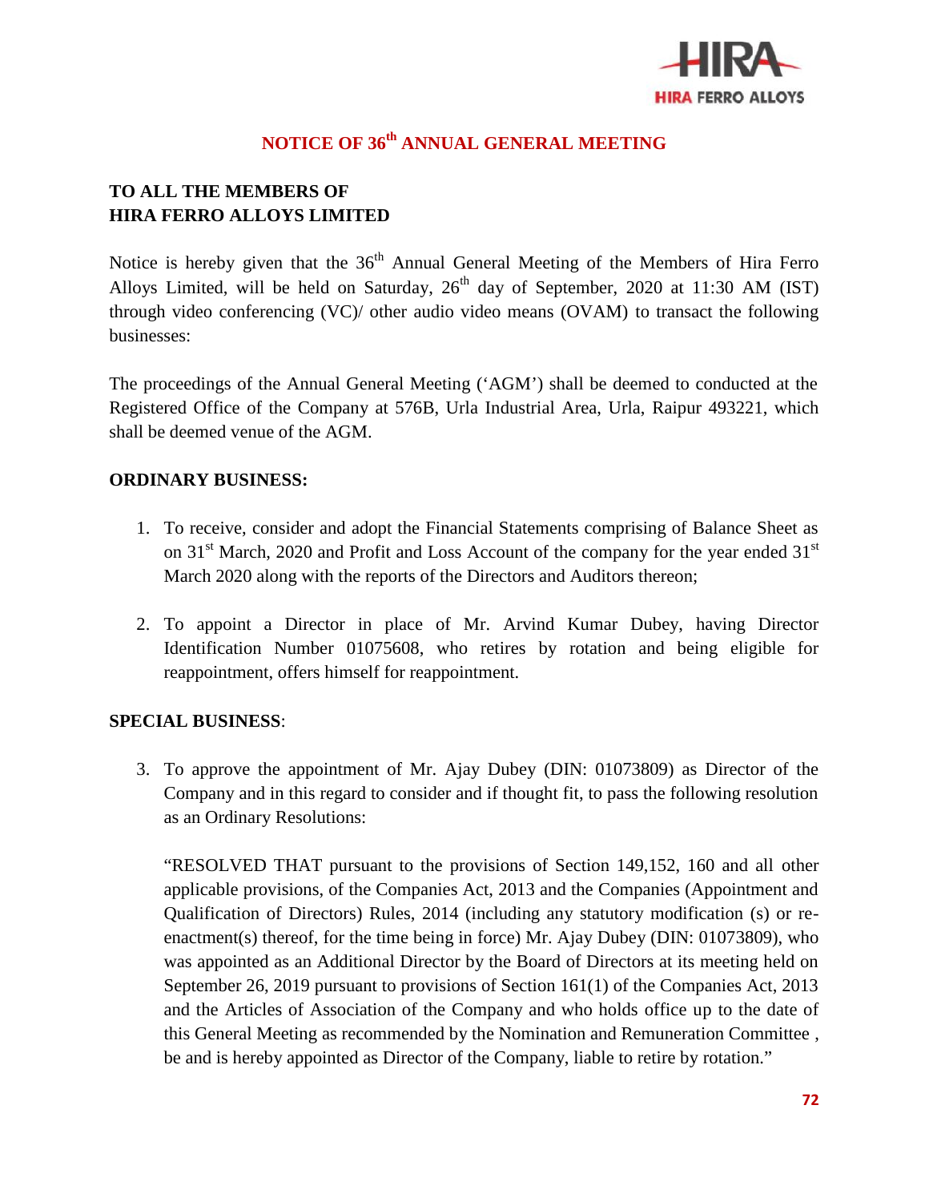# NOTICE OF 36th ANNUAL GENERAL MEETING

**TO ALL THE MEMBERS OF**
**HIRA FERRO ALLOYS LIMITED**

Notice is hereby given that the 36th Annual General Meeting of the Members of Hira Ferro Alloys Limited, will be held on Saturday, 26th day of September, 2020 at 11:30 AM (IST) through video conferencing (VC)/ other audio video means (OVAM) to transact the following businesses:

The proceedings of the Annual General Meeting ('AGM') shall be deemed to conducted at the Registered Office of the Company at 576B, Urla Industrial Area, Urla, Raipur 493221, which shall be deemed venue of the AGM.

**ORDINARY BUSINESS:**

1. To receive, consider and adopt the Financial Statements comprising of Balance Sheet as on 31st March, 2020 and Profit and Loss Account of the company for the year ended 31st March 2020 along with the reports of the Directors and Auditors thereon;

2. To appoint a Director in place of Mr. Arvind Kumar Dubey, having Director Identification Number 01075608, who retires by rotation and being eligible for reappointment, offers himself for reappointment.

**SPECIAL BUSINESS**:

3. To approve the appointment of Mr. Ajay Dubey (DIN: 01073809) as Director of the Company and in this regard to consider and if thought fit, to pass the following resolution as an Ordinary Resolutions:

   "RESOLVED THAT pursuant to the provisions of Section 149,152, 160 and all other applicable provisions, of the Companies Act, 2013 and the Companies (Appointment and Qualification of Directors) Rules, 2014 (including any statutory modification (s) or re-enactment(s) thereof, for the time being in force) Mr. Ajay Dubey (DIN: 01073809), who was appointed as an Additional Director by the Board of Directors at its meeting held on September 26, 2019 pursuant to provisions of Section 161(1) of the Companies Act, 2013 and the Articles of Association of the Company and who holds office up to the date of this General Meeting as recommended by the Nomination and Remuneration Committee , be and is hereby appointed as Director of the Company, liable to retire by rotation."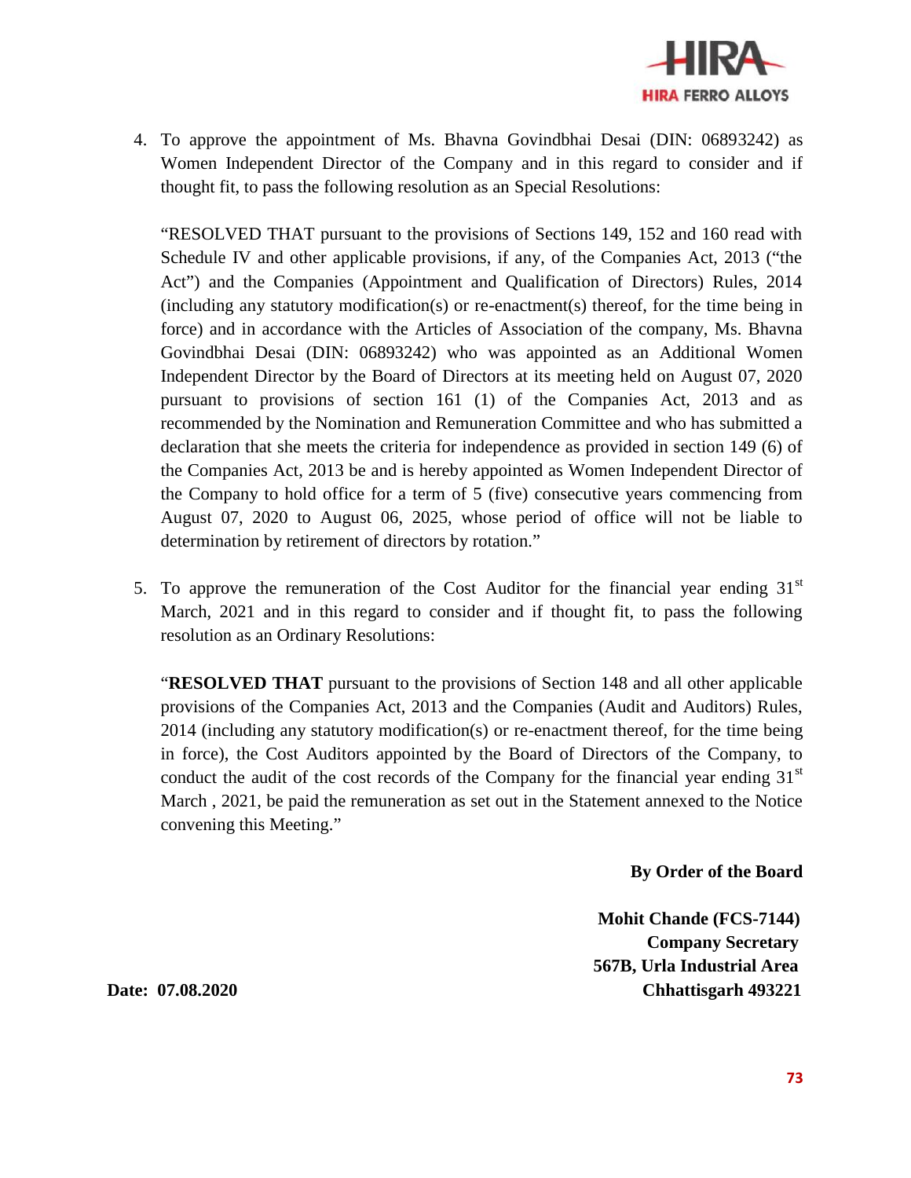4. To approve the appointment of Ms. Bhavna Govindbhai Desai (DIN: 06893242) as Women Independent Director of the Company and in this regard to consider and if thought fit, to pass the following resolution as an Special Resolutions:

   "RESOLVED THAT pursuant to the provisions of Sections 149, 152 and 160 read with Schedule IV and other applicable provisions, if any, of the Companies Act, 2013 ("the Act") and the Companies (Appointment and Qualification of Directors) Rules, 2014 (including any statutory modification(s) or re-enactment(s) thereof, for the time being in force) and in accordance with the Articles of Association of the company, Ms. Bhavna Govindbhai Desai (DIN: 06893242) who was appointed as an Additional Women Independent Director by the Board of Directors at its meeting held on August 07, 2020 pursuant to provisions of section 161 (1) of the Companies Act, 2013 and as recommended by the Nomination and Remuneration Committee and who has submitted a declaration that she meets the criteria for independence as provided in section 149 (6) of the Companies Act, 2013 be and is hereby appointed as Women Independent Director of the Company to hold office for a term of 5 (five) consecutive years commencing from August 07, 2020 to August 06, 2025, whose period of office will not be liable to determination by retirement of directors by rotation."

5. To approve the remuneration of the Cost Auditor for the financial year ending 31st March, 2021 and in this regard to consider and if thought fit, to pass the following resolution as an Ordinary Resolutions:

   "**RESOLVED THAT** pursuant to the provisions of Section 148 and all other applicable provisions of the Companies Act, 2013 and the Companies (Audit and Auditors) Rules, 2014 (including any statutory modification(s) or re-enactment thereof, for the time being in force), the Cost Auditors appointed by the Board of Directors of the Company, to conduct the audit of the cost records of the Company for the financial year ending 31st March , 2021, be paid the remuneration as set out in the Statement annexed to the Notice convening this Meeting."

**By Order of the Board**

**Mohit Chande (FCS-7144)**
**Company Secretary**
**567B, Urla Industrial Area**
**Chhattisgarh 493221**

**Date: 07.08.2020**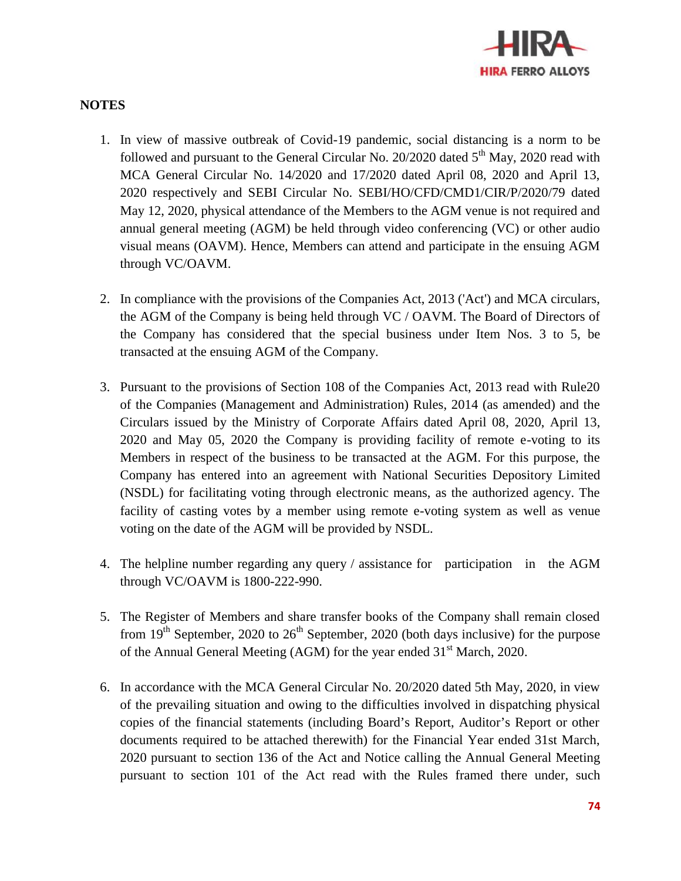## NOTES

1. In view of massive outbreak of Covid-19 pandemic, social distancing is a norm to be followed and pursuant to the General Circular No. 20/2020 dated 5th May, 2020 read with MCA General Circular No. 14/2020 and 17/2020 dated April 08, 2020 and April 13, 2020 respectively and SEBI Circular No. SEBI/HO/CFD/CMD1/CIR/P/2020/79 dated May 12, 2020, physical attendance of the Members to the AGM venue is not required and annual general meeting (AGM) be held through video conferencing (VC) or other audio visual means (OAVM). Hence, Members can attend and participate in the ensuing AGM through VC/OAVM.

2. In compliance with the provisions of the Companies Act, 2013 ('Act') and MCA circulars, the AGM of the Company is being held through VC / OAVM. The Board of Directors of the Company has considered that the special business under Item Nos. 3 to 5, be transacted at the ensuing AGM of the Company.

3. Pursuant to the provisions of Section 108 of the Companies Act, 2013 read with Rule20 of the Companies (Management and Administration) Rules, 2014 (as amended) and the Circulars issued by the Ministry of Corporate Affairs dated April 08, 2020, April 13, 2020 and May 05, 2020 the Company is providing facility of remote e-voting to its Members in respect of the business to be transacted at the AGM. For this purpose, the Company has entered into an agreement with National Securities Depository Limited (NSDL) for facilitating voting through electronic means, as the authorized agency. The facility of casting votes by a member using remote e-voting system as well as venue voting on the date of the AGM will be provided by NSDL.

4. The helpline number regarding any query / assistance for participation in the AGM through VC/OAVM is 1800-222-990.

5. The Register of Members and share transfer books of the Company shall remain closed from 19th September, 2020 to 26th September, 2020 (both days inclusive) for the purpose of the Annual General Meeting (AGM) for the year ended 31st March, 2020.

6. In accordance with the MCA General Circular No. 20/2020 dated 5th May, 2020, in view of the prevailing situation and owing to the difficulties involved in dispatching physical copies of the financial statements (including Board's Report, Auditor's Report or other documents required to be attached therewith) for the Financial Year ended 31st March, 2020 pursuant to section 136 of the Act and Notice calling the Annual General Meeting pursuant to section 101 of the Act read with the Rules framed there under, such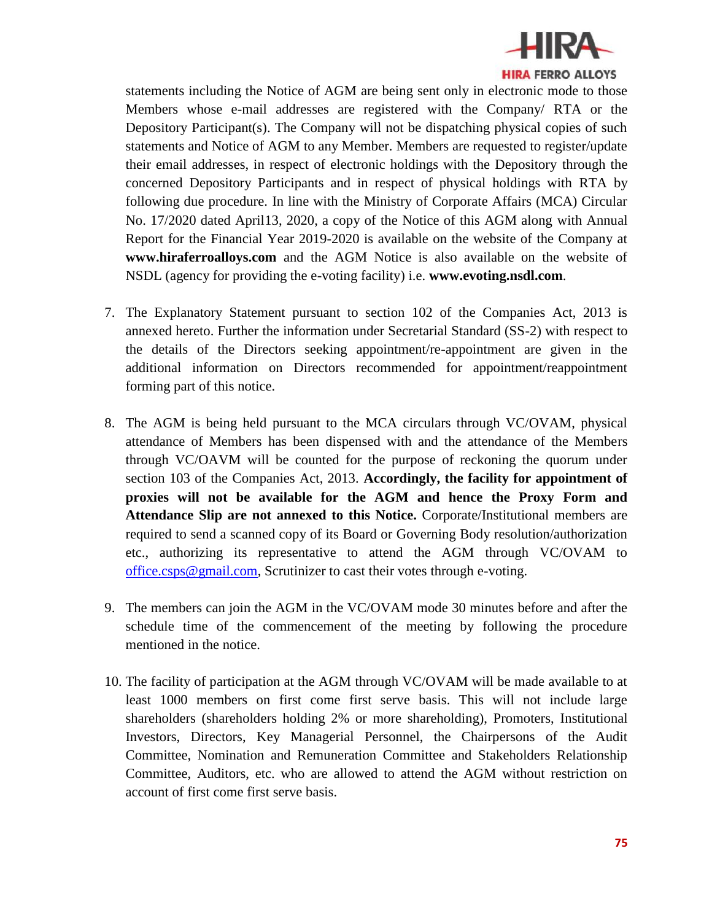statements including the Notice of AGM are being sent only in electronic mode to those Members whose e-mail addresses are registered with the Company/ RTA or the Depository Participant(s). The Company will not be dispatching physical copies of such statements and Notice of AGM to any Member. Members are requested to register/update their email addresses, in respect of electronic holdings with the Depository through the concerned Depository Participants and in respect of physical holdings with RTA by following due procedure. In line with the Ministry of Corporate Affairs (MCA) Circular No. 17/2020 dated April13, 2020, a copy of the Notice of this AGM along with Annual Report for the Financial Year 2019-2020 is available on the website of the Company at **www.hiraferroalloys.com** and the AGM Notice is also available on the website of NSDL (agency for providing the e-voting facility) i.e. **www.evoting.nsdl.com**.

7. The Explanatory Statement pursuant to section 102 of the Companies Act, 2013 is annexed hereto. Further the information under Secretarial Standard (SS-2) with respect to the details of the Directors seeking appointment/re-appointment are given in the additional information on Directors recommended for appointment/reappointment forming part of this notice.

8. The AGM is being held pursuant to the MCA circulars through VC/OVAM, physical attendance of Members has been dispensed with and the attendance of the Members through VC/OAVM will be counted for the purpose of reckoning the quorum under section 103 of the Companies Act, 2013. **Accordingly, the facility for appointment of proxies will not be available for the AGM and hence the Proxy Form and Attendance Slip are not annexed to this Notice.** Corporate/Institutional members are required to send a scanned copy of its Board or Governing Body resolution/authorization etc., authorizing its representative to attend the AGM through VC/OVAM to office.csps@gmail.com, Scrutinizer to cast their votes through e-voting.

9. The members can join the AGM in the VC/OVAM mode 30 minutes before and after the schedule time of the commencement of the meeting by following the procedure mentioned in the notice.

10. The facility of participation at the AGM through VC/OVAM will be made available to at least 1000 members on first come first serve basis. This will not include large shareholders (shareholders holding 2% or more shareholding), Promoters, Institutional Investors, Directors, Key Managerial Personnel, the Chairpersons of the Audit Committee, Nomination and Remuneration Committee and Stakeholders Relationship Committee, Auditors, etc. who are allowed to attend the AGM without restriction on account of first come first serve basis.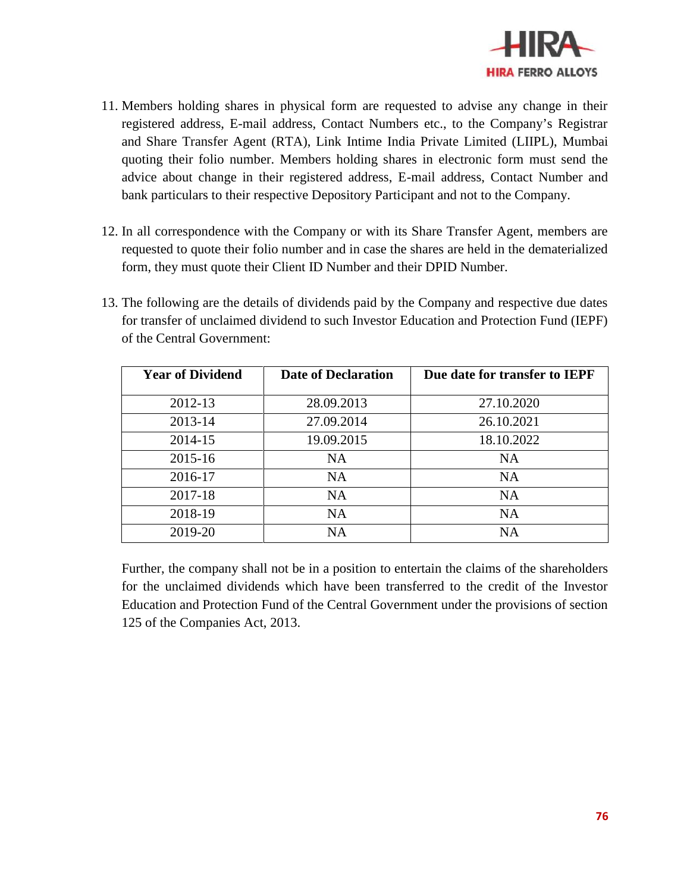11. Members holding shares in physical form are requested to advise any change in their registered address, E-mail address, Contact Numbers etc., to the Company's Registrar and Share Transfer Agent (RTA), Link Intime India Private Limited (LIIPL), Mumbai quoting their folio number. Members holding shares in electronic form must send the advice about change in their registered address, E-mail address, Contact Number and bank particulars to their respective Depository Participant and not to the Company.

12. In all correspondence with the Company or with its Share Transfer Agent, members are requested to quote their folio number and in case the shares are held in the dematerialized form, they must quote their Client ID Number and their DPID Number.

13. The following are the details of dividends paid by the Company and respective due dates for transfer of unclaimed dividend to such Investor Education and Protection Fund (IEPF) of the Central Government:

| Year of Dividend | Date of Declaration | Due date for transfer to IEPF |
|---|---|---|
| 2012-13 | 28.09.2013 | 27.10.2020 |
| 2013-14 | 27.09.2014 | 26.10.2021 |
| 2014-15 | 19.09.2015 | 18.10.2022 |
| 2015-16 | NA | NA |
| 2016-17 | NA | NA |
| 2017-18 | NA | NA |
| 2018-19 | NA | NA |
| 2019-20 | NA | NA |

Further, the company shall not be in a position to entertain the claims of the shareholders for the unclaimed dividends which have been transferred to the credit of the Investor Education and Protection Fund of the Central Government under the provisions of section 125 of the Companies Act, 2013.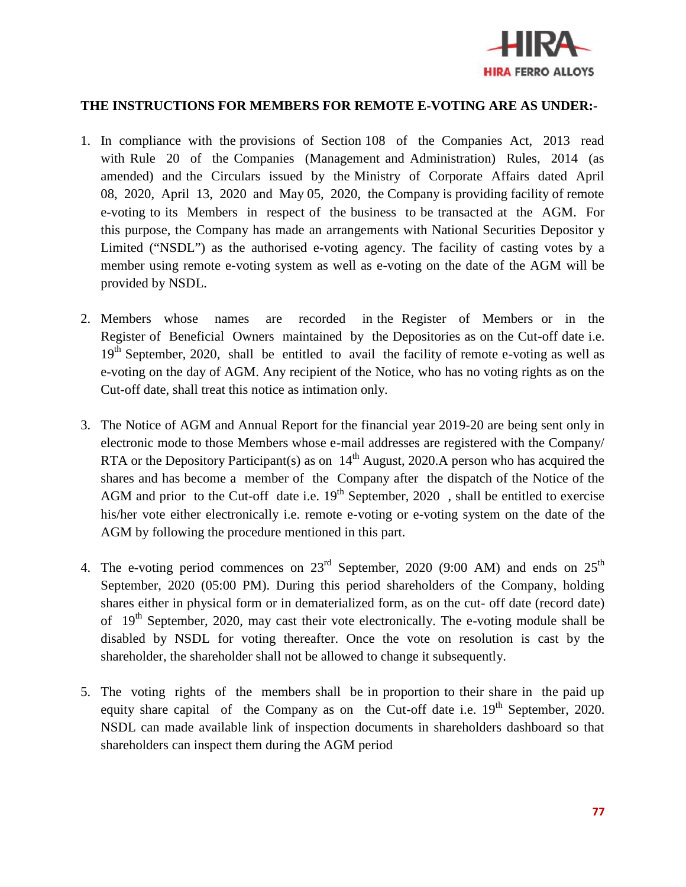**THE INSTRUCTIONS FOR MEMBERS FOR REMOTE E-VOTING ARE AS UNDER:-**

1. In compliance with the provisions of Section 108 of the Companies Act, 2013 read with Rule 20 of the Companies (Management and Administration) Rules, 2014 (as amended) and the Circulars issued by the Ministry of Corporate Affairs dated April 08, 2020, April 13, 2020 and May 05, 2020, the Company is providing facility of remote e-voting to its Members in respect of the business to be transacted at the AGM. For this purpose, the Company has made an arrangements with National Securities Depositor y Limited ("NSDL") as the authorised e-voting agency. The facility of casting votes by a member using remote e-voting system as well as e-voting on the date of the AGM will be provided by NSDL.

2. Members whose names are recorded in the Register of Members or in the Register of Beneficial Owners maintained by the Depositories as on the Cut-off date i.e. 19th September, 2020, shall be entitled to avail the facility of remote e-voting as well as e-voting on the day of AGM. Any recipient of the Notice, who has no voting rights as on the Cut-off date, shall treat this notice as intimation only.

3. The Notice of AGM and Annual Report for the financial year 2019-20 are being sent only in electronic mode to those Members whose e-mail addresses are registered with the Company/ RTA or the Depository Participant(s) as on 14th August, 2020.A person who has acquired the shares and has become a member of the Company after the dispatch of the Notice of the AGM and prior to the Cut-off date i.e. 19th September, 2020 , shall be entitled to exercise his/her vote either electronically i.e. remote e-voting or e-voting system on the date of the AGM by following the procedure mentioned in this part.

4. The e-voting period commences on 23rd September, 2020 (9:00 AM) and ends on 25th September, 2020 (05:00 PM). During this period shareholders of the Company, holding shares either in physical form or in dematerialized form, as on the cut- off date (record date) of 19th September, 2020, may cast their vote electronically. The e-voting module shall be disabled by NSDL for voting thereafter. Once the vote on resolution is cast by the shareholder, the shareholder shall not be allowed to change it subsequently.

5. The voting rights of the members shall be in proportion to their share in the paid up equity share capital of the Company as on the Cut-off date i.e. 19th September, 2020. NSDL can made available link of inspection documents in shareholders dashboard so that shareholders can inspect them during the AGM period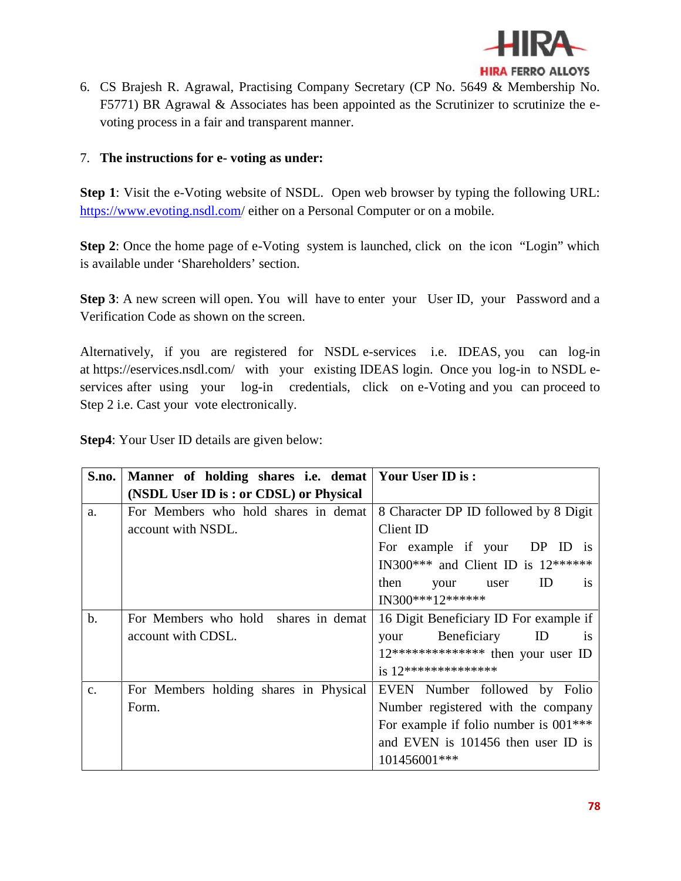6. CS Brajesh R. Agrawal, Practising Company Secretary (CP No. 5649 & Membership No. F5771) BR Agrawal & Associates has been appointed as the Scrutinizer to scrutinize the e-voting process in a fair and transparent manner.

7. **The instructions for e- voting as under:**

**Step 1**: Visit the e-Voting website of NSDL. Open web browser by typing the following URL: https://www.evoting.nsdl.com/ either on a Personal Computer or on a mobile.

**Step 2**: Once the home page of e-Voting system is launched, click on the icon "Login" which is available under 'Shareholders' section.

**Step 3**: A new screen will open. You will have to enter your User ID, your Password and a Verification Code as shown on the screen.

Alternatively, if you are registered for NSDL e-services i.e. IDEAS, you can log-in at https://eservices.nsdl.com/ with your existing IDEAS login. Once you log-in to NSDL e-services after using your log-in credentials, click on e-Voting and you can proceed to Step 2 i.e. Cast your vote electronically.

**Step4**: Your User ID details are given below:

| S.no. | Manner of holding shares i.e. demat (NSDL User ID is : or CDSL) or Physical | Your User ID is : |
|---|---|---|
| a. | For Members who hold shares in demat account with NSDL. | 8 Character DP ID followed by 8 Digit Client ID For example if your DP ID is IN300*** and Client ID is 12****** then your user ID is IN300***12****** |
| b. | For Members who hold shares in demat account with CDSL. | 16 Digit Beneficiary ID For example if your Beneficiary ID is 12************** then your user ID is 12************** |
| c. | For Members holding shares in Physical Form. | EVEN Number followed by Folio Number registered with the company For example if folio number is 001*** and EVEN is 101456 then user ID is 101456001*** |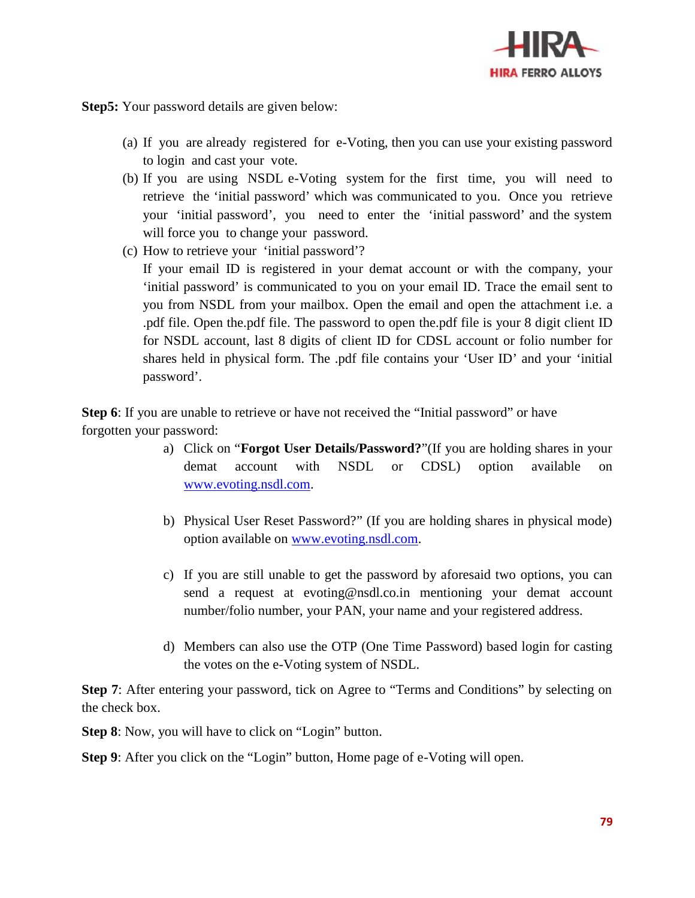**Step5:** Your password details are given below:

(a) If you are already registered for e-Voting, then you can use your existing password to login and cast your vote.

(b) If you are using NSDL e-Voting system for the first time, you will need to retrieve the 'initial password' which was communicated to you. Once you retrieve your 'initial password', you need to enter the 'initial password' and the system will force you to change your password.

(c) How to retrieve your 'initial password'?
If your email ID is registered in your demat account or with the company, your 'initial password' is communicated to you on your email ID. Trace the email sent to you from NSDL from your mailbox. Open the email and open the attachment i.e. a .pdf file. Open the.pdf file. The password to open the.pdf file is your 8 digit client ID for NSDL account, last 8 digits of client ID for CDSL account or folio number for shares held in physical form. The .pdf file contains your 'User ID' and your 'initial password'.

**Step 6**: If you are unable to retrieve or have not received the "Initial password" or have forgotten your password:

a) Click on "**Forgot User Details/Password?**"(If you are holding shares in your demat account with NSDL or CDSL) option available on www.evoting.nsdl.com.

b) Physical User Reset Password?" (If you are holding shares in physical mode) option available on www.evoting.nsdl.com.

c) If you are still unable to get the password by aforesaid two options, you can send a request at evoting@nsdl.co.in mentioning your demat account number/folio number, your PAN, your name and your registered address.

d) Members can also use the OTP (One Time Password) based login for casting the votes on the e-Voting system of NSDL.

**Step 7**: After entering your password, tick on Agree to "Terms and Conditions" by selecting on the check box.

**Step 8**: Now, you will have to click on "Login" button.

**Step 9**: After you click on the "Login" button, Home page of e-Voting will open.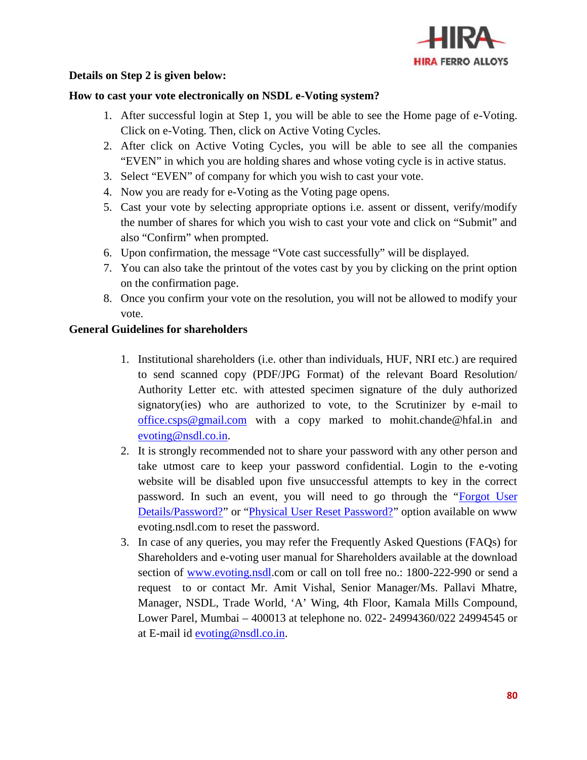**Details on Step 2 is given below:**

**How to cast your vote electronically on NSDL e-Voting system?**

1. After successful login at Step 1, you will be able to see the Home page of e-Voting. Click on e-Voting. Then, click on Active Voting Cycles.
2. After click on Active Voting Cycles, you will be able to see all the companies "EVEN" in which you are holding shares and whose voting cycle is in active status.
3. Select "EVEN" of company for which you wish to cast your vote.
4. Now you are ready for e-Voting as the Voting page opens.
5. Cast your vote by selecting appropriate options i.e. assent or dissent, verify/modify the number of shares for which you wish to cast your vote and click on "Submit" and also "Confirm" when prompted.
6. Upon confirmation, the message "Vote cast successfully" will be displayed.
7. You can also take the printout of the votes cast by you by clicking on the print option on the confirmation page.
8. Once you confirm your vote on the resolution, you will not be allowed to modify your vote.

**General Guidelines for shareholders**

1. Institutional shareholders (i.e. other than individuals, HUF, NRI etc.) are required to send scanned copy (PDF/JPG Format) of the relevant Board Resolution/ Authority Letter etc. with attested specimen signature of the duly authorized signatory(ies) who are authorized to vote, to the Scrutinizer by e-mail to office.csps@gmail.com with a copy marked to mohit.chande@hfal.in and evoting@nsdl.co.in.
2. It is strongly recommended not to share your password with any other person and take utmost care to keep your password confidential. Login to the e-voting website will be disabled upon five unsuccessful attempts to key in the correct password. In such an event, you will need to go through the "Forgot User Details/Password?" or "Physical User Reset Password?" option available on www evoting.nsdl.com to reset the password.
3. In case of any queries, you may refer the Frequently Asked Questions (FAQs) for Shareholders and e-voting user manual for Shareholders available at the download section of www.evoting.nsdl.com or call on toll free no.: 1800-222-990 or send a request to or contact Mr. Amit Vishal, Senior Manager/Ms. Pallavi Mhatre, Manager, NSDL, Trade World, 'A' Wing, 4th Floor, Kamala Mills Compound, Lower Parel, Mumbai – 400013 at telephone no. 022- 24994360/022 24994545 or at E-mail id evoting@nsdl.co.in.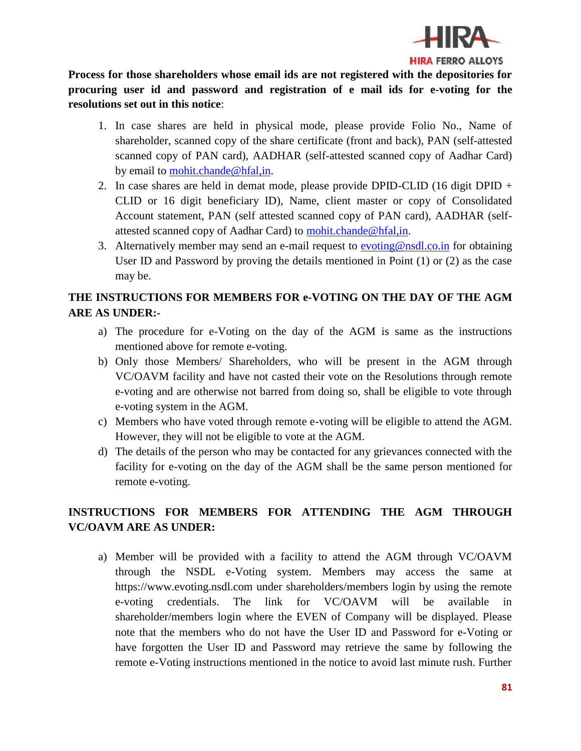**Process for those shareholders whose email ids are not registered with the depositories for procuring user id and password and registration of e mail ids for e-voting for the resolutions set out in this notice**:

1. In case shares are held in physical mode, please provide Folio No., Name of shareholder, scanned copy of the share certificate (front and back), PAN (self-attested scanned copy of PAN card), AADHAR (self-attested scanned copy of Aadhar Card) by email to mohit.chande@hfal,in.
2. In case shares are held in demat mode, please provide DPID-CLID (16 digit DPID + CLID or 16 digit beneficiary ID), Name, client master or copy of Consolidated Account statement, PAN (self attested scanned copy of PAN card), AADHAR (self-attested scanned copy of Aadhar Card) to mohit.chande@hfal,in.
3. Alternatively member may send an e-mail request to evoting@nsdl.co.in for obtaining User ID and Password by proving the details mentioned in Point (1) or (2) as the case may be.

**THE INSTRUCTIONS FOR MEMBERS FOR e-VOTING ON THE DAY OF THE AGM ARE AS UNDER:-**

a) The procedure for e-Voting on the day of the AGM is same as the instructions mentioned above for remote e-voting.
b) Only those Members/ Shareholders, who will be present in the AGM through VC/OAVM facility and have not casted their vote on the Resolutions through remote e-voting and are otherwise not barred from doing so, shall be eligible to vote through e-voting system in the AGM.
c) Members who have voted through remote e-voting will be eligible to attend the AGM. However, they will not be eligible to vote at the AGM.
d) The details of the person who may be contacted for any grievances connected with the facility for e-voting on the day of the AGM shall be the same person mentioned for remote e-voting.

**INSTRUCTIONS FOR MEMBERS FOR ATTENDING THE AGM THROUGH VC/OAVM ARE AS UNDER:**

a) Member will be provided with a facility to attend the AGM through VC/OAVM through the NSDL e-Voting system. Members may access the same at https://www.evoting.nsdl.com under shareholders/members login by using the remote e-voting credentials. The link for VC/OAVM will be available in shareholder/members login where the EVEN of Company will be displayed. Please note that the members who do not have the User ID and Password for e-Voting or have forgotten the User ID and Password may retrieve the same by following the remote e-Voting instructions mentioned in the notice to avoid last minute rush. Further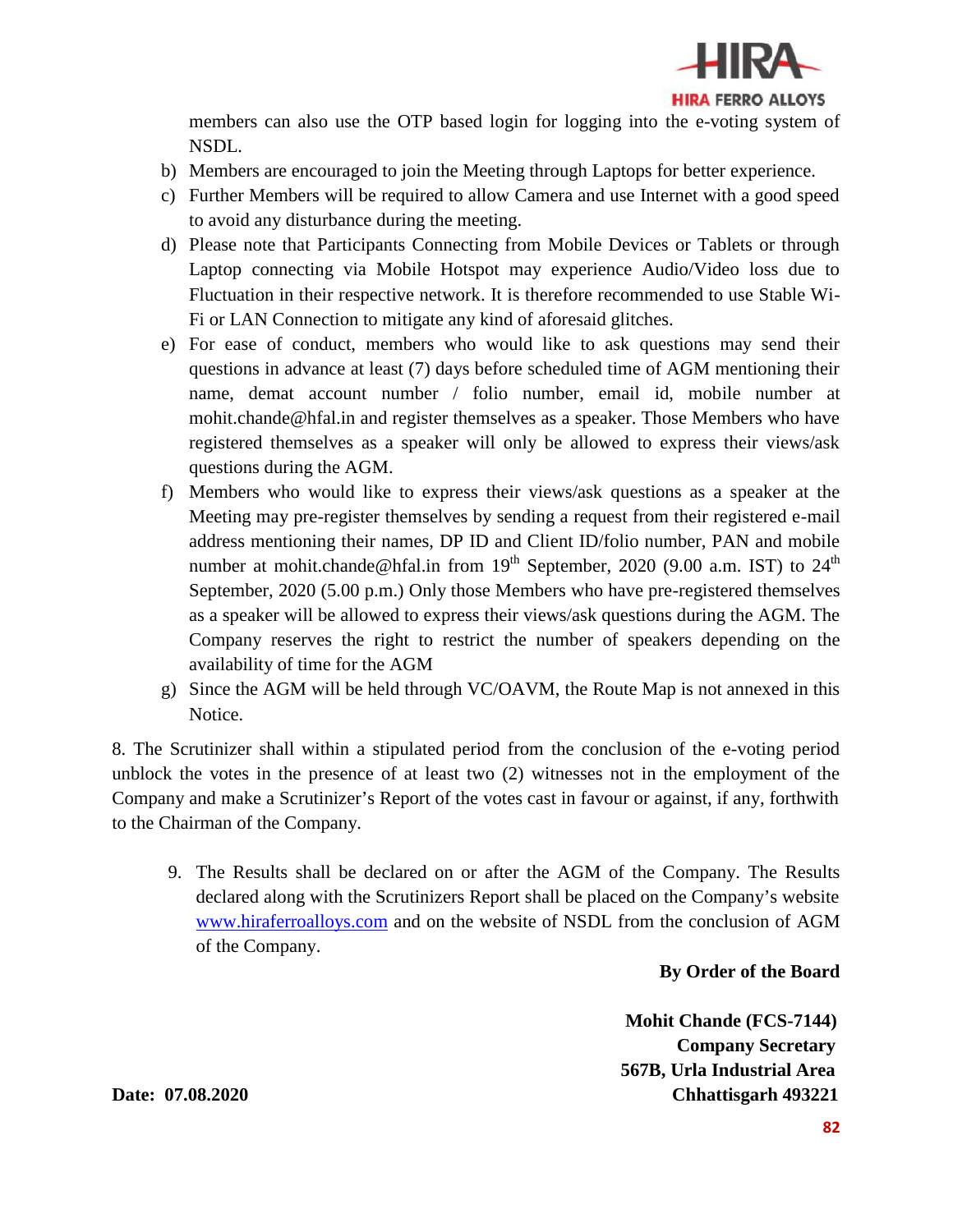members can also use the OTP based login for logging into the e-voting system of NSDL.

b) Members are encouraged to join the Meeting through Laptops for better experience.

c) Further Members will be required to allow Camera and use Internet with a good speed to avoid any disturbance during the meeting.

d) Please note that Participants Connecting from Mobile Devices or Tablets or through Laptop connecting via Mobile Hotspot may experience Audio/Video loss due to Fluctuation in their respective network. It is therefore recommended to use Stable Wi-Fi or LAN Connection to mitigate any kind of aforesaid glitches.

e) For ease of conduct, members who would like to ask questions may send their questions in advance at least (7) days before scheduled time of AGM mentioning their name, demat account number / folio number, email id, mobile number at mohit.chande@hfal.in and register themselves as a speaker. Those Members who have registered themselves as a speaker will only be allowed to express their views/ask questions during the AGM.

f) Members who would like to express their views/ask questions as a speaker at the Meeting may pre-register themselves by sending a request from their registered e-mail address mentioning their names, DP ID and Client ID/folio number, PAN and mobile number at mohit.chande@hfal.in from 19th September, 2020 (9.00 a.m. IST) to 24th September, 2020 (5.00 p.m.) Only those Members who have pre-registered themselves as a speaker will be allowed to express their views/ask questions during the AGM. The Company reserves the right to restrict the number of speakers depending on the availability of time for the AGM

g) Since the AGM will be held through VC/OAVM, the Route Map is not annexed in this Notice.

8. The Scrutinizer shall within a stipulated period from the conclusion of the e-voting period unblock the votes in the presence of at least two (2) witnesses not in the employment of the Company and make a Scrutinizer's Report of the votes cast in favour or against, if any, forthwith to the Chairman of the Company.

9. The Results shall be declared on or after the AGM of the Company. The Results declared along with the Scrutinizers Report shall be placed on the Company's website www.hiraferroalloys.com and on the website of NSDL from the conclusion of AGM of the Company.

**By Order of the Board**

**Mohit Chande (FCS-7144)**
**Company Secretary**
**567B, Urla Industrial Area**
**Chhattisgarh 493221**

**Date: 07.08.2020**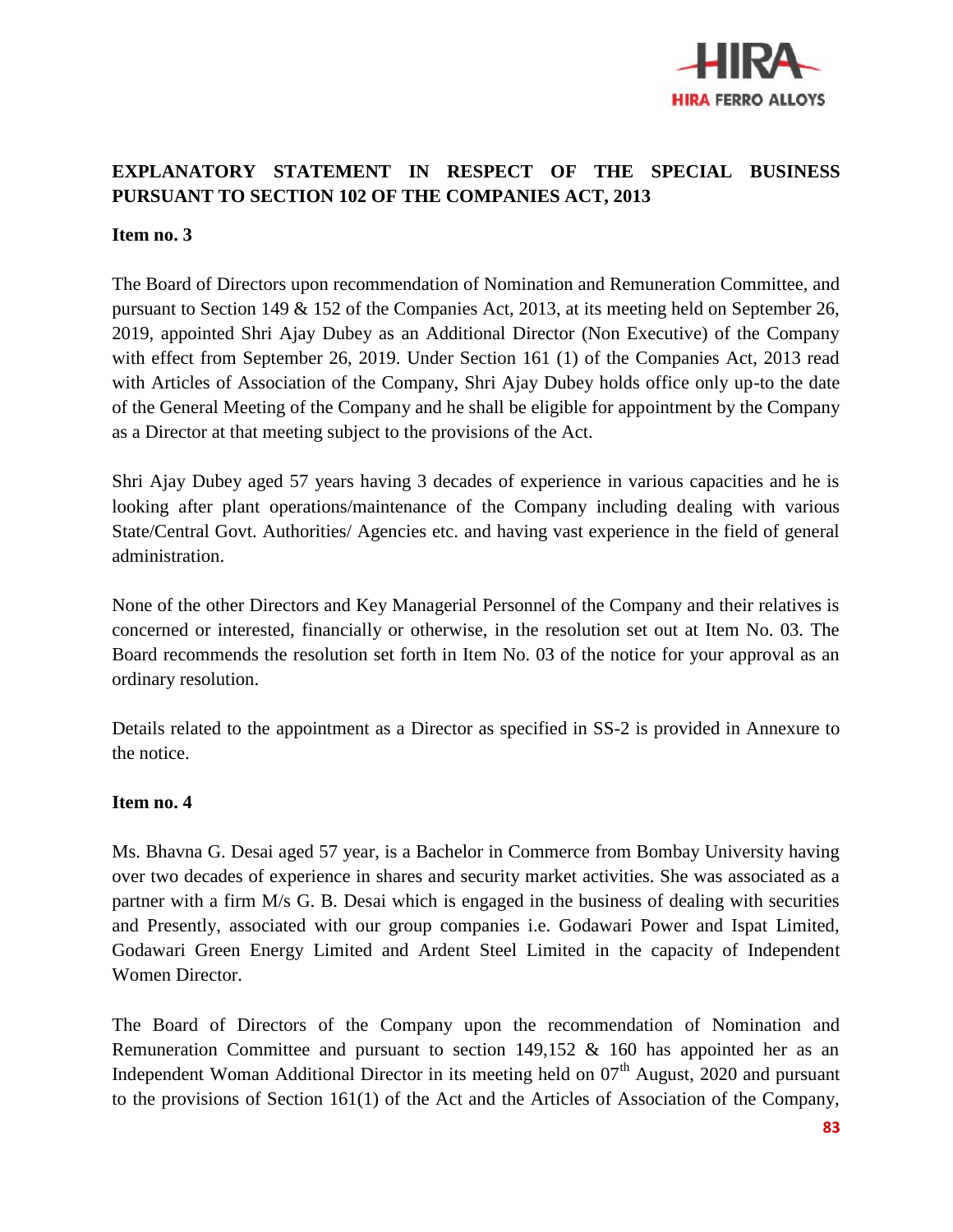## EXPLANATORY STATEMENT IN RESPECT OF THE SPECIAL BUSINESS PURSUANT TO SECTION 102 OF THE COMPANIES ACT, 2013

**Item no. 3**

The Board of Directors upon recommendation of Nomination and Remuneration Committee, and pursuant to Section 149 & 152 of the Companies Act, 2013, at its meeting held on September 26, 2019, appointed Shri Ajay Dubey as an Additional Director (Non Executive) of the Company with effect from September 26, 2019. Under Section 161 (1) of the Companies Act, 2013 read with Articles of Association of the Company, Shri Ajay Dubey holds office only up-to the date of the General Meeting of the Company and he shall be eligible for appointment by the Company as a Director at that meeting subject to the provisions of the Act.

Shri Ajay Dubey aged 57 years having 3 decades of experience in various capacities and he is looking after plant operations/maintenance of the Company including dealing with various State/Central Govt. Authorities/ Agencies etc. and having vast experience in the field of general administration.

None of the other Directors and Key Managerial Personnel of the Company and their relatives is concerned or interested, financially or otherwise, in the resolution set out at Item No. 03. The Board recommends the resolution set forth in Item No. 03 of the notice for your approval as an ordinary resolution.

Details related to the appointment as a Director as specified in SS-2 is provided in Annexure to the notice.

**Item no. 4**

Ms. Bhavna G. Desai aged 57 year, is a Bachelor in Commerce from Bombay University having over two decades of experience in shares and security market activities. She was associated as a partner with a firm M/s G. B. Desai which is engaged in the business of dealing with securities and Presently, associated with our group companies i.e. Godawari Power and Ispat Limited, Godawari Green Energy Limited and Ardent Steel Limited in the capacity of Independent Women Director.

The Board of Directors of the Company upon the recommendation of Nomination and Remuneration Committee and pursuant to section 149,152 & 160 has appointed her as an Independent Woman Additional Director in its meeting held on 07th August, 2020 and pursuant to the provisions of Section 161(1) of the Act and the Articles of Association of the Company,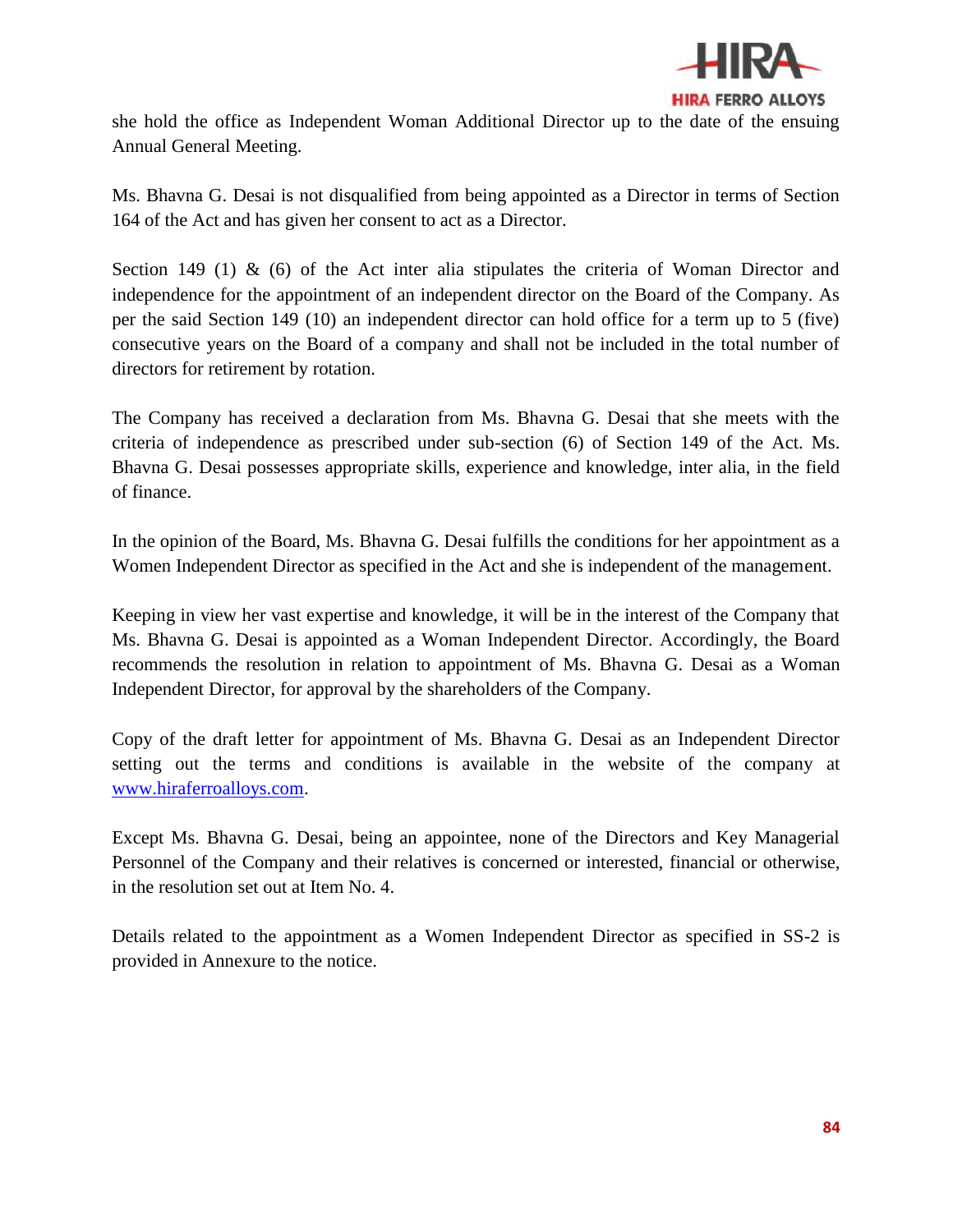she hold the office as Independent Woman Additional Director up to the date of the ensuing Annual General Meeting.

Ms. Bhavna G. Desai is not disqualified from being appointed as a Director in terms of Section 164 of the Act and has given her consent to act as a Director.

Section 149 (1) & (6) of the Act inter alia stipulates the criteria of Woman Director and independence for the appointment of an independent director on the Board of the Company. As per the said Section 149 (10) an independent director can hold office for a term up to 5 (five) consecutive years on the Board of a company and shall not be included in the total number of directors for retirement by rotation.

The Company has received a declaration from Ms. Bhavna G. Desai that she meets with the criteria of independence as prescribed under sub-section (6) of Section 149 of the Act. Ms. Bhavna G. Desai possesses appropriate skills, experience and knowledge, inter alia, in the field of finance.

In the opinion of the Board, Ms. Bhavna G. Desai fulfills the conditions for her appointment as a Women Independent Director as specified in the Act and she is independent of the management.

Keeping in view her vast expertise and knowledge, it will be in the interest of the Company that Ms. Bhavna G. Desai is appointed as a Woman Independent Director. Accordingly, the Board recommends the resolution in relation to appointment of Ms. Bhavna G. Desai as a Woman Independent Director, for approval by the shareholders of the Company.

Copy of the draft letter for appointment of Ms. Bhavna G. Desai as an Independent Director setting out the terms and conditions is available in the website of the company at [www.hiraferroalloys.com](www.hiraferroalloys.com).

Except Ms. Bhavna G. Desai, being an appointee, none of the Directors and Key Managerial Personnel of the Company and their relatives is concerned or interested, financial or otherwise, in the resolution set out at Item No. 4.

Details related to the appointment as a Women Independent Director as specified in SS-2 is provided in Annexure to the notice.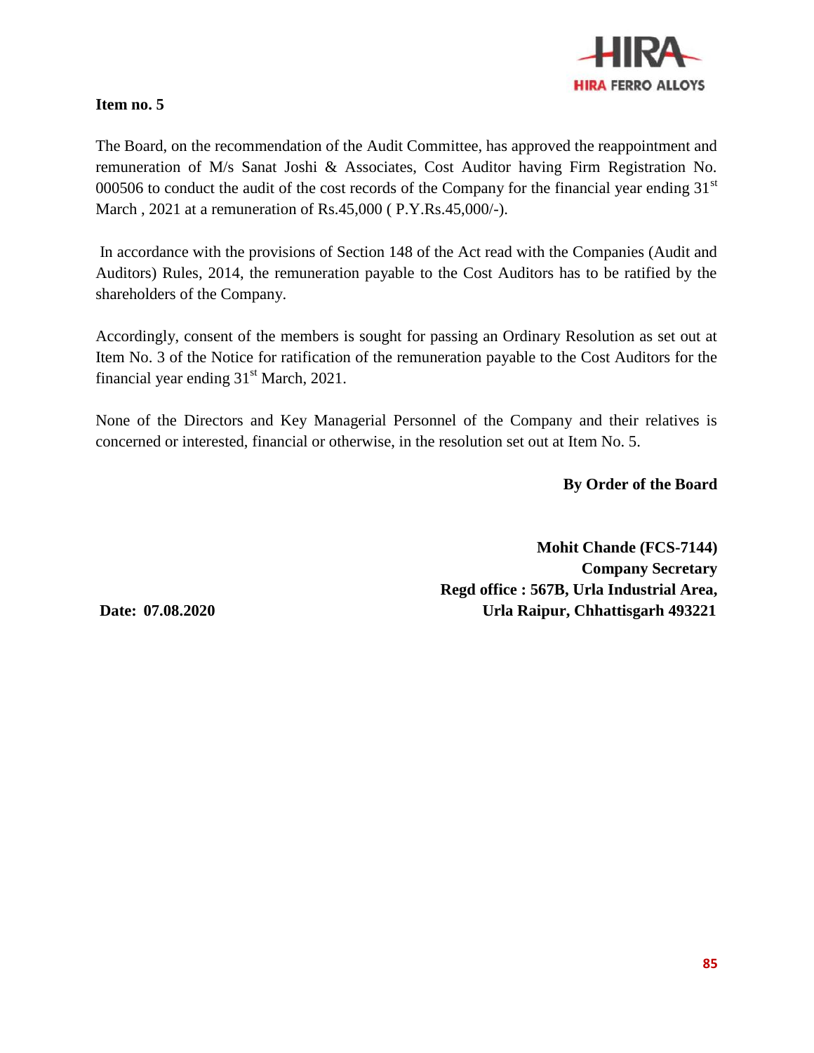**Item no. 5**

The Board, on the recommendation of the Audit Committee, has approved the reappointment and remuneration of M/s Sanat Joshi & Associates, Cost Auditor having Firm Registration No. 000506 to conduct the audit of the cost records of the Company for the financial year ending 31st March , 2021 at a remuneration of Rs.45,000 ( P.Y.Rs.45,000/-).

In accordance with the provisions of Section 148 of the Act read with the Companies (Audit and Auditors) Rules, 2014, the remuneration payable to the Cost Auditors has to be ratified by the shareholders of the Company.

Accordingly, consent of the members is sought for passing an Ordinary Resolution as set out at Item No. 3 of the Notice for ratification of the remuneration payable to the Cost Auditors for the financial year ending 31st March, 2021.

None of the Directors and Key Managerial Personnel of the Company and their relatives is concerned or interested, financial or otherwise, in the resolution set out at Item No. 5.

**By Order of the Board**

**Mohit Chande (FCS-7144)**
**Company Secretary**
**Regd office : 567B, Urla Industrial Area,**
**Urla Raipur, Chhattisgarh 493221**

**Date: 07.08.2020**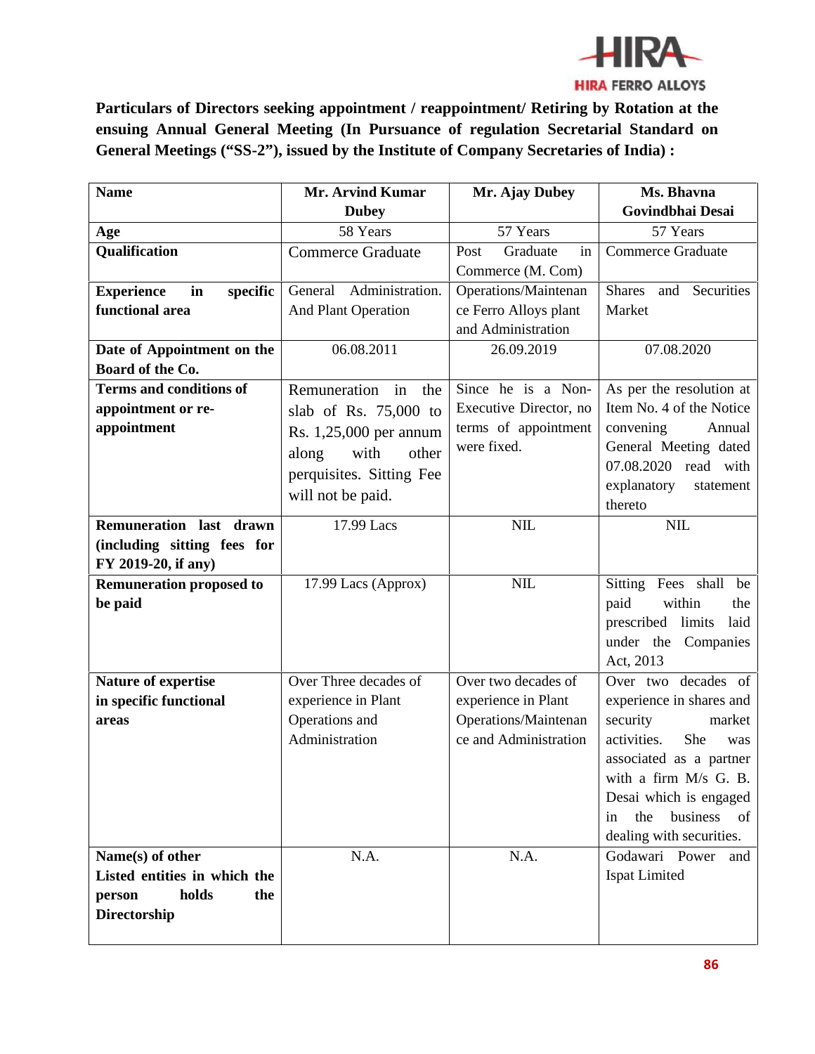**Particulars of Directors seeking appointment / reappointment/ Retiring by Rotation at the ensuing Annual General Meeting (In Pursuance of regulation Secretarial Standard on General Meetings ("SS-2"), issued by the Institute of Company Secretaries of India) :**

| **Name** | **Mr. Arvind Kumar Dubey** | **Mr. Ajay Dubey** | **Ms. Bhavna Govindbhai Desai** |
|---|---|---|---|
| **Age** | 58 Years | 57 Years | 57 Years |
| **Qualification** | Commerce Graduate | Post Graduate in Commerce (M. Com) | Commerce Graduate |
| **Experience in specific functional area** | General Administration. And Plant Operation | Operations/Maintenance Ferro Alloys plant and Administration | Shares and Securities Market |
| **Date of Appointment on the Board of the Co.** | 06.08.2011 | 26.09.2019 | 07.08.2020 |
| **Terms and conditions of appointment or re-appointment** | Remuneration in the slab of Rs. 75,000 to Rs. 1,25,000 per annum along with other perquisites. Sitting Fee will not be paid. | Since he is a Non-Executive Director, no terms of appointment were fixed. | As per the resolution at Item No. 4 of the Notice convening Annual General Meeting dated 07.08.2020 read with explanatory statement thereto |
| **Remuneration last drawn (including sitting fees for FY 2019-20, if any)** | 17.99 Lacs | NIL | NIL |
| **Remuneration proposed to be paid** | 17.99 Lacs (Approx) | NIL | Sitting Fees shall be paid within the prescribed limits laid under the Companies Act, 2013 |
| **Nature of expertise in specific functional areas** | Over Three decades of experience in Plant Operations and Administration | Over two decades of experience in Plant Operations/Maintenance and Administration | Over two decades of experience in shares and security market activities. She was associated as a partner with a firm M/s G. B. Desai which is engaged in the business of dealing with securities. |
| **Name(s) of other Listed entities in which the person holds the Directorship** | N.A. | N.A. | Godawari Power and Ispat Limited |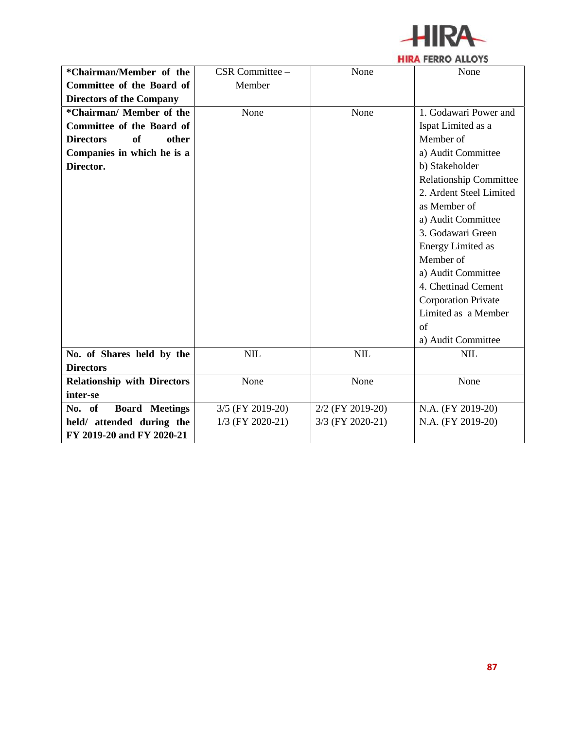| **\*Chairman/Member of the Committee of the Board of Directors of the Company** | CSR Committee – Member | None | None |
|---|---|---|---|
| **\*Chairman/ Member of the Committee of the Board of Directors of other Companies in which he is a Director.** | None | None | 1. Godawari Power and Ispat Limited as a Member of<br>a) Audit Committee<br>b) Stakeholder Relationship Committee<br>2. Ardent Steel Limited as Member of<br>a) Audit Committee<br>3. Godawari Green Energy Limited as Member of<br>a) Audit Committee<br>4. Chettinad Cement Corporation Private Limited as a Member of<br>a) Audit Committee |
| **No. of Shares held by the Directors** | NIL | NIL | NIL |
| **Relationship with Directors inter-se** | None | None | None |
| **No. of Board Meetings held/ attended during the FY 2019-20 and FY 2020-21** | 3/5 (FY 2019-20)<br>1/3 (FY 2020-21) | 2/2 (FY 2019-20)<br>3/3 (FY 2020-21) | N.A. (FY 2019-20)<br>N.A. (FY 2019-20) |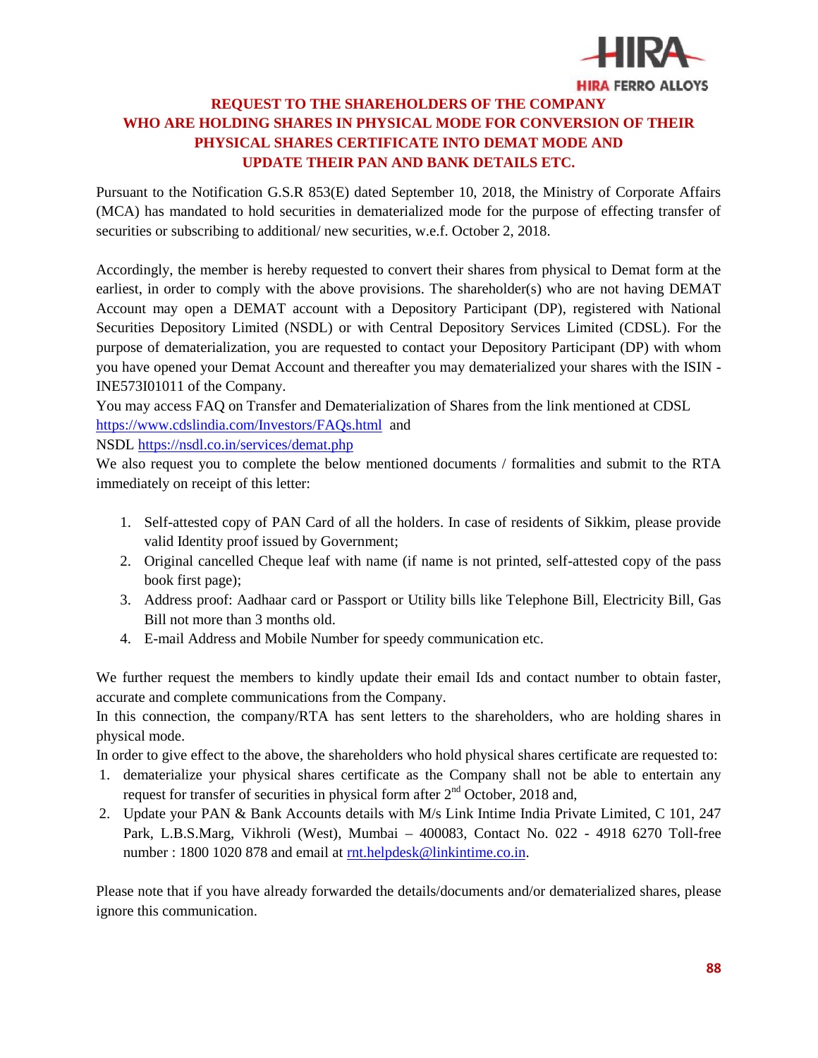# REQUEST TO THE SHAREHOLDERS OF THE COMPANY WHO ARE HOLDING SHARES IN PHYSICAL MODE FOR CONVERSION OF THEIR PHYSICAL SHARES CERTIFICATE INTO DEMAT MODE AND UPDATE THEIR PAN AND BANK DETAILS ETC.

Pursuant to the Notification G.S.R 853(E) dated September 10, 2018, the Ministry of Corporate Affairs (MCA) has mandated to hold securities in dematerialized mode for the purpose of effecting transfer of securities or subscribing to additional/ new securities, w.e.f. October 2, 2018.

Accordingly, the member is hereby requested to convert their shares from physical to Demat form at the earliest, in order to comply with the above provisions. The shareholder(s) who are not having DEMAT Account may open a DEMAT account with a Depository Participant (DP), registered with National Securities Depository Limited (NSDL) or with Central Depository Services Limited (CDSL). For the purpose of dematerialization, you are requested to contact your Depository Participant (DP) with whom you have opened your Demat Account and thereafter you may dematerialized your shares with the ISIN - INE573I01011 of the Company.

You may access FAQ on Transfer and Dematerialization of Shares from the link mentioned at CDSL https://www.cdslindia.com/Investors/FAQs.html and

NSDL https://nsdl.co.in/services/demat.php

We also request you to complete the below mentioned documents / formalities and submit to the RTA immediately on receipt of this letter:

1. Self-attested copy of PAN Card of all the holders. In case of residents of Sikkim, please provide valid Identity proof issued by Government;
2. Original cancelled Cheque leaf with name (if name is not printed, self-attested copy of the pass book first page);
3. Address proof: Aadhaar card or Passport or Utility bills like Telephone Bill, Electricity Bill, Gas Bill not more than 3 months old.
4. E-mail Address and Mobile Number for speedy communication etc.

We further request the members to kindly update their email Ids and contact number to obtain faster, accurate and complete communications from the Company.

In this connection, the company/RTA has sent letters to the shareholders, who are holding shares in physical mode.

In order to give effect to the above, the shareholders who hold physical shares certificate are requested to:

1. dematerialize your physical shares certificate as the Company shall not be able to entertain any request for transfer of securities in physical form after 2nd October, 2018 and,
2. Update your PAN & Bank Accounts details with M/s Link Intime India Private Limited, C 101, 247 Park, L.B.S.Marg, Vikhroli (West), Mumbai – 400083, Contact No. 022 - 4918 6270 Toll-free number : 1800 1020 878 and email at rnt.helpdesk@linkintime.co.in.

Please note that if you have already forwarded the details/documents and/or dematerialized shares, please ignore this communication.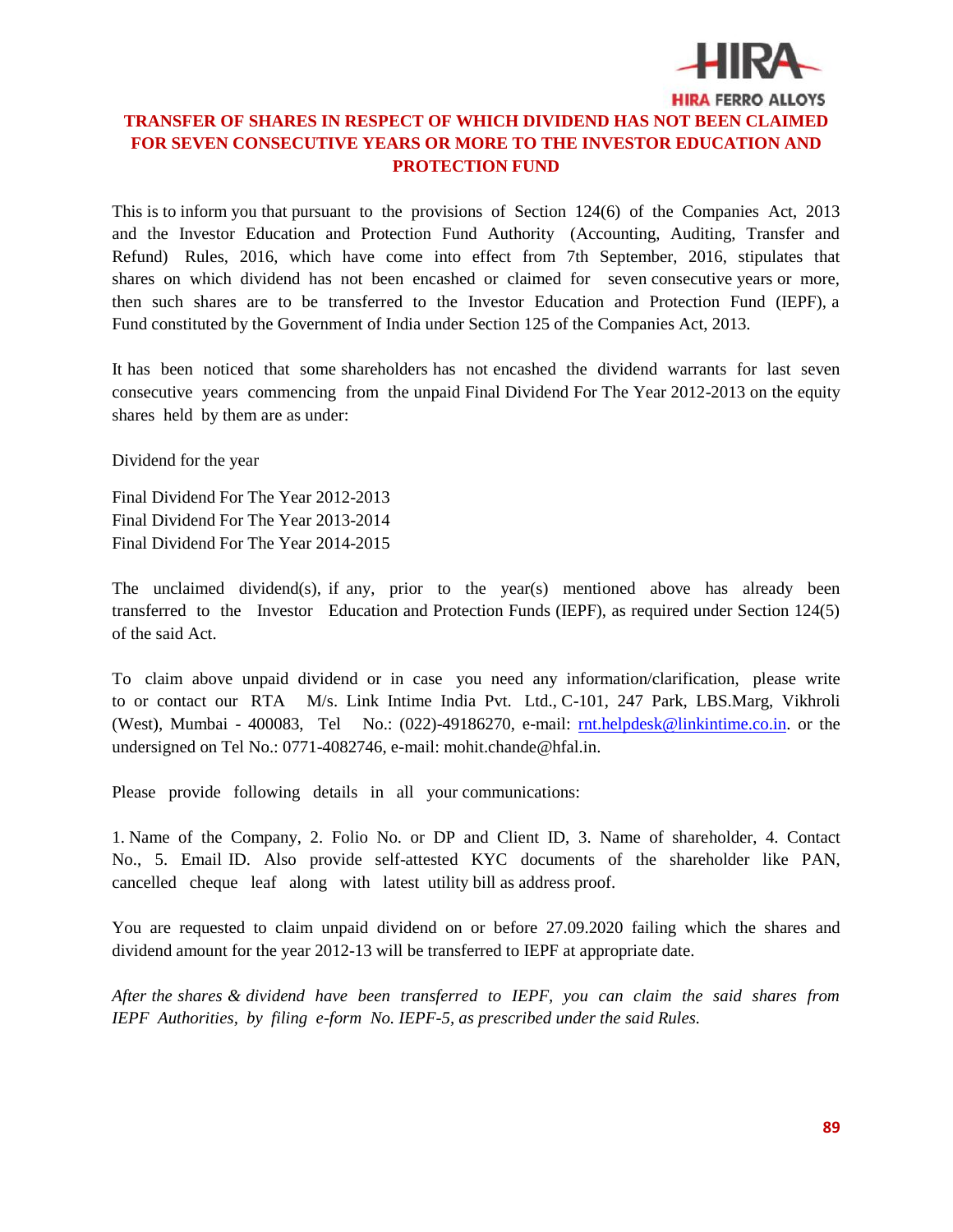## TRANSFER OF SHARES IN RESPECT OF WHICH DIVIDEND HAS NOT BEEN CLAIMED FOR SEVEN CONSECUTIVE YEARS OR MORE TO THE INVESTOR EDUCATION AND PROTECTION FUND

This is to inform you that pursuant to the provisions of Section 124(6) of the Companies Act, 2013 and the Investor Education and Protection Fund Authority (Accounting, Auditing, Transfer and Refund) Rules, 2016, which have come into effect from 7th September, 2016, stipulates that shares on which dividend has not been encashed or claimed for seven consecutive years or more, then such shares are to be transferred to the Investor Education and Protection Fund (IEPF), a Fund constituted by the Government of India under Section 125 of the Companies Act, 2013.

It has been noticed that some shareholders has not encashed the dividend warrants for last seven consecutive years commencing from the unpaid Final Dividend For The Year 2012-2013 on the equity shares held by them are as under:

Dividend for the year

Final Dividend For The Year 2012-2013
Final Dividend For The Year 2013-2014
Final Dividend For The Year 2014-2015

The unclaimed dividend(s), if any, prior to the year(s) mentioned above has already been transferred to the Investor Education and Protection Funds (IEPF), as required under Section 124(5) of the said Act.

To claim above unpaid dividend or in case you need any information/clarification, please write to or contact our RTA M/s. Link Intime India Pvt. Ltd., C-101, 247 Park, LBS.Marg, Vikhroli (West), Mumbai - 400083, Tel No.: (022)-49186270, e-mail: rnt.helpdesk@linkintime.co.in. or the undersigned on Tel No.: 0771-4082746, e-mail: mohit.chande@hfal.in.

Please provide following details in all your communications:

1. Name of the Company, 2. Folio No. or DP and Client ID, 3. Name of shareholder, 4. Contact No., 5. Email ID. Also provide self-attested KYC documents of the shareholder like PAN, cancelled cheque leaf along with latest utility bill as address proof.

You are requested to claim unpaid dividend on or before 27.09.2020 failing which the shares and dividend amount for the year 2012-13 will be transferred to IEPF at appropriate date.

*After the shares & dividend have been transferred to IEPF, you can claim the said shares from IEPF Authorities, by filing e-form No. IEPF-5, as prescribed under the said Rules.*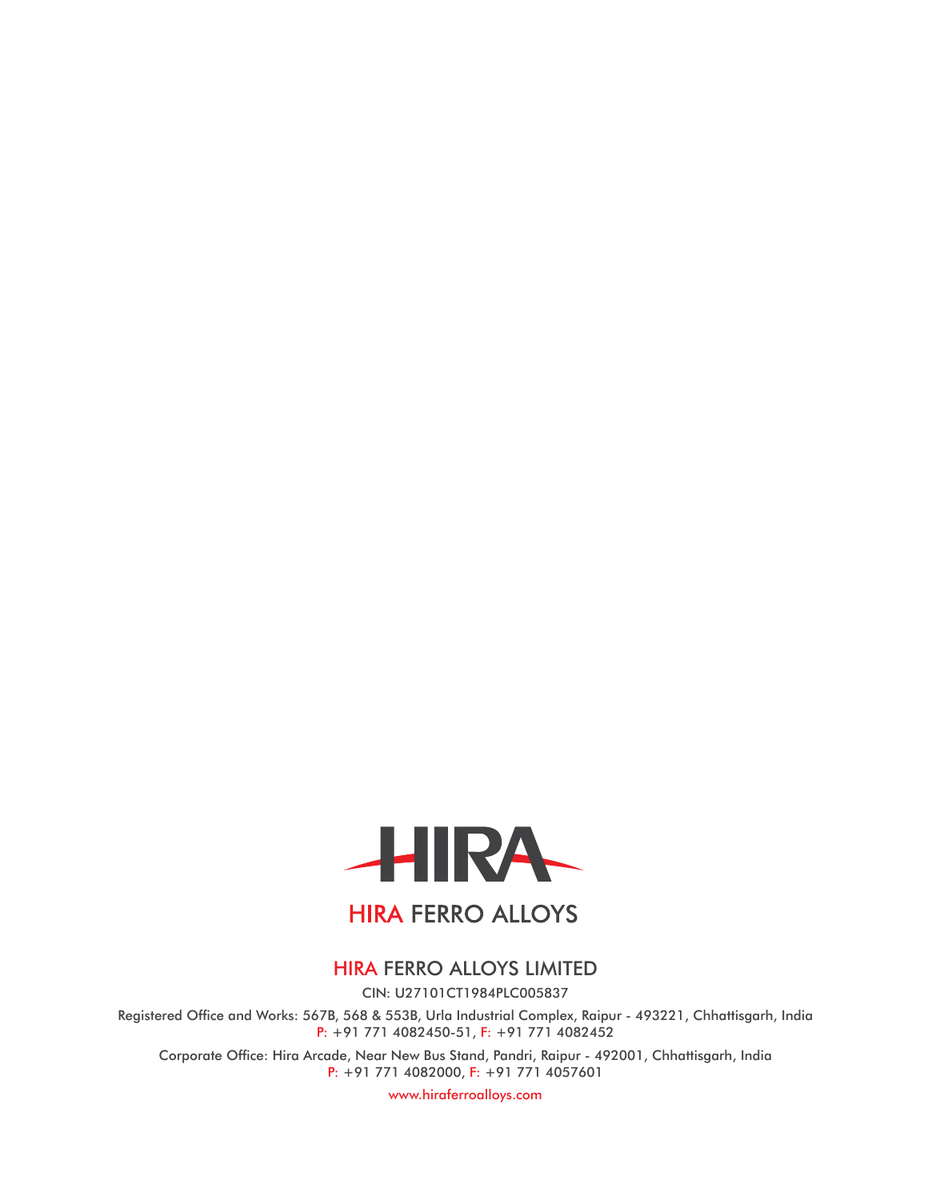HIRA

HIRA FERRO ALLOYS

HIRA FERRO ALLOYS LIMITED

CIN: U27101CT1984PLC005837

Registered Office and Works: 567B, 568 & 553B, Urla Industrial Complex, Raipur - 493221, Chhattisgarh, India
P: +91 771 4082450-51, F: +91 771 4082452

Corporate Office: Hira Arcade, Near New Bus Stand, Pandri, Raipur - 492001, Chhattisgarh, India
P: +91 771 4082000, F: +91 771 4057601

www.hiraferroalloys.com